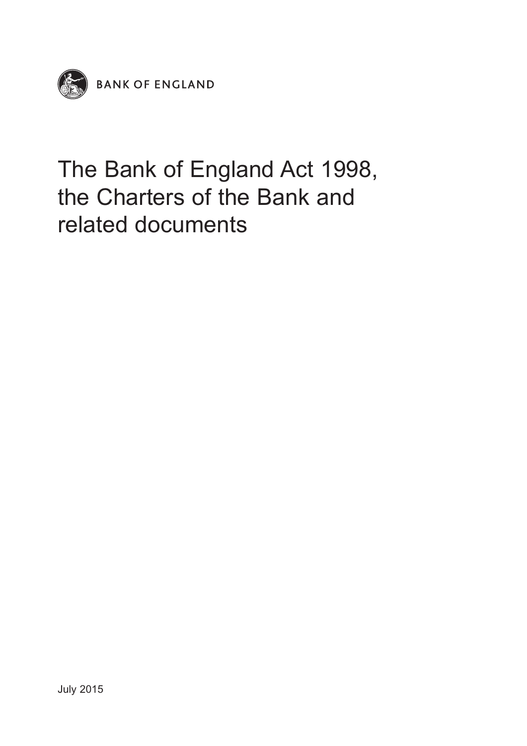BANK OF ENGLAND

# The Bank of England Act 1998, the Charters of the Bank and related documents

July 2015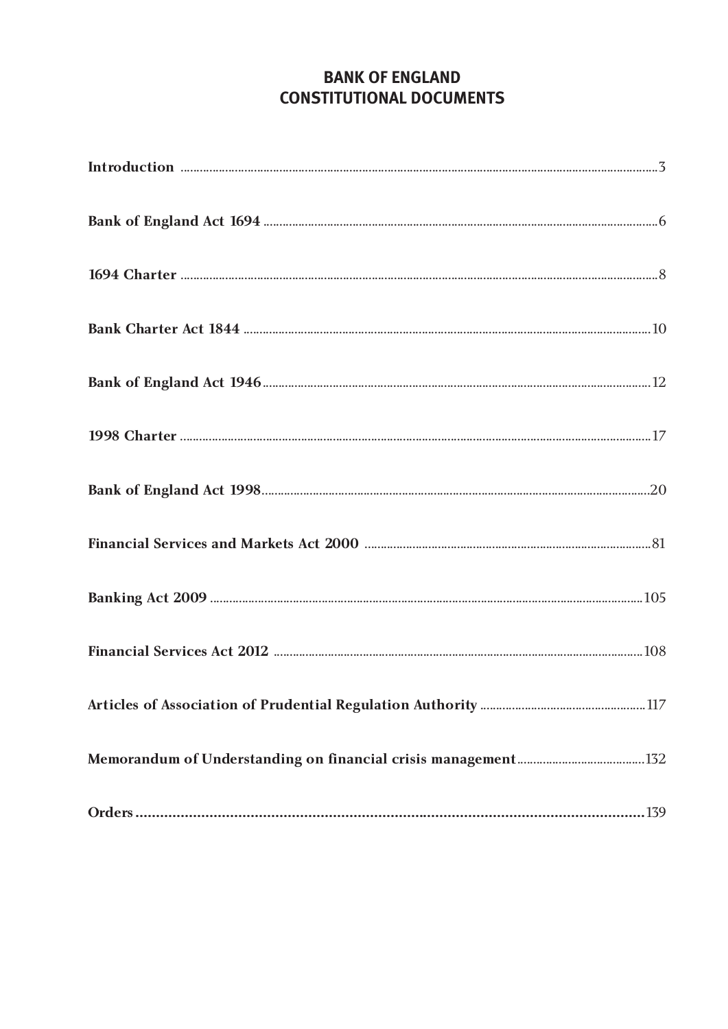# BANK OF ENGLAND
# CONSTITUTIONAL DOCUMENTS

| | |
|---|---|
| **Introduction** | 3 |
| **Bank of England Act 1694** | 6 |
| **1694 Charter** | 8 |
| **Bank Charter Act 1844** | 10 |
| **Bank of England Act 1946** | 12 |
| **1998 Charter** | 17 |
| **Bank of England Act 1998** | 20 |
| **Financial Services and Markets Act 2000** | 81 |
| **Banking Act 2009** | 105 |
| **Financial Services Act 2012** | 108 |
| **Articles of Association of Prudential Regulation Authority** | 117 |
| **Memorandum of Understanding on financial crisis management** | 132 |
| **Orders** | 139 |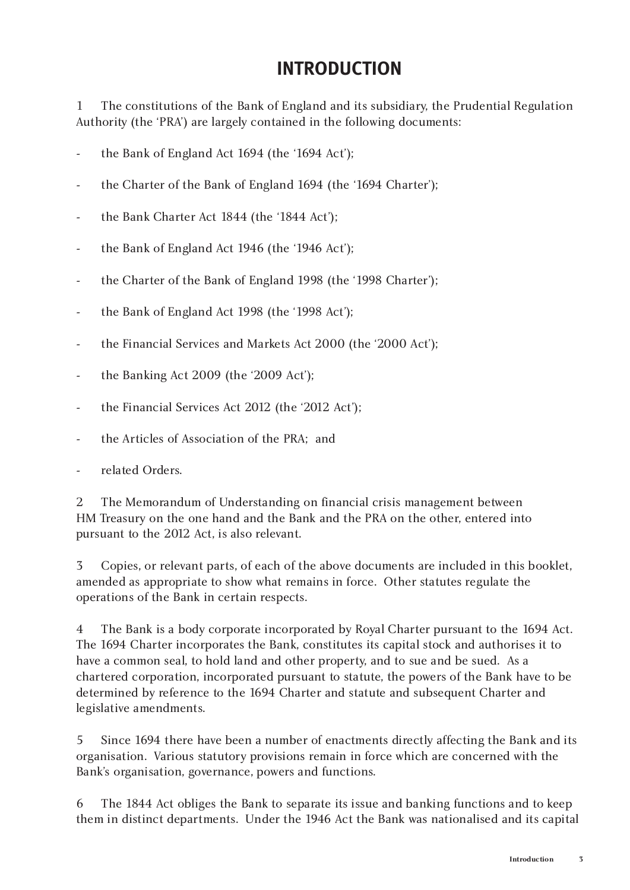# INTRODUCTION

1 The constitutions of the Bank of England and its subsidiary, the Prudential Regulation Authority (the 'PRA') are largely contained in the following documents:

- the Bank of England Act 1694 (the '1694 Act');
- the Charter of the Bank of England 1694 (the '1694 Charter');
- the Bank Charter Act 1844 (the '1844 Act');
- the Bank of England Act 1946 (the '1946 Act');
- the Charter of the Bank of England 1998 (the '1998 Charter');
- the Bank of England Act 1998 (the '1998 Act');
- the Financial Services and Markets Act 2000 (the '2000 Act');
- the Banking Act 2009 (the '2009 Act');
- the Financial Services Act 2012 (the '2012 Act');
- the Articles of Association of the PRA; and
- related Orders.

2 The Memorandum of Understanding on financial crisis management between HM Treasury on the one hand and the Bank and the PRA on the other, entered into pursuant to the 2012 Act, is also relevant.

3 Copies, or relevant parts, of each of the above documents are included in this booklet, amended as appropriate to show what remains in force. Other statutes regulate the operations of the Bank in certain respects.

4 The Bank is a body corporate incorporated by Royal Charter pursuant to the 1694 Act. The 1694 Charter incorporates the Bank, constitutes its capital stock and authorises it to have a common seal, to hold land and other property, and to sue and be sued. As a chartered corporation, incorporated pursuant to statute, the powers of the Bank have to be determined by reference to the 1694 Charter and statute and subsequent Charter and legislative amendments.

5 Since 1694 there have been a number of enactments directly affecting the Bank and its organisation. Various statutory provisions remain in force which are concerned with the Bank's organisation, governance, powers and functions.

6 The 1844 Act obliges the Bank to separate its issue and banking functions and to keep them in distinct departments. Under the 1946 Act the Bank was nationalised and its capital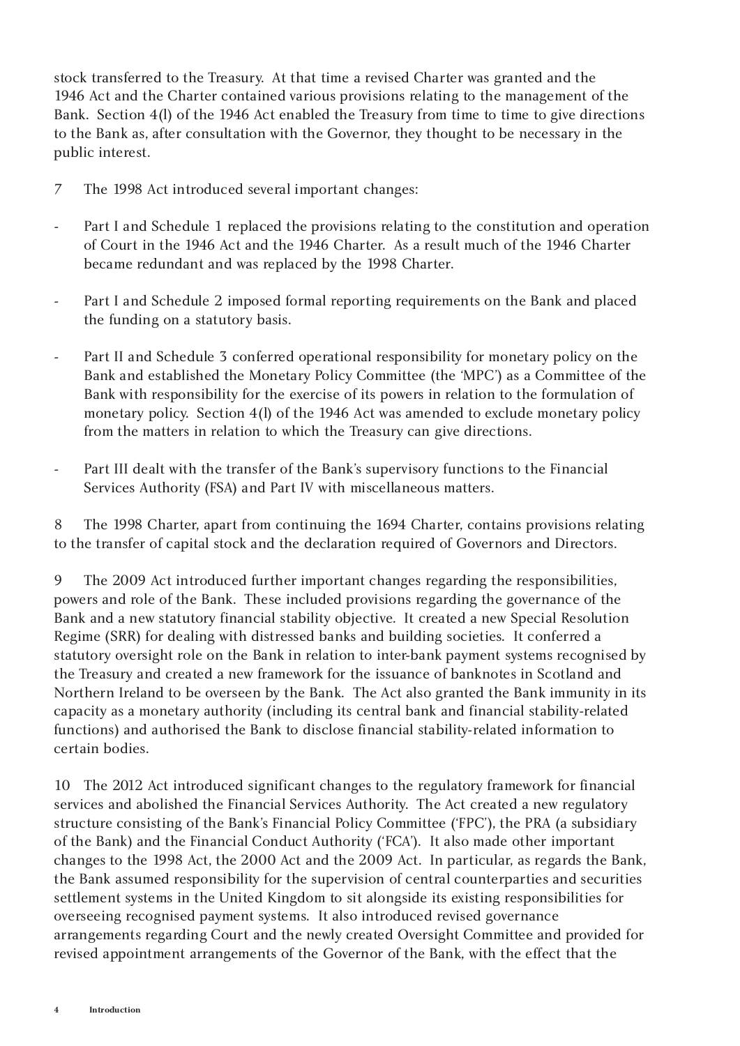stock transferred to the Treasury. At that time a revised Charter was granted and the 1946 Act and the Charter contained various provisions relating to the management of the Bank. Section 4(l) of the 1946 Act enabled the Treasury from time to time to give directions to the Bank as, after consultation with the Governor, they thought to be necessary in the public interest.

7 The 1998 Act introduced several important changes:

- Part I and Schedule 1 replaced the provisions relating to the constitution and operation of Court in the 1946 Act and the 1946 Charter. As a result much of the 1946 Charter became redundant and was replaced by the 1998 Charter.

- Part I and Schedule 2 imposed formal reporting requirements on the Bank and placed the funding on a statutory basis.

- Part II and Schedule 3 conferred operational responsibility for monetary policy on the Bank and established the Monetary Policy Committee (the 'MPC') as a Committee of the Bank with responsibility for the exercise of its powers in relation to the formulation of monetary policy. Section 4(l) of the 1946 Act was amended to exclude monetary policy from the matters in relation to which the Treasury can give directions.

- Part III dealt with the transfer of the Bank's supervisory functions to the Financial Services Authority (FSA) and Part IV with miscellaneous matters.

8 The 1998 Charter, apart from continuing the 1694 Charter, contains provisions relating to the transfer of capital stock and the declaration required of Governors and Directors.

9 The 2009 Act introduced further important changes regarding the responsibilities, powers and role of the Bank. These included provisions regarding the governance of the Bank and a new statutory financial stability objective. It created a new Special Resolution Regime (SRR) for dealing with distressed banks and building societies. It conferred a statutory oversight role on the Bank in relation to inter-bank payment systems recognised by the Treasury and created a new framework for the issuance of banknotes in Scotland and Northern Ireland to be overseen by the Bank. The Act also granted the Bank immunity in its capacity as a monetary authority (including its central bank and financial stability-related functions) and authorised the Bank to disclose financial stability-related information to certain bodies.

10 The 2012 Act introduced significant changes to the regulatory framework for financial services and abolished the Financial Services Authority. The Act created a new regulatory structure consisting of the Bank's Financial Policy Committee ('FPC'), the PRA (a subsidiary of the Bank) and the Financial Conduct Authority ('FCA'). It also made other important changes to the 1998 Act, the 2000 Act and the 2009 Act. In particular, as regards the Bank, the Bank assumed responsibility for the supervision of central counterparties and securities settlement systems in the United Kingdom to sit alongside its existing responsibilities for overseeing recognised payment systems. It also introduced revised governance arrangements regarding Court and the newly created Oversight Committee and provided for revised appointment arrangements of the Governor of the Bank, with the effect that the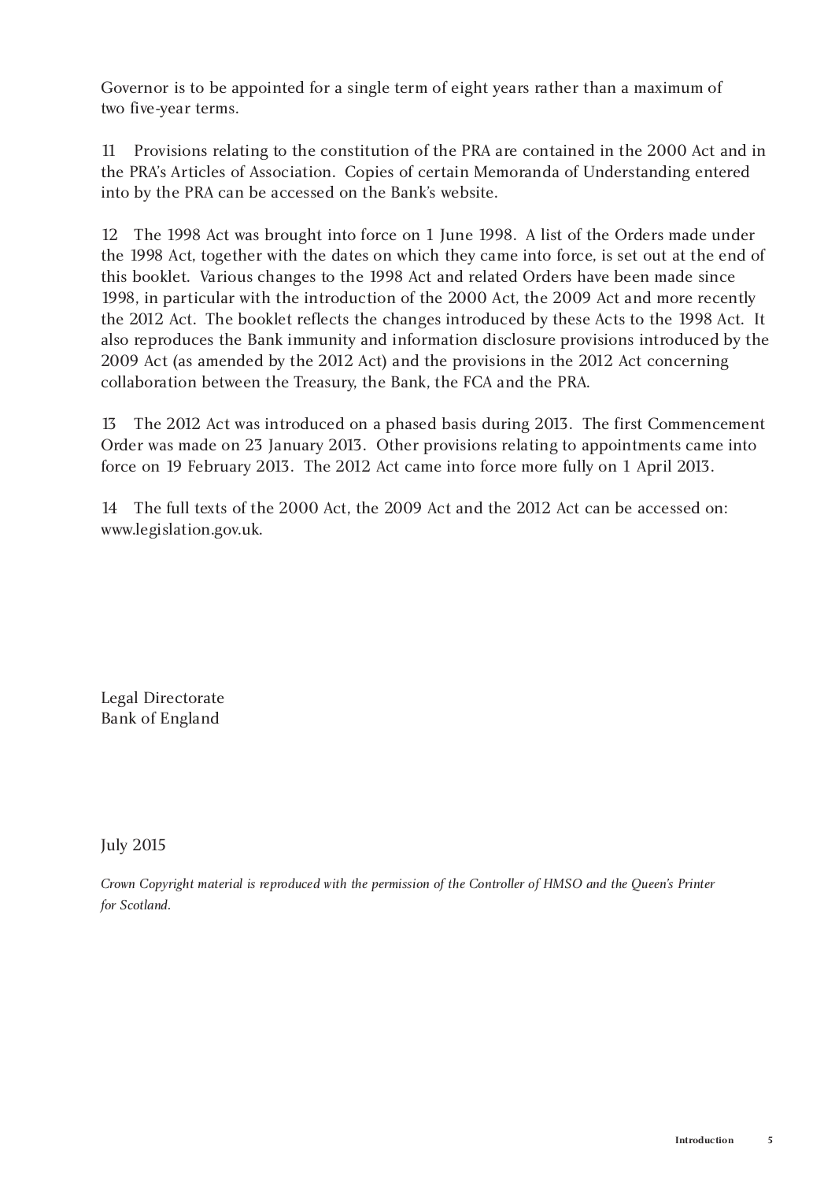Governor is to be appointed for a single term of eight years rather than a maximum of two five-year terms.

11 Provisions relating to the constitution of the PRA are contained in the 2000 Act and in the PRA's Articles of Association. Copies of certain Memoranda of Understanding entered into by the PRA can be accessed on the Bank's website.

12 The 1998 Act was brought into force on 1 June 1998. A list of the Orders made under the 1998 Act, together with the dates on which they came into force, is set out at the end of this booklet. Various changes to the 1998 Act and related Orders have been made since 1998, in particular with the introduction of the 2000 Act, the 2009 Act and more recently the 2012 Act. The booklet reflects the changes introduced by these Acts to the 1998 Act. It also reproduces the Bank immunity and information disclosure provisions introduced by the 2009 Act (as amended by the 2012 Act) and the provisions in the 2012 Act concerning collaboration between the Treasury, the Bank, the FCA and the PRA.

13 The 2012 Act was introduced on a phased basis during 2013. The first Commencement Order was made on 23 January 2013. Other provisions relating to appointments came into force on 19 February 2013. The 2012 Act came into force more fully on 1 April 2013.

14 The full texts of the 2000 Act, the 2009 Act and the 2012 Act can be accessed on: www.legislation.gov.uk.

Legal Directorate
Bank of England

July 2015

*Crown Copyright material is reproduced with the permission of the Controller of HMSO and the Queen's Printer for Scotland.*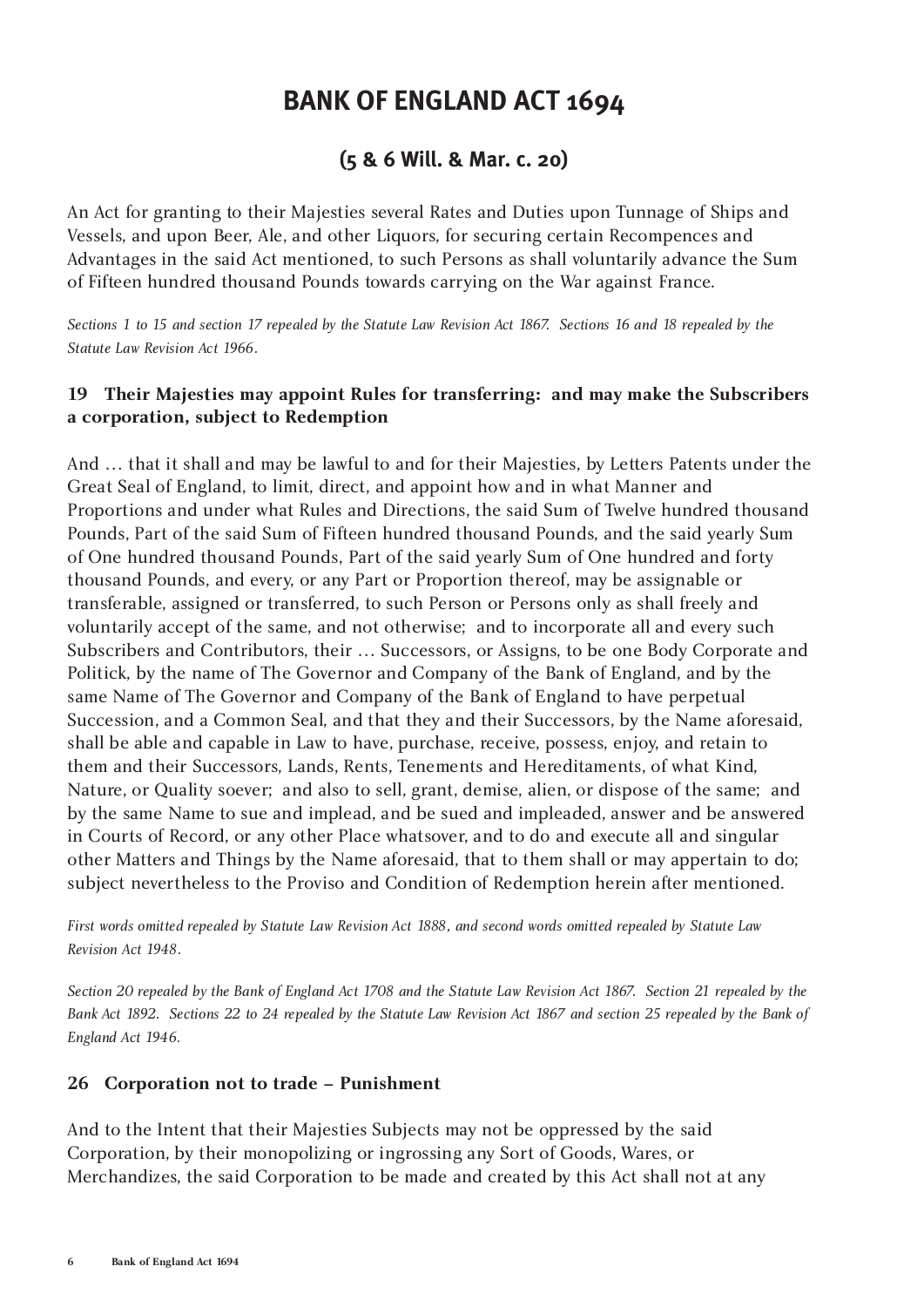# BANK OF ENGLAND ACT 1694

## (5 & 6 Will. & Mar. c. 20)

An Act for granting to their Majesties several Rates and Duties upon Tunnage of Ships and Vessels, and upon Beer, Ale, and other Liquors, for securing certain Recompences and Advantages in the said Act mentioned, to such Persons as shall voluntarily advance the Sum of Fifteen hundred thousand Pounds towards carrying on the War against France.

*Sections 1 to 15 and section 17 repealed by the Statute Law Revision Act 1867. Sections 16 and 18 repealed by the Statute Law Revision Act 1966.*

### 19 Their Majesties may appoint Rules for transferring: and may make the Subscribers a corporation, subject to Redemption

And … that it shall and may be lawful to and for their Majesties, by Letters Patents under the Great Seal of England, to limit, direct, and appoint how and in what Manner and Proportions and under what Rules and Directions, the said Sum of Twelve hundred thousand Pounds, Part of the said Sum of Fifteen hundred thousand Pounds, and the said yearly Sum of One hundred thousand Pounds, Part of the said yearly Sum of One hundred and forty thousand Pounds, and every, or any Part or Proportion thereof, may be assignable or transferable, assigned or transferred, to such Person or Persons only as shall freely and voluntarily accept of the same, and not otherwise; and to incorporate all and every such Subscribers and Contributors, their … Successors, or Assigns, to be one Body Corporate and Politick, by the name of The Governor and Company of the Bank of England, and by the same Name of The Governor and Company of the Bank of England to have perpetual Succession, and a Common Seal, and that they and their Successors, by the Name aforesaid, shall be able and capable in Law to have, purchase, receive, possess, enjoy, and retain to them and their Successors, Lands, Rents, Tenements and Hereditaments, of what Kind, Nature, or Quality soever; and also to sell, grant, demise, alien, or dispose of the same; and by the same Name to sue and implead, and be sued and impleaded, answer and be answered in Courts of Record, or any other Place whatsover, and to do and execute all and singular other Matters and Things by the Name aforesaid, that to them shall or may appertain to do; subject nevertheless to the Proviso and Condition of Redemption herein after mentioned.

*First words omitted repealed by Statute Law Revision Act 1888, and second words omitted repealed by Statute Law Revision Act 1948.*

*Section 20 repealed by the Bank of England Act 1708 and the Statute Law Revision Act 1867. Section 21 repealed by the Bank Act 1892. Sections 22 to 24 repealed by the Statute Law Revision Act 1867 and section 25 repealed by the Bank of England Act 1946.*

### 26 Corporation not to trade – Punishment

And to the Intent that their Majesties Subjects may not be oppressed by the said Corporation, by their monopolizing or ingrossing any Sort of Goods, Wares, or Merchandizes, the said Corporation to be made and created by this Act shall not at any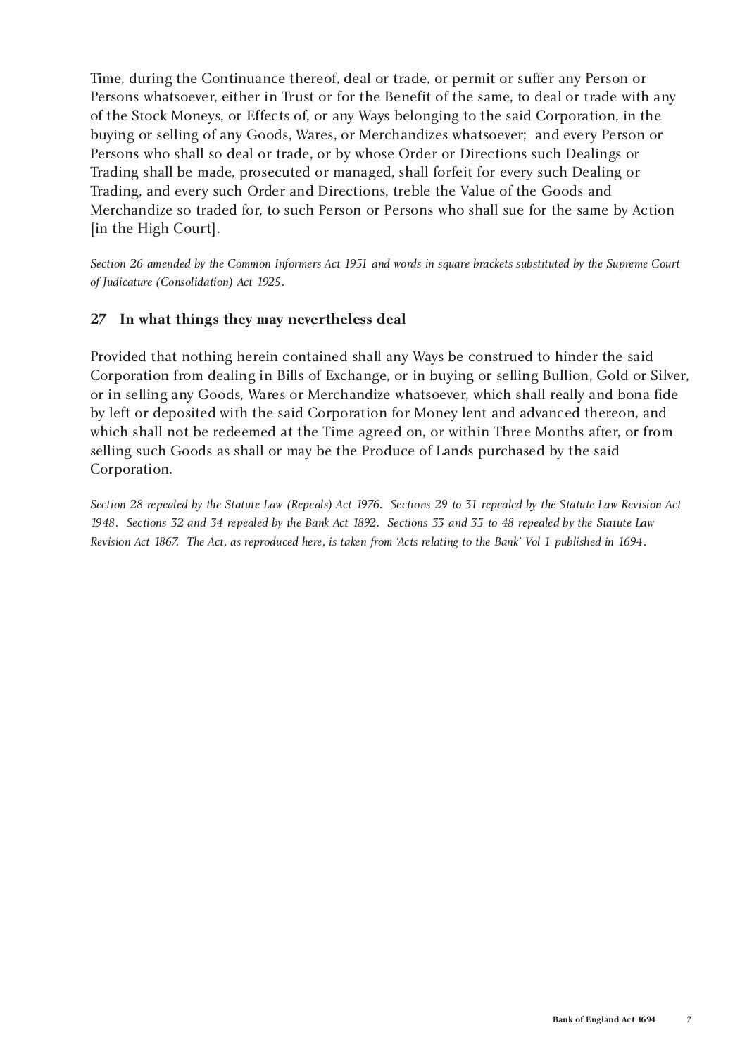Time, during the Continuance thereof, deal or trade, or permit or suffer any Person or Persons whatsoever, either in Trust or for the Benefit of the same, to deal or trade with any of the Stock Moneys, or Effects of, or any Ways belonging to the said Corporation, in the buying or selling of any Goods, Wares, or Merchandizes whatsoever; and every Person or Persons who shall so deal or trade, or by whose Order or Directions such Dealings or Trading shall be made, prosecuted or managed, shall forfeit for every such Dealing or Trading, and every such Order and Directions, treble the Value of the Goods and Merchandize so traded for, to such Person or Persons who shall sue for the same by Action [in the High Court].

*Section 26 amended by the Common Informers Act 1951 and words in square brackets substituted by the Supreme Court of Judicature (Consolidation) Act 1925.*

### 27 In what things they may nevertheless deal

Provided that nothing herein contained shall any Ways be construed to hinder the said Corporation from dealing in Bills of Exchange, or in buying or selling Bullion, Gold or Silver, or in selling any Goods, Wares or Merchandize whatsoever, which shall really and bona fide by left or deposited with the said Corporation for Money lent and advanced thereon, and which shall not be redeemed at the Time agreed on, or within Three Months after, or from selling such Goods as shall or may be the Produce of Lands purchased by the said Corporation.

*Section 28 repealed by the Statute Law (Repeals) Act 1976. Sections 29 to 31 repealed by the Statute Law Revision Act 1948. Sections 32 and 34 repealed by the Bank Act 1892. Sections 33 and 35 to 48 repealed by the Statute Law Revision Act 1867. The Act, as reproduced here, is taken from 'Acts relating to the Bank' Vol 1 published in 1694.*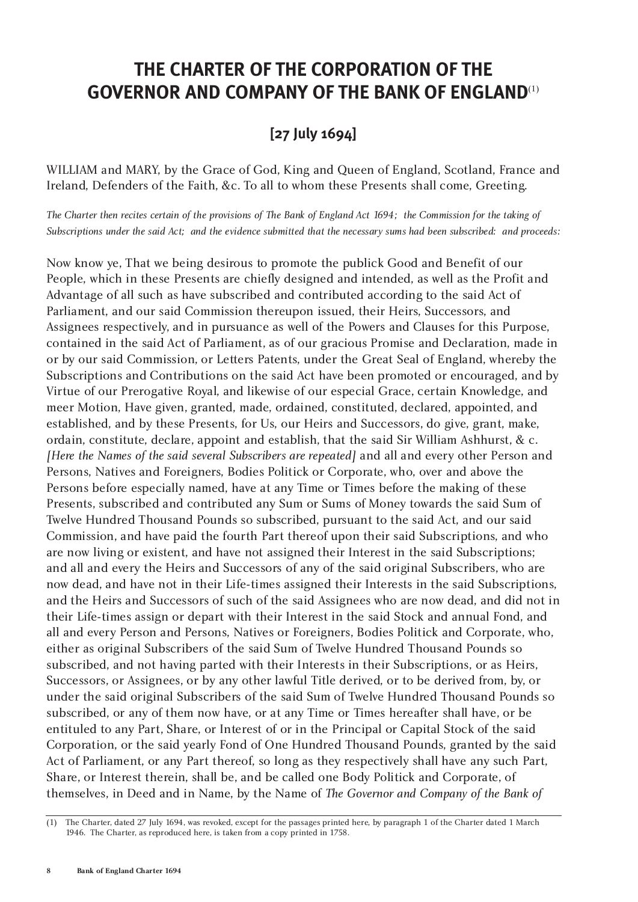# THE CHARTER OF THE CORPORATION OF THE GOVERNOR AND COMPANY OF THE BANK OF ENGLAND[1]

## [27 July 1694]

WILLIAM and MARY, by the Grace of God, King and Queen of England, Scotland, France and Ireland, Defenders of the Faith, &c. To all to whom these Presents shall come, Greeting.

*The Charter then recites certain of the provisions of The Bank of England Act 1694; the Commission for the taking of Subscriptions under the said Act; and the evidence submitted that the necessary sums had been subscribed: and proceeds:*

Now know ye, That we being desirous to promote the publick Good and Benefit of our People, which in these Presents are chiefly designed and intended, as well as the Profit and Advantage of all such as have subscribed and contributed according to the said Act of Parliament, and our said Commission thereupon issued, their Heirs, Successors, and Assignees respectively, and in pursuance as well of the Powers and Clauses for this Purpose, contained in the said Act of Parliament, as of our gracious Promise and Declaration, made in or by our said Commission, or Letters Patents, under the Great Seal of England, whereby the Subscriptions and Contributions on the said Act have been promoted or encouraged, and by Virtue of our Prerogative Royal, and likewise of our especial Grace, certain Knowledge, and meer Motion, Have given, granted, made, ordained, constituted, declared, appointed, and established, and by these Presents, for Us, our Heirs and Successors, do give, grant, make, ordain, constitute, declare, appoint and establish, that the said Sir William Ashhurst, & c. *[Here the Names of the said several Subscribers are repeated]* and all and every other Person and Persons, Natives and Foreigners, Bodies Politick or Corporate, who, over and above the Persons before especially named, have at any Time or Times before the making of these Presents, subscribed and contributed any Sum or Sums of Money towards the said Sum of Twelve Hundred Thousand Pounds so subscribed, pursuant to the said Act, and our said Commission, and have paid the fourth Part thereof upon their said Subscriptions, and who are now living or existent, and have not assigned their Interest in the said Subscriptions; and all and every the Heirs and Successors of any of the said original Subscribers, who are now dead, and have not in their Life-times assigned their Interests in the said Subscriptions, and the Heirs and Successors of such of the said Assignees who are now dead, and did not in their Life-times assign or depart with their Interest in the said Stock and annual Fond, and all and every Person and Persons, Natives or Foreigners, Bodies Politick and Corporate, who, either as original Subscribers of the said Sum of Twelve Hundred Thousand Pounds so subscribed, and not having parted with their Interests in their Subscriptions, or as Heirs, Successors, or Assignees, or by any other lawful Title derived, or to be derived from, by, or under the said original Subscribers of the said Sum of Twelve Hundred Thousand Pounds so subscribed, or any of them now have, or at any Time or Times hereafter shall have, or be entituled to any Part, Share, or Interest of or in the Principal or Capital Stock of the said Corporation, or the said yearly Fond of One Hundred Thousand Pounds, granted by the said Act of Parliament, or any Part thereof, so long as they respectively shall have any such Part, Share, or Interest therein, shall be, and be called one Body Politick and Corporate, of themselves, in Deed and in Name, by the Name of *The Governor and Company of the Bank of*

[1] The Charter, dated 27 July 1694, was revoked, except for the passages printed here, by paragraph 1 of the Charter dated 1 March 1946. The Charter, as reproduced here, is taken from a copy printed in 1758.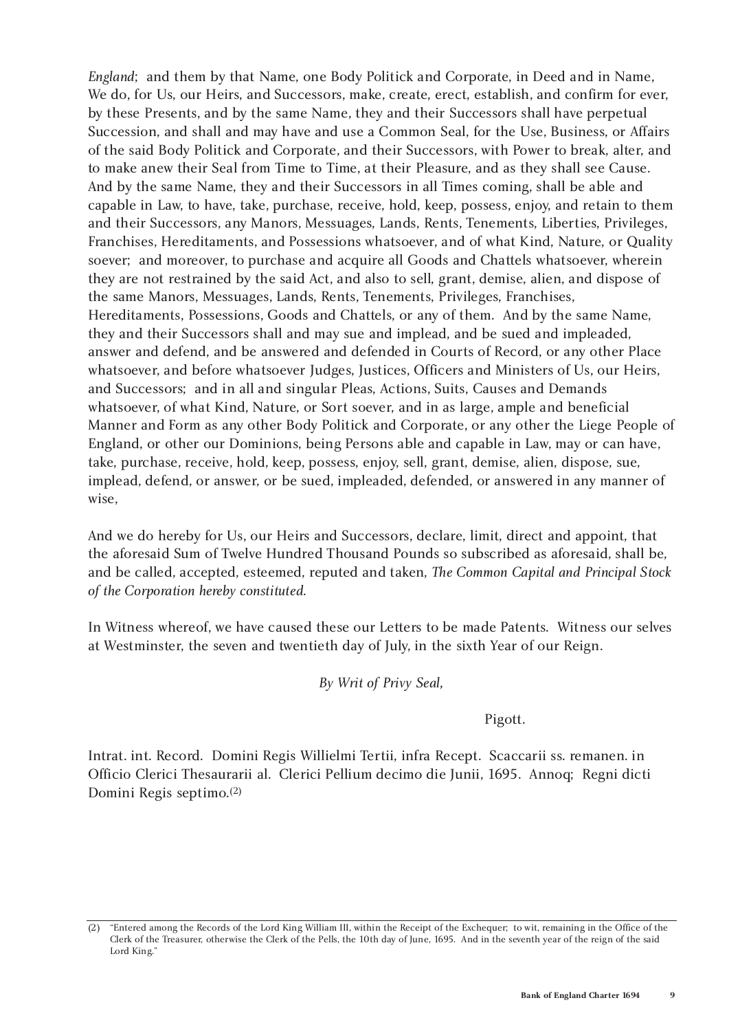*England*; and them by that Name, one Body Politick and Corporate, in Deed and in Name, We do, for Us, our Heirs, and Successors, make, create, erect, establish, and confirm for ever, by these Presents, and by the same Name, they and their Successors shall have perpetual Succession, and shall and may have and use a Common Seal, for the Use, Business, or Affairs of the said Body Politick and Corporate, and their Successors, with Power to break, alter, and to make anew their Seal from Time to Time, at their Pleasure, and as they shall see Cause. And by the same Name, they and their Successors in all Times coming, shall be able and capable in Law, to have, take, purchase, receive, hold, keep, possess, enjoy, and retain to them and their Successors, any Manors, Messuages, Lands, Rents, Tenements, Liberties, Privileges, Franchises, Hereditaments, and Possessions whatsoever, and of what Kind, Nature, or Quality soever; and moreover, to purchase and acquire all Goods and Chattels whatsoever, wherein they are not restrained by the said Act, and also to sell, grant, demise, alien, and dispose of the same Manors, Messuages, Lands, Rents, Tenements, Privileges, Franchises, Hereditaments, Possessions, Goods and Chattels, or any of them. And by the same Name, they and their Successors shall and may sue and implead, and be sued and impleaded, answer and defend, and be answered and defended in Courts of Record, or any other Place whatsoever, and before whatsoever Judges, Justices, Officers and Ministers of Us, our Heirs, and Successors; and in all and singular Pleas, Actions, Suits, Causes and Demands whatsoever, of what Kind, Nature, or Sort soever, and in as large, ample and beneficial Manner and Form as any other Body Politick and Corporate, or any other the Liege People of England, or other our Dominions, being Persons able and capable in Law, may or can have, take, purchase, receive, hold, keep, possess, enjoy, sell, grant, demise, alien, dispose, sue, implead, defend, or answer, or be sued, impleaded, defended, or answered in any manner of wise,

And we do hereby for Us, our Heirs and Successors, declare, limit, direct and appoint, that the aforesaid Sum of Twelve Hundred Thousand Pounds so subscribed as aforesaid, shall be, and be called, accepted, esteemed, reputed and taken, *The Common Capital and Principal Stock of the Corporation hereby constituted.*

In Witness whereof, we have caused these our Letters to be made Patents. Witness our selves at Westminster, the seven and twentieth day of July, in the sixth Year of our Reign.

*By Writ of Privy Seal,*

Pigott.

Intrat. int. Record. Domini Regis Willielmi Tertii, infra Recept. Scaccarii ss. remanen. in Officio Clerici Thesaurarii al. Clerici Pellium decimo die Junii, 1695. Annoq; Regni dicti Domini Regis septimo.[2]

[2] "Entered among the Records of the Lord King William III, within the Receipt of the Exchequer; to wit, remaining in the Office of the Clerk of the Treasurer, otherwise the Clerk of the Pells, the 10th day of June, 1695. And in the seventh year of the reign of the said Lord King."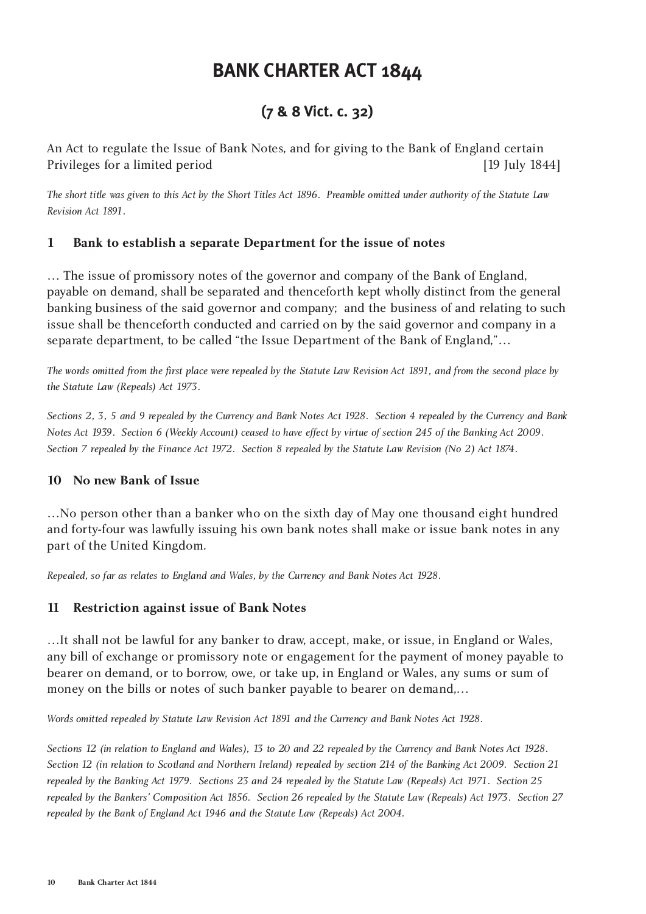# BANK CHARTER ACT 1844

## (7 & 8 Vict. c. 32)

An Act to regulate the Issue of Bank Notes, and for giving to the Bank of England certain Privileges for a limited period [19 July 1844]

*The short title was given to this Act by the Short Titles Act 1896. Preamble omitted under authority of the Statute Law Revision Act 1891.*

### 1 Bank to establish a separate Department for the issue of notes

… The issue of promissory notes of the governor and company of the Bank of England, payable on demand, shall be separated and thenceforth kept wholly distinct from the general banking business of the said governor and company; and the business of and relating to such issue shall be thenceforth conducted and carried on by the said governor and company in a separate department, to be called "the Issue Department of the Bank of England,"…

*The words omitted from the first place were repealed by the Statute Law Revision Act 1891, and from the second place by the Statute Law (Repeals) Act 1973.*

*Sections 2, 3, 5 and 9 repealed by the Currency and Bank Notes Act 1928. Section 4 repealed by the Currency and Bank Notes Act 1939. Section 6 (Weekly Account) ceased to have effect by virtue of section 245 of the Banking Act 2009. Section 7 repealed by the Finance Act 1972. Section 8 repealed by the Statute Law Revision (No 2) Act 1874.*

### 10 No new Bank of Issue

…No person other than a banker who on the sixth day of May one thousand eight hundred and forty-four was lawfully issuing his own bank notes shall make or issue bank notes in any part of the United Kingdom.

*Repealed, so far as relates to England and Wales, by the Currency and Bank Notes Act 1928.*

### 11 Restriction against issue of Bank Notes

…It shall not be lawful for any banker to draw, accept, make, or issue, in England or Wales, any bill of exchange or promissory note or engagement for the payment of money payable to bearer on demand, or to borrow, owe, or take up, in England or Wales, any sums or sum of money on the bills or notes of such banker payable to bearer on demand,…

*Words omitted repealed by Statute Law Revision Act 1891 and the Currency and Bank Notes Act 1928.*

*Sections 12 (in relation to England and Wales), 13 to 20 and 22 repealed by the Currency and Bank Notes Act 1928. Section 12 (in relation to Scotland and Northern Ireland) repealed by section 214 of the Banking Act 2009. Section 21 repealed by the Banking Act 1979. Sections 23 and 24 repealed by the Statute Law (Repeals) Act 1971. Section 25 repealed by the Bankers' Composition Act 1856. Section 26 repealed by the Statute Law (Repeals) Act 1973. Section 27 repealed by the Bank of England Act 1946 and the Statute Law (Repeals) Act 2004.*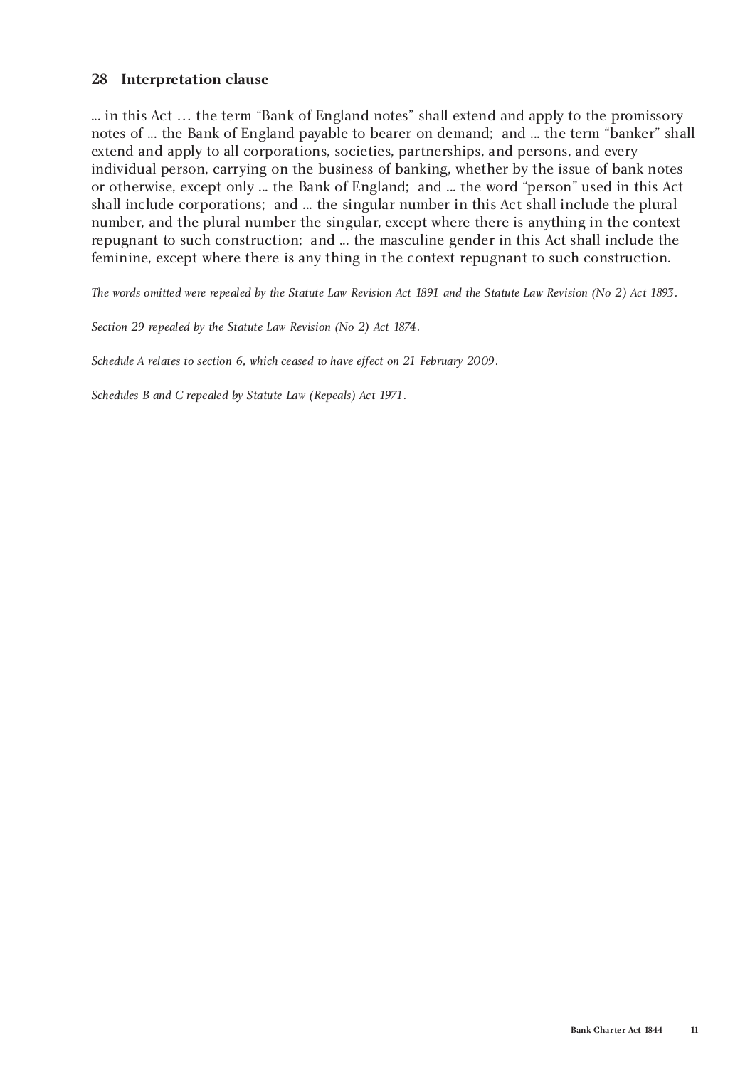### 28 Interpretation clause

... in this Act … the term “Bank of England notes” shall extend and apply to the promissory notes of ... the Bank of England payable to bearer on demand; and ... the term “banker” shall extend and apply to all corporations, societies, partnerships, and persons, and every individual person, carrying on the business of banking, whether by the issue of bank notes or otherwise, except only ... the Bank of England; and ... the word “person” used in this Act shall include corporations; and ... the singular number in this Act shall include the plural number, and the plural number the singular, except where there is anything in the context repugnant to such construction; and ... the masculine gender in this Act shall include the feminine, except where there is any thing in the context repugnant to such construction.

*The words omitted were repealed by the Statute Law Revision Act 1891 and the Statute Law Revision (No 2) Act 1893.*

*Section 29 repealed by the Statute Law Revision (No 2) Act 1874.*

*Schedule A relates to section 6, which ceased to have effect on 21 February 2009.*

*Schedules B and C repealed by Statute Law (Repeals) Act 1971.*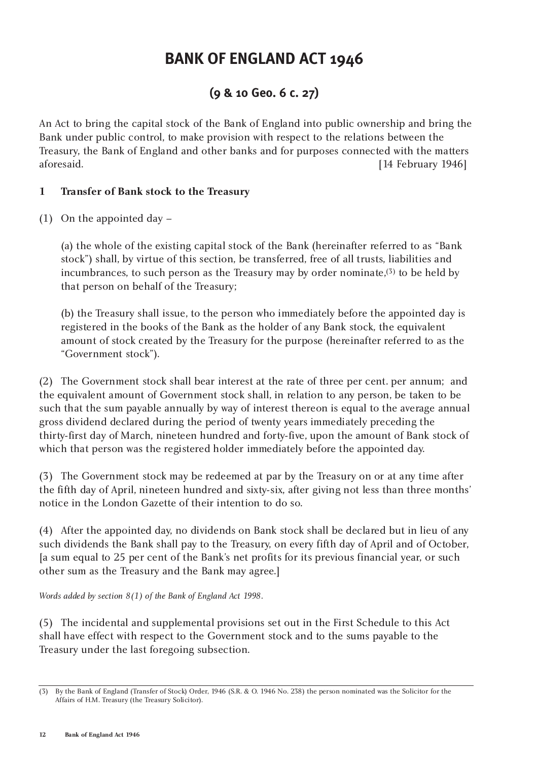# BANK OF ENGLAND ACT 1946

## (9 & 10 Geo. 6 c. 27)

An Act to bring the capital stock of the Bank of England into public ownership and bring the Bank under public control, to make provision with respect to the relations between the Treasury, the Bank of England and other banks and for purposes connected with the matters aforesaid. [14 February 1946]

### 1 Transfer of Bank stock to the Treasury

(1) On the appointed day –

(a) the whole of the existing capital stock of the Bank (hereinafter referred to as "Bank stock") shall, by virtue of this section, be transferred, free of all trusts, liabilities and incumbrances, to such person as the Treasury may by order nominate,[3] to be held by that person on behalf of the Treasury;

(b) the Treasury shall issue, to the person who immediately before the appointed day is registered in the books of the Bank as the holder of any Bank stock, the equivalent amount of stock created by the Treasury for the purpose (hereinafter referred to as the "Government stock").

(2) The Government stock shall bear interest at the rate of three per cent. per annum; and the equivalent amount of Government stock shall, in relation to any person, be taken to be such that the sum payable annually by way of interest thereon is equal to the average annual gross dividend declared during the period of twenty years immediately preceding the thirty-first day of March, nineteen hundred and forty-five, upon the amount of Bank stock of which that person was the registered holder immediately before the appointed day.

(3) The Government stock may be redeemed at par by the Treasury on or at any time after the fifth day of April, nineteen hundred and sixty-six, after giving not less than three months' notice in the London Gazette of their intention to do so.

(4) After the appointed day, no dividends on Bank stock shall be declared but in lieu of any such dividends the Bank shall pay to the Treasury, on every fifth day of April and of October, [a sum equal to 25 per cent of the Bank's net profits for its previous financial year, or such other sum as the Treasury and the Bank may agree.]

*Words added by section 8(1) of the Bank of England Act 1998.*

(5) The incidental and supplemental provisions set out in the First Schedule to this Act shall have effect with respect to the Government stock and to the sums payable to the Treasury under the last foregoing subsection.

---

(3) By the Bank of England (Transfer of Stock) Order, 1946 (S.R. & O. 1946 No. 238) the person nominated was the Solicitor for the Affairs of H.M. Treasury (the Treasury Solicitor).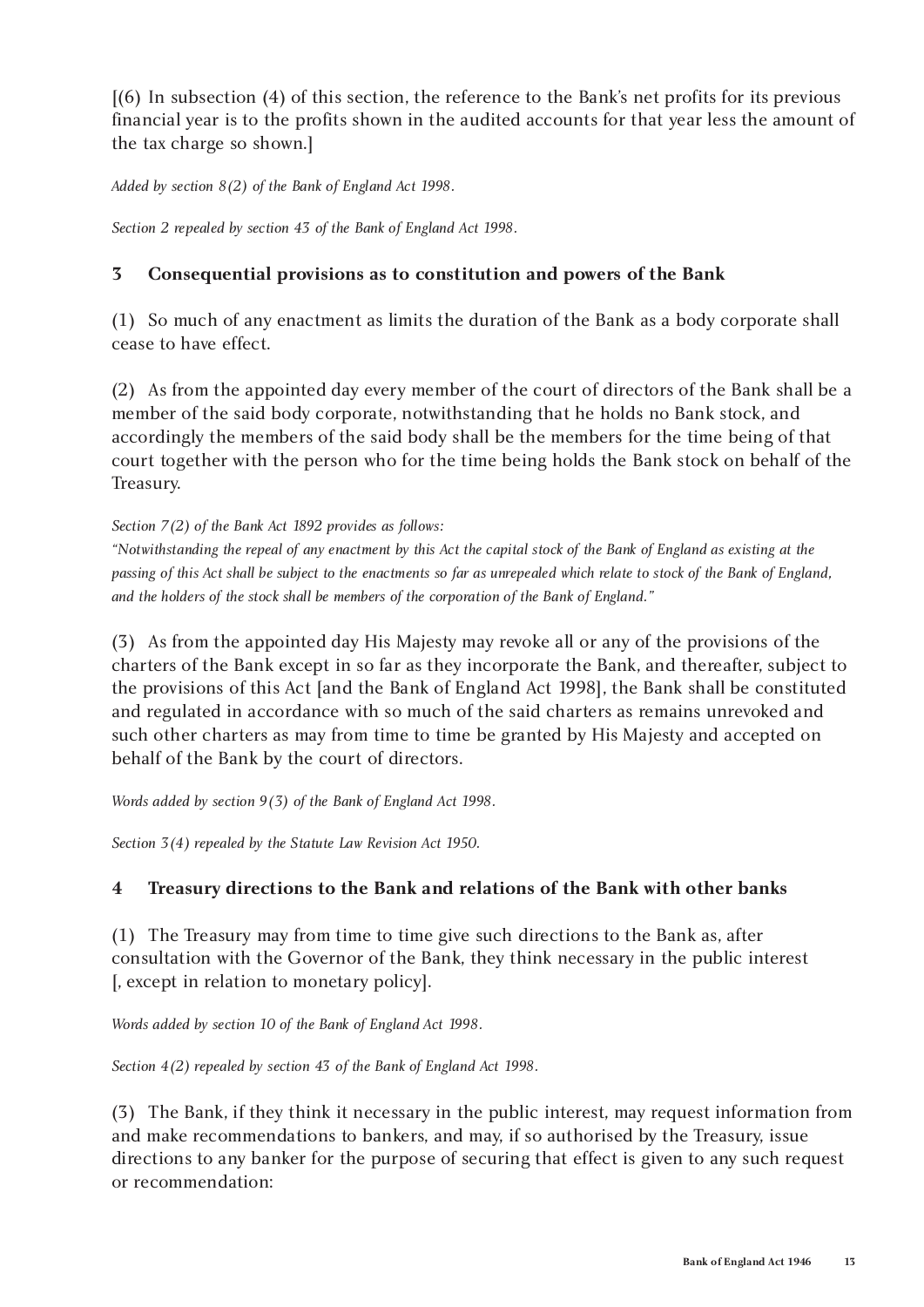[(6) In subsection (4) of this section, the reference to the Bank's net profits for its previous financial year is to the profits shown in the audited accounts for that year less the amount of the tax charge so shown.]

*Added by section 8(2) of the Bank of England Act 1998.*

*Section 2 repealed by section 43 of the Bank of England Act 1998.*

### 3 Consequential provisions as to constitution and powers of the Bank

(1) So much of any enactment as limits the duration of the Bank as a body corporate shall cease to have effect.

(2) As from the appointed day every member of the court of directors of the Bank shall be a member of the said body corporate, notwithstanding that he holds no Bank stock, and accordingly the members of the said body shall be the members for the time being of that court together with the person who for the time being holds the Bank stock on behalf of the Treasury.

*Section 7(2) of the Bank Act 1892 provides as follows:*
*"Notwithstanding the repeal of any enactment by this Act the capital stock of the Bank of England as existing at the passing of this Act shall be subject to the enactments so far as unrepealed which relate to stock of the Bank of England, and the holders of the stock shall be members of the corporation of the Bank of England."*

(3) As from the appointed day His Majesty may revoke all or any of the provisions of the charters of the Bank except in so far as they incorporate the Bank, and thereafter, subject to the provisions of this Act [and the Bank of England Act 1998], the Bank shall be constituted and regulated in accordance with so much of the said charters as remains unrevoked and such other charters as may from time to time be granted by His Majesty and accepted on behalf of the Bank by the court of directors.

*Words added by section 9(3) of the Bank of England Act 1998.*

*Section 3(4) repealed by the Statute Law Revision Act 1950.*

### 4 Treasury directions to the Bank and relations of the Bank with other banks

(1) The Treasury may from time to time give such directions to the Bank as, after consultation with the Governor of the Bank, they think necessary in the public interest [, except in relation to monetary policy].

*Words added by section 10 of the Bank of England Act 1998.*

*Section 4(2) repealed by section 43 of the Bank of England Act 1998.*

(3) The Bank, if they think it necessary in the public interest, may request information from and make recommendations to bankers, and may, if so authorised by the Treasury, issue directions to any banker for the purpose of securing that effect is given to any such request or recommendation: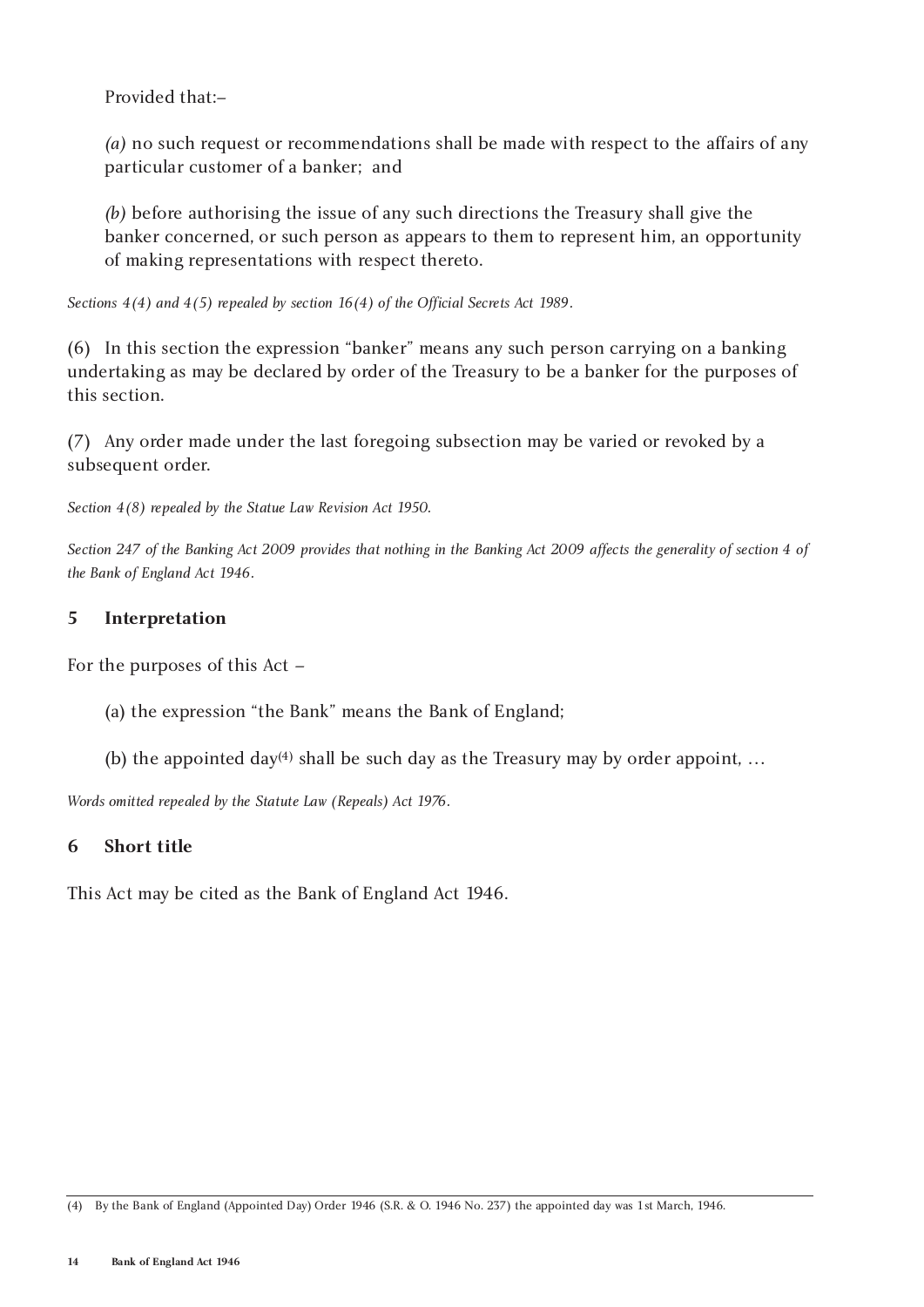Provided that:–

*(a)* no such request or recommendations shall be made with respect to the affairs of any particular customer of a banker; and

*(b)* before authorising the issue of any such directions the Treasury shall give the banker concerned, or such person as appears to them to represent him, an opportunity of making representations with respect thereto.

*Sections 4(4) and 4(5) repealed by section 16(4) of the Official Secrets Act 1989.*

(6) In this section the expression "banker" means any such person carrying on a banking undertaking as may be declared by order of the Treasury to be a banker for the purposes of this section.

(7) Any order made under the last foregoing subsection may be varied or revoked by a subsequent order.

*Section 4(8) repealed by the Statue Law Revision Act 1950.*

*Section 247 of the Banking Act 2009 provides that nothing in the Banking Act 2009 affects the generality of section 4 of the Bank of England Act 1946.*

### 5 Interpretation

For the purposes of this Act –

(a) the expression "the Bank" means the Bank of England;

(b) the appointed day[4] shall be such day as the Treasury may by order appoint, …

*Words omitted repealed by the Statute Law (Repeals) Act 1976.*

### 6 Short title

This Act may be cited as the Bank of England Act 1946.

---

(4) By the Bank of England (Appointed Day) Order 1946 (S.R. & O. 1946 No. 237) the appointed day was 1st March, 1946.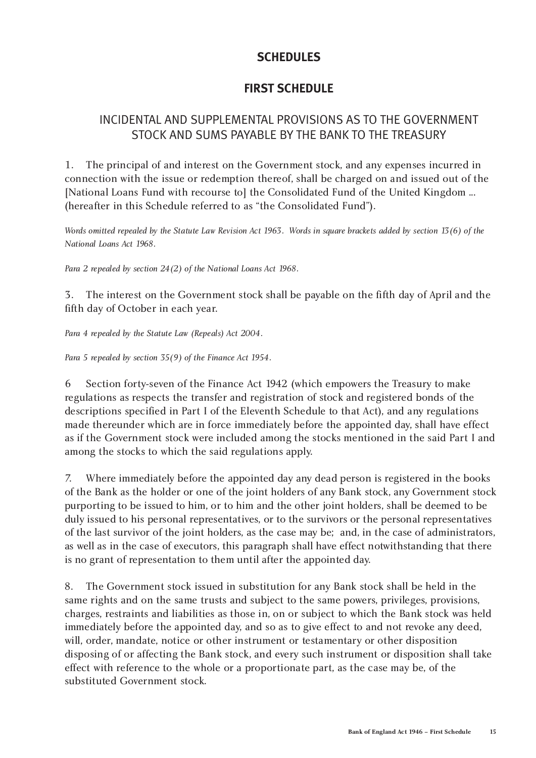## SCHEDULES

## FIRST SCHEDULE

### INCIDENTAL AND SUPPLEMENTAL PROVISIONS AS TO THE GOVERNMENT STOCK AND SUMS PAYABLE BY THE BANK TO THE TREASURY

1. The principal of and interest on the Government stock, and any expenses incurred in connection with the issue or redemption thereof, shall be charged on and issued out of the [National Loans Fund with recourse to] the Consolidated Fund of the United Kingdom ... (hereafter in this Schedule referred to as "the Consolidated Fund").

*Words omitted repealed by the Statute Law Revision Act 1963. Words in square brackets added by section 13(6) of the National Loans Act 1968.*

*Para 2 repealed by section 24(2) of the National Loans Act 1968.*

3. The interest on the Government stock shall be payable on the fifth day of April and the fifth day of October in each year.

*Para 4 repealed by the Statute Law (Repeals) Act 2004.*

*Para 5 repealed by section 35(9) of the Finance Act 1954.*

6 Section forty-seven of the Finance Act 1942 (which empowers the Treasury to make regulations as respects the transfer and registration of stock and registered bonds of the descriptions specified in Part I of the Eleventh Schedule to that Act), and any regulations made thereunder which are in force immediately before the appointed day, shall have effect as if the Government stock were included among the stocks mentioned in the said Part I and among the stocks to which the said regulations apply.

7. Where immediately before the appointed day any dead person is registered in the books of the Bank as the holder or one of the joint holders of any Bank stock, any Government stock purporting to be issued to him, or to him and the other joint holders, shall be deemed to be duly issued to his personal representatives, or to the survivors or the personal representatives of the last survivor of the joint holders, as the case may be; and, in the case of administrators, as well as in the case of executors, this paragraph shall have effect notwithstanding that there is no grant of representation to them until after the appointed day.

8. The Government stock issued in substitution for any Bank stock shall be held in the same rights and on the same trusts and subject to the same powers, privileges, provisions, charges, restraints and liabilities as those in, on or subject to which the Bank stock was held immediately before the appointed day, and so as to give effect to and not revoke any deed, will, order, mandate, notice or other instrument or testamentary or other disposition disposing of or affecting the Bank stock, and every such instrument or disposition shall take effect with reference to the whole or a proportionate part, as the case may be, of the substituted Government stock.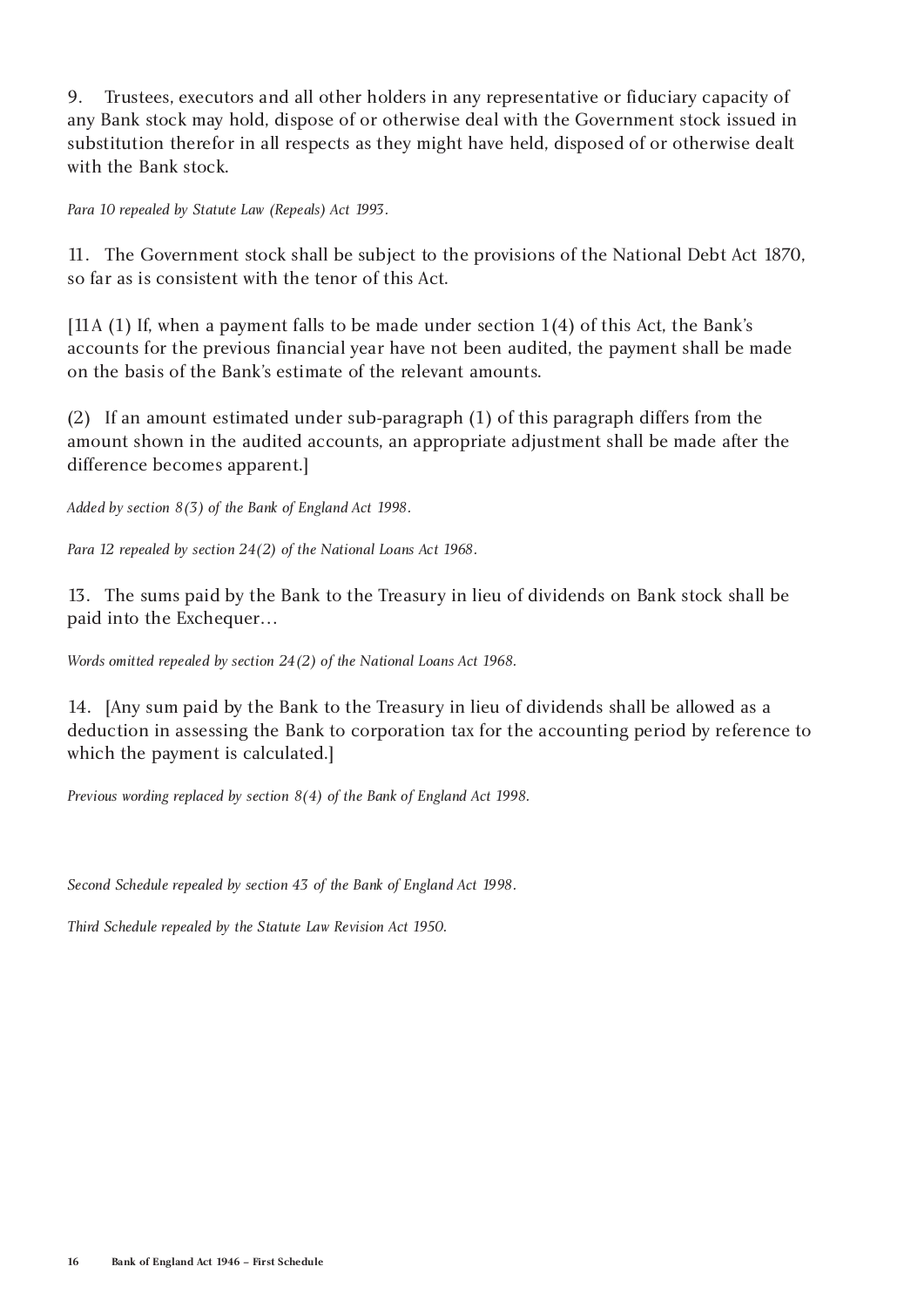9. Trustees, executors and all other holders in any representative or fiduciary capacity of any Bank stock may hold, dispose of or otherwise deal with the Government stock issued in substitution therefor in all respects as they might have held, disposed of or otherwise dealt with the Bank stock.

*Para 10 repealed by Statute Law (Repeals) Act 1993.*

11. The Government stock shall be subject to the provisions of the National Debt Act 1870, so far as is consistent with the tenor of this Act.

[11A (1) If, when a payment falls to be made under section 1(4) of this Act, the Bank's accounts for the previous financial year have not been audited, the payment shall be made on the basis of the Bank's estimate of the relevant amounts.

(2) If an amount estimated under sub-paragraph (1) of this paragraph differs from the amount shown in the audited accounts, an appropriate adjustment shall be made after the difference becomes apparent.]

*Added by section 8(3) of the Bank of England Act 1998.*

*Para 12 repealed by section 24(2) of the National Loans Act 1968.*

13. The sums paid by the Bank to the Treasury in lieu of dividends on Bank stock shall be paid into the Exchequer…

*Words omitted repealed by section 24(2) of the National Loans Act 1968.*

14. [Any sum paid by the Bank to the Treasury in lieu of dividends shall be allowed as a deduction in assessing the Bank to corporation tax for the accounting period by reference to which the payment is calculated.]

*Previous wording replaced by section 8(4) of the Bank of England Act 1998.*

*Second Schedule repealed by section 43 of the Bank of England Act 1998.*

*Third Schedule repealed by the Statute Law Revision Act 1950.*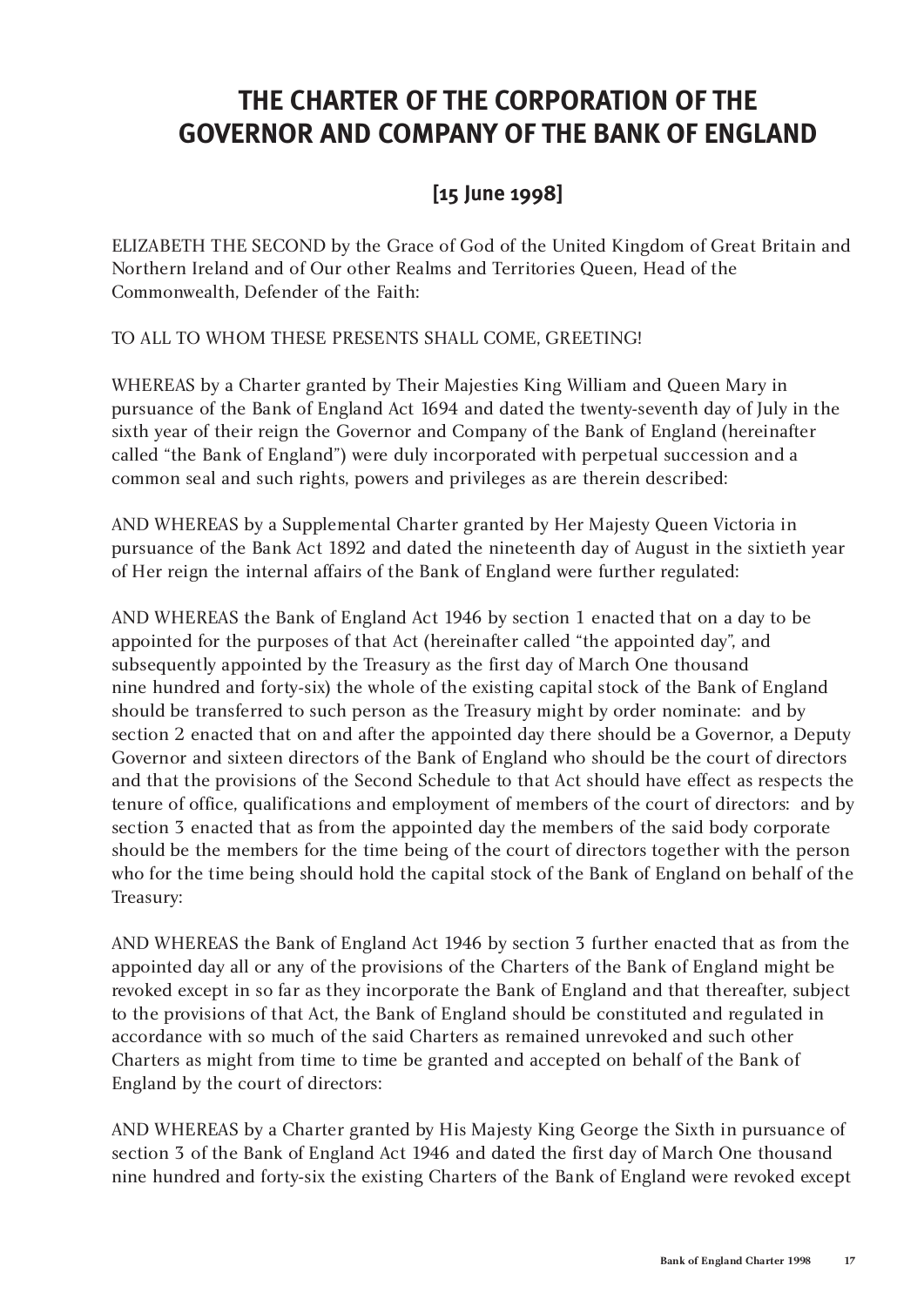# THE CHARTER OF THE CORPORATION OF THE GOVERNOR AND COMPANY OF THE BANK OF ENGLAND

## [15 June 1998]

ELIZABETH THE SECOND by the Grace of God of the United Kingdom of Great Britain and Northern Ireland and of Our other Realms and Territories Queen, Head of the Commonwealth, Defender of the Faith:

TO ALL TO WHOM THESE PRESENTS SHALL COME, GREETING!

WHEREAS by a Charter granted by Their Majesties King William and Queen Mary in pursuance of the Bank of England Act 1694 and dated the twenty-seventh day of July in the sixth year of their reign the Governor and Company of the Bank of England (hereinafter called "the Bank of England") were duly incorporated with perpetual succession and a common seal and such rights, powers and privileges as are therein described:

AND WHEREAS by a Supplemental Charter granted by Her Majesty Queen Victoria in pursuance of the Bank Act 1892 and dated the nineteenth day of August in the sixtieth year of Her reign the internal affairs of the Bank of England were further regulated:

AND WHEREAS the Bank of England Act 1946 by section 1 enacted that on a day to be appointed for the purposes of that Act (hereinafter called "the appointed day", and subsequently appointed by the Treasury as the first day of March One thousand nine hundred and forty-six) the whole of the existing capital stock of the Bank of England should be transferred to such person as the Treasury might by order nominate: and by section 2 enacted that on and after the appointed day there should be a Governor, a Deputy Governor and sixteen directors of the Bank of England who should be the court of directors and that the provisions of the Second Schedule to that Act should have effect as respects the tenure of office, qualifications and employment of members of the court of directors: and by section 3 enacted that as from the appointed day the members of the said body corporate should be the members for the time being of the court of directors together with the person who for the time being should hold the capital stock of the Bank of England on behalf of the Treasury:

AND WHEREAS the Bank of England Act 1946 by section 3 further enacted that as from the appointed day all or any of the provisions of the Charters of the Bank of England might be revoked except in so far as they incorporate the Bank of England and that thereafter, subject to the provisions of that Act, the Bank of England should be constituted and regulated in accordance with so much of the said Charters as remained unrevoked and such other Charters as might from time to time be granted and accepted on behalf of the Bank of England by the court of directors:

AND WHEREAS by a Charter granted by His Majesty King George the Sixth in pursuance of section 3 of the Bank of England Act 1946 and dated the first day of March One thousand nine hundred and forty-six the existing Charters of the Bank of England were revoked except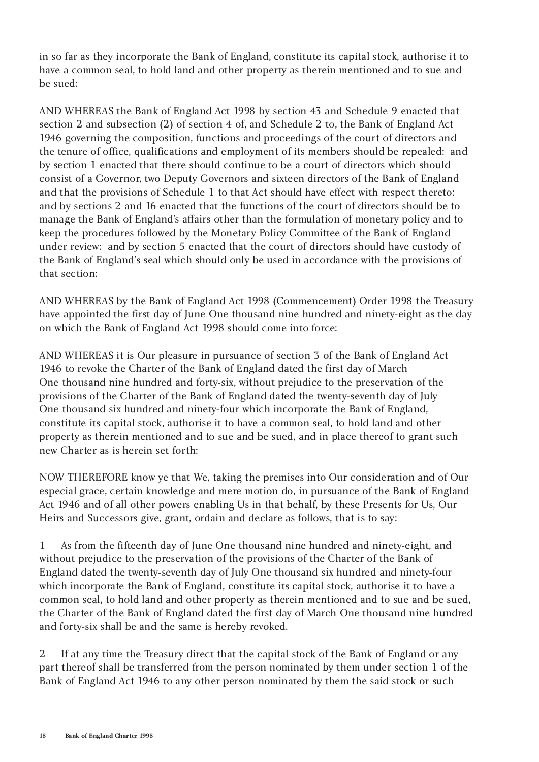in so far as they incorporate the Bank of England, constitute its capital stock, authorise it to have a common seal, to hold land and other property as therein mentioned and to sue and be sued:

AND WHEREAS the Bank of England Act 1998 by section 43 and Schedule 9 enacted that section 2 and subsection (2) of section 4 of, and Schedule 2 to, the Bank of England Act 1946 governing the composition, functions and proceedings of the court of directors and the tenure of office, qualifications and employment of its members should be repealed: and by section 1 enacted that there should continue to be a court of directors which should consist of a Governor, two Deputy Governors and sixteen directors of the Bank of England and that the provisions of Schedule 1 to that Act should have effect with respect thereto: and by sections 2 and 16 enacted that the functions of the court of directors should be to manage the Bank of England's affairs other than the formulation of monetary policy and to keep the procedures followed by the Monetary Policy Committee of the Bank of England under review: and by section 5 enacted that the court of directors should have custody of the Bank of England's seal which should only be used in accordance with the provisions of that section:

AND WHEREAS by the Bank of England Act 1998 (Commencement) Order 1998 the Treasury have appointed the first day of June One thousand nine hundred and ninety-eight as the day on which the Bank of England Act 1998 should come into force:

AND WHEREAS it is Our pleasure in pursuance of section 3 of the Bank of England Act 1946 to revoke the Charter of the Bank of England dated the first day of March One thousand nine hundred and forty-six, without prejudice to the preservation of the provisions of the Charter of the Bank of England dated the twenty-seventh day of July One thousand six hundred and ninety-four which incorporate the Bank of England, constitute its capital stock, authorise it to have a common seal, to hold land and other property as therein mentioned and to sue and be sued, and in place thereof to grant such new Charter as is herein set forth:

NOW THEREFORE know ye that We, taking the premises into Our consideration and of Our especial grace, certain knowledge and mere motion do, in pursuance of the Bank of England Act 1946 and of all other powers enabling Us in that behalf, by these Presents for Us, Our Heirs and Successors give, grant, ordain and declare as follows, that is to say:

1 As from the fifteenth day of June One thousand nine hundred and ninety-eight, and without prejudice to the preservation of the provisions of the Charter of the Bank of England dated the twenty-seventh day of July One thousand six hundred and ninety-four which incorporate the Bank of England, constitute its capital stock, authorise it to have a common seal, to hold land and other property as therein mentioned and to sue and be sued, the Charter of the Bank of England dated the first day of March One thousand nine hundred and forty-six shall be and the same is hereby revoked.

2 If at any time the Treasury direct that the capital stock of the Bank of England or any part thereof shall be transferred from the person nominated by them under section 1 of the Bank of England Act 1946 to any other person nominated by them the said stock or such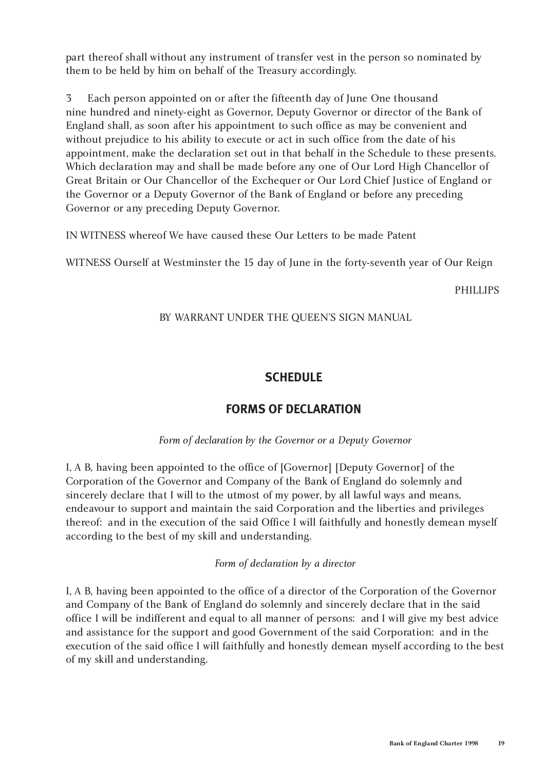part thereof shall without any instrument of transfer vest in the person so nominated by them to be held by him on behalf of the Treasury accordingly.

3 Each person appointed on or after the fifteenth day of June One thousand nine hundred and ninety-eight as Governor, Deputy Governor or director of the Bank of England shall, as soon after his appointment to such office as may be convenient and without prejudice to his ability to execute or act in such office from the date of his appointment, make the declaration set out in that behalf in the Schedule to these presents. Which declaration may and shall be made before any one of Our Lord High Chancellor of Great Britain or Our Chancellor of the Exchequer or Our Lord Chief Justice of England or the Governor or a Deputy Governor of the Bank of England or before any preceding Governor or any preceding Deputy Governor.

IN WITNESS whereof We have caused these Our Letters to be made Patent

WITNESS Ourself at Westminster the 15 day of June in the forty-seventh year of Our Reign

PHILLIPS

BY WARRANT UNDER THE QUEEN'S SIGN MANUAL

## SCHEDULE

## FORMS OF DECLARATION

*Form of declaration by the Governor or a Deputy Governor*

I, A B, having been appointed to the office of [Governor] [Deputy Governor] of the Corporation of the Governor and Company of the Bank of England do solemnly and sincerely declare that I will to the utmost of my power, by all lawful ways and means, endeavour to support and maintain the said Corporation and the liberties and privileges thereof: and in the execution of the said Office I will faithfully and honestly demean myself according to the best of my skill and understanding.

*Form of declaration by a director*

I, A B, having been appointed to the office of a director of the Corporation of the Governor and Company of the Bank of England do solemnly and sincerely declare that in the said office I will be indifferent and equal to all manner of persons: and I will give my best advice and assistance for the support and good Government of the said Corporation: and in the execution of the said office I will faithfully and honestly demean myself according to the best of my skill and understanding.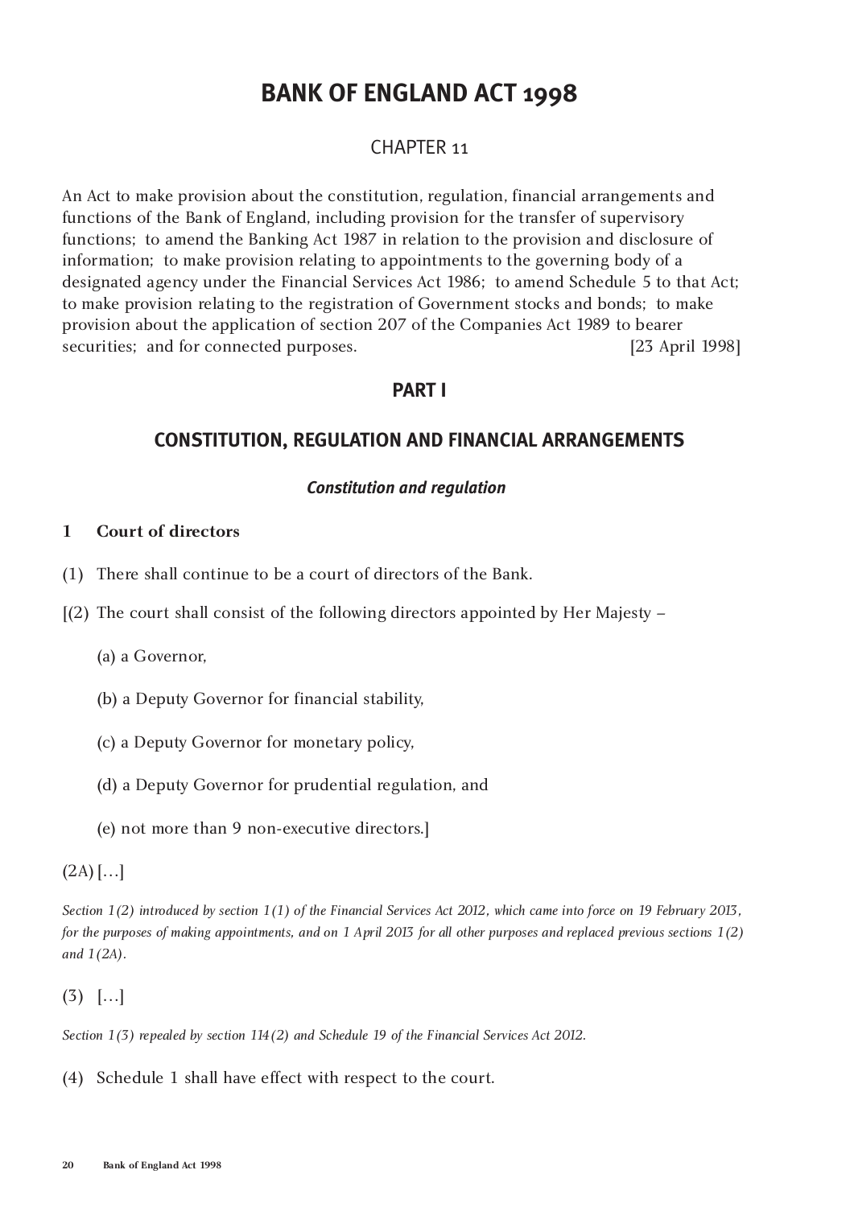# BANK OF ENGLAND ACT 1998

## CHAPTER 11

An Act to make provision about the constitution, regulation, financial arrangements and functions of the Bank of England, including provision for the transfer of supervisory functions; to amend the Banking Act 1987 in relation to the provision and disclosure of information; to make provision relating to appointments to the governing body of a designated agency under the Financial Services Act 1986; to amend Schedule 5 to that Act; to make provision relating to the registration of Government stocks and bonds; to make provision about the application of section 207 of the Companies Act 1989 to bearer securities; and for connected purposes. [23 April 1998]

## PART I

## CONSTITUTION, REGULATION AND FINANCIAL ARRANGEMENTS

### *Constitution and regulation*

**1 Court of directors**

(1) There shall continue to be a court of directors of the Bank.

[(2) The court shall consist of the following directors appointed by Her Majesty –

(a) a Governor,

(b) a Deputy Governor for financial stability,

(c) a Deputy Governor for monetary policy,

(d) a Deputy Governor for prudential regulation, and

(e) not more than 9 non-executive directors.]

(2A) […]

*Section 1(2) introduced by section 1(1) of the Financial Services Act 2012, which came into force on 19 February 2013, for the purposes of making appointments, and on 1 April 2013 for all other purposes and replaced previous sections 1(2) and 1(2A).*

(3) […]

*Section 1(3) repealed by section 114(2) and Schedule 19 of the Financial Services Act 2012.*

(4) Schedule 1 shall have effect with respect to the court.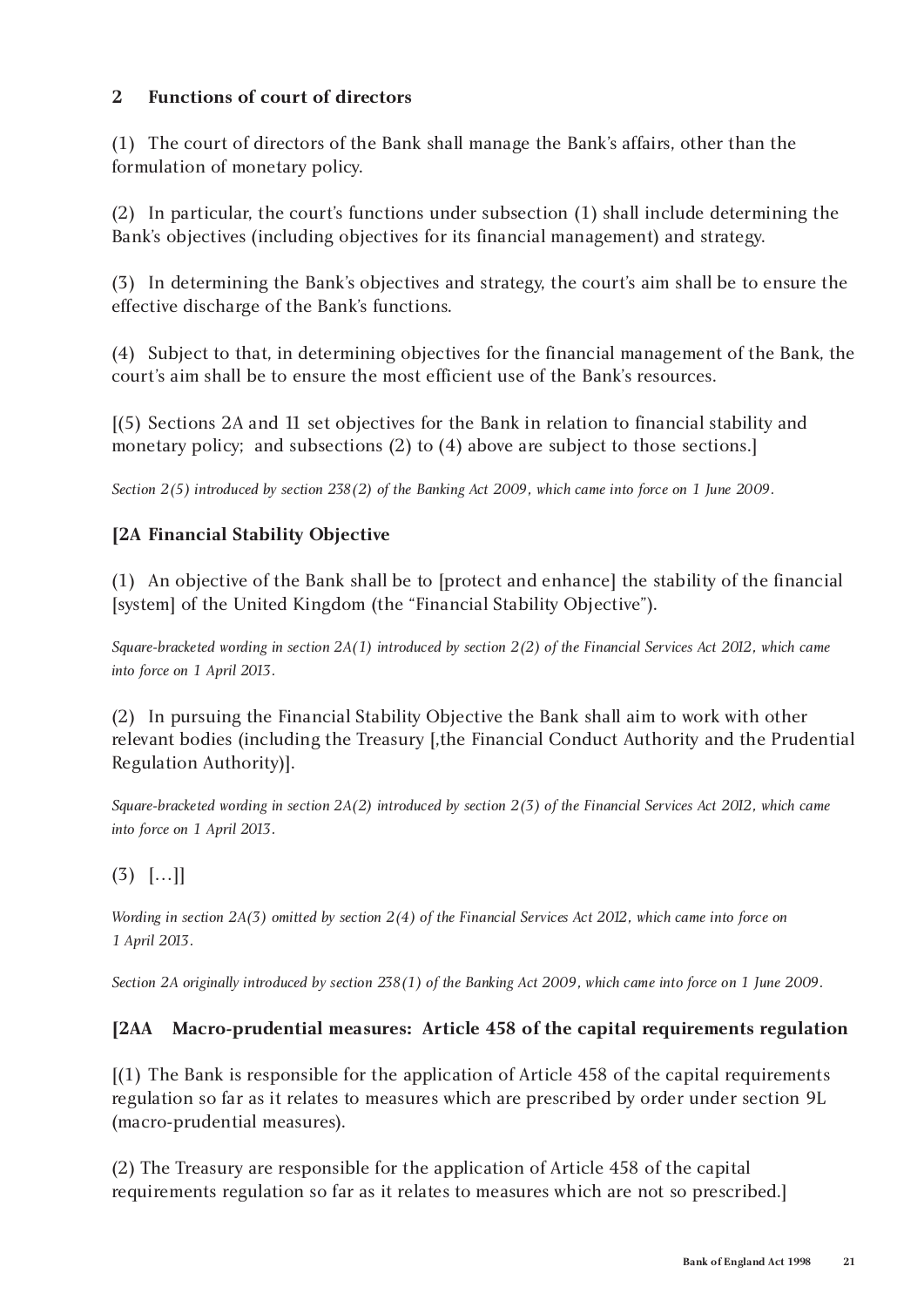### 2 Functions of court of directors

(1) The court of directors of the Bank shall manage the Bank's affairs, other than the formulation of monetary policy.

(2) In particular, the court's functions under subsection (1) shall include determining the Bank's objectives (including objectives for its financial management) and strategy.

(3) In determining the Bank's objectives and strategy, the court's aim shall be to ensure the effective discharge of the Bank's functions.

(4) Subject to that, in determining objectives for the financial management of the Bank, the court's aim shall be to ensure the most efficient use of the Bank's resources.

[(5) Sections 2A and 11 set objectives for the Bank in relation to financial stability and monetary policy; and subsections (2) to (4) above are subject to those sections.]

*Section 2(5) introduced by section 238(2) of the Banking Act 2009, which came into force on 1 June 2009.*

### [2A Financial Stability Objective

(1) An objective of the Bank shall be to [protect and enhance] the stability of the financial [system] of the United Kingdom (the "Financial Stability Objective").

*Square-bracketed wording in section 2A(1) introduced by section 2(2) of the Financial Services Act 2012, which came into force on 1 April 2013.*

(2) In pursuing the Financial Stability Objective the Bank shall aim to work with other relevant bodies (including the Treasury [,the Financial Conduct Authority and the Prudential Regulation Authority)].

*Square-bracketed wording in section 2A(2) introduced by section 2(3) of the Financial Services Act 2012, which came into force on 1 April 2013.*

(3) […]]

*Wording in section 2A(3) omitted by section 2(4) of the Financial Services Act 2012, which came into force on 1 April 2013.*

*Section 2A originally introduced by section 238(1) of the Banking Act 2009, which came into force on 1 June 2009.*

### [2AA Macro-prudential measures: Article 458 of the capital requirements regulation

[(1) The Bank is responsible for the application of Article 458 of the capital requirements regulation so far as it relates to measures which are prescribed by order under section 9L (macro-prudential measures).

(2) The Treasury are responsible for the application of Article 458 of the capital requirements regulation so far as it relates to measures which are not so prescribed.]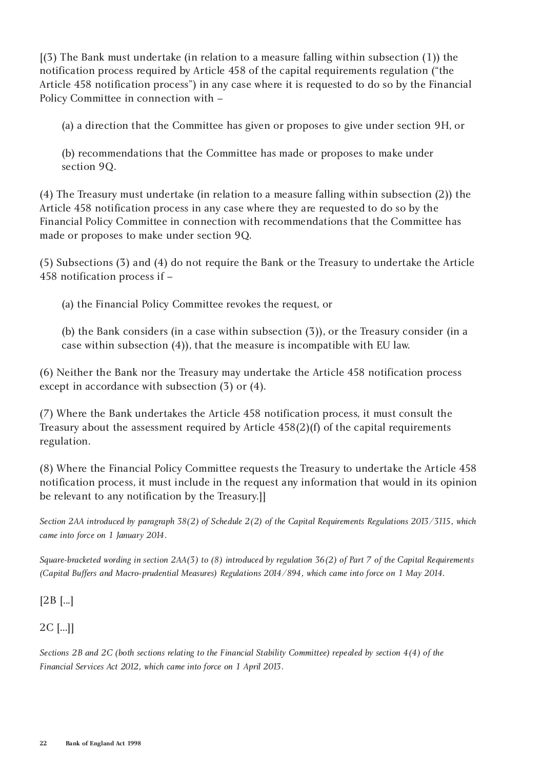[(3) The Bank must undertake (in relation to a measure falling within subsection (1)) the notification process required by Article 458 of the capital requirements regulation ("the Article 458 notification process") in any case where it is requested to do so by the Financial Policy Committee in connection with –

(a) a direction that the Committee has given or proposes to give under section 9H, or

(b) recommendations that the Committee has made or proposes to make under section 9Q.

(4) The Treasury must undertake (in relation to a measure falling within subsection (2)) the Article 458 notification process in any case where they are requested to do so by the Financial Policy Committee in connection with recommendations that the Committee has made or proposes to make under section 9Q.

(5) Subsections (3) and (4) do not require the Bank or the Treasury to undertake the Article 458 notification process if –

(a) the Financial Policy Committee revokes the request, or

(b) the Bank considers (in a case within subsection (3)), or the Treasury consider (in a case within subsection (4)), that the measure is incompatible with EU law.

(6) Neither the Bank nor the Treasury may undertake the Article 458 notification process except in accordance with subsection (3) or (4).

(7) Where the Bank undertakes the Article 458 notification process, it must consult the Treasury about the assessment required by Article 458(2)(f) of the capital requirements regulation.

(8) Where the Financial Policy Committee requests the Treasury to undertake the Article 458 notification process, it must include in the request any information that would in its opinion be relevant to any notification by the Treasury.]]

*Section 2AA introduced by paragraph 38(2) of Schedule 2(2) of the Capital Requirements Regulations 2013/3115, which came into force on 1 January 2014.*

*Square-bracketed wording in section 2AA(3) to (8) introduced by regulation 36(2) of Part 7 of the Capital Requirements (Capital Buffers and Macro-prudential Measures) Regulations 2014/894, which came into force on 1 May 2014.*

[2B [...]

2C [...]]

*Sections 2B and 2C (both sections relating to the Financial Stability Committee) repealed by section 4(4) of the Financial Services Act 2012, which came into force on 1 April 2013.*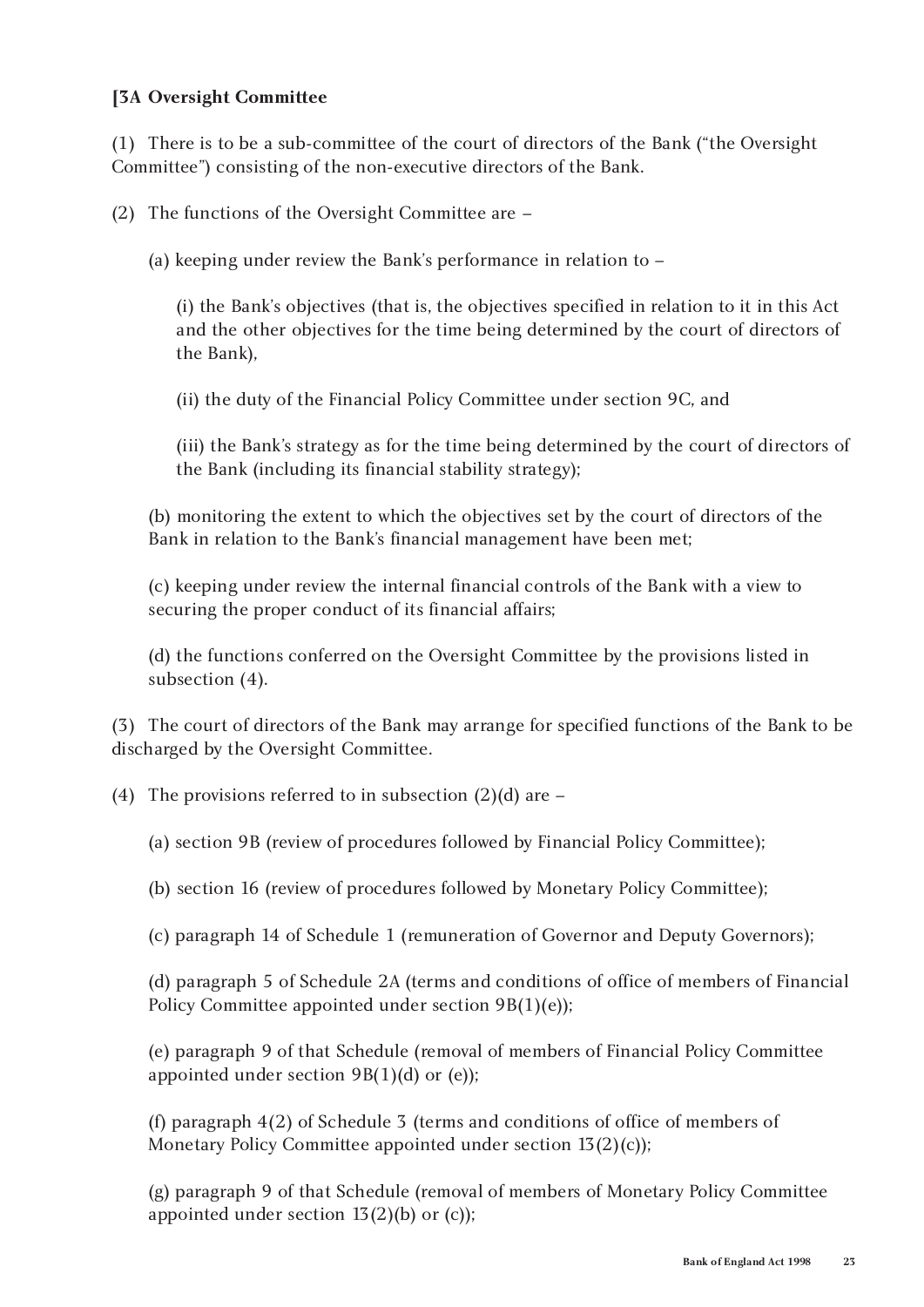**[3A Oversight Committee**

(1) There is to be a sub-committee of the court of directors of the Bank ("the Oversight Committee") consisting of the non-executive directors of the Bank.

(2) The functions of the Oversight Committee are –

(a) keeping under review the Bank's performance in relation to –

(i) the Bank's objectives (that is, the objectives specified in relation to it in this Act and the other objectives for the time being determined by the court of directors of the Bank),

(ii) the duty of the Financial Policy Committee under section 9C, and

(iii) the Bank's strategy as for the time being determined by the court of directors of the Bank (including its financial stability strategy);

(b) monitoring the extent to which the objectives set by the court of directors of the Bank in relation to the Bank's financial management have been met;

(c) keeping under review the internal financial controls of the Bank with a view to securing the proper conduct of its financial affairs;

(d) the functions conferred on the Oversight Committee by the provisions listed in subsection (4).

(3) The court of directors of the Bank may arrange for specified functions of the Bank to be discharged by the Oversight Committee.

(4) The provisions referred to in subsection (2)(d) are –

(a) section 9B (review of procedures followed by Financial Policy Committee);

(b) section 16 (review of procedures followed by Monetary Policy Committee);

(c) paragraph 14 of Schedule 1 (remuneration of Governor and Deputy Governors);

(d) paragraph 5 of Schedule 2A (terms and conditions of office of members of Financial Policy Committee appointed under section 9B(1)(e));

(e) paragraph 9 of that Schedule (removal of members of Financial Policy Committee appointed under section 9B(1)(d) or (e));

(f) paragraph 4(2) of Schedule 3 (terms and conditions of office of members of Monetary Policy Committee appointed under section 13(2)(c));

(g) paragraph 9 of that Schedule (removal of members of Monetary Policy Committee appointed under section 13(2)(b) or (c));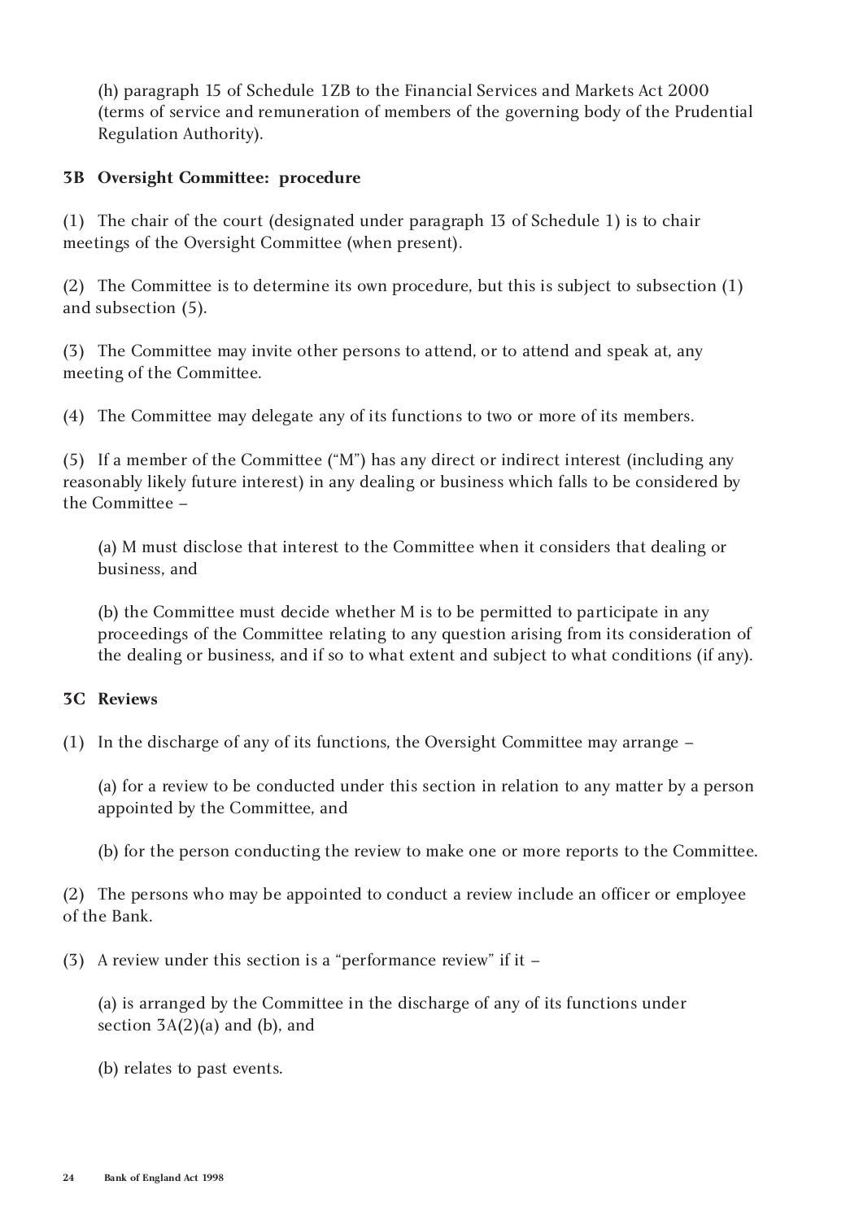(h) paragraph 15 of Schedule 1ZB to the Financial Services and Markets Act 2000 (terms of service and remuneration of members of the governing body of the Prudential Regulation Authority).

**3B Oversight Committee: procedure**

(1) The chair of the court (designated under paragraph 13 of Schedule 1) is to chair meetings of the Oversight Committee (when present).

(2) The Committee is to determine its own procedure, but this is subject to subsection (1) and subsection (5).

(3) The Committee may invite other persons to attend, or to attend and speak at, any meeting of the Committee.

(4) The Committee may delegate any of its functions to two or more of its members.

(5) If a member of the Committee ("M") has any direct or indirect interest (including any reasonably likely future interest) in any dealing or business which falls to be considered by the Committee –

(a) M must disclose that interest to the Committee when it considers that dealing or business, and

(b) the Committee must decide whether M is to be permitted to participate in any proceedings of the Committee relating to any question arising from its consideration of the dealing or business, and if so to what extent and subject to what conditions (if any).

**3C Reviews**

(1) In the discharge of any of its functions, the Oversight Committee may arrange –

(a) for a review to be conducted under this section in relation to any matter by a person appointed by the Committee, and

(b) for the person conducting the review to make one or more reports to the Committee.

(2) The persons who may be appointed to conduct a review include an officer or employee of the Bank.

(3) A review under this section is a "performance review" if it –

(a) is arranged by the Committee in the discharge of any of its functions under section 3A(2)(a) and (b), and

(b) relates to past events.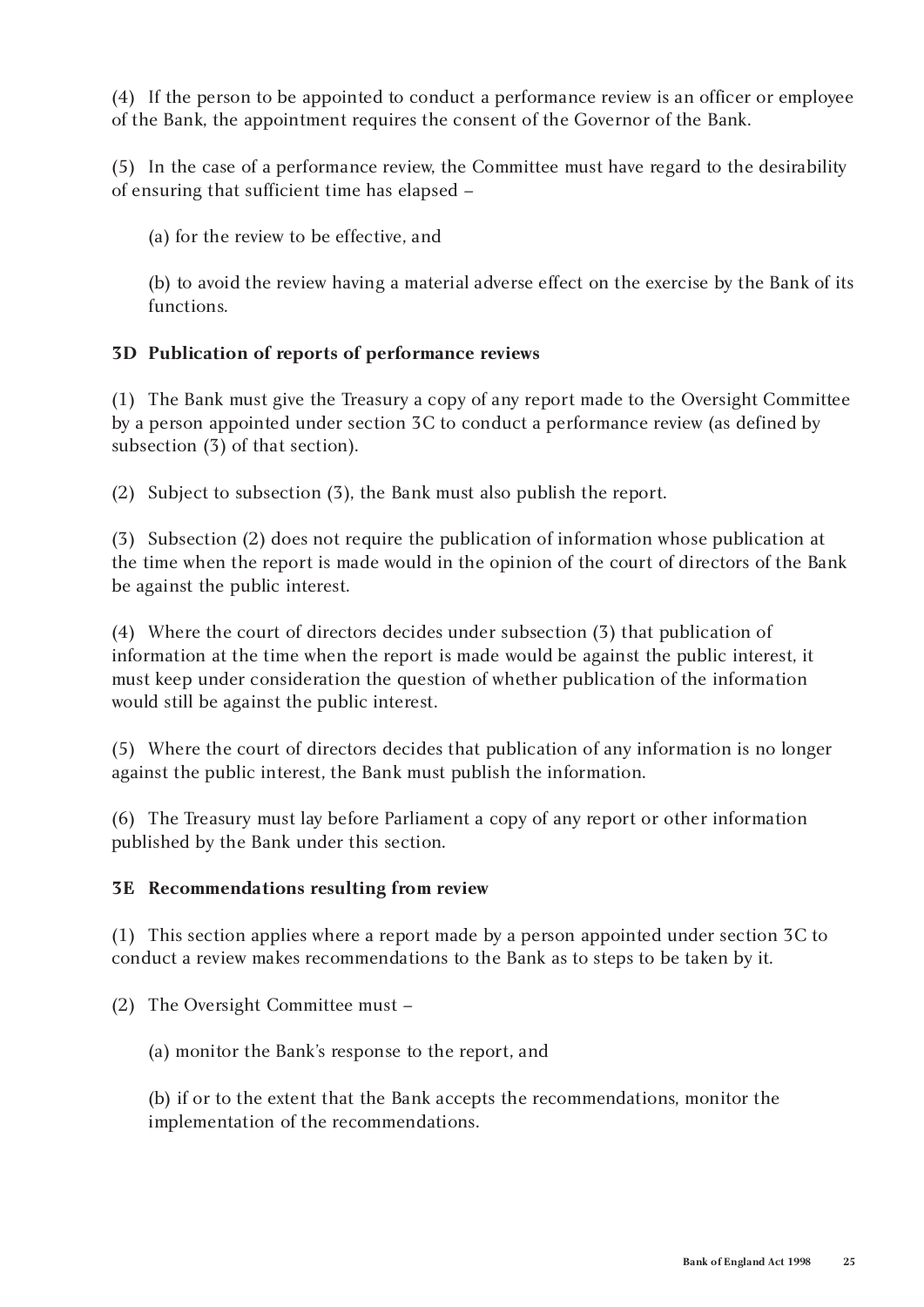(4) If the person to be appointed to conduct a performance review is an officer or employee of the Bank, the appointment requires the consent of the Governor of the Bank.

(5) In the case of a performance review, the Committee must have regard to the desirability of ensuring that sufficient time has elapsed –

(a) for the review to be effective, and

(b) to avoid the review having a material adverse effect on the exercise by the Bank of its functions.

### 3D Publication of reports of performance reviews

(1) The Bank must give the Treasury a copy of any report made to the Oversight Committee by a person appointed under section 3C to conduct a performance review (as defined by subsection (3) of that section).

(2) Subject to subsection (3), the Bank must also publish the report.

(3) Subsection (2) does not require the publication of information whose publication at the time when the report is made would in the opinion of the court of directors of the Bank be against the public interest.

(4) Where the court of directors decides under subsection (3) that publication of information at the time when the report is made would be against the public interest, it must keep under consideration the question of whether publication of the information would still be against the public interest.

(5) Where the court of directors decides that publication of any information is no longer against the public interest, the Bank must publish the information.

(6) The Treasury must lay before Parliament a copy of any report or other information published by the Bank under this section.

### 3E Recommendations resulting from review

(1) This section applies where a report made by a person appointed under section 3C to conduct a review makes recommendations to the Bank as to steps to be taken by it.

(2) The Oversight Committee must –

(a) monitor the Bank's response to the report, and

(b) if or to the extent that the Bank accepts the recommendations, monitor the implementation of the recommendations.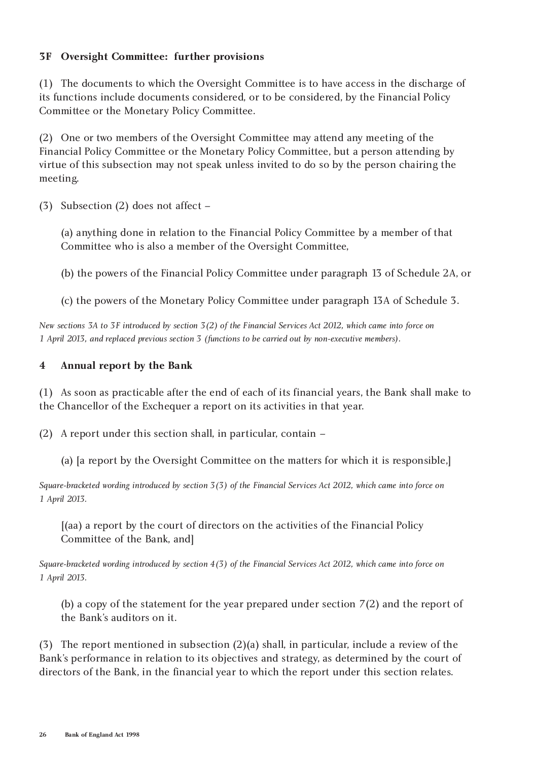### 3F Oversight Committee: further provisions

(1) The documents to which the Oversight Committee is to have access in the discharge of its functions include documents considered, or to be considered, by the Financial Policy Committee or the Monetary Policy Committee.

(2) One or two members of the Oversight Committee may attend any meeting of the Financial Policy Committee or the Monetary Policy Committee, but a person attending by virtue of this subsection may not speak unless invited to do so by the person chairing the meeting.

(3) Subsection (2) does not affect –

(a) anything done in relation to the Financial Policy Committee by a member of that Committee who is also a member of the Oversight Committee,

(b) the powers of the Financial Policy Committee under paragraph 13 of Schedule 2A, or

(c) the powers of the Monetary Policy Committee under paragraph 13A of Schedule 3.

*New sections 3A to 3F introduced by section 3(2) of the Financial Services Act 2012, which came into force on 1 April 2013, and replaced previous section 3 (functions to be carried out by non-executive members).*

### 4 Annual report by the Bank

(1) As soon as practicable after the end of each of its financial years, the Bank shall make to the Chancellor of the Exchequer a report on its activities in that year.

(2) A report under this section shall, in particular, contain –

(a) [a report by the Oversight Committee on the matters for which it is responsible,]

*Square-bracketed wording introduced by section 3(3) of the Financial Services Act 2012, which came into force on 1 April 2013.*

[(aa) a report by the court of directors on the activities of the Financial Policy Committee of the Bank, and]

*Square-bracketed wording introduced by section 4(3) of the Financial Services Act 2012, which came into force on 1 April 2013.*

(b) a copy of the statement for the year prepared under section 7(2) and the report of the Bank's auditors on it.

(3) The report mentioned in subsection (2)(a) shall, in particular, include a review of the Bank's performance in relation to its objectives and strategy, as determined by the court of directors of the Bank, in the financial year to which the report under this section relates.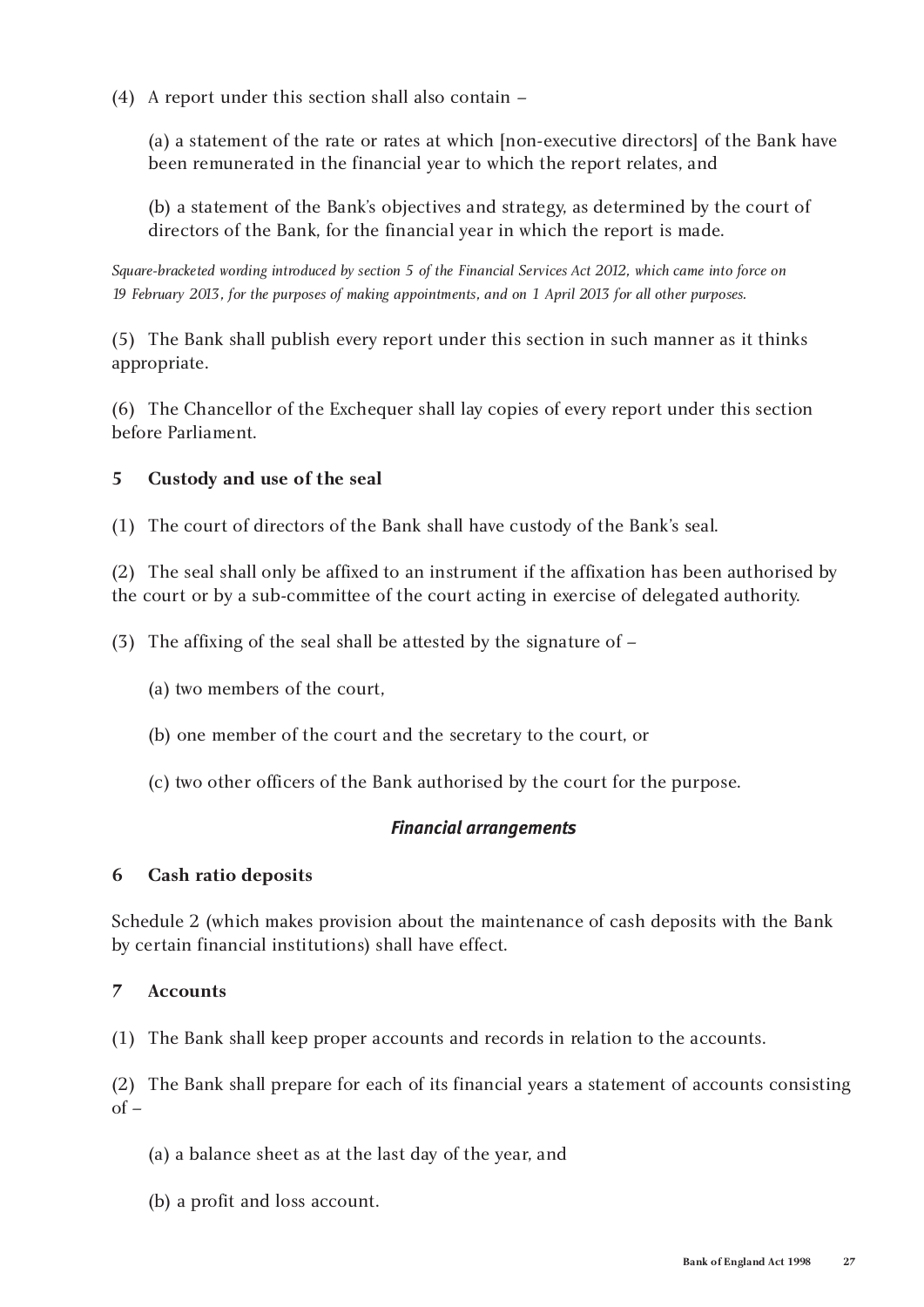(4) A report under this section shall also contain –

(a) a statement of the rate or rates at which [non-executive directors] of the Bank have been remunerated in the financial year to which the report relates, and

(b) a statement of the Bank's objectives and strategy, as determined by the court of directors of the Bank, for the financial year in which the report is made.

*Square-bracketed wording introduced by section 5 of the Financial Services Act 2012, which came into force on 19 February 2013, for the purposes of making appointments, and on 1 April 2013 for all other purposes.*

(5) The Bank shall publish every report under this section in such manner as it thinks appropriate.

(6) The Chancellor of the Exchequer shall lay copies of every report under this section before Parliament.

**5 Custody and use of the seal**

(1) The court of directors of the Bank shall have custody of the Bank's seal.

(2) The seal shall only be affixed to an instrument if the affixation has been authorised by the court or by a sub-committee of the court acting in exercise of delegated authority.

(3) The affixing of the seal shall be attested by the signature of –

(a) two members of the court,

(b) one member of the court and the secretary to the court, or

(c) two other officers of the Bank authorised by the court for the purpose.

***Financial arrangements***

**6 Cash ratio deposits**

Schedule 2 (which makes provision about the maintenance of cash deposits with the Bank by certain financial institutions) shall have effect.

**7 Accounts**

(1) The Bank shall keep proper accounts and records in relation to the accounts.

(2) The Bank shall prepare for each of its financial years a statement of accounts consisting of –

(a) a balance sheet as at the last day of the year, and

(b) a profit and loss account.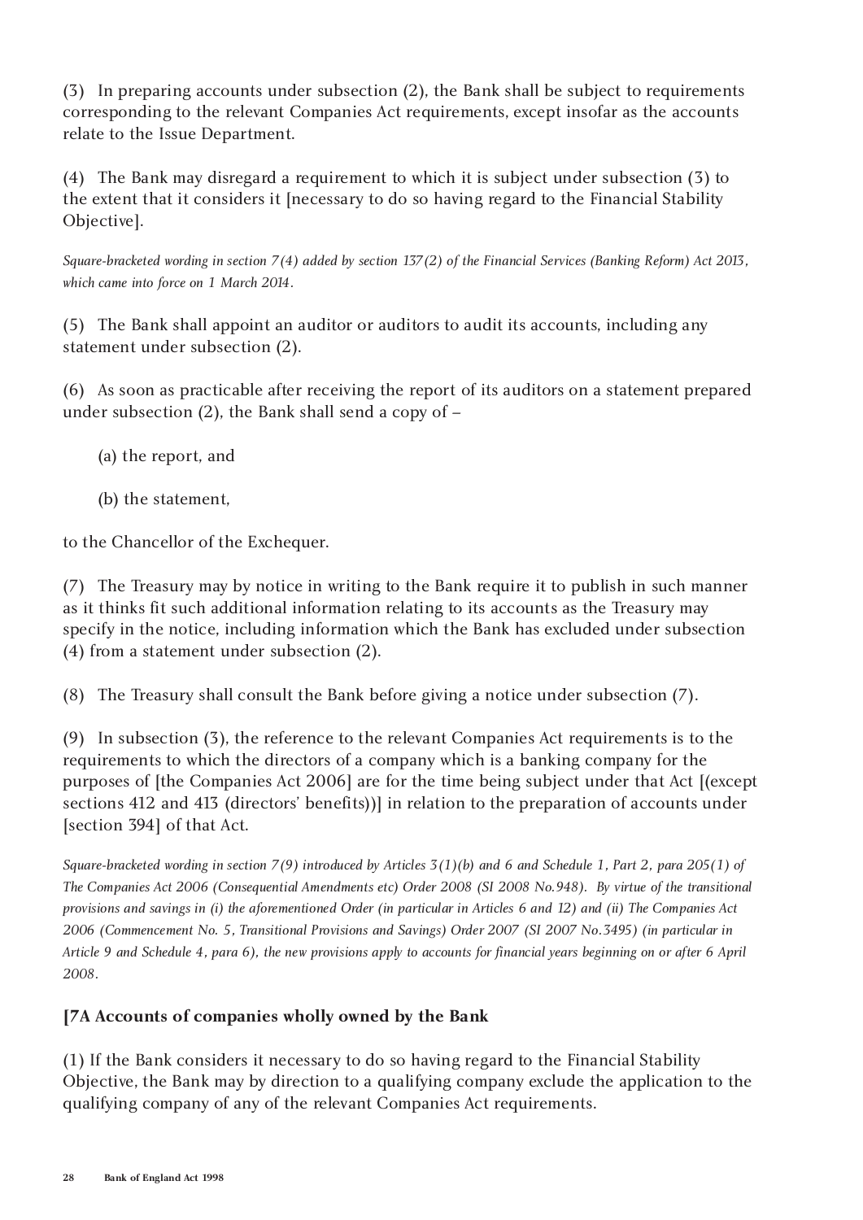(3) In preparing accounts under subsection (2), the Bank shall be subject to requirements corresponding to the relevant Companies Act requirements, except insofar as the accounts relate to the Issue Department.

(4) The Bank may disregard a requirement to which it is subject under subsection (3) to the extent that it considers it [necessary to do so having regard to the Financial Stability Objective].

*Square-bracketed wording in section 7(4) added by section 137(2) of the Financial Services (Banking Reform) Act 2013, which came into force on 1 March 2014.*

(5) The Bank shall appoint an auditor or auditors to audit its accounts, including any statement under subsection (2).

(6) As soon as practicable after receiving the report of its auditors on a statement prepared under subsection (2), the Bank shall send a copy of –

(a) the report, and

(b) the statement,

to the Chancellor of the Exchequer.

(7) The Treasury may by notice in writing to the Bank require it to publish in such manner as it thinks fit such additional information relating to its accounts as the Treasury may specify in the notice, including information which the Bank has excluded under subsection (4) from a statement under subsection (2).

(8) The Treasury shall consult the Bank before giving a notice under subsection (7).

(9) In subsection (3), the reference to the relevant Companies Act requirements is to the requirements to which the directors of a company which is a banking company for the purposes of [the Companies Act 2006] are for the time being subject under that Act [(except sections 412 and 413 (directors' benefits))] in relation to the preparation of accounts under [section 394] of that Act.

*Square-bracketed wording in section 7(9) introduced by Articles 3(1)(b) and 6 and Schedule 1, Part 2, para 205(1) of The Companies Act 2006 (Consequential Amendments etc) Order 2008 (SI 2008 No.948). By virtue of the transitional provisions and savings in (i) the aforementioned Order (in particular in Articles 6 and 12) and (ii) The Companies Act 2006 (Commencement No. 5, Transitional Provisions and Savings) Order 2007 (SI 2007 No.3495) (in particular in Article 9 and Schedule 4, para 6), the new provisions apply to accounts for financial years beginning on or after 6 April 2008.*

**[7A Accounts of companies wholly owned by the Bank**

(1) If the Bank considers it necessary to do so having regard to the Financial Stability Objective, the Bank may by direction to a qualifying company exclude the application to the qualifying company of any of the relevant Companies Act requirements.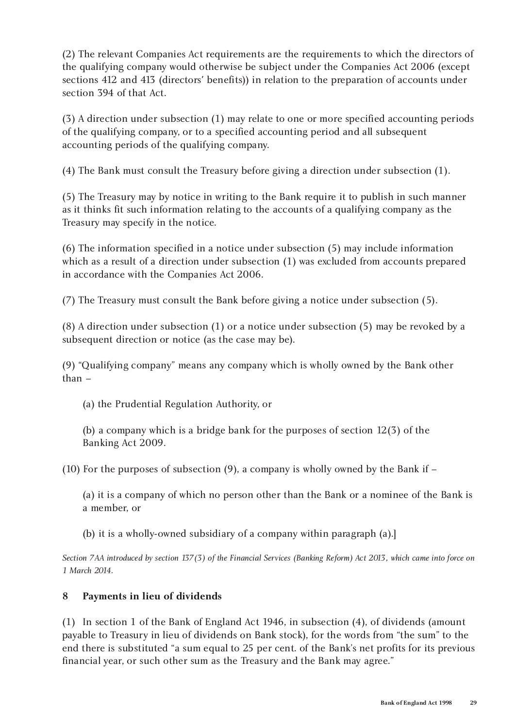(2) The relevant Companies Act requirements are the requirements to which the directors of the qualifying company would otherwise be subject under the Companies Act 2006 (except sections 412 and 413 (directors' benefits)) in relation to the preparation of accounts under section 394 of that Act.

(3) A direction under subsection (1) may relate to one or more specified accounting periods of the qualifying company, or to a specified accounting period and all subsequent accounting periods of the qualifying company.

(4) The Bank must consult the Treasury before giving a direction under subsection (1).

(5) The Treasury may by notice in writing to the Bank require it to publish in such manner as it thinks fit such information relating to the accounts of a qualifying company as the Treasury may specify in the notice.

(6) The information specified in a notice under subsection (5) may include information which as a result of a direction under subsection (1) was excluded from accounts prepared in accordance with the Companies Act 2006.

(7) The Treasury must consult the Bank before giving a notice under subsection (5).

(8) A direction under subsection (1) or a notice under subsection (5) may be revoked by a subsequent direction or notice (as the case may be).

(9) "Qualifying company" means any company which is wholly owned by the Bank other than –

(a) the Prudential Regulation Authority, or

(b) a company which is a bridge bank for the purposes of section 12(3) of the Banking Act 2009.

(10) For the purposes of subsection (9), a company is wholly owned by the Bank if –

(a) it is a company of which no person other than the Bank or a nominee of the Bank is a member, or

(b) it is a wholly-owned subsidiary of a company within paragraph (a).]

*Section 7AA introduced by section 137(3) of the Financial Services (Banking Reform) Act 2013, which came into force on 1 March 2014.*

### 8 Payments in lieu of dividends

(1) In section 1 of the Bank of England Act 1946, in subsection (4), of dividends (amount payable to Treasury in lieu of dividends on Bank stock), for the words from "the sum" to the end there is substituted "a sum equal to 25 per cent. of the Bank's net profits for its previous financial year, or such other sum as the Treasury and the Bank may agree."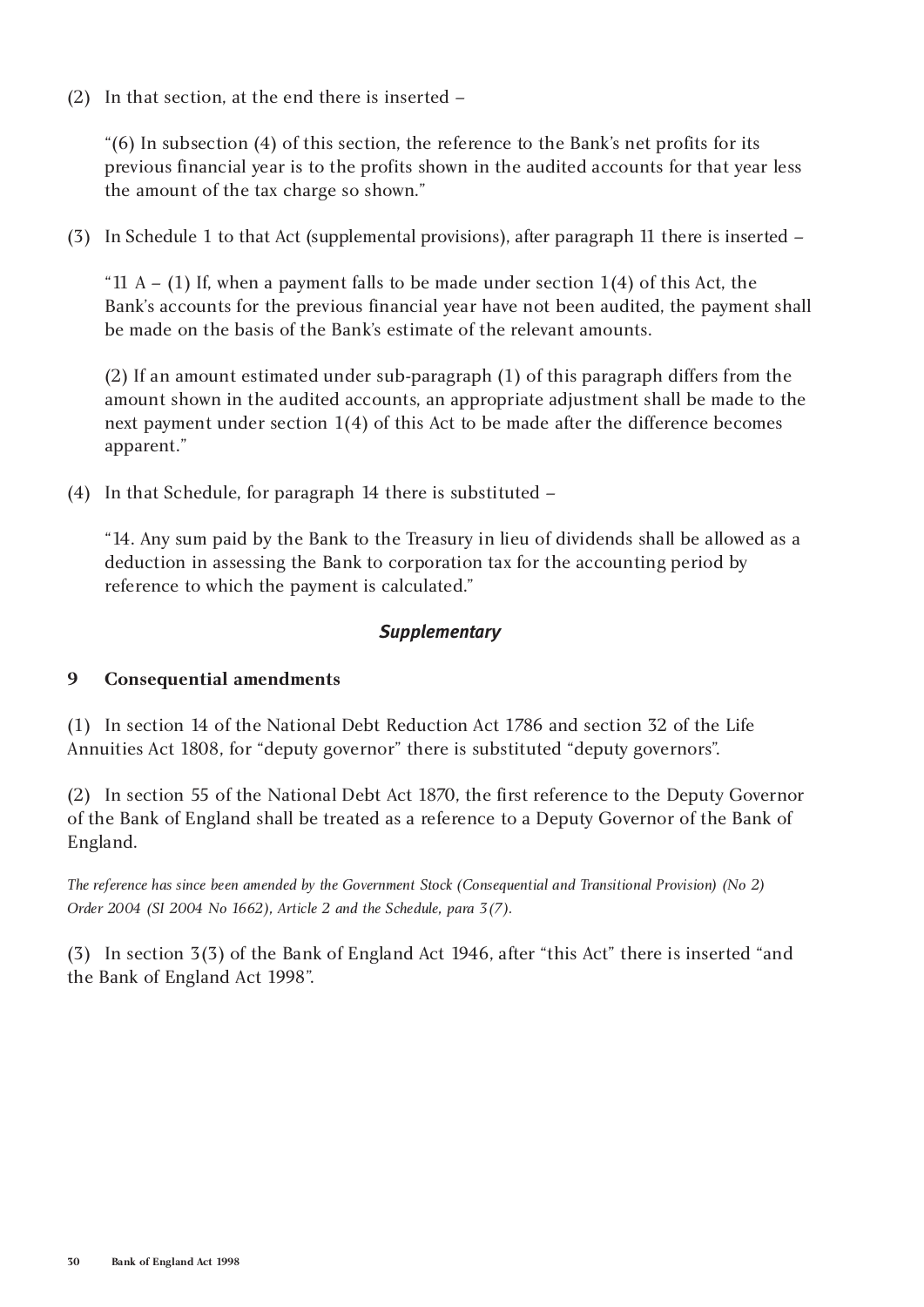(2) In that section, at the end there is inserted –

"(6) In subsection (4) of this section, the reference to the Bank's net profits for its previous financial year is to the profits shown in the audited accounts for that year less the amount of the tax charge so shown."

(3) In Schedule 1 to that Act (supplemental provisions), after paragraph 11 there is inserted –

"11 A – (1) If, when a payment falls to be made under section 1(4) of this Act, the Bank's accounts for the previous financial year have not been audited, the payment shall be made on the basis of the Bank's estimate of the relevant amounts.

(2) If an amount estimated under sub-paragraph (1) of this paragraph differs from the amount shown in the audited accounts, an appropriate adjustment shall be made to the next payment under section 1(4) of this Act to be made after the difference becomes apparent."

(4) In that Schedule, for paragraph 14 there is substituted –

"14. Any sum paid by the Bank to the Treasury in lieu of dividends shall be allowed as a deduction in assessing the Bank to corporation tax for the accounting period by reference to which the payment is calculated."

### *Supplementary*

**9 Consequential amendments**

(1) In section 14 of the National Debt Reduction Act 1786 and section 32 of the Life Annuities Act 1808, for "deputy governor" there is substituted "deputy governors".

(2) In section 55 of the National Debt Act 1870, the first reference to the Deputy Governor of the Bank of England shall be treated as a reference to a Deputy Governor of the Bank of England.

*The reference has since been amended by the Government Stock (Consequential and Transitional Provision) (No 2) Order 2004 (SI 2004 No 1662), Article 2 and the Schedule, para 3(7).*

(3) In section 3(3) of the Bank of England Act 1946, after "this Act" there is inserted "and the Bank of England Act 1998".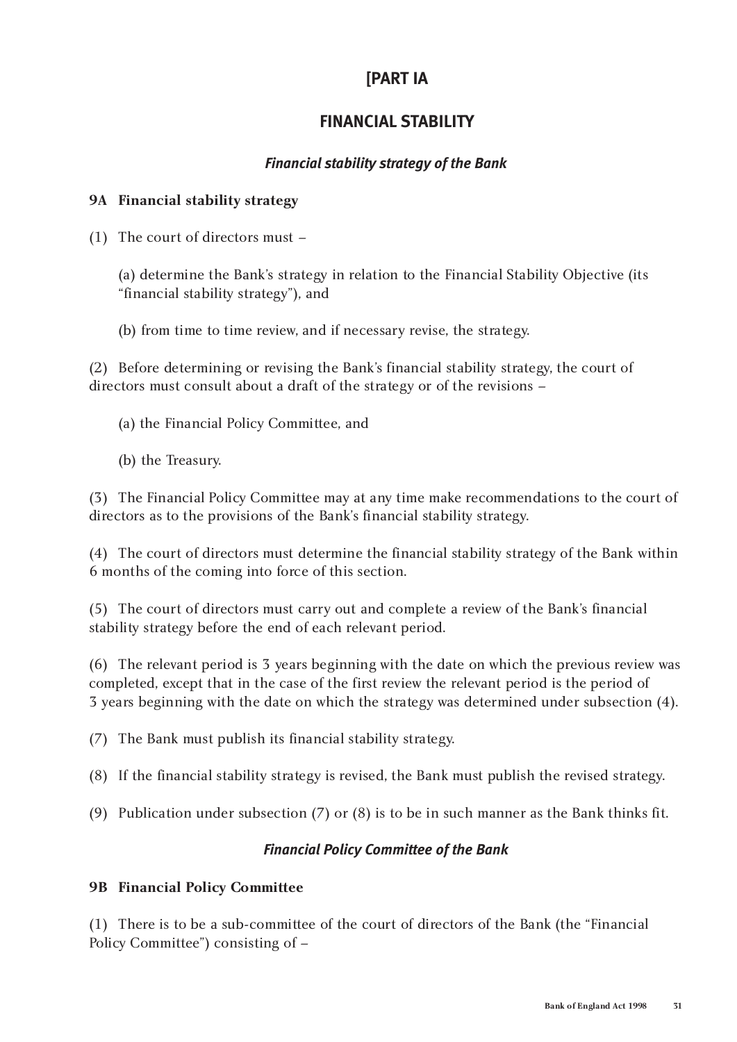# [PART IA

# FINANCIAL STABILITY

### *Financial stability strategy of the Bank*

**9A Financial stability strategy**

(1) The court of directors must –

(a) determine the Bank's strategy in relation to the Financial Stability Objective (its "financial stability strategy"), and

(b) from time to time review, and if necessary revise, the strategy.

(2) Before determining or revising the Bank's financial stability strategy, the court of directors must consult about a draft of the strategy or of the revisions –

(a) the Financial Policy Committee, and

(b) the Treasury.

(3) The Financial Policy Committee may at any time make recommendations to the court of directors as to the provisions of the Bank's financial stability strategy.

(4) The court of directors must determine the financial stability strategy of the Bank within 6 months of the coming into force of this section.

(5) The court of directors must carry out and complete a review of the Bank's financial stability strategy before the end of each relevant period.

(6) The relevant period is 3 years beginning with the date on which the previous review was completed, except that in the case of the first review the relevant period is the period of 3 years beginning with the date on which the strategy was determined under subsection (4).

(7) The Bank must publish its financial stability strategy.

(8) If the financial stability strategy is revised, the Bank must publish the revised strategy.

(9) Publication under subsection (7) or (8) is to be in such manner as the Bank thinks fit.

### *Financial Policy Committee of the Bank*

**9B Financial Policy Committee**

(1) There is to be a sub-committee of the court of directors of the Bank (the "Financial Policy Committee") consisting of –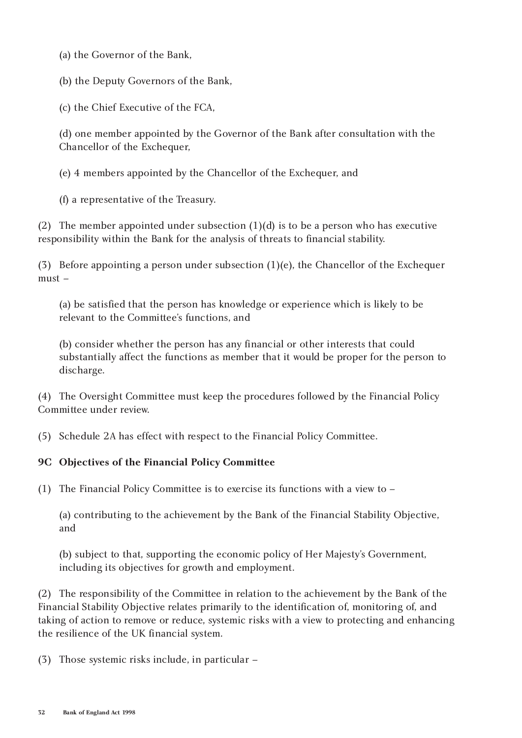(a) the Governor of the Bank,

(b) the Deputy Governors of the Bank,

(c) the Chief Executive of the FCA,

(d) one member appointed by the Governor of the Bank after consultation with the Chancellor of the Exchequer,

(e) 4 members appointed by the Chancellor of the Exchequer, and

(f) a representative of the Treasury.

(2) The member appointed under subsection (1)(d) is to be a person who has executive responsibility within the Bank for the analysis of threats to financial stability.

(3) Before appointing a person under subsection (1)(e), the Chancellor of the Exchequer must –

(a) be satisfied that the person has knowledge or experience which is likely to be relevant to the Committee's functions, and

(b) consider whether the person has any financial or other interests that could substantially affect the functions as member that it would be proper for the person to discharge.

(4) The Oversight Committee must keep the procedures followed by the Financial Policy Committee under review.

(5) Schedule 2A has effect with respect to the Financial Policy Committee.

**9C Objectives of the Financial Policy Committee**

(1) The Financial Policy Committee is to exercise its functions with a view to –

(a) contributing to the achievement by the Bank of the Financial Stability Objective, and

(b) subject to that, supporting the economic policy of Her Majesty's Government, including its objectives for growth and employment.

(2) The responsibility of the Committee in relation to the achievement by the Bank of the Financial Stability Objective relates primarily to the identification of, monitoring of, and taking of action to remove or reduce, systemic risks with a view to protecting and enhancing the resilience of the UK financial system.

(3) Those systemic risks include, in particular –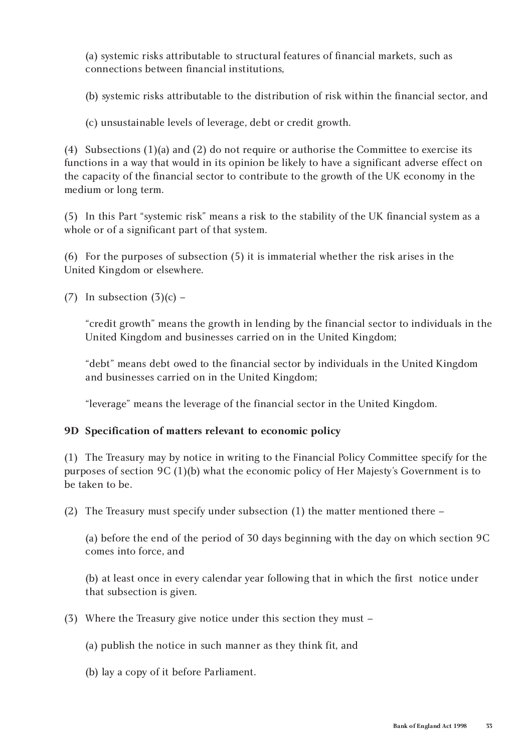(a) systemic risks attributable to structural features of financial markets, such as connections between financial institutions,

(b) systemic risks attributable to the distribution of risk within the financial sector, and

(c) unsustainable levels of leverage, debt or credit growth.

(4) Subsections (1)(a) and (2) do not require or authorise the Committee to exercise its functions in a way that would in its opinion be likely to have a significant adverse effect on the capacity of the financial sector to contribute to the growth of the UK economy in the medium or long term.

(5) In this Part "systemic risk" means a risk to the stability of the UK financial system as a whole or of a significant part of that system.

(6) For the purposes of subsection (5) it is immaterial whether the risk arises in the United Kingdom or elsewhere.

(7) In subsection (3)(c) –

"credit growth" means the growth in lending by the financial sector to individuals in the United Kingdom and businesses carried on in the United Kingdom;

"debt" means debt owed to the financial sector by individuals in the United Kingdom and businesses carried on in the United Kingdom;

"leverage" means the leverage of the financial sector in the United Kingdom.

**9D Specification of matters relevant to economic policy**

(1) The Treasury may by notice in writing to the Financial Policy Committee specify for the purposes of section 9C (1)(b) what the economic policy of Her Majesty's Government is to be taken to be.

(2) The Treasury must specify under subsection (1) the matter mentioned there –

(a) before the end of the period of 30 days beginning with the day on which section 9C comes into force, and

(b) at least once in every calendar year following that in which the first notice under that subsection is given.

(3) Where the Treasury give notice under this section they must –

(a) publish the notice in such manner as they think fit, and

(b) lay a copy of it before Parliament.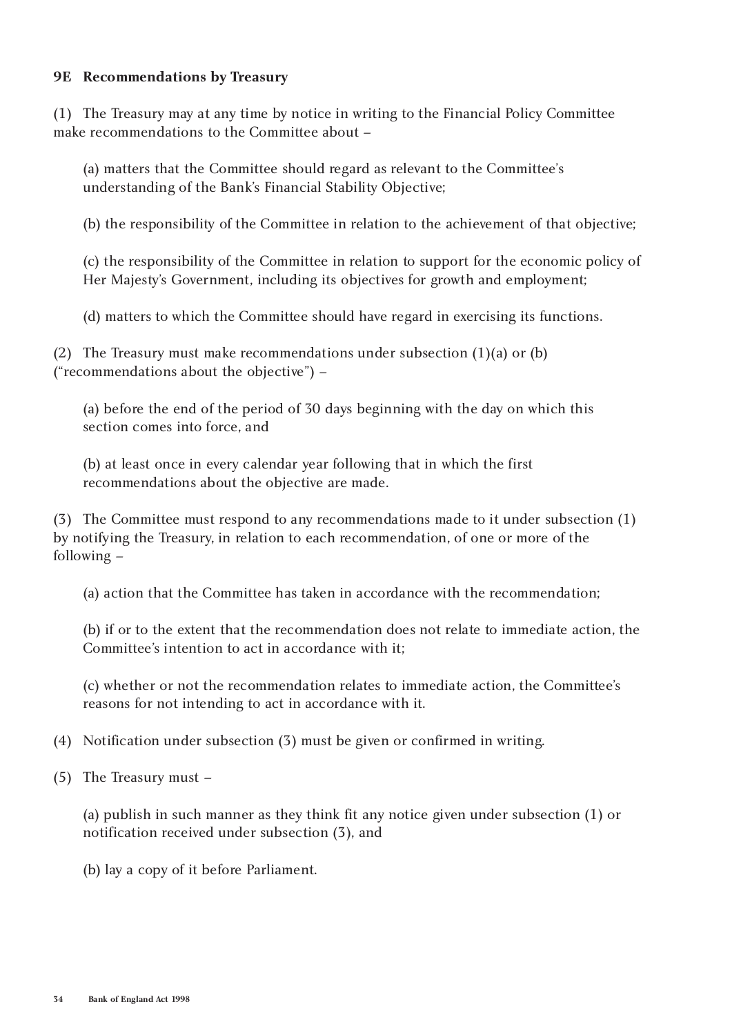### 9E Recommendations by Treasury

(1) The Treasury may at any time by notice in writing to the Financial Policy Committee make recommendations to the Committee about –

(a) matters that the Committee should regard as relevant to the Committee's understanding of the Bank's Financial Stability Objective;

(b) the responsibility of the Committee in relation to the achievement of that objective;

(c) the responsibility of the Committee in relation to support for the economic policy of Her Majesty's Government, including its objectives for growth and employment;

(d) matters to which the Committee should have regard in exercising its functions.

(2) The Treasury must make recommendations under subsection (1)(a) or (b) ("recommendations about the objective") –

(a) before the end of the period of 30 days beginning with the day on which this section comes into force, and

(b) at least once in every calendar year following that in which the first recommendations about the objective are made.

(3) The Committee must respond to any recommendations made to it under subsection (1) by notifying the Treasury, in relation to each recommendation, of one or more of the following –

(a) action that the Committee has taken in accordance with the recommendation;

(b) if or to the extent that the recommendation does not relate to immediate action, the Committee's intention to act in accordance with it;

(c) whether or not the recommendation relates to immediate action, the Committee's reasons for not intending to act in accordance with it.

(4) Notification under subsection (3) must be given or confirmed in writing.

(5) The Treasury must –

(a) publish in such manner as they think fit any notice given under subsection (1) or notification received under subsection (3), and

(b) lay a copy of it before Parliament.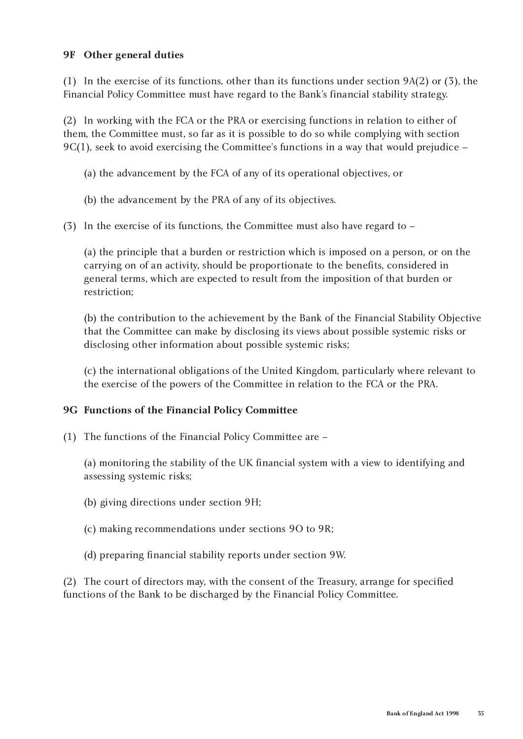**9F Other general duties**

(1) In the exercise of its functions, other than its functions under section 9A(2) or (3), the Financial Policy Committee must have regard to the Bank's financial stability strategy.

(2) In working with the FCA or the PRA or exercising functions in relation to either of them, the Committee must, so far as it is possible to do so while complying with section 9C(1), seek to avoid exercising the Committee's functions in a way that would prejudice –

(a) the advancement by the FCA of any of its operational objectives, or

(b) the advancement by the PRA of any of its objectives.

(3) In the exercise of its functions, the Committee must also have regard to –

(a) the principle that a burden or restriction which is imposed on a person, or on the carrying on of an activity, should be proportionate to the benefits, considered in general terms, which are expected to result from the imposition of that burden or restriction;

(b) the contribution to the achievement by the Bank of the Financial Stability Objective that the Committee can make by disclosing its views about possible systemic risks or disclosing other information about possible systemic risks;

(c) the international obligations of the United Kingdom, particularly where relevant to the exercise of the powers of the Committee in relation to the FCA or the PRA.

**9G Functions of the Financial Policy Committee**

(1) The functions of the Financial Policy Committee are –

(a) monitoring the stability of the UK financial system with a view to identifying and assessing systemic risks;

(b) giving directions under section 9H;

(c) making recommendations under sections 9O to 9R;

(d) preparing financial stability reports under section 9W.

(2) The court of directors may, with the consent of the Treasury, arrange for specified functions of the Bank to be discharged by the Financial Policy Committee.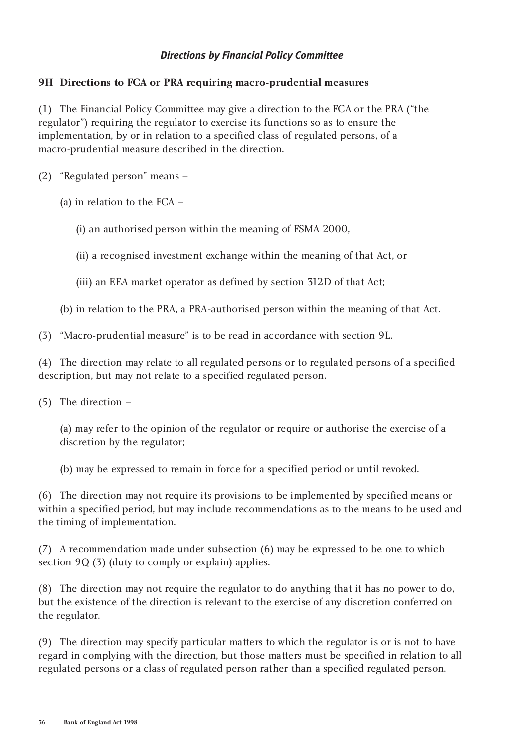## *Directions by Financial Policy Committee*

### 9H Directions to FCA or PRA requiring macro-prudential measures

(1) The Financial Policy Committee may give a direction to the FCA or the PRA ("the regulator") requiring the regulator to exercise its functions so as to ensure the implementation, by or in relation to a specified class of regulated persons, of a macro-prudential measure described in the direction.

(2) "Regulated person" means –

(a) in relation to the FCA –

(i) an authorised person within the meaning of FSMA 2000,

(ii) a recognised investment exchange within the meaning of that Act, or

(iii) an EEA market operator as defined by section 312D of that Act;

(b) in relation to the PRA, a PRA-authorised person within the meaning of that Act.

(3) "Macro-prudential measure" is to be read in accordance with section 9L.

(4) The direction may relate to all regulated persons or to regulated persons of a specified description, but may not relate to a specified regulated person.

(5) The direction –

(a) may refer to the opinion of the regulator or require or authorise the exercise of a discretion by the regulator;

(b) may be expressed to remain in force for a specified period or until revoked.

(6) The direction may not require its provisions to be implemented by specified means or within a specified period, but may include recommendations as to the means to be used and the timing of implementation.

(7) A recommendation made under subsection (6) may be expressed to be one to which section 9Q (3) (duty to comply or explain) applies.

(8) The direction may not require the regulator to do anything that it has no power to do, but the existence of the direction is relevant to the exercise of any discretion conferred on the regulator.

(9) The direction may specify particular matters to which the regulator is or is not to have regard in complying with the direction, but those matters must be specified in relation to all regulated persons or a class of regulated person rather than a specified regulated person.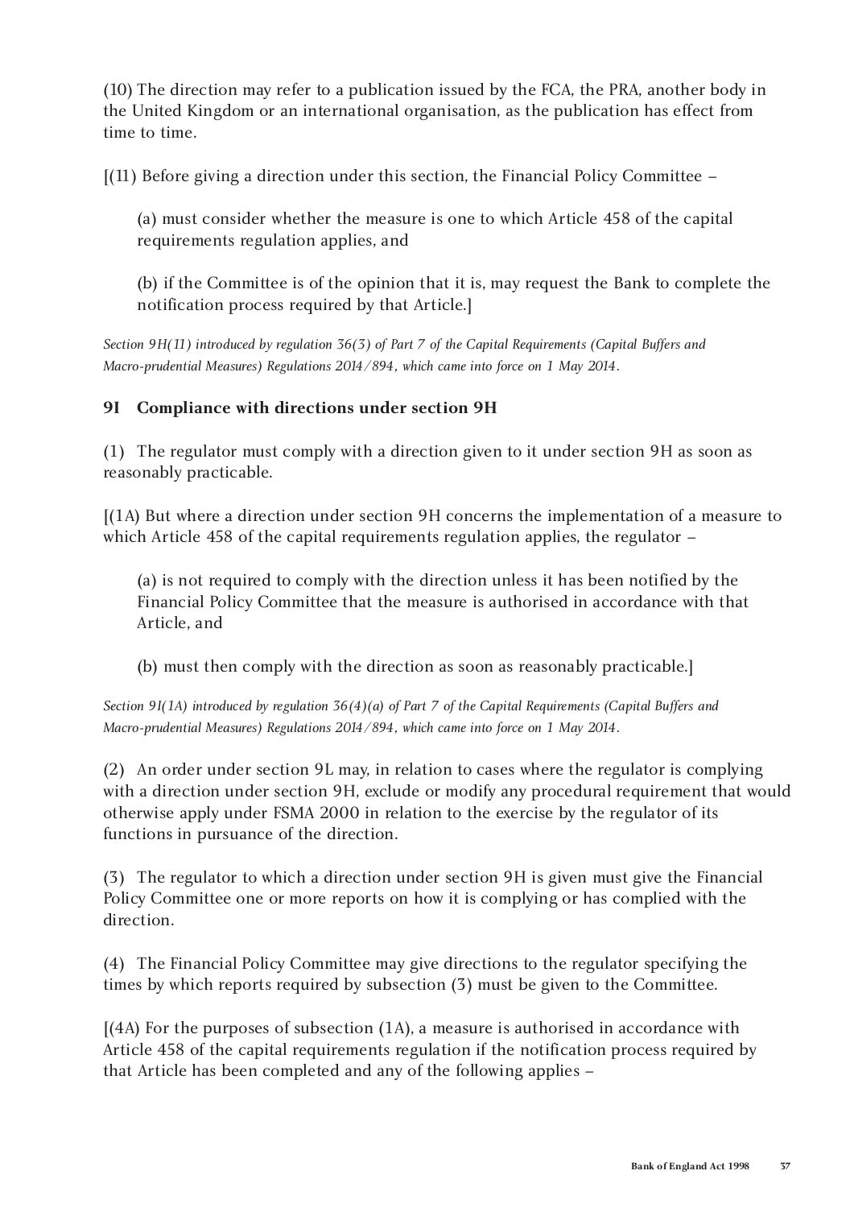(10) The direction may refer to a publication issued by the FCA, the PRA, another body in the United Kingdom or an international organisation, as the publication has effect from time to time.

[(11) Before giving a direction under this section, the Financial Policy Committee –

(a) must consider whether the measure is one to which Article 458 of the capital requirements regulation applies, and

(b) if the Committee is of the opinion that it is, may request the Bank to complete the notification process required by that Article.]

*Section 9H(11) introduced by regulation 36(3) of Part 7 of the Capital Requirements (Capital Buffers and Macro-prudential Measures) Regulations 2014/894, which came into force on 1 May 2014.*

### 9I Compliance with directions under section 9H

(1) The regulator must comply with a direction given to it under section 9H as soon as reasonably practicable.

[(1A) But where a direction under section 9H concerns the implementation of a measure to which Article 458 of the capital requirements regulation applies, the regulator –

(a) is not required to comply with the direction unless it has been notified by the Financial Policy Committee that the measure is authorised in accordance with that Article, and

(b) must then comply with the direction as soon as reasonably practicable.]

*Section 9I(1A) introduced by regulation 36(4)(a) of Part 7 of the Capital Requirements (Capital Buffers and Macro-prudential Measures) Regulations 2014/894, which came into force on 1 May 2014.*

(2) An order under section 9L may, in relation to cases where the regulator is complying with a direction under section 9H, exclude or modify any procedural requirement that would otherwise apply under FSMA 2000 in relation to the exercise by the regulator of its functions in pursuance of the direction.

(3) The regulator to which a direction under section 9H is given must give the Financial Policy Committee one or more reports on how it is complying or has complied with the direction.

(4) The Financial Policy Committee may give directions to the regulator specifying the times by which reports required by subsection (3) must be given to the Committee.

[(4A) For the purposes of subsection (1A), a measure is authorised in accordance with Article 458 of the capital requirements regulation if the notification process required by that Article has been completed and any of the following applies –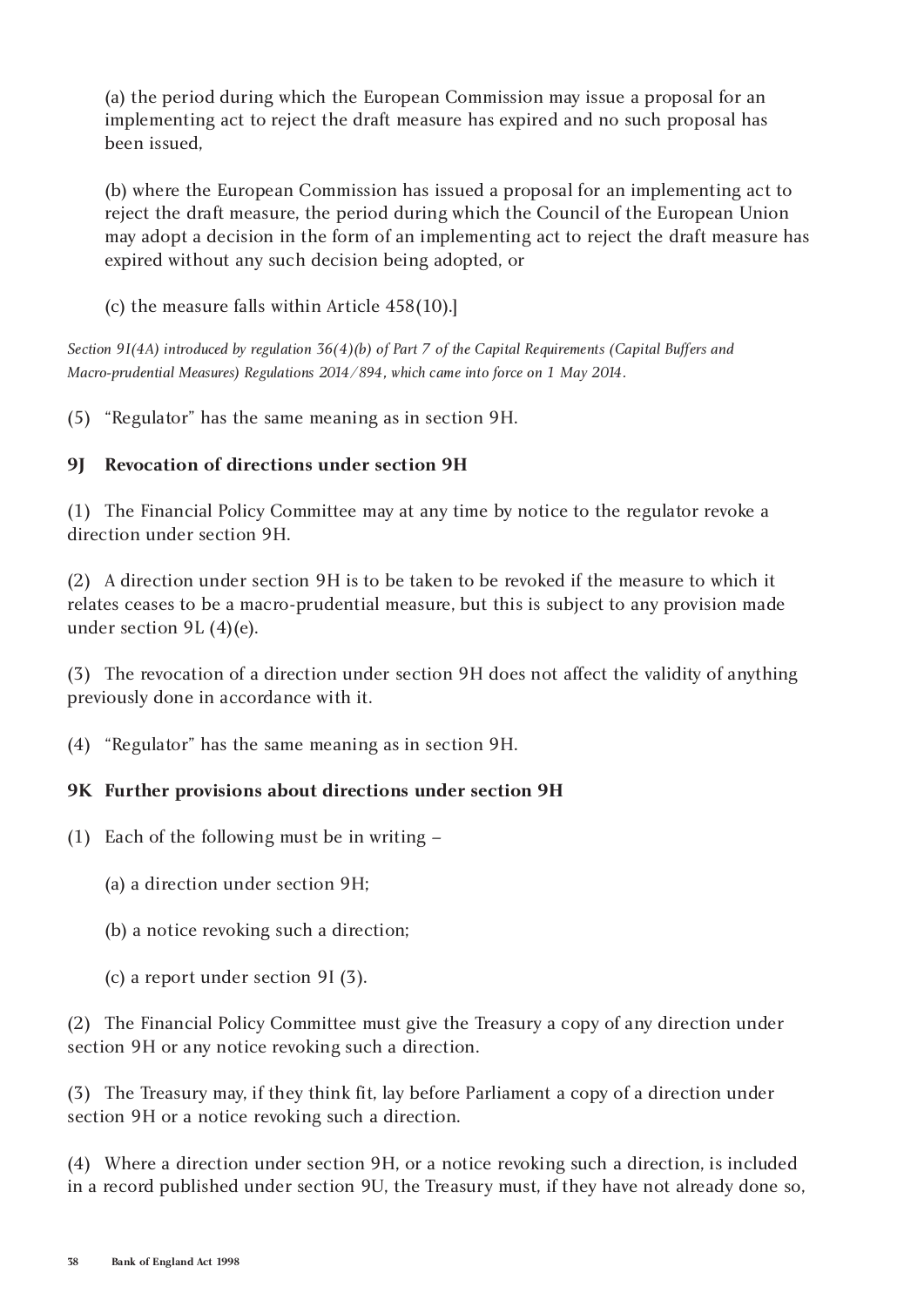(a) the period during which the European Commission may issue a proposal for an implementing act to reject the draft measure has expired and no such proposal has been issued,

(b) where the European Commission has issued a proposal for an implementing act to reject the draft measure, the period during which the Council of the European Union may adopt a decision in the form of an implementing act to reject the draft measure has expired without any such decision being adopted, or

(c) the measure falls within Article 458(10).]

*Section 9I(4A) introduced by regulation 36(4)(b) of Part 7 of the Capital Requirements (Capital Buffers and Macro-prudential Measures) Regulations 2014/894, which came into force on 1 May 2014.*

(5) "Regulator" has the same meaning as in section 9H.

**9J Revocation of directions under section 9H**

(1) The Financial Policy Committee may at any time by notice to the regulator revoke a direction under section 9H.

(2) A direction under section 9H is to be taken to be revoked if the measure to which it relates ceases to be a macro-prudential measure, but this is subject to any provision made under section 9L (4)(e).

(3) The revocation of a direction under section 9H does not affect the validity of anything previously done in accordance with it.

(4) "Regulator" has the same meaning as in section 9H.

**9K Further provisions about directions under section 9H**

(1) Each of the following must be in writing –

(a) a direction under section 9H;

(b) a notice revoking such a direction;

(c) a report under section 9I (3).

(2) The Financial Policy Committee must give the Treasury a copy of any direction under section 9H or any notice revoking such a direction.

(3) The Treasury may, if they think fit, lay before Parliament a copy of a direction under section 9H or a notice revoking such a direction.

(4) Where a direction under section 9H, or a notice revoking such a direction, is included in a record published under section 9U, the Treasury must, if they have not already done so,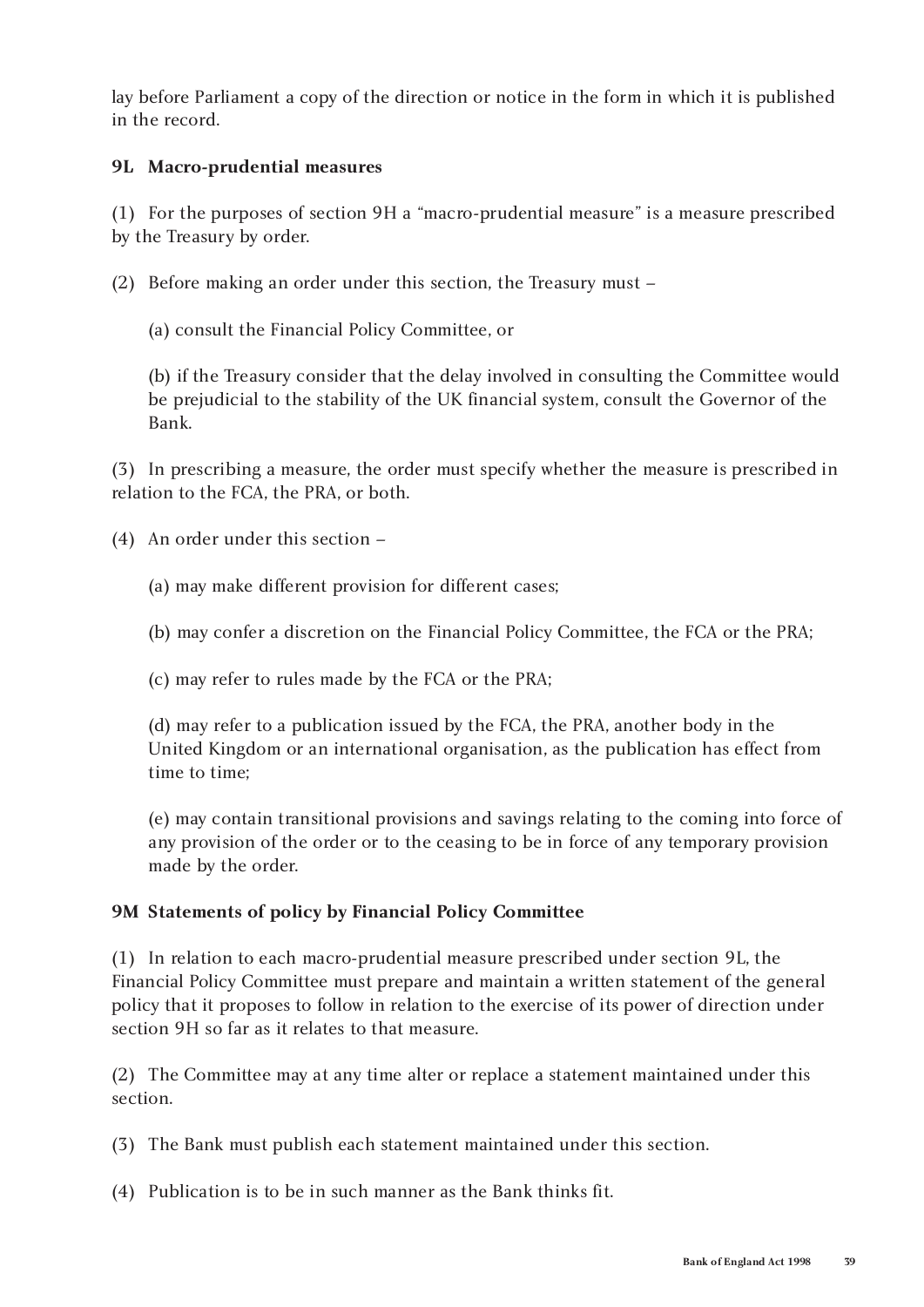lay before Parliament a copy of the direction or notice in the form in which it is published in the record.

### 9L Macro-prudential measures

(1) For the purposes of section 9H a "macro-prudential measure" is a measure prescribed by the Treasury by order.

(2) Before making an order under this section, the Treasury must –

(a) consult the Financial Policy Committee, or

(b) if the Treasury consider that the delay involved in consulting the Committee would be prejudicial to the stability of the UK financial system, consult the Governor of the Bank.

(3) In prescribing a measure, the order must specify whether the measure is prescribed in relation to the FCA, the PRA, or both.

(4) An order under this section –

(a) may make different provision for different cases;

(b) may confer a discretion on the Financial Policy Committee, the FCA or the PRA;

(c) may refer to rules made by the FCA or the PRA;

(d) may refer to a publication issued by the FCA, the PRA, another body in the United Kingdom or an international organisation, as the publication has effect from time to time;

(e) may contain transitional provisions and savings relating to the coming into force of any provision of the order or to the ceasing to be in force of any temporary provision made by the order.

### 9M Statements of policy by Financial Policy Committee

(1) In relation to each macro-prudential measure prescribed under section 9L, the Financial Policy Committee must prepare and maintain a written statement of the general policy that it proposes to follow in relation to the exercise of its power of direction under section 9H so far as it relates to that measure.

(2) The Committee may at any time alter or replace a statement maintained under this section.

(3) The Bank must publish each statement maintained under this section.

(4) Publication is to be in such manner as the Bank thinks fit.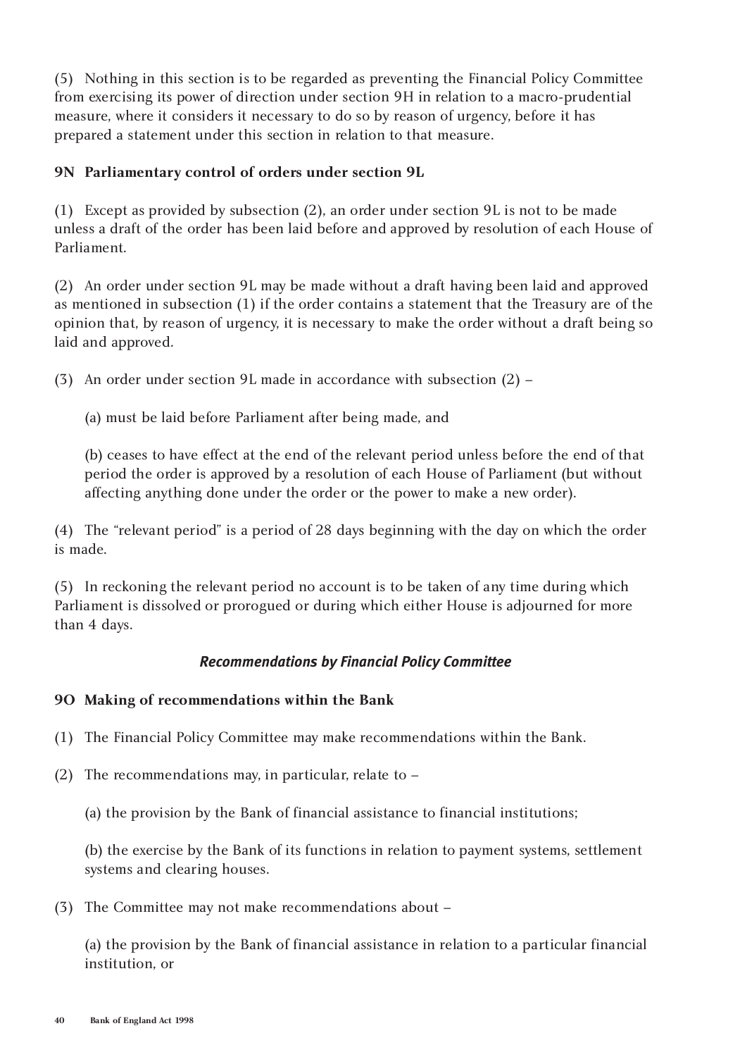(5) Nothing in this section is to be regarded as preventing the Financial Policy Committee from exercising its power of direction under section 9H in relation to a macro-prudential measure, where it considers it necessary to do so by reason of urgency, before it has prepared a statement under this section in relation to that measure.

**9N Parliamentary control of orders under section 9L**

(1) Except as provided by subsection (2), an order under section 9L is not to be made unless a draft of the order has been laid before and approved by resolution of each House of Parliament.

(2) An order under section 9L may be made without a draft having been laid and approved as mentioned in subsection (1) if the order contains a statement that the Treasury are of the opinion that, by reason of urgency, it is necessary to make the order without a draft being so laid and approved.

(3) An order under section 9L made in accordance with subsection (2) –

(a) must be laid before Parliament after being made, and

(b) ceases to have effect at the end of the relevant period unless before the end of that period the order is approved by a resolution of each House of Parliament (but without affecting anything done under the order or the power to make a new order).

(4) The "relevant period" is a period of 28 days beginning with the day on which the order is made.

(5) In reckoning the relevant period no account is to be taken of any time during which Parliament is dissolved or prorogued or during which either House is adjourned for more than 4 days.

***Recommendations by Financial Policy Committee***

**9O Making of recommendations within the Bank**

(1) The Financial Policy Committee may make recommendations within the Bank.

(2) The recommendations may, in particular, relate to –

(a) the provision by the Bank of financial assistance to financial institutions;

(b) the exercise by the Bank of its functions in relation to payment systems, settlement systems and clearing houses.

(3) The Committee may not make recommendations about –

(a) the provision by the Bank of financial assistance in relation to a particular financial institution, or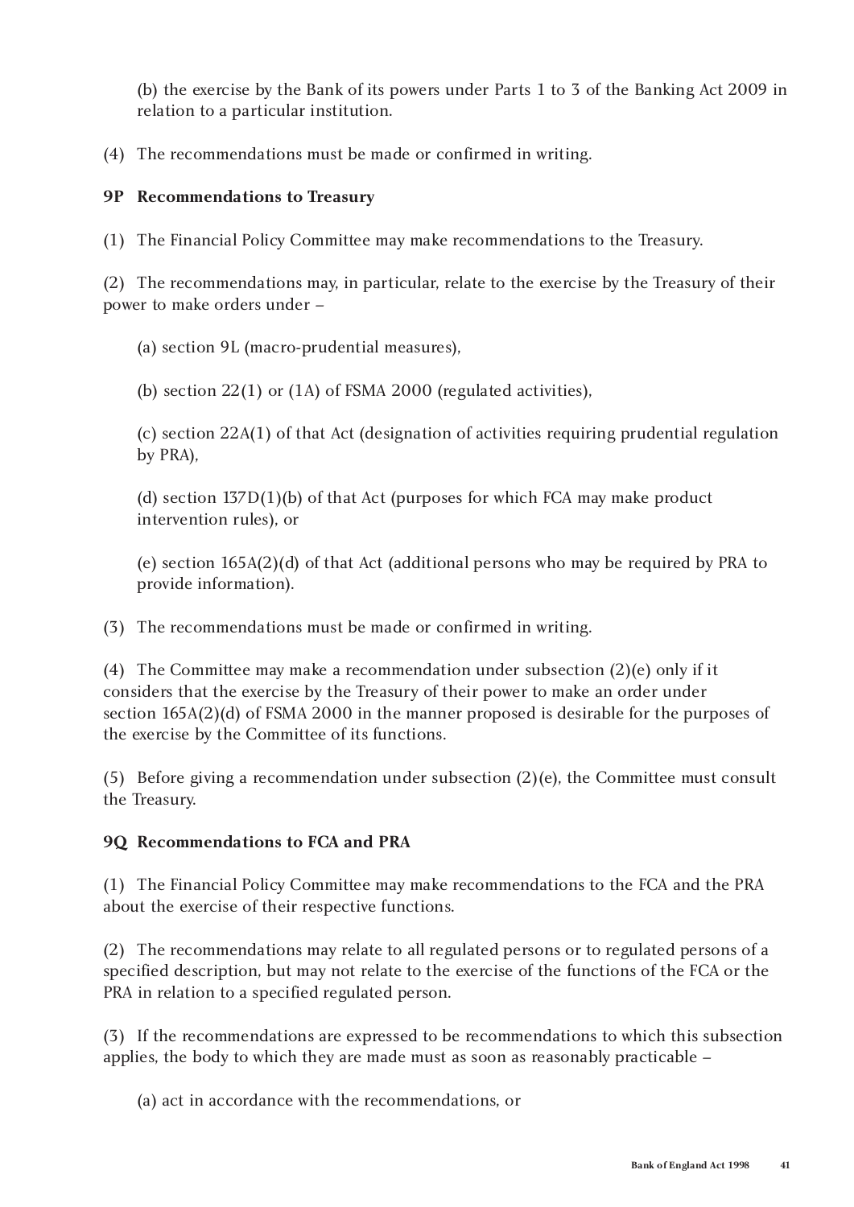(b) the exercise by the Bank of its powers under Parts 1 to 3 of the Banking Act 2009 in relation to a particular institution.

(4) The recommendations must be made or confirmed in writing.

**9P Recommendations to Treasury**

(1) The Financial Policy Committee may make recommendations to the Treasury.

(2) The recommendations may, in particular, relate to the exercise by the Treasury of their power to make orders under –

(a) section 9L (macro-prudential measures),

(b) section 22(1) or (1A) of FSMA 2000 (regulated activities),

(c) section 22A(1) of that Act (designation of activities requiring prudential regulation by PRA),

(d) section 137D(1)(b) of that Act (purposes for which FCA may make product intervention rules), or

(e) section 165A(2)(d) of that Act (additional persons who may be required by PRA to provide information).

(3) The recommendations must be made or confirmed in writing.

(4) The Committee may make a recommendation under subsection (2)(e) only if it considers that the exercise by the Treasury of their power to make an order under section 165A(2)(d) of FSMA 2000 in the manner proposed is desirable for the purposes of the exercise by the Committee of its functions.

(5) Before giving a recommendation under subsection (2)(e), the Committee must consult the Treasury.

**9Q Recommendations to FCA and PRA**

(1) The Financial Policy Committee may make recommendations to the FCA and the PRA about the exercise of their respective functions.

(2) The recommendations may relate to all regulated persons or to regulated persons of a specified description, but may not relate to the exercise of the functions of the FCA or the PRA in relation to a specified regulated person.

(3) If the recommendations are expressed to be recommendations to which this subsection applies, the body to which they are made must as soon as reasonably practicable –

(a) act in accordance with the recommendations, or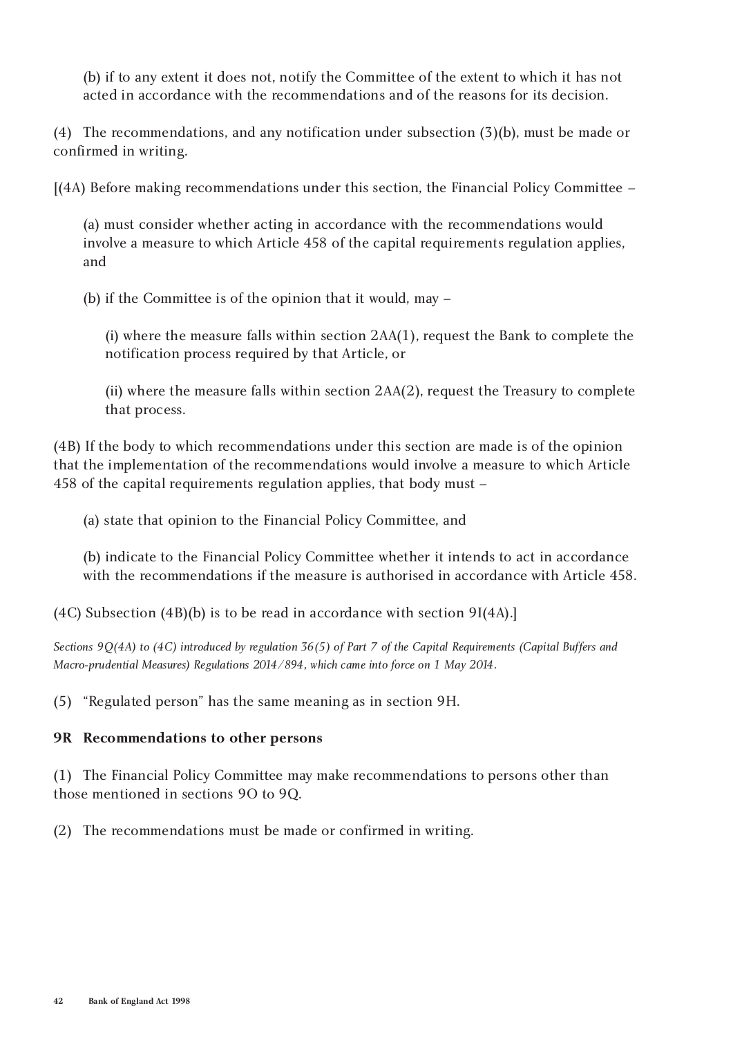(b) if to any extent it does not, notify the Committee of the extent to which it has not acted in accordance with the recommendations and of the reasons for its decision.

(4) The recommendations, and any notification under subsection (3)(b), must be made or confirmed in writing.

[(4A) Before making recommendations under this section, the Financial Policy Committee –

(a) must consider whether acting in accordance with the recommendations would involve a measure to which Article 458 of the capital requirements regulation applies, and

(b) if the Committee is of the opinion that it would, may –

(i) where the measure falls within section 2AA(1), request the Bank to complete the notification process required by that Article, or

(ii) where the measure falls within section 2AA(2), request the Treasury to complete that process.

(4B) If the body to which recommendations under this section are made is of the opinion that the implementation of the recommendations would involve a measure to which Article 458 of the capital requirements regulation applies, that body must –

(a) state that opinion to the Financial Policy Committee, and

(b) indicate to the Financial Policy Committee whether it intends to act in accordance with the recommendations if the measure is authorised in accordance with Article 458.

(4C) Subsection (4B)(b) is to be read in accordance with section 9I(4A).]

*Sections 9Q(4A) to (4C) introduced by regulation 36(5) of Part 7 of the Capital Requirements (Capital Buffers and Macro-prudential Measures) Regulations 2014/894, which came into force on 1 May 2014.*

(5) "Regulated person" has the same meaning as in section 9H.

**9R Recommendations to other persons**

(1) The Financial Policy Committee may make recommendations to persons other than those mentioned in sections 9O to 9Q.

(2) The recommendations must be made or confirmed in writing.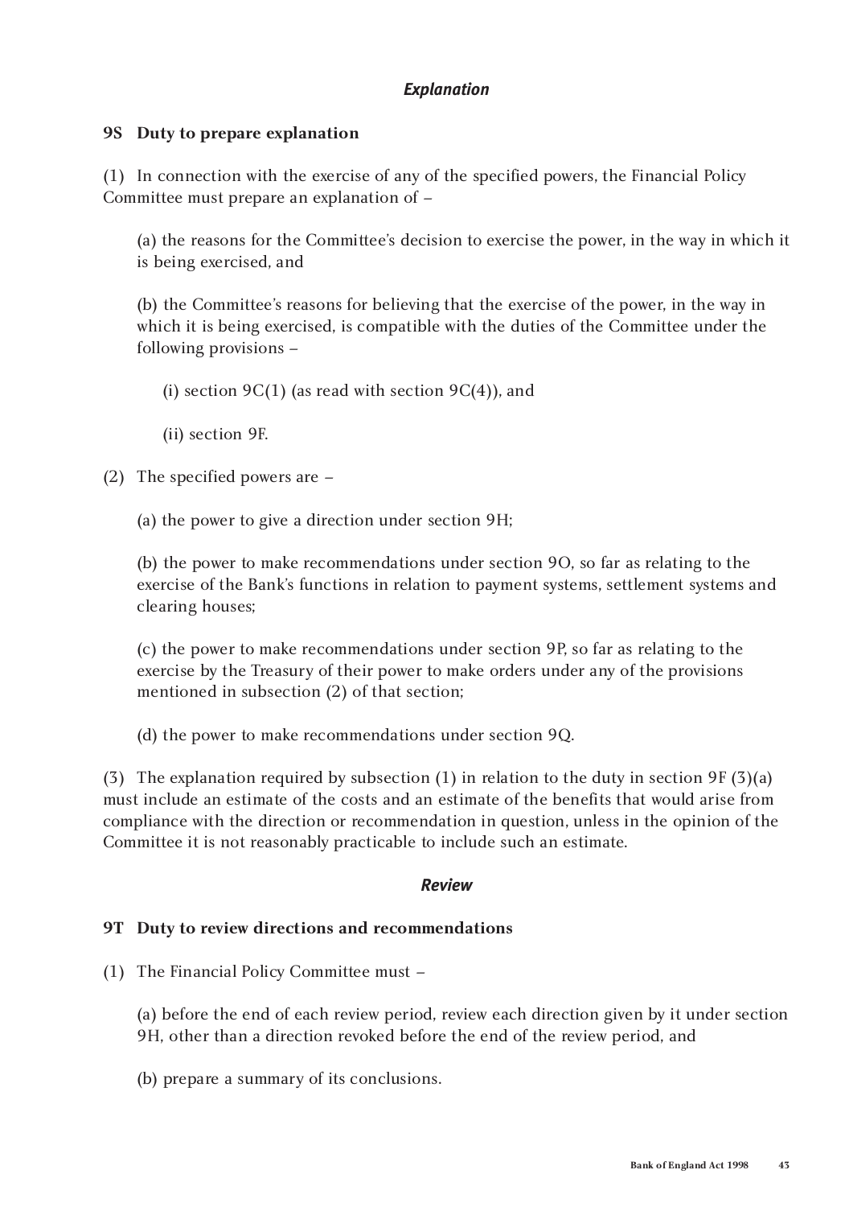### *Explanation*

**9S Duty to prepare explanation**

(1) In connection with the exercise of any of the specified powers, the Financial Policy Committee must prepare an explanation of –

(a) the reasons for the Committee's decision to exercise the power, in the way in which it is being exercised, and

(b) the Committee's reasons for believing that the exercise of the power, in the way in which it is being exercised, is compatible with the duties of the Committee under the following provisions –

(i) section 9C(1) (as read with section 9C(4)), and

(ii) section 9F.

(2) The specified powers are –

(a) the power to give a direction under section 9H;

(b) the power to make recommendations under section 9O, so far as relating to the exercise of the Bank's functions in relation to payment systems, settlement systems and clearing houses;

(c) the power to make recommendations under section 9P, so far as relating to the exercise by the Treasury of their power to make orders under any of the provisions mentioned in subsection (2) of that section;

(d) the power to make recommendations under section 9Q.

(3) The explanation required by subsection (1) in relation to the duty in section 9F (3)(a) must include an estimate of the costs and an estimate of the benefits that would arise from compliance with the direction or recommendation in question, unless in the opinion of the Committee it is not reasonably practicable to include such an estimate.

### *Review*

**9T Duty to review directions and recommendations**

(1) The Financial Policy Committee must –

(a) before the end of each review period, review each direction given by it under section 9H, other than a direction revoked before the end of the review period, and

(b) prepare a summary of its conclusions.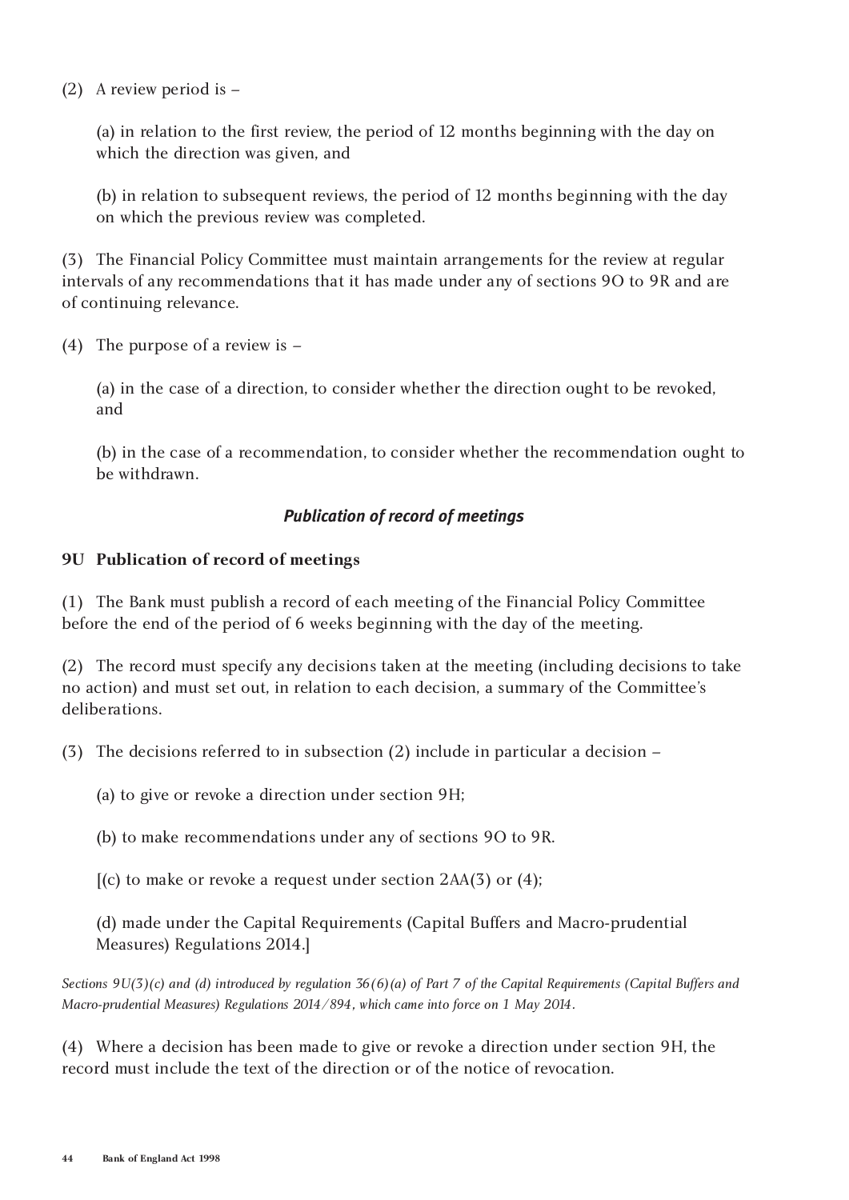(2) A review period is –

(a) in relation to the first review, the period of 12 months beginning with the day on which the direction was given, and

(b) in relation to subsequent reviews, the period of 12 months beginning with the day on which the previous review was completed.

(3) The Financial Policy Committee must maintain arrangements for the review at regular intervals of any recommendations that it has made under any of sections 9O to 9R and are of continuing relevance.

(4) The purpose of a review is –

(a) in the case of a direction, to consider whether the direction ought to be revoked, and

(b) in the case of a recommendation, to consider whether the recommendation ought to be withdrawn.

### *Publication of record of meetings*

**9U Publication of record of meetings**

(1) The Bank must publish a record of each meeting of the Financial Policy Committee before the end of the period of 6 weeks beginning with the day of the meeting.

(2) The record must specify any decisions taken at the meeting (including decisions to take no action) and must set out, in relation to each decision, a summary of the Committee's deliberations.

(3) The decisions referred to in subsection (2) include in particular a decision –

(a) to give or revoke a direction under section 9H;

(b) to make recommendations under any of sections 9O to 9R.

[(c) to make or revoke a request under section 2AA(3) or (4);

(d) made under the Capital Requirements (Capital Buffers and Macro-prudential Measures) Regulations 2014.]

*Sections 9U(3)(c) and (d) introduced by regulation 36(6)(a) of Part 7 of the Capital Requirements (Capital Buffers and Macro-prudential Measures) Regulations 2014/894, which came into force on 1 May 2014.*

(4) Where a decision has been made to give or revoke a direction under section 9H, the record must include the text of the direction or of the notice of revocation.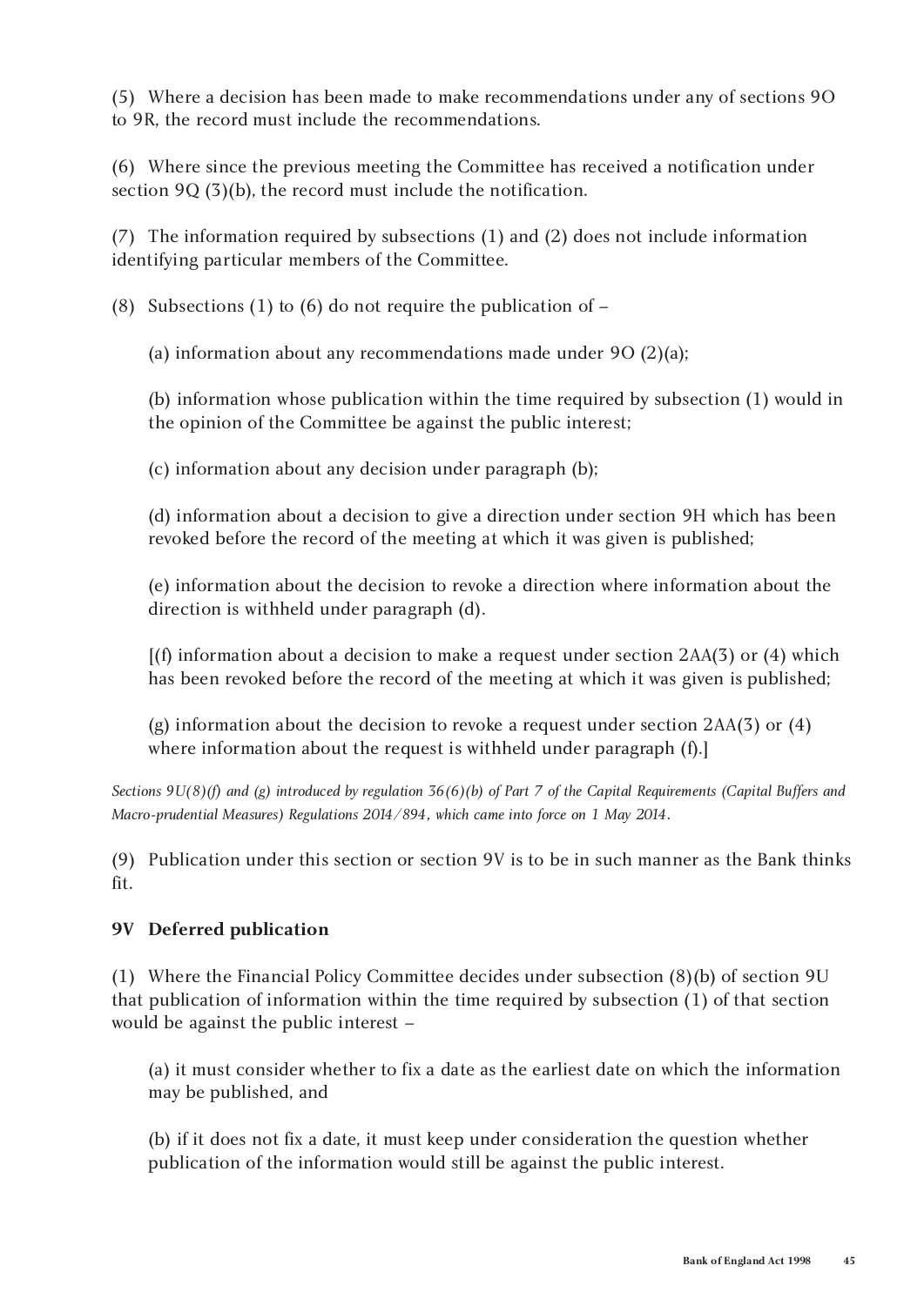(5) Where a decision has been made to make recommendations under any of sections 9O to 9R, the record must include the recommendations.

(6) Where since the previous meeting the Committee has received a notification under section 9Q (3)(b), the record must include the notification.

(7) The information required by subsections (1) and (2) does not include information identifying particular members of the Committee.

(8) Subsections (1) to (6) do not require the publication of –

(a) information about any recommendations made under 9O (2)(a);

(b) information whose publication within the time required by subsection (1) would in the opinion of the Committee be against the public interest;

(c) information about any decision under paragraph (b);

(d) information about a decision to give a direction under section 9H which has been revoked before the record of the meeting at which it was given is published;

(e) information about the decision to revoke a direction where information about the direction is withheld under paragraph (d).

[(f) information about a decision to make a request under section 2AA(3) or (4) which has been revoked before the record of the meeting at which it was given is published;

(g) information about the decision to revoke a request under section 2AA(3) or (4) where information about the request is withheld under paragraph (f).]

*Sections 9U(8)(f) and (g) introduced by regulation 36(6)(b) of Part 7 of the Capital Requirements (Capital Buffers and Macro-prudential Measures) Regulations 2014/894, which came into force on 1 May 2014.*

(9) Publication under this section or section 9V is to be in such manner as the Bank thinks fit.

### 9V Deferred publication

(1) Where the Financial Policy Committee decides under subsection (8)(b) of section 9U that publication of information within the time required by subsection (1) of that section would be against the public interest –

(a) it must consider whether to fix a date as the earliest date on which the information may be published, and

(b) if it does not fix a date, it must keep under consideration the question whether publication of the information would still be against the public interest.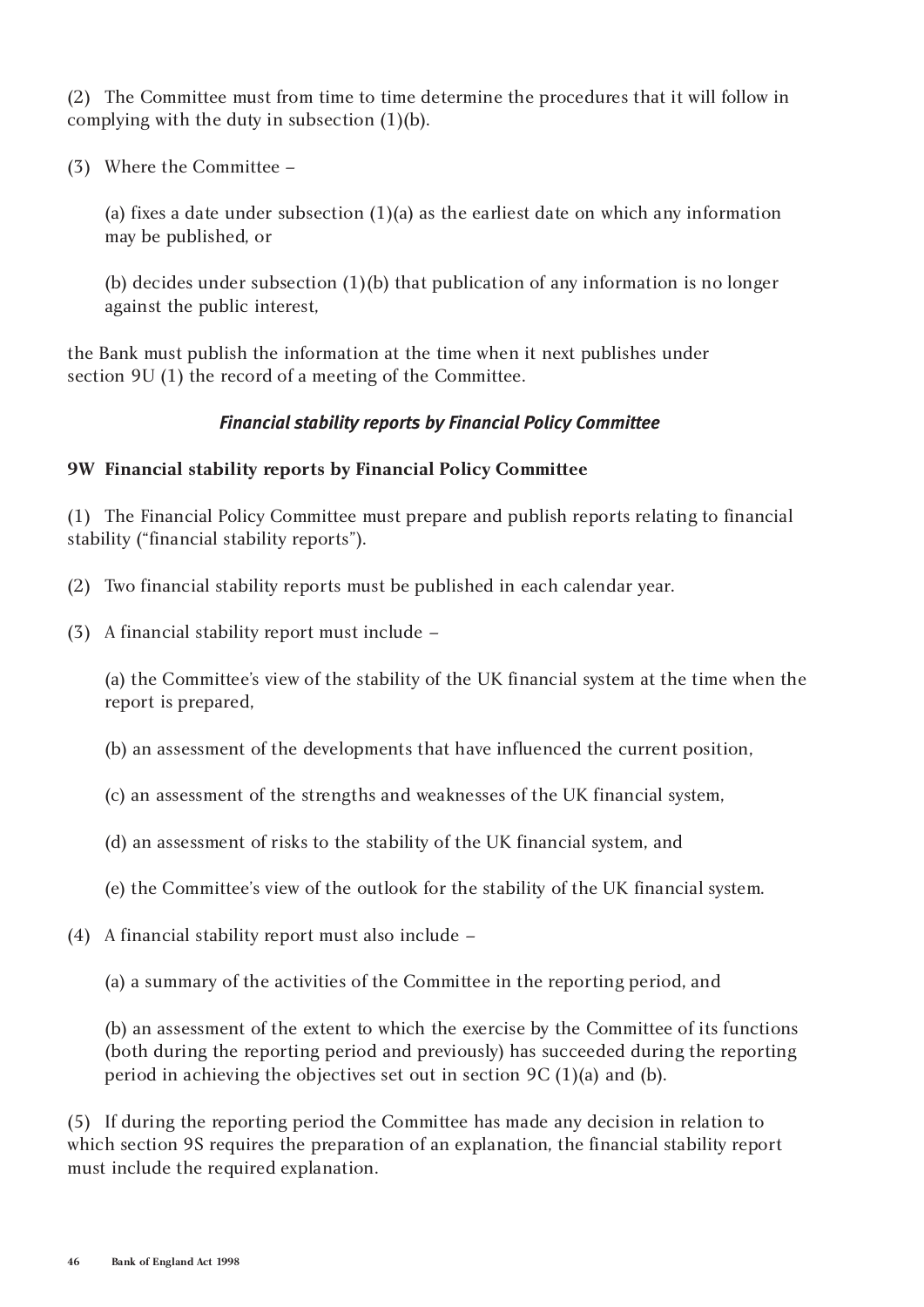(2) The Committee must from time to time determine the procedures that it will follow in complying with the duty in subsection (1)(b).

(3) Where the Committee –

(a) fixes a date under subsection (1)(a) as the earliest date on which any information may be published, or

(b) decides under subsection (1)(b) that publication of any information is no longer against the public interest,

the Bank must publish the information at the time when it next publishes under section 9U (1) the record of a meeting of the Committee.

### *Financial stability reports by Financial Policy Committee*

#### 9W Financial stability reports by Financial Policy Committee

(1) The Financial Policy Committee must prepare and publish reports relating to financial stability ("financial stability reports").

(2) Two financial stability reports must be published in each calendar year.

(3) A financial stability report must include –

(a) the Committee's view of the stability of the UK financial system at the time when the report is prepared,

(b) an assessment of the developments that have influenced the current position,

(c) an assessment of the strengths and weaknesses of the UK financial system,

(d) an assessment of risks to the stability of the UK financial system, and

(e) the Committee's view of the outlook for the stability of the UK financial system.

(4) A financial stability report must also include –

(a) a summary of the activities of the Committee in the reporting period, and

(b) an assessment of the extent to which the exercise by the Committee of its functions (both during the reporting period and previously) has succeeded during the reporting period in achieving the objectives set out in section 9C (1)(a) and (b).

(5) If during the reporting period the Committee has made any decision in relation to which section 9S requires the preparation of an explanation, the financial stability report must include the required explanation.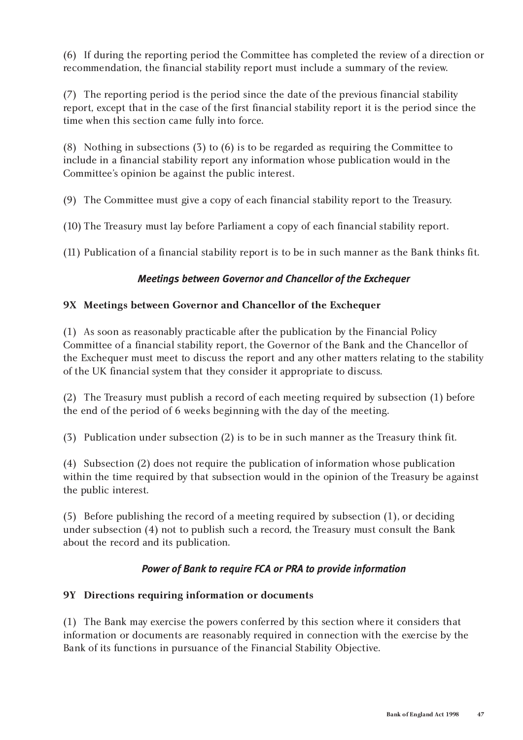(6) If during the reporting period the Committee has completed the review of a direction or recommendation, the financial stability report must include a summary of the review.

(7) The reporting period is the period since the date of the previous financial stability report, except that in the case of the first financial stability report it is the period since the time when this section came fully into force.

(8) Nothing in subsections (3) to (6) is to be regarded as requiring the Committee to include in a financial stability report any information whose publication would in the Committee's opinion be against the public interest.

(9) The Committee must give a copy of each financial stability report to the Treasury.

(10) The Treasury must lay before Parliament a copy of each financial stability report.

(11) Publication of a financial stability report is to be in such manner as the Bank thinks fit.

### *Meetings between Governor and Chancellor of the Exchequer*

#### 9X Meetings between Governor and Chancellor of the Exchequer

(1) As soon as reasonably practicable after the publication by the Financial Policy Committee of a financial stability report, the Governor of the Bank and the Chancellor of the Exchequer must meet to discuss the report and any other matters relating to the stability of the UK financial system that they consider it appropriate to discuss.

(2) The Treasury must publish a record of each meeting required by subsection (1) before the end of the period of 6 weeks beginning with the day of the meeting.

(3) Publication under subsection (2) is to be in such manner as the Treasury think fit.

(4) Subsection (2) does not require the publication of information whose publication within the time required by that subsection would in the opinion of the Treasury be against the public interest.

(5) Before publishing the record of a meeting required by subsection (1), or deciding under subsection (4) not to publish such a record, the Treasury must consult the Bank about the record and its publication.

### *Power of Bank to require FCA or PRA to provide information*

#### 9Y Directions requiring information or documents

(1) The Bank may exercise the powers conferred by this section where it considers that information or documents are reasonably required in connection with the exercise by the Bank of its functions in pursuance of the Financial Stability Objective.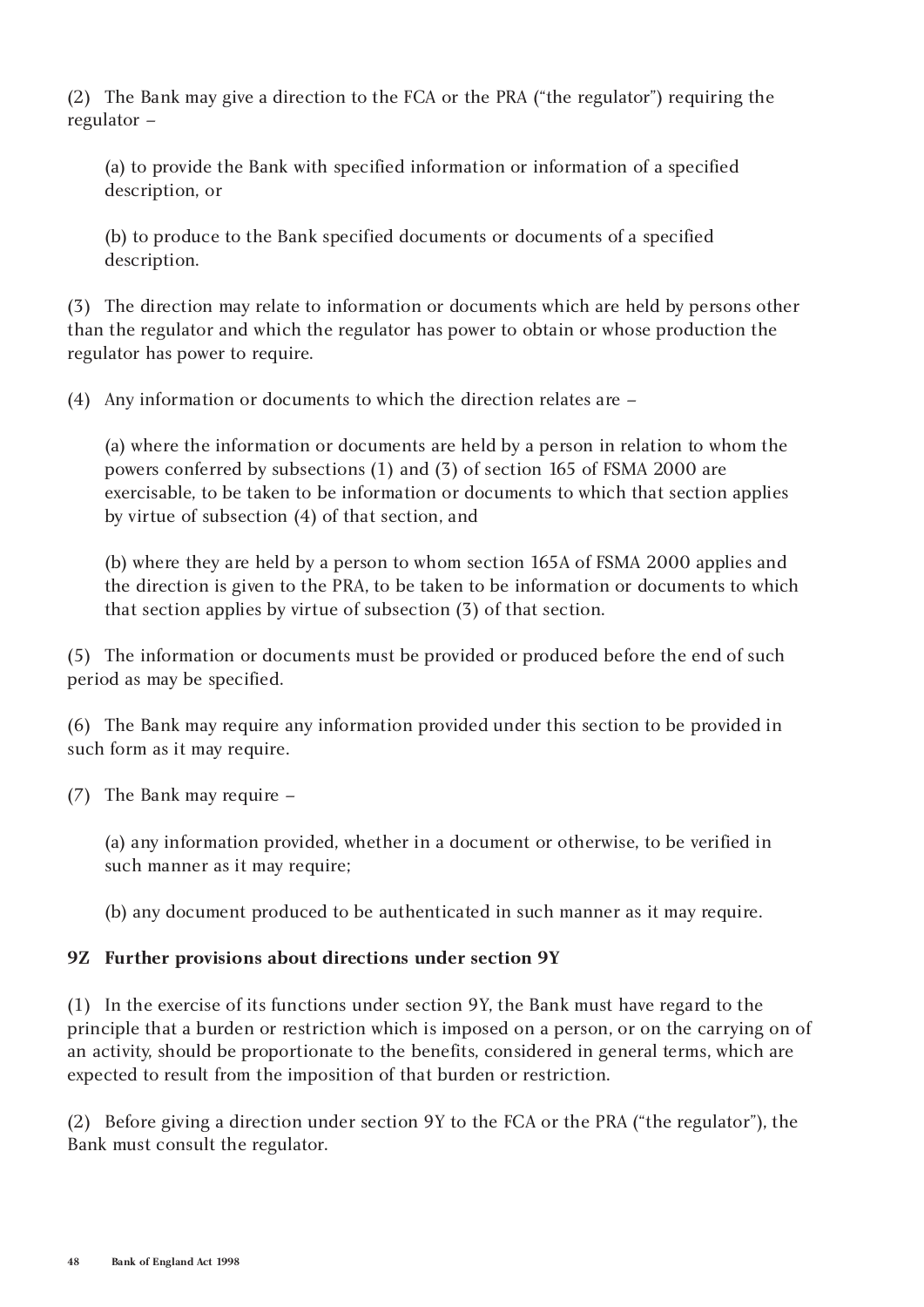(2) The Bank may give a direction to the FCA or the PRA ("the regulator") requiring the regulator –

(a) to provide the Bank with specified information or information of a specified description, or

(b) to produce to the Bank specified documents or documents of a specified description.

(3) The direction may relate to information or documents which are held by persons other than the regulator and which the regulator has power to obtain or whose production the regulator has power to require.

(4) Any information or documents to which the direction relates are –

(a) where the information or documents are held by a person in relation to whom the powers conferred by subsections (1) and (3) of section 165 of FSMA 2000 are exercisable, to be taken to be information or documents to which that section applies by virtue of subsection (4) of that section, and

(b) where they are held by a person to whom section 165A of FSMA 2000 applies and the direction is given to the PRA, to be taken to be information or documents to which that section applies by virtue of subsection (3) of that section.

(5) The information or documents must be provided or produced before the end of such period as may be specified.

(6) The Bank may require any information provided under this section to be provided in such form as it may require.

(7) The Bank may require –

(a) any information provided, whether in a document or otherwise, to be verified in such manner as it may require;

(b) any document produced to be authenticated in such manner as it may require.

**9Z Further provisions about directions under section 9Y**

(1) In the exercise of its functions under section 9Y, the Bank must have regard to the principle that a burden or restriction which is imposed on a person, or on the carrying on of an activity, should be proportionate to the benefits, considered in general terms, which are expected to result from the imposition of that burden or restriction.

(2) Before giving a direction under section 9Y to the FCA or the PRA ("the regulator"), the Bank must consult the regulator.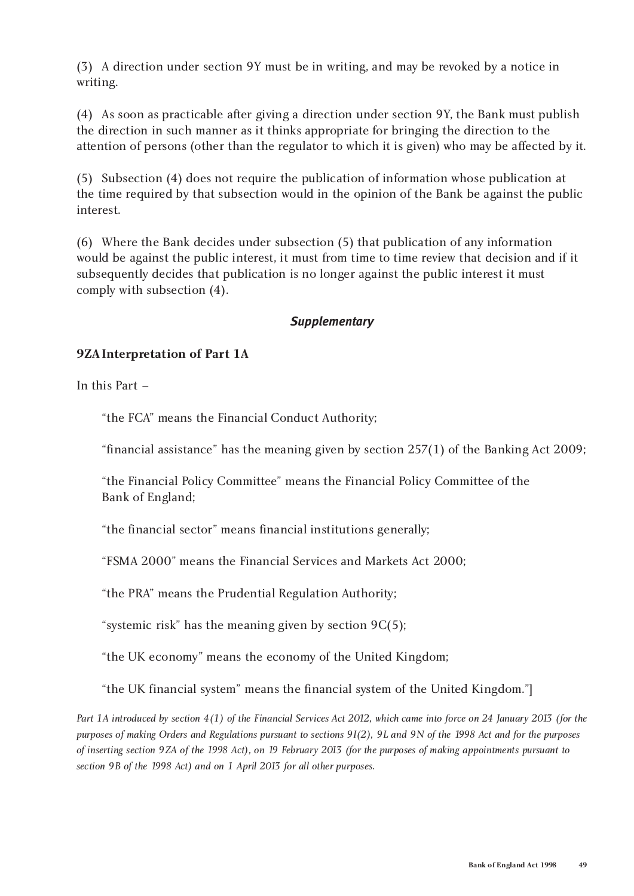(3) A direction under section 9Y must be in writing, and may be revoked by a notice in writing.

(4) As soon as practicable after giving a direction under section 9Y, the Bank must publish the direction in such manner as it thinks appropriate for bringing the direction to the attention of persons (other than the regulator to which it is given) who may be affected by it.

(5) Subsection (4) does not require the publication of information whose publication at the time required by that subsection would in the opinion of the Bank be against the public interest.

(6) Where the Bank decides under subsection (5) that publication of any information would be against the public interest, it must from time to time review that decision and if it subsequently decides that publication is no longer against the public interest it must comply with subsection (4).

### *Supplementary*

**9ZA Interpretation of Part 1A**

In this Part –

"the FCA" means the Financial Conduct Authority;

"financial assistance" has the meaning given by section 257(1) of the Banking Act 2009;

"the Financial Policy Committee" means the Financial Policy Committee of the Bank of England;

"the financial sector" means financial institutions generally;

"FSMA 2000" means the Financial Services and Markets Act 2000;

"the PRA" means the Prudential Regulation Authority;

"systemic risk" has the meaning given by section 9C(5);

"the UK economy" means the economy of the United Kingdom;

"the UK financial system" means the financial system of the United Kingdom."]

*Part 1A introduced by section 4(1) of the Financial Services Act 2012, which came into force on 24 January 2013 (for the purposes of making Orders and Regulations pursuant to sections 9I(2), 9L and 9N of the 1998 Act and for the purposes of inserting section 9ZA of the 1998 Act), on 19 February 2013 (for the purposes of making appointments pursuant to section 9B of the 1998 Act) and on 1 April 2013 for all other purposes.*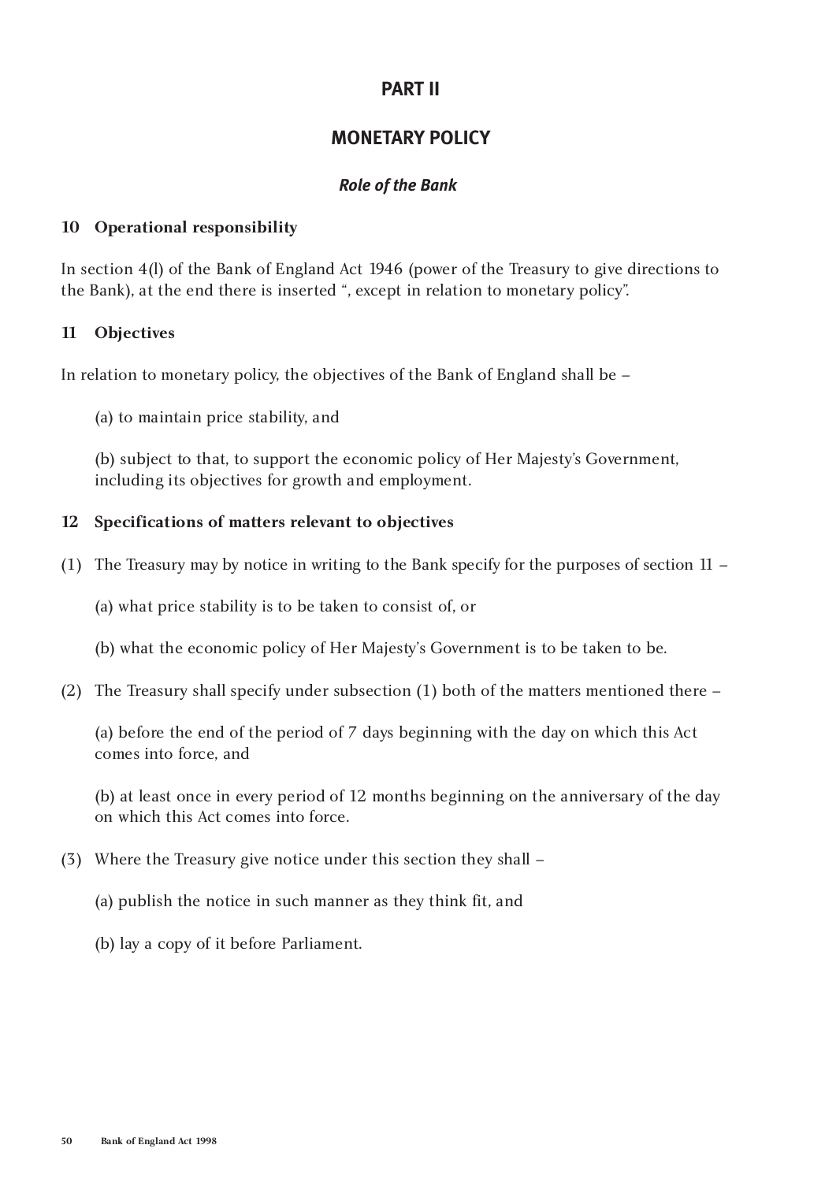# PART II

## MONETARY POLICY

### *Role of the Bank*

**10 Operational responsibility**

In section 4(l) of the Bank of England Act 1946 (power of the Treasury to give directions to the Bank), at the end there is inserted ", except in relation to monetary policy".

**11 Objectives**

In relation to monetary policy, the objectives of the Bank of England shall be –

(a) to maintain price stability, and

(b) subject to that, to support the economic policy of Her Majesty's Government, including its objectives for growth and employment.

**12 Specifications of matters relevant to objectives**

(1) The Treasury may by notice in writing to the Bank specify for the purposes of section 11 –

(a) what price stability is to be taken to consist of, or

(b) what the economic policy of Her Majesty's Government is to be taken to be.

(2) The Treasury shall specify under subsection (1) both of the matters mentioned there –

(a) before the end of the period of 7 days beginning with the day on which this Act comes into force, and

(b) at least once in every period of 12 months beginning on the anniversary of the day on which this Act comes into force.

(3) Where the Treasury give notice under this section they shall –

(a) publish the notice in such manner as they think fit, and

(b) lay a copy of it before Parliament.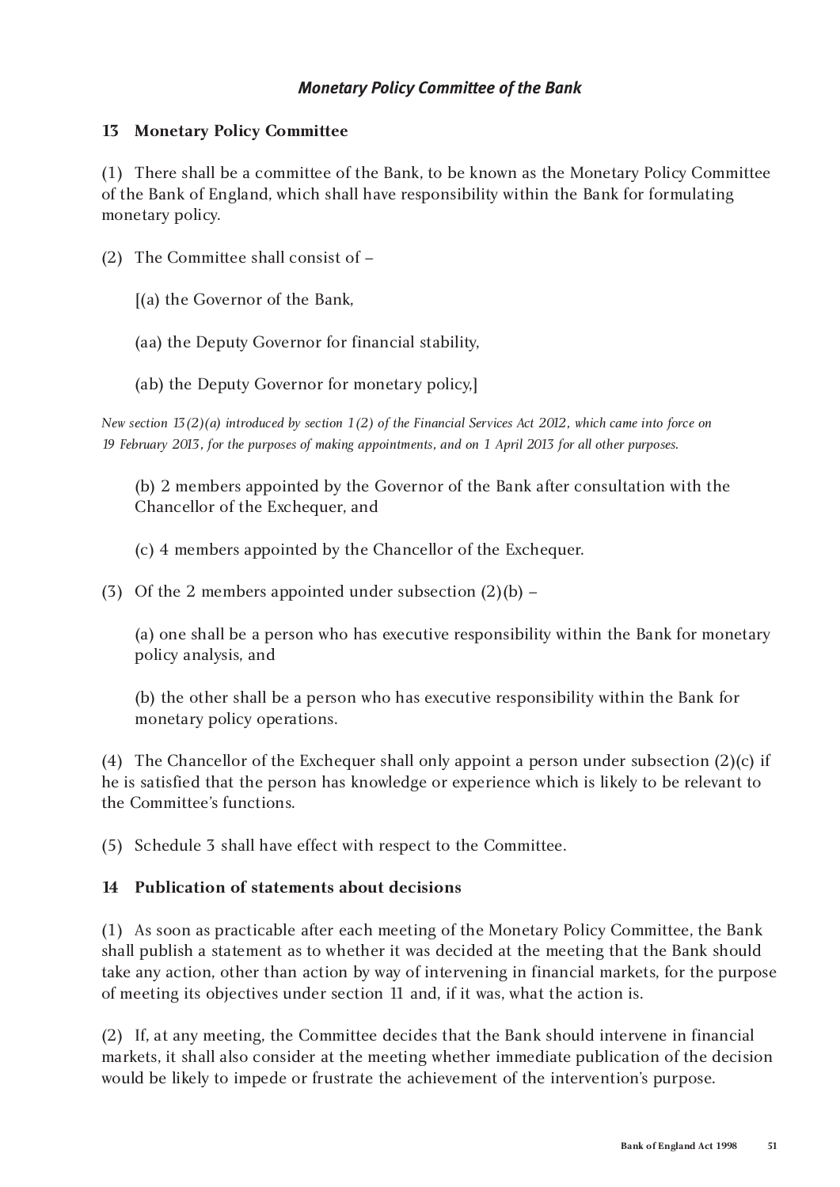### *Monetary Policy Committee of the Bank*

**13 Monetary Policy Committee**

(1) There shall be a committee of the Bank, to be known as the Monetary Policy Committee of the Bank of England, which shall have responsibility within the Bank for formulating monetary policy.

(2) The Committee shall consist of –

[(a) the Governor of the Bank,

(aa) the Deputy Governor for financial stability,

(ab) the Deputy Governor for monetary policy,]

*New section 13(2)(a) introduced by section 1(2) of the Financial Services Act 2012, which came into force on 19 February 2013, for the purposes of making appointments, and on 1 April 2013 for all other purposes.*

(b) 2 members appointed by the Governor of the Bank after consultation with the Chancellor of the Exchequer, and

(c) 4 members appointed by the Chancellor of the Exchequer.

(3) Of the 2 members appointed under subsection (2)(b) –

(a) one shall be a person who has executive responsibility within the Bank for monetary policy analysis, and

(b) the other shall be a person who has executive responsibility within the Bank for monetary policy operations.

(4) The Chancellor of the Exchequer shall only appoint a person under subsection (2)(c) if he is satisfied that the person has knowledge or experience which is likely to be relevant to the Committee's functions.

(5) Schedule 3 shall have effect with respect to the Committee.

**14 Publication of statements about decisions**

(1) As soon as practicable after each meeting of the Monetary Policy Committee, the Bank shall publish a statement as to whether it was decided at the meeting that the Bank should take any action, other than action by way of intervening in financial markets, for the purpose of meeting its objectives under section 11 and, if it was, what the action is.

(2) If, at any meeting, the Committee decides that the Bank should intervene in financial markets, it shall also consider at the meeting whether immediate publication of the decision would be likely to impede or frustrate the achievement of the intervention's purpose.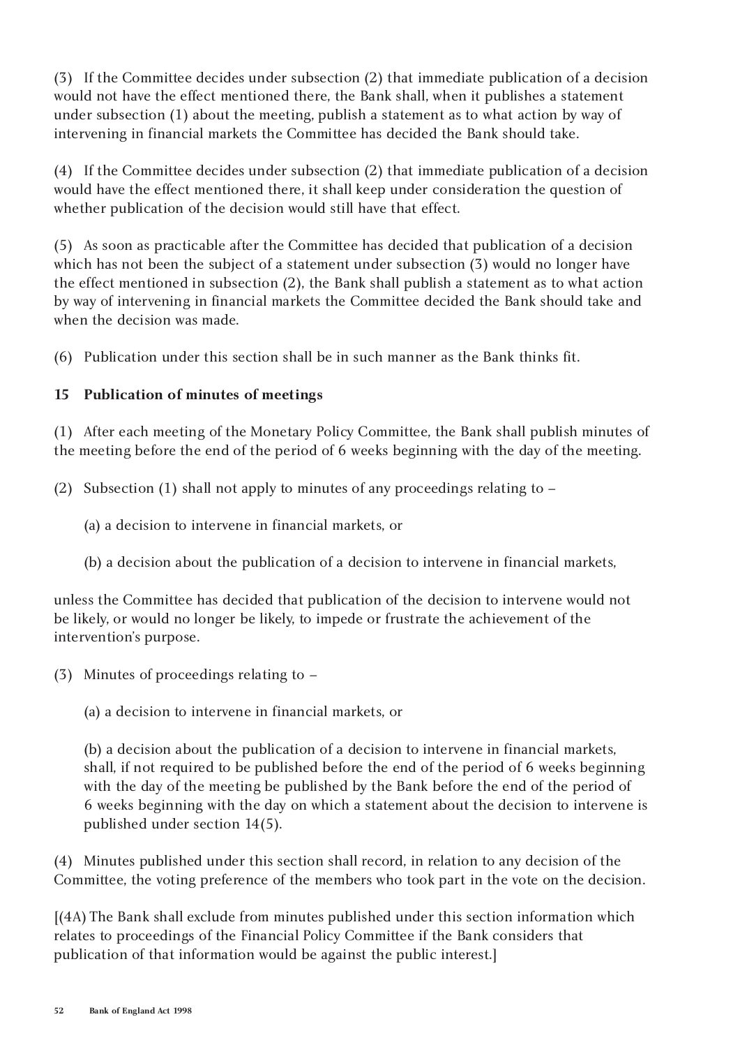(3) If the Committee decides under subsection (2) that immediate publication of a decision would not have the effect mentioned there, the Bank shall, when it publishes a statement under subsection (1) about the meeting, publish a statement as to what action by way of intervening in financial markets the Committee has decided the Bank should take.

(4) If the Committee decides under subsection (2) that immediate publication of a decision would have the effect mentioned there, it shall keep under consideration the question of whether publication of the decision would still have that effect.

(5) As soon as practicable after the Committee has decided that publication of a decision which has not been the subject of a statement under subsection (3) would no longer have the effect mentioned in subsection (2), the Bank shall publish a statement as to what action by way of intervening in financial markets the Committee decided the Bank should take and when the decision was made.

(6) Publication under this section shall be in such manner as the Bank thinks fit.

**15 Publication of minutes of meetings**

(1) After each meeting of the Monetary Policy Committee, the Bank shall publish minutes of the meeting before the end of the period of 6 weeks beginning with the day of the meeting.

(2) Subsection (1) shall not apply to minutes of any proceedings relating to –

(a) a decision to intervene in financial markets, or

(b) a decision about the publication of a decision to intervene in financial markets,

unless the Committee has decided that publication of the decision to intervene would not be likely, or would no longer be likely, to impede or frustrate the achievement of the intervention's purpose.

(3) Minutes of proceedings relating to –

(a) a decision to intervene in financial markets, or

(b) a decision about the publication of a decision to intervene in financial markets, shall, if not required to be published before the end of the period of 6 weeks beginning with the day of the meeting be published by the Bank before the end of the period of 6 weeks beginning with the day on which a statement about the decision to intervene is published under section 14(5).

(4) Minutes published under this section shall record, in relation to any decision of the Committee, the voting preference of the members who took part in the vote on the decision.

[(4A) The Bank shall exclude from minutes published under this section information which relates to proceedings of the Financial Policy Committee if the Bank considers that publication of that information would be against the public interest.]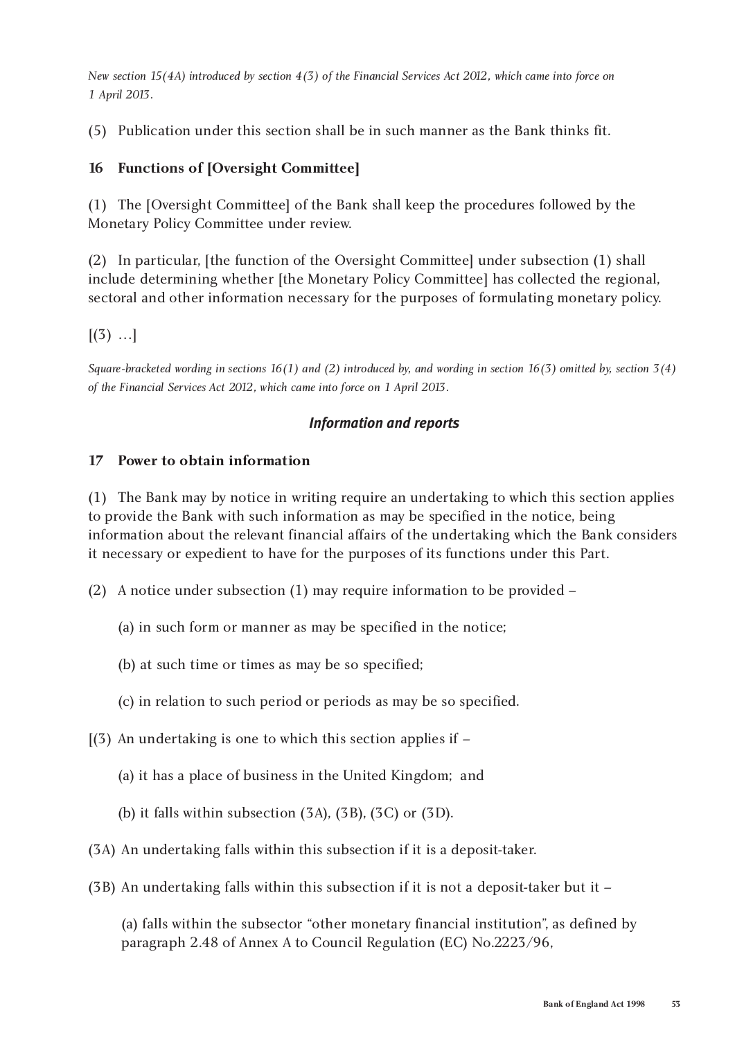*New section 15(4A) introduced by section 4(3) of the Financial Services Act 2012, which came into force on 1 April 2013.*

(5) Publication under this section shall be in such manner as the Bank thinks fit.

**16 Functions of [Oversight Committee]**

(1) The [Oversight Committee] of the Bank shall keep the procedures followed by the Monetary Policy Committee under review.

(2) In particular, [the function of the Oversight Committee] under subsection (1) shall include determining whether [the Monetary Policy Committee] has collected the regional, sectoral and other information necessary for the purposes of formulating monetary policy.

[(3) …]

*Square-bracketed wording in sections 16(1) and (2) introduced by, and wording in section 16(3) omitted by, section 3(4) of the Financial Services Act 2012, which came into force on 1 April 2013.*

### *Information and reports*

**17 Power to obtain information**

(1) The Bank may by notice in writing require an undertaking to which this section applies to provide the Bank with such information as may be specified in the notice, being information about the relevant financial affairs of the undertaking which the Bank considers it necessary or expedient to have for the purposes of its functions under this Part.

(2) A notice under subsection (1) may require information to be provided –

(a) in such form or manner as may be specified in the notice;

(b) at such time or times as may be so specified;

(c) in relation to such period or periods as may be so specified.

[(3) An undertaking is one to which this section applies if –

(a) it has a place of business in the United Kingdom; and

(b) it falls within subsection (3A), (3B), (3C) or (3D).

(3A) An undertaking falls within this subsection if it is a deposit-taker.

(3B) An undertaking falls within this subsection if it is not a deposit-taker but it –

(a) falls within the subsector "other monetary financial institution", as defined by paragraph 2.48 of Annex A to Council Regulation (EC) No.2223/96,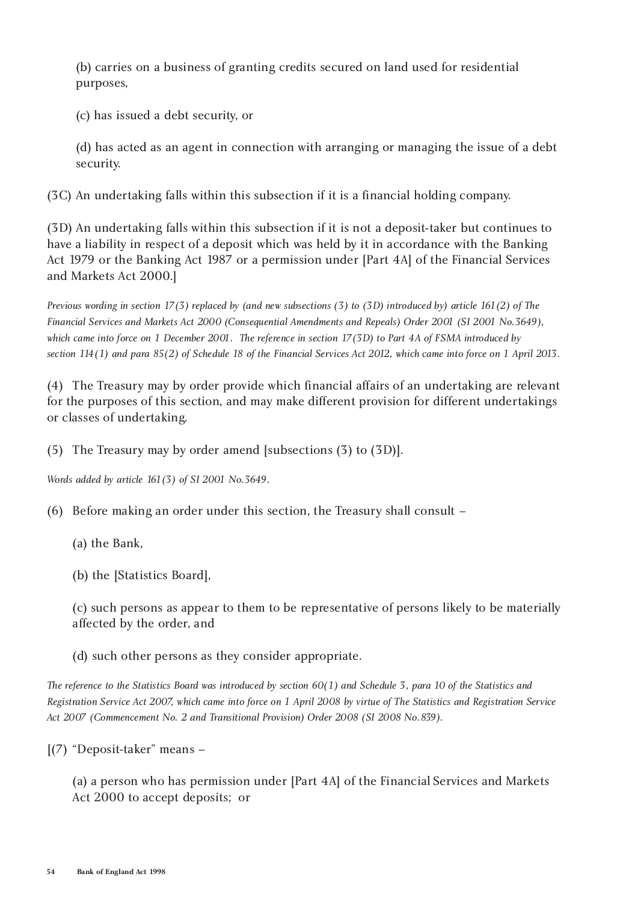(b) carries on a business of granting credits secured on land used for residential purposes,

(c) has issued a debt security, or

(d) has acted as an agent in connection with arranging or managing the issue of a debt security.

(3C) An undertaking falls within this subsection if it is a financial holding company.

(3D) An undertaking falls within this subsection if it is not a deposit-taker but continues to have a liability in respect of a deposit which was held by it in accordance with the Banking Act 1979 or the Banking Act 1987 or a permission under [Part 4A] of the Financial Services and Markets Act 2000.]

*Previous wording in section 17(3) replaced by (and new subsections (3) to (3D) introduced by) article 161(2) of The Financial Services and Markets Act 2000 (Consequential Amendments and Repeals) Order 2001 (SI 2001 No.3649), which came into force on 1 December 2001. The reference in section 17(3D) to Part 4A of FSMA introduced by section 114(1) and para 85(2) of Schedule 18 of the Financial Services Act 2012, which came into force on 1 April 2013.*

(4) The Treasury may by order provide which financial affairs of an undertaking are relevant for the purposes of this section, and may make different provision for different undertakings or classes of undertaking.

(5) The Treasury may by order amend [subsections (3) to (3D)].

*Words added by article 161(3) of SI 2001 No.3649.*

(6) Before making an order under this section, the Treasury shall consult –

(a) the Bank,

(b) the [Statistics Board],

(c) such persons as appear to them to be representative of persons likely to be materially affected by the order, and

(d) such other persons as they consider appropriate.

*The reference to the Statistics Board was introduced by section 60(1) and Schedule 3, para 10 of the Statistics and Registration Service Act 2007, which came into force on 1 April 2008 by virtue of The Statistics and Registration Service Act 2007 (Commencement No. 2 and Transitional Provision) Order 2008 (SI 2008 No.839).*

[(7) "Deposit-taker" means –

(a) a person who has permission under [Part 4A] of the Financial Services and Markets Act 2000 to accept deposits; or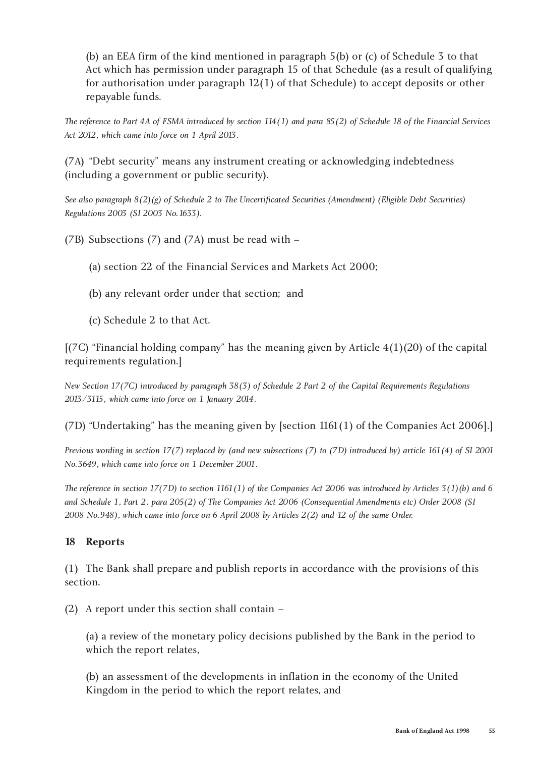(b) an EEA firm of the kind mentioned in paragraph 5(b) or (c) of Schedule 3 to that Act which has permission under paragraph 15 of that Schedule (as a result of qualifying for authorisation under paragraph 12(1) of that Schedule) to accept deposits or other repayable funds.

*The reference to Part 4A of FSMA introduced by section 114(1) and para 85(2) of Schedule 18 of the Financial Services Act 2012, which came into force on 1 April 2013.*

(7A) "Debt security" means any instrument creating or acknowledging indebtedness (including a government or public security).

*See also paragraph 8(2)(g) of Schedule 2 to The Uncertificated Securities (Amendment) (Eligible Debt Securities) Regulations 2003 (SI 2003 No.1633).*

(7B) Subsections (7) and (7A) must be read with –

(a) section 22 of the Financial Services and Markets Act 2000;

(b) any relevant order under that section; and

(c) Schedule 2 to that Act.

[(7C) "Financial holding company" has the meaning given by Article 4(1)(20) of the capital requirements regulation.]

*New Section 17(7C) introduced by paragraph 38(3) of Schedule 2 Part 2 of the Capital Requirements Regulations 2013/3115, which came into force on 1 January 2014.*

(7D) "Undertaking" has the meaning given by [section 1161(1) of the Companies Act 2006].]

*Previous wording in section 17(7) replaced by (and new subsections (7) to (7D) introduced by) article 161(4) of SI 2001 No.3649, which came into force on 1 December 2001.*

*The reference in section 17(7D) to section 1161(1) of the Companies Act 2006 was introduced by Articles 3(1)(b) and 6 and Schedule 1, Part 2, para 205(2) of The Companies Act 2006 (Consequential Amendments etc) Order 2008 (SI 2008 No.948), which came into force on 6 April 2008 by Articles 2(2) and 12 of the same Order.*

### 18 Reports

(1) The Bank shall prepare and publish reports in accordance with the provisions of this section.

(2) A report under this section shall contain –

(a) a review of the monetary policy decisions published by the Bank in the period to which the report relates,

(b) an assessment of the developments in inflation in the economy of the United Kingdom in the period to which the report relates, and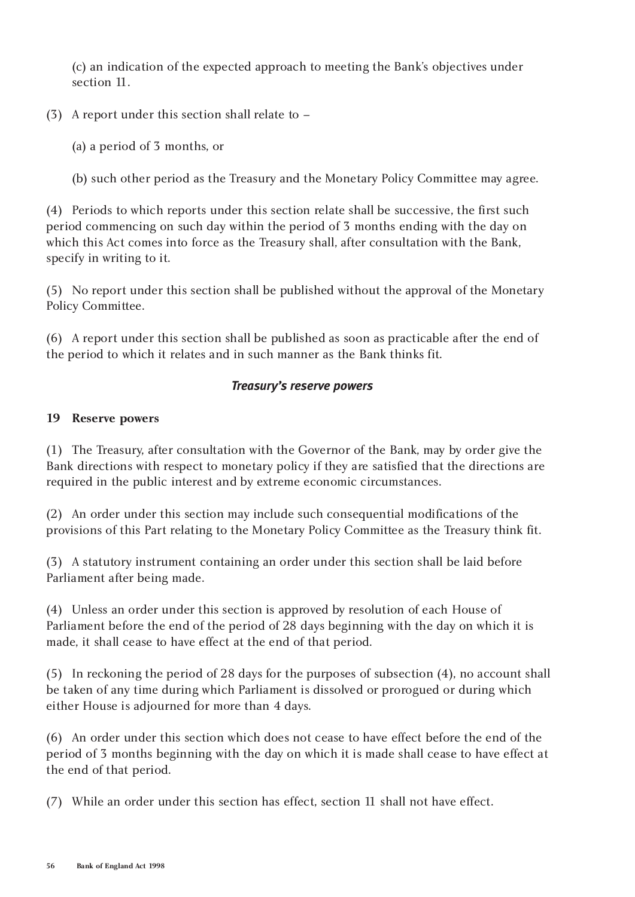(c) an indication of the expected approach to meeting the Bank's objectives under section 11.

(3) A report under this section shall relate to –

(a) a period of 3 months, or

(b) such other period as the Treasury and the Monetary Policy Committee may agree.

(4) Periods to which reports under this section relate shall be successive, the first such period commencing on such day within the period of 3 months ending with the day on which this Act comes into force as the Treasury shall, after consultation with the Bank, specify in writing to it.

(5) No report under this section shall be published without the approval of the Monetary Policy Committee.

(6) A report under this section shall be published as soon as practicable after the end of the period to which it relates and in such manner as the Bank thinks fit.

### *Treasury's reserve powers*

**19 Reserve powers**

(1) The Treasury, after consultation with the Governor of the Bank, may by order give the Bank directions with respect to monetary policy if they are satisfied that the directions are required in the public interest and by extreme economic circumstances.

(2) An order under this section may include such consequential modifications of the provisions of this Part relating to the Monetary Policy Committee as the Treasury think fit.

(3) A statutory instrument containing an order under this section shall be laid before Parliament after being made.

(4) Unless an order under this section is approved by resolution of each House of Parliament before the end of the period of 28 days beginning with the day on which it is made, it shall cease to have effect at the end of that period.

(5) In reckoning the period of 28 days for the purposes of subsection (4), no account shall be taken of any time during which Parliament is dissolved or prorogued or during which either House is adjourned for more than 4 days.

(6) An order under this section which does not cease to have effect before the end of the period of 3 months beginning with the day on which it is made shall cease to have effect at the end of that period.

(7) While an order under this section has effect, section 11 shall not have effect.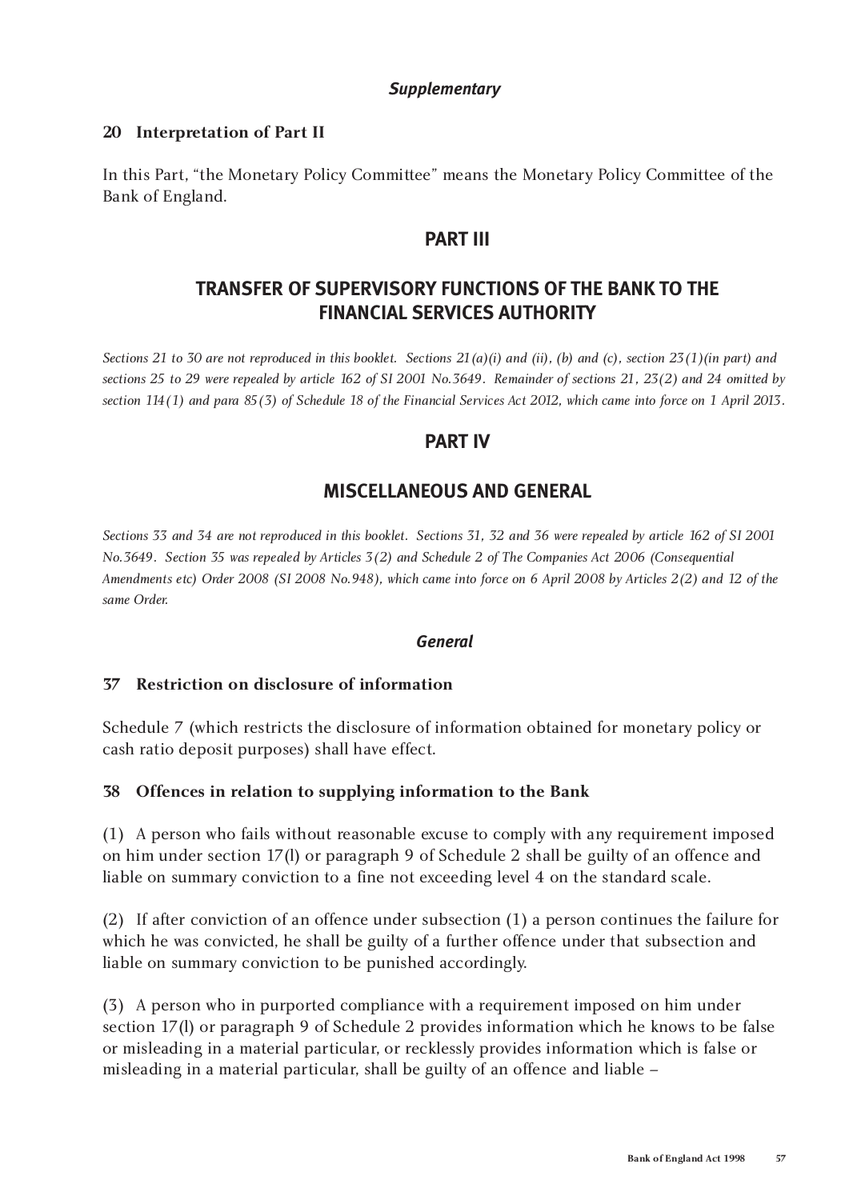*Supplementary*

**20 Interpretation of Part II**

In this Part, “the Monetary Policy Committee” means the Monetary Policy Committee of the Bank of England.

## PART III

## TRANSFER OF SUPERVISORY FUNCTIONS OF THE BANK TO THE FINANCIAL SERVICES AUTHORITY

*Sections 21 to 30 are not reproduced in this booklet. Sections 21(a)(i) and (ii), (b) and (c), section 23(1)(in part) and sections 25 to 29 were repealed by article 162 of SI 2001 No.3649. Remainder of sections 21, 23(2) and 24 omitted by section 114(1) and para 85(3) of Schedule 18 of the Financial Services Act 2012, which came into force on 1 April 2013.*

## PART IV

## MISCELLANEOUS AND GENERAL

*Sections 33 and 34 are not reproduced in this booklet. Sections 31, 32 and 36 were repealed by article 162 of SI 2001 No.3649. Section 35 was repealed by Articles 3(2) and Schedule 2 of The Companies Act 2006 (Consequential Amendments etc) Order 2008 (SI 2008 No.948), which came into force on 6 April 2008 by Articles 2(2) and 12 of the same Order.*

*General*

**37 Restriction on disclosure of information**

Schedule 7 (which restricts the disclosure of information obtained for monetary policy or cash ratio deposit purposes) shall have effect.

**38 Offences in relation to supplying information to the Bank**

(1) A person who fails without reasonable excuse to comply with any requirement imposed on him under section 17(l) or paragraph 9 of Schedule 2 shall be guilty of an offence and liable on summary conviction to a fine not exceeding level 4 on the standard scale.

(2) If after conviction of an offence under subsection (1) a person continues the failure for which he was convicted, he shall be guilty of a further offence under that subsection and liable on summary conviction to be punished accordingly.

(3) A person who in purported compliance with a requirement imposed on him under section 17(l) or paragraph 9 of Schedule 2 provides information which he knows to be false or misleading in a material particular, or recklessly provides information which is false or misleading in a material particular, shall be guilty of an offence and liable –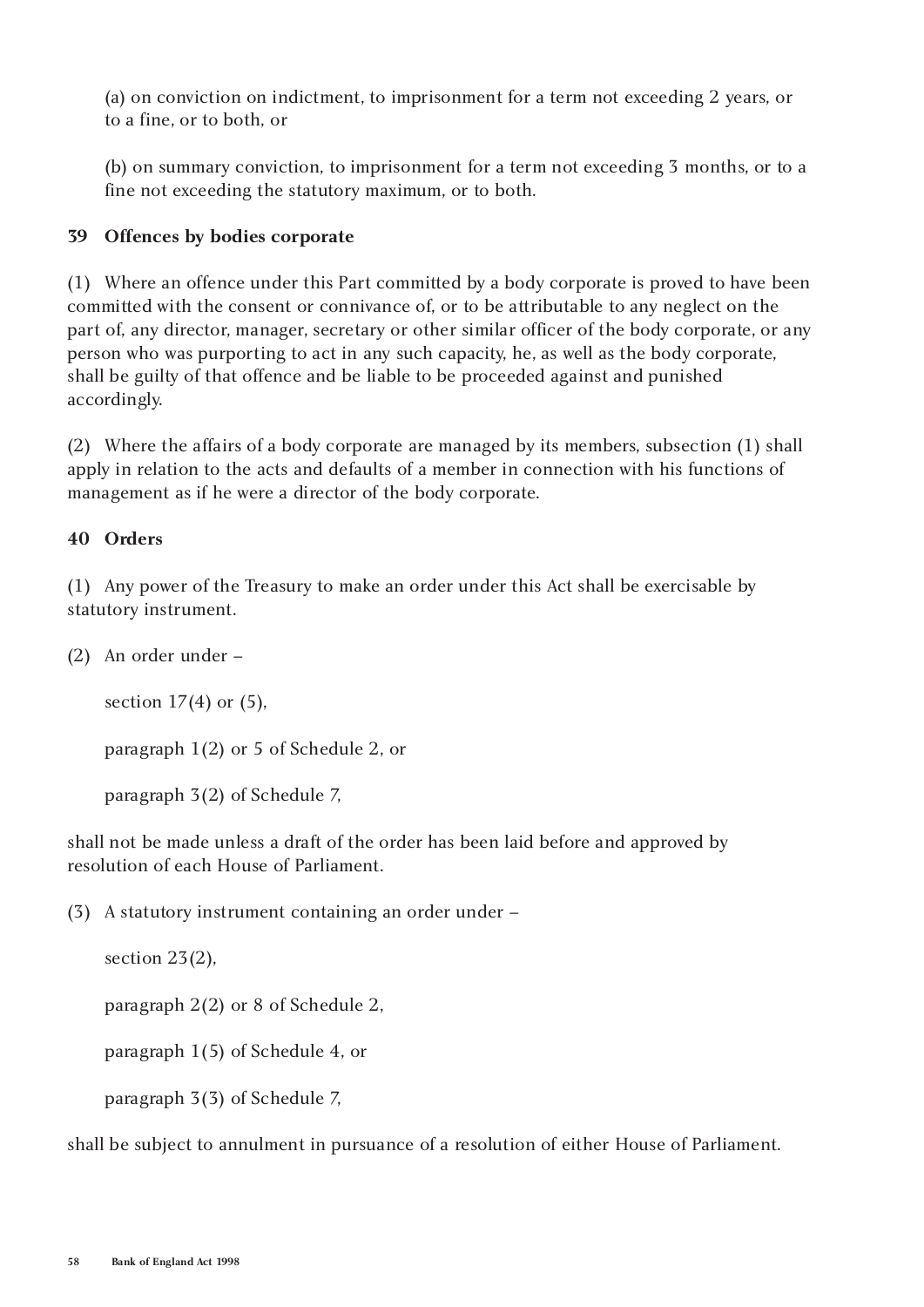(a) on conviction on indictment, to imprisonment for a term not exceeding 2 years, or to a fine, or to both, or

(b) on summary conviction, to imprisonment for a term not exceeding 3 months, or to a fine not exceeding the statutory maximum, or to both.

**39 Offences by bodies corporate**

(1) Where an offence under this Part committed by a body corporate is proved to have been committed with the consent or connivance of, or to be attributable to any neglect on the part of, any director, manager, secretary or other similar officer of the body corporate, or any person who was purporting to act in any such capacity, he, as well as the body corporate, shall be guilty of that offence and be liable to be proceeded against and punished accordingly.

(2) Where the affairs of a body corporate are managed by its members, subsection (1) shall apply in relation to the acts and defaults of a member in connection with his functions of management as if he were a director of the body corporate.

**40 Orders**

(1) Any power of the Treasury to make an order under this Act shall be exercisable by statutory instrument.

(2) An order under –

section 17(4) or (5),

paragraph 1(2) or 5 of Schedule 2, or

paragraph 3(2) of Schedule 7,

shall not be made unless a draft of the order has been laid before and approved by resolution of each House of Parliament.

(3) A statutory instrument containing an order under –

section 23(2),

paragraph 2(2) or 8 of Schedule 2,

paragraph 1(5) of Schedule 4, or

paragraph 3(3) of Schedule 7,

shall be subject to annulment in pursuance of a resolution of either House of Parliament.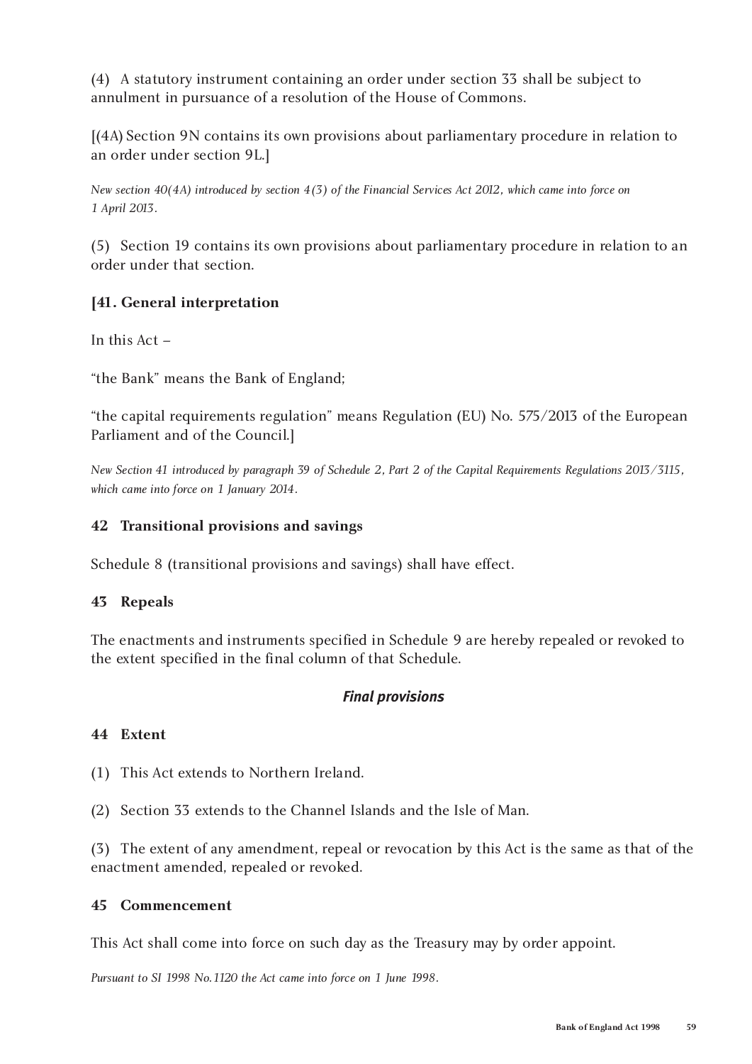(4) A statutory instrument containing an order under section 33 shall be subject to annulment in pursuance of a resolution of the House of Commons.

[(4A) Section 9N contains its own provisions about parliamentary procedure in relation to an order under section 9L.]

*New section 40(4A) introduced by section 4(3) of the Financial Services Act 2012, which came into force on 1 April 2013.*

(5) Section 19 contains its own provisions about parliamentary procedure in relation to an order under that section.

**[41. General interpretation**

In this Act –

"the Bank" means the Bank of England;

"the capital requirements regulation" means Regulation (EU) No. 575/2013 of the European Parliament and of the Council.]

*New Section 41 introduced by paragraph 39 of Schedule 2, Part 2 of the Capital Requirements Regulations 2013/3115, which came into force on 1 January 2014.*

**42 Transitional provisions and savings**

Schedule 8 (transitional provisions and savings) shall have effect.

**43 Repeals**

The enactments and instruments specified in Schedule 9 are hereby repealed or revoked to the extent specified in the final column of that Schedule.

***Final provisions***

**44 Extent**

(1) This Act extends to Northern Ireland.

(2) Section 33 extends to the Channel Islands and the Isle of Man.

(3) The extent of any amendment, repeal or revocation by this Act is the same as that of the enactment amended, repealed or revoked.

**45 Commencement**

This Act shall come into force on such day as the Treasury may by order appoint.

*Pursuant to SI 1998 No. 1120 the Act came into force on 1 June 1998.*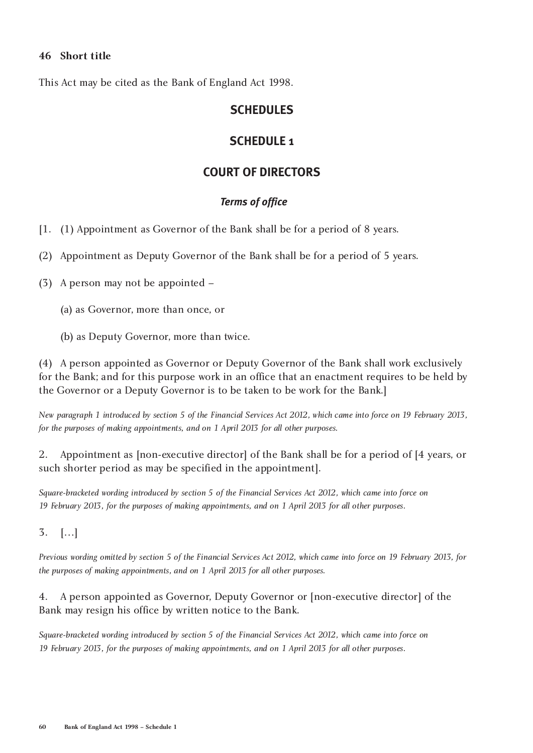### 46 Short title

This Act may be cited as the Bank of England Act 1998.

## SCHEDULES

## SCHEDULE 1

## COURT OF DIRECTORS

### *Terms of office*

[1. (1) Appointment as Governor of the Bank shall be for a period of 8 years.

(2) Appointment as Deputy Governor of the Bank shall be for a period of 5 years.

(3) A person may not be appointed –

(a) as Governor, more than once, or

(b) as Deputy Governor, more than twice.

(4) A person appointed as Governor or Deputy Governor of the Bank shall work exclusively for the Bank; and for this purpose work in an office that an enactment requires to be held by the Governor or a Deputy Governor is to be taken to be work for the Bank.]

*New paragraph 1 introduced by section 5 of the Financial Services Act 2012, which came into force on 19 February 2013, for the purposes of making appointments, and on 1 April 2013 for all other purposes.*

2. Appointment as [non-executive director] of the Bank shall be for a period of [4 years, or such shorter period as may be specified in the appointment].

*Square-bracketed wording introduced by section 5 of the Financial Services Act 2012, which came into force on 19 February 2013, for the purposes of making appointments, and on 1 April 2013 for all other purposes.*

3. […]

*Previous wording omitted by section 5 of the Financial Services Act 2012, which came into force on 19 February 2013, for the purposes of making appointments, and on 1 April 2013 for all other purposes.*

4. A person appointed as Governor, Deputy Governor or [non-executive director] of the Bank may resign his office by written notice to the Bank.

*Square-bracketed wording introduced by section 5 of the Financial Services Act 2012, which came into force on 19 February 2013, for the purposes of making appointments, and on 1 April 2013 for all other purposes.*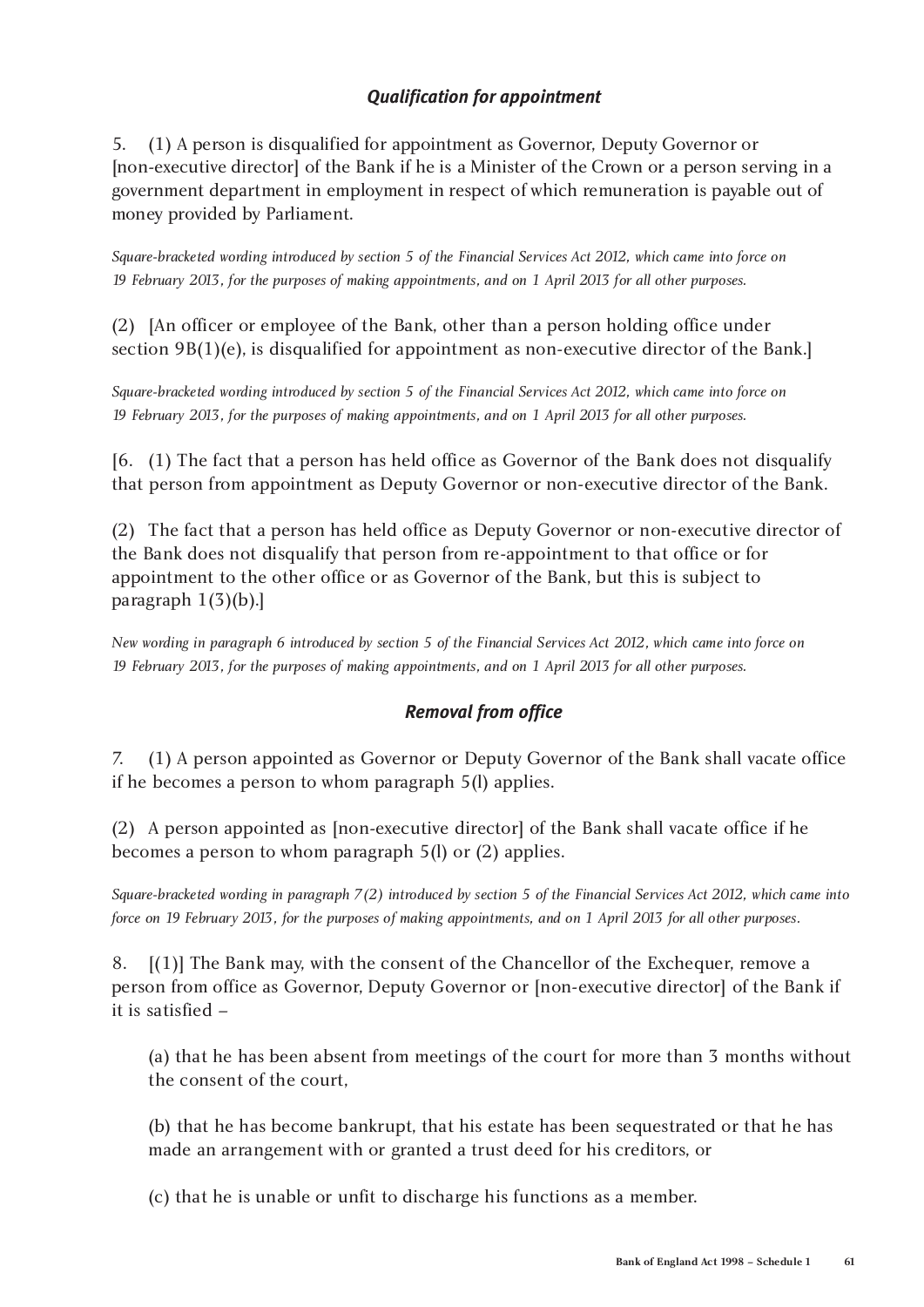### *Qualification for appointment*

5. (1) A person is disqualified for appointment as Governor, Deputy Governor or [non-executive director] of the Bank if he is a Minister of the Crown or a person serving in a government department in employment in respect of which remuneration is payable out of money provided by Parliament.

*Square-bracketed wording introduced by section 5 of the Financial Services Act 2012, which came into force on 19 February 2013, for the purposes of making appointments, and on 1 April 2013 for all other purposes.*

(2) [An officer or employee of the Bank, other than a person holding office under section 9B(1)(e), is disqualified for appointment as non-executive director of the Bank.]

*Square-bracketed wording introduced by section 5 of the Financial Services Act 2012, which came into force on 19 February 2013, for the purposes of making appointments, and on 1 April 2013 for all other purposes.*

[6. (1) The fact that a person has held office as Governor of the Bank does not disqualify that person from appointment as Deputy Governor or non-executive director of the Bank.

(2) The fact that a person has held office as Deputy Governor or non-executive director of the Bank does not disqualify that person from re-appointment to that office or for appointment to the other office or as Governor of the Bank, but this is subject to paragraph 1(3)(b).]

*New wording in paragraph 6 introduced by section 5 of the Financial Services Act 2012, which came into force on 19 February 2013, for the purposes of making appointments, and on 1 April 2013 for all other purposes.*

### *Removal from office*

7. (1) A person appointed as Governor or Deputy Governor of the Bank shall vacate office if he becomes a person to whom paragraph 5(l) applies.

(2) A person appointed as [non-executive director] of the Bank shall vacate office if he becomes a person to whom paragraph 5(l) or (2) applies.

*Square-bracketed wording in paragraph 7(2) introduced by section 5 of the Financial Services Act 2012, which came into force on 19 February 2013, for the purposes of making appointments, and on 1 April 2013 for all other purposes.*

8. [(1)] The Bank may, with the consent of the Chancellor of the Exchequer, remove a person from office as Governor, Deputy Governor or [non-executive director] of the Bank if it is satisfied –

(a) that he has been absent from meetings of the court for more than 3 months without the consent of the court,

(b) that he has become bankrupt, that his estate has been sequestrated or that he has made an arrangement with or granted a trust deed for his creditors, or

(c) that he is unable or unfit to discharge his functions as a member.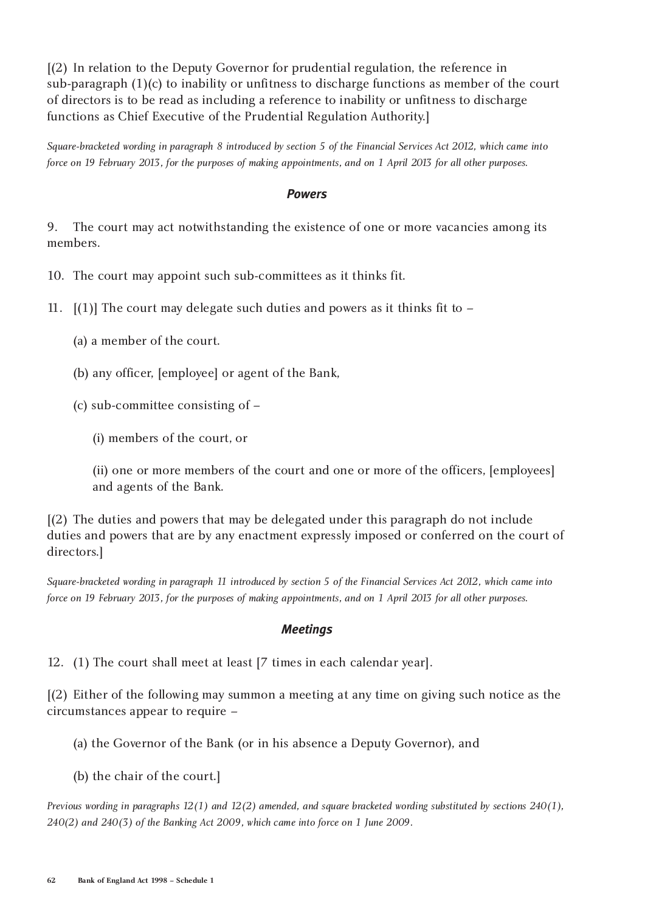[(2) In relation to the Deputy Governor for prudential regulation, the reference in sub-paragraph (1)(c) to inability or unfitness to discharge functions as member of the court of directors is to be read as including a reference to inability or unfitness to discharge functions as Chief Executive of the Prudential Regulation Authority.]

*Square-bracketed wording in paragraph 8 introduced by section 5 of the Financial Services Act 2012, which came into force on 19 February 2013, for the purposes of making appointments, and on 1 April 2013 for all other purposes.*

### *Powers*

9. The court may act notwithstanding the existence of one or more vacancies among its members.

10. The court may appoint such sub-committees as it thinks fit.

11. [(1)] The court may delegate such duties and powers as it thinks fit to –

(a) a member of the court.

(b) any officer, [employee] or agent of the Bank,

(c) sub-committee consisting of –

(i) members of the court, or

(ii) one or more members of the court and one or more of the officers, [employees] and agents of the Bank.

[(2) The duties and powers that may be delegated under this paragraph do not include duties and powers that are by any enactment expressly imposed or conferred on the court of directors.]

*Square-bracketed wording in paragraph 11 introduced by section 5 of the Financial Services Act 2012, which came into force on 19 February 2013, for the purposes of making appointments, and on 1 April 2013 for all other purposes.*

### *Meetings*

12. (1) The court shall meet at least [7 times in each calendar year].

[(2) Either of the following may summon a meeting at any time on giving such notice as the circumstances appear to require –

(a) the Governor of the Bank (or in his absence a Deputy Governor), and

(b) the chair of the court.]

*Previous wording in paragraphs 12(1) and 12(2) amended, and square bracketed wording substituted by sections 240(1), 240(2) and 240(3) of the Banking Act 2009, which came into force on 1 June 2009.*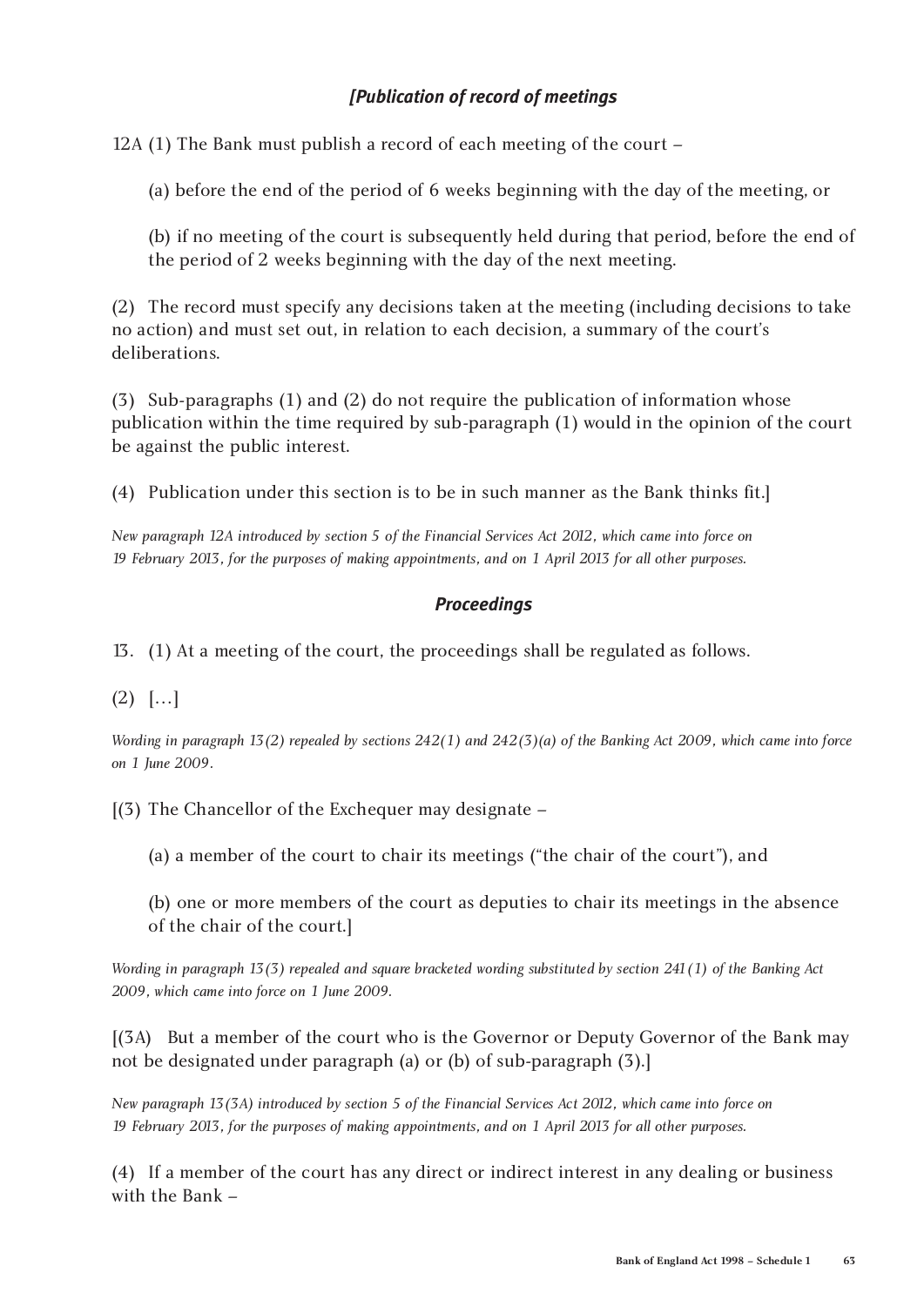### *[Publication of record of meetings*

12A (1) The Bank must publish a record of each meeting of the court –

(a) before the end of the period of 6 weeks beginning with the day of the meeting, or

(b) if no meeting of the court is subsequently held during that period, before the end of the period of 2 weeks beginning with the day of the next meeting.

(2) The record must specify any decisions taken at the meeting (including decisions to take no action) and must set out, in relation to each decision, a summary of the court's deliberations.

(3) Sub-paragraphs (1) and (2) do not require the publication of information whose publication within the time required by sub-paragraph (1) would in the opinion of the court be against the public interest.

(4) Publication under this section is to be in such manner as the Bank thinks fit.]

*New paragraph 12A introduced by section 5 of the Financial Services Act 2012, which came into force on 19 February 2013, for the purposes of making appointments, and on 1 April 2013 for all other purposes.*

### *Proceedings*

13. (1) At a meeting of the court, the proceedings shall be regulated as follows.

(2) […]

*Wording in paragraph 13(2) repealed by sections 242(1) and 242(3)(a) of the Banking Act 2009, which came into force on 1 June 2009.*

[(3) The Chancellor of the Exchequer may designate –

(a) a member of the court to chair its meetings ("the chair of the court"), and

(b) one or more members of the court as deputies to chair its meetings in the absence of the chair of the court.]

*Wording in paragraph 13(3) repealed and square bracketed wording substituted by section 241(1) of the Banking Act 2009, which came into force on 1 June 2009.*

[(3A) But a member of the court who is the Governor or Deputy Governor of the Bank may not be designated under paragraph (a) or (b) of sub-paragraph (3).]

*New paragraph 13(3A) introduced by section 5 of the Financial Services Act 2012, which came into force on 19 February 2013, for the purposes of making appointments, and on 1 April 2013 for all other purposes.*

(4) If a member of the court has any direct or indirect interest in any dealing or business with the Bank –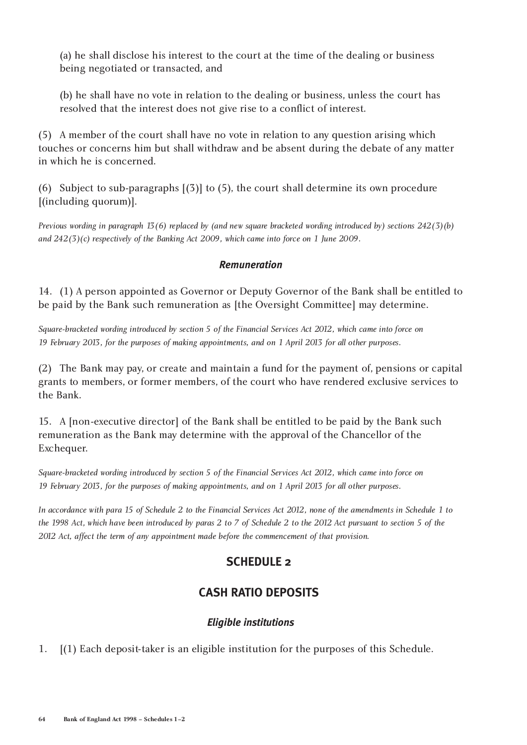(a) he shall disclose his interest to the court at the time of the dealing or business being negotiated or transacted, and

(b) he shall have no vote in relation to the dealing or business, unless the court has resolved that the interest does not give rise to a conflict of interest.

(5) A member of the court shall have no vote in relation to any question arising which touches or concerns him but shall withdraw and be absent during the debate of any matter in which he is concerned.

(6) Subject to sub-paragraphs [(3)] to (5), the court shall determine its own procedure [(including quorum)].

*Previous wording in paragraph 13(6) replaced by (and new square bracketed wording introduced by) sections 242(3)(b) and 242(3)(c) respectively of the Banking Act 2009, which came into force on 1 June 2009.*

### *Remuneration*

14. (1) A person appointed as Governor or Deputy Governor of the Bank shall be entitled to be paid by the Bank such remuneration as [the Oversight Committee] may determine.

*Square-bracketed wording introduced by section 5 of the Financial Services Act 2012, which came into force on 19 February 2013, for the purposes of making appointments, and on 1 April 2013 for all other purposes.*

(2) The Bank may pay, or create and maintain a fund for the payment of, pensions or capital grants to members, or former members, of the court who have rendered exclusive services to the Bank.

15. A [non-executive director] of the Bank shall be entitled to be paid by the Bank such remuneration as the Bank may determine with the approval of the Chancellor of the Exchequer.

*Square-bracketed wording introduced by section 5 of the Financial Services Act 2012, which came into force on 19 February 2013, for the purposes of making appointments, and on 1 April 2013 for all other purposes.*

*In accordance with para 15 of Schedule 2 to the Financial Services Act 2012, none of the amendments in Schedule 1 to the 1998 Act, which have been introduced by paras 2 to 7 of Schedule 2 to the 2012 Act pursuant to section 5 of the 2012 Act, affect the term of any appointment made before the commencement of that provision.*

## SCHEDULE 2

## CASH RATIO DEPOSITS

### *Eligible institutions*

1. [(1) Each deposit-taker is an eligible institution for the purposes of this Schedule.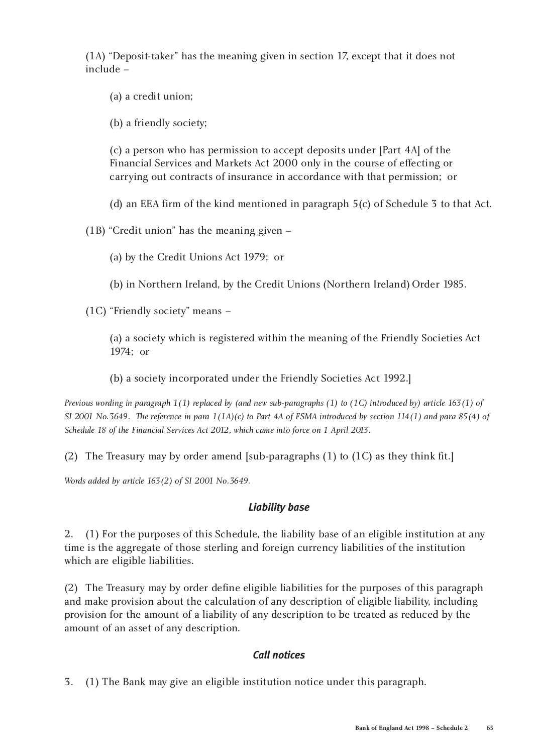(1A) “Deposit-taker” has the meaning given in section 17, except that it does not include –

(a) a credit union;

(b) a friendly society;

(c) a person who has permission to accept deposits under [Part 4A] of the Financial Services and Markets Act 2000 only in the course of effecting or carrying out contracts of insurance in accordance with that permission; or

(d) an EEA firm of the kind mentioned in paragraph 5(c) of Schedule 3 to that Act.

(1B) “Credit union” has the meaning given –

(a) by the Credit Unions Act 1979; or

(b) in Northern Ireland, by the Credit Unions (Northern Ireland) Order 1985.

(1C) “Friendly society” means –

(a) a society which is registered within the meaning of the Friendly Societies Act 1974; or

(b) a society incorporated under the Friendly Societies Act 1992.]

*Previous wording in paragraph 1(1) replaced by (and new sub-paragraphs (1) to (1C) introduced by) article 163(1) of SI 2001 No.3649. The reference in para 1(1A)(c) to Part 4A of FSMA introduced by section 114(1) and para 85(4) of Schedule 18 of the Financial Services Act 2012, which came into force on 1 April 2013.*

(2) The Treasury may by order amend [sub-paragraphs (1) to (1C) as they think fit.]

*Words added by article 163(2) of SI 2001 No.3649.*

### *Liability base*

2. (1) For the purposes of this Schedule, the liability base of an eligible institution at any time is the aggregate of those sterling and foreign currency liabilities of the institution which are eligible liabilities.

(2) The Treasury may by order define eligible liabilities for the purposes of this paragraph and make provision about the calculation of any description of eligible liability, including provision for the amount of a liability of any description to be treated as reduced by the amount of an asset of any description.

### *Call notices*

3. (1) The Bank may give an eligible institution notice under this paragraph.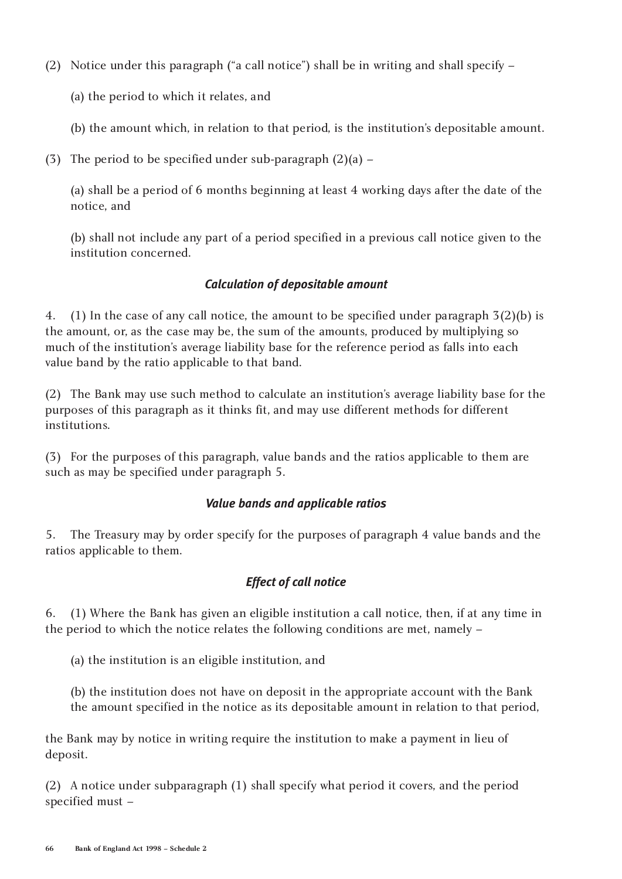(2) Notice under this paragraph ("a call notice") shall be in writing and shall specify –

(a) the period to which it relates, and

(b) the amount which, in relation to that period, is the institution's depositable amount.

(3) The period to be specified under sub-paragraph (2)(a) –

(a) shall be a period of 6 months beginning at least 4 working days after the date of the notice, and

(b) shall not include any part of a period specified in a previous call notice given to the institution concerned.

### *Calculation of depositable amount*

4. (1) In the case of any call notice, the amount to be specified under paragraph 3(2)(b) is the amount, or, as the case may be, the sum of the amounts, produced by multiplying so much of the institution's average liability base for the reference period as falls into each value band by the ratio applicable to that band.

(2) The Bank may use such method to calculate an institution's average liability base for the purposes of this paragraph as it thinks fit, and may use different methods for different institutions.

(3) For the purposes of this paragraph, value bands and the ratios applicable to them are such as may be specified under paragraph 5.

### *Value bands and applicable ratios*

5. The Treasury may by order specify for the purposes of paragraph 4 value bands and the ratios applicable to them.

### *Effect of call notice*

6. (1) Where the Bank has given an eligible institution a call notice, then, if at any time in the period to which the notice relates the following conditions are met, namely –

(a) the institution is an eligible institution, and

(b) the institution does not have on deposit in the appropriate account with the Bank the amount specified in the notice as its depositable amount in relation to that period,

the Bank may by notice in writing require the institution to make a payment in lieu of deposit.

(2) A notice under subparagraph (1) shall specify what period it covers, and the period specified must –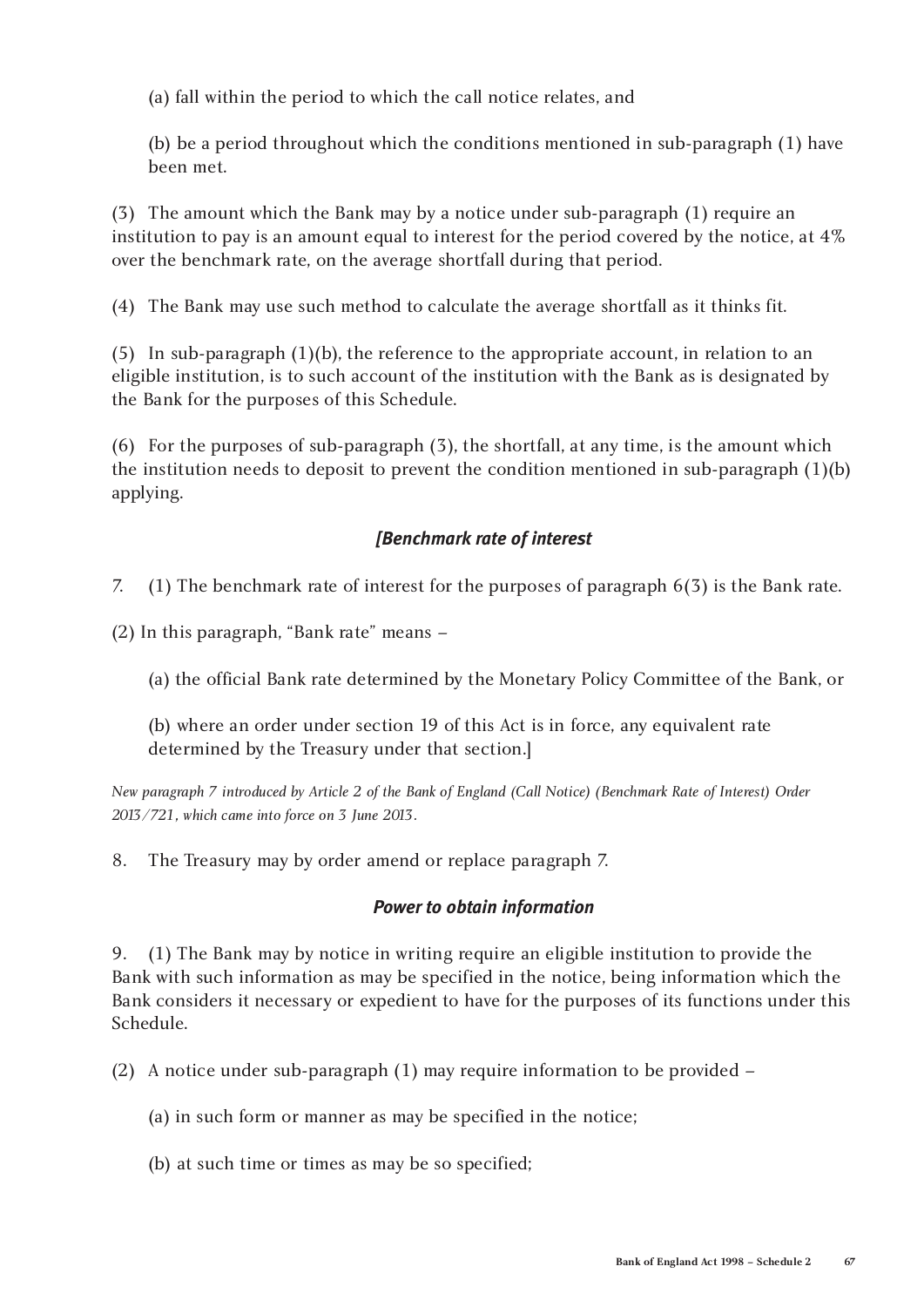(a) fall within the period to which the call notice relates, and

(b) be a period throughout which the conditions mentioned in sub-paragraph (1) have been met.

(3) The amount which the Bank may by a notice under sub-paragraph (1) require an institution to pay is an amount equal to interest for the period covered by the notice, at 4% over the benchmark rate, on the average shortfall during that period.

(4) The Bank may use such method to calculate the average shortfall as it thinks fit.

(5) In sub-paragraph (1)(b), the reference to the appropriate account, in relation to an eligible institution, is to such account of the institution with the Bank as is designated by the Bank for the purposes of this Schedule.

(6) For the purposes of sub-paragraph (3), the shortfall, at any time, is the amount which the institution needs to deposit to prevent the condition mentioned in sub-paragraph (1)(b) applying.

### *[Benchmark rate of interest*

7. (1) The benchmark rate of interest for the purposes of paragraph 6(3) is the Bank rate.

(2) In this paragraph, "Bank rate" means –

(a) the official Bank rate determined by the Monetary Policy Committee of the Bank, or

(b) where an order under section 19 of this Act is in force, any equivalent rate determined by the Treasury under that section.]

*New paragraph 7 introduced by Article 2 of the Bank of England (Call Notice) (Benchmark Rate of Interest) Order 2013/721, which came into force on 3 June 2013.*

8. The Treasury may by order amend or replace paragraph 7.

### *Power to obtain information*

9. (1) The Bank may by notice in writing require an eligible institution to provide the Bank with such information as may be specified in the notice, being information which the Bank considers it necessary or expedient to have for the purposes of its functions under this Schedule.

(2) A notice under sub-paragraph (1) may require information to be provided –

(a) in such form or manner as may be specified in the notice;

(b) at such time or times as may be so specified;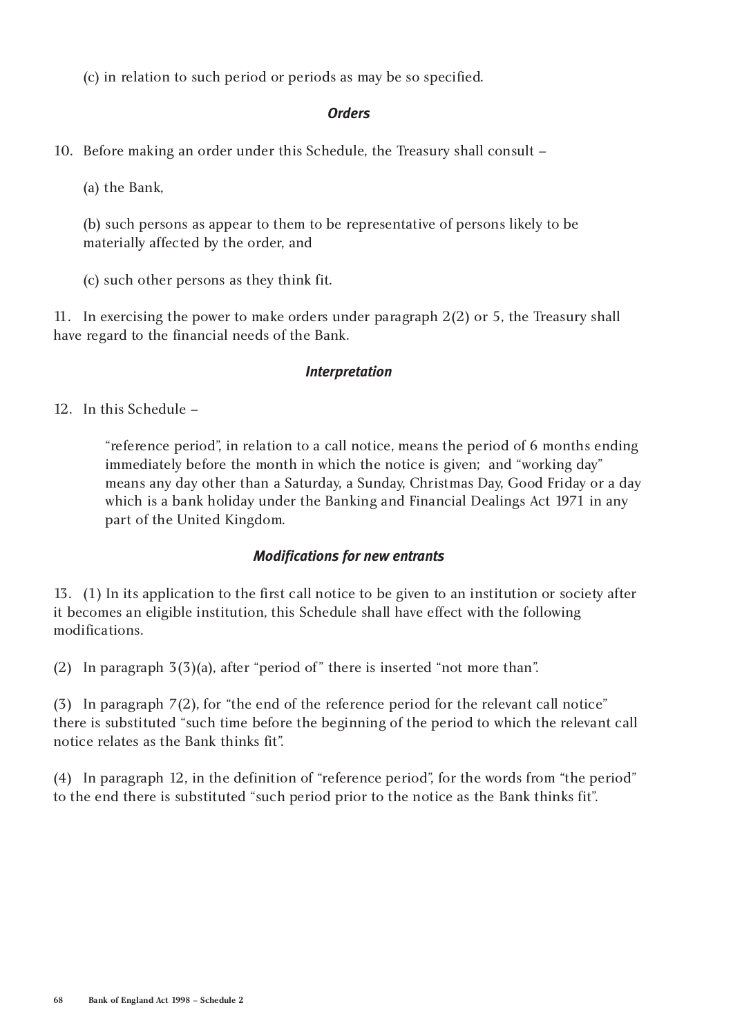(c) in relation to such period or periods as may be so specified.

### *Orders*

10. Before making an order under this Schedule, the Treasury shall consult –

(a) the Bank,

(b) such persons as appear to them to be representative of persons likely to be materially affected by the order, and

(c) such other persons as they think fit.

11. In exercising the power to make orders under paragraph 2(2) or 5, the Treasury shall have regard to the financial needs of the Bank.

### *Interpretation*

12. In this Schedule –

> "reference period", in relation to a call notice, means the period of 6 months ending immediately before the month in which the notice is given; and "working day" means any day other than a Saturday, a Sunday, Christmas Day, Good Friday or a day which is a bank holiday under the Banking and Financial Dealings Act 1971 in any part of the United Kingdom.

### *Modifications for new entrants*

13. (1) In its application to the first call notice to be given to an institution or society after it becomes an eligible institution, this Schedule shall have effect with the following modifications.

(2) In paragraph 3(3)(a), after "period of" there is inserted "not more than".

(3) In paragraph 7(2), for "the end of the reference period for the relevant call notice" there is substituted "such time before the beginning of the period to which the relevant call notice relates as the Bank thinks fit".

(4) In paragraph 12, in the definition of "reference period", for the words from "the period" to the end there is substituted "such period prior to the notice as the Bank thinks fit".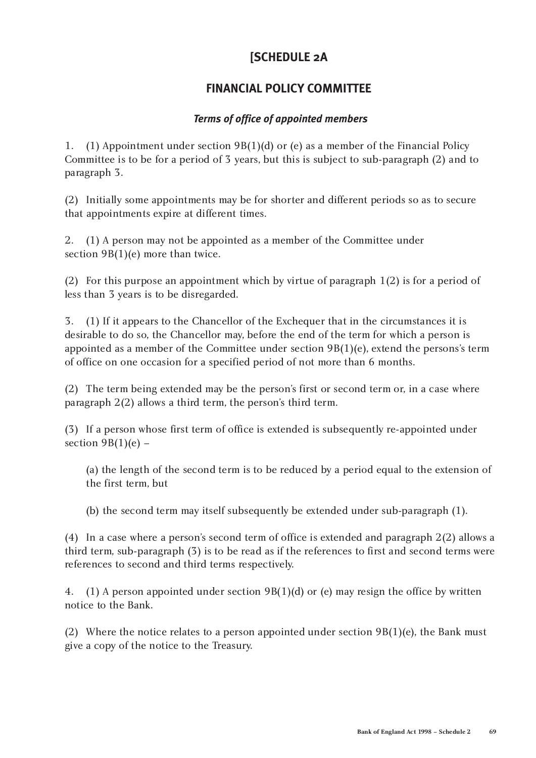# [SCHEDULE 2A

## FINANCIAL POLICY COMMITTEE

### *Terms of office of appointed members*

1. (1) Appointment under section 9B(1)(d) or (e) as a member of the Financial Policy Committee is to be for a period of 3 years, but this is subject to sub-paragraph (2) and to paragraph 3.

(2) Initially some appointments may be for shorter and different periods so as to secure that appointments expire at different times.

2. (1) A person may not be appointed as a member of the Committee under section 9B(1)(e) more than twice.

(2) For this purpose an appointment which by virtue of paragraph 1(2) is for a period of less than 3 years is to be disregarded.

3. (1) If it appears to the Chancellor of the Exchequer that in the circumstances it is desirable to do so, the Chancellor may, before the end of the term for which a person is appointed as a member of the Committee under section 9B(1)(e), extend the persons's term of office on one occasion for a specified period of not more than 6 months.

(2) The term being extended may be the person's first or second term or, in a case where paragraph 2(2) allows a third term, the person's third term.

(3) If a person whose first term of office is extended is subsequently re-appointed under section 9B(1)(e) –

(a) the length of the second term is to be reduced by a period equal to the extension of the first term, but

(b) the second term may itself subsequently be extended under sub-paragraph (1).

(4) In a case where a person's second term of office is extended and paragraph 2(2) allows a third term, sub-paragraph (3) is to be read as if the references to first and second terms were references to second and third terms respectively.

4. (1) A person appointed under section 9B(1)(d) or (e) may resign the office by written notice to the Bank.

(2) Where the notice relates to a person appointed under section 9B(1)(e), the Bank must give a copy of the notice to the Treasury.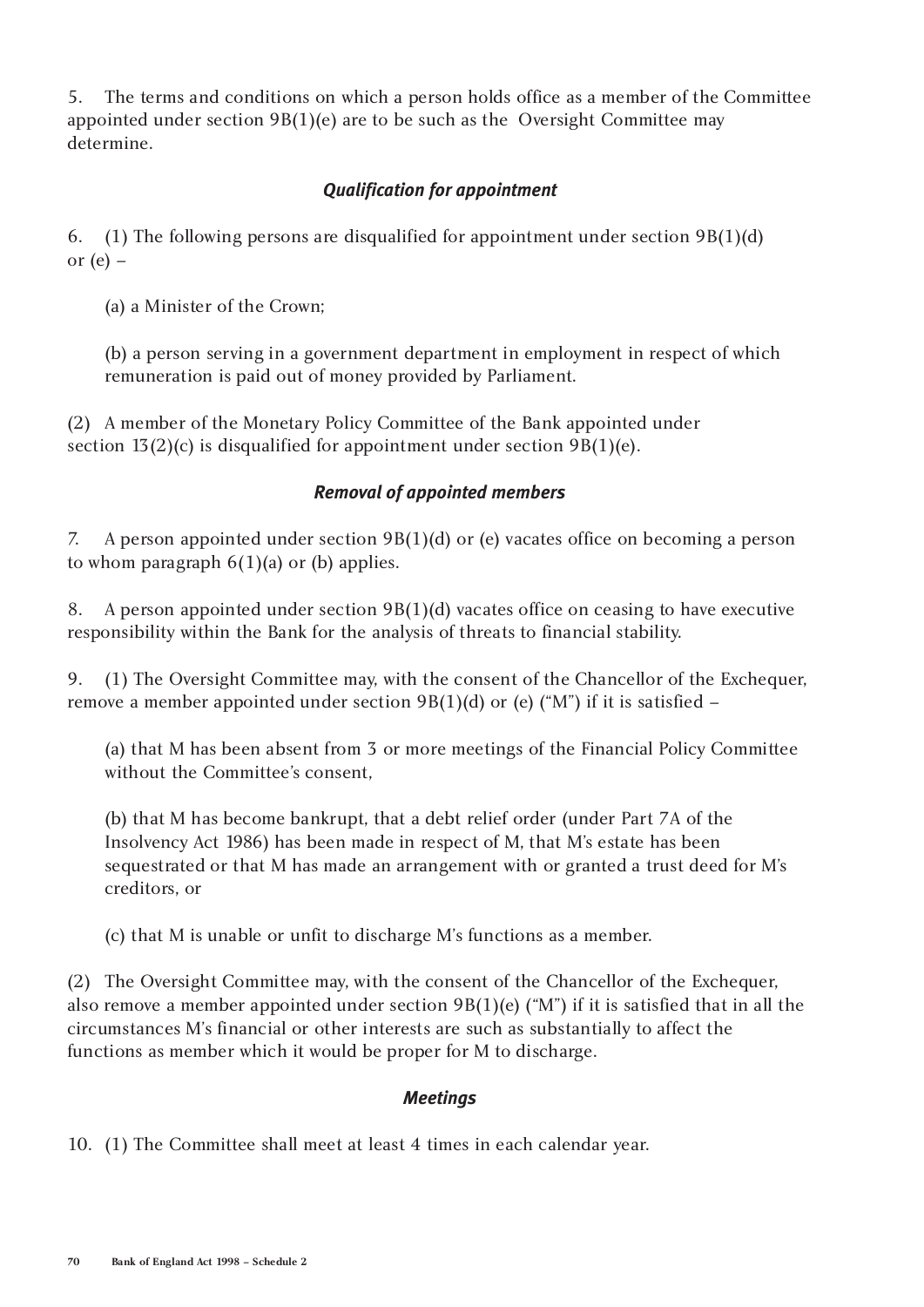5. The terms and conditions on which a person holds office as a member of the Committee appointed under section 9B(1)(e) are to be such as the Oversight Committee may determine.

### *Qualification for appointment*

6. (1) The following persons are disqualified for appointment under section 9B(1)(d) or (e) –

(a) a Minister of the Crown;

(b) a person serving in a government department in employment in respect of which remuneration is paid out of money provided by Parliament.

(2) A member of the Monetary Policy Committee of the Bank appointed under section 13(2)(c) is disqualified for appointment under section 9B(1)(e).

### *Removal of appointed members*

7. A person appointed under section 9B(1)(d) or (e) vacates office on becoming a person to whom paragraph 6(1)(a) or (b) applies.

8. A person appointed under section 9B(1)(d) vacates office on ceasing to have executive responsibility within the Bank for the analysis of threats to financial stability.

9. (1) The Oversight Committee may, with the consent of the Chancellor of the Exchequer, remove a member appointed under section 9B(1)(d) or (e) ("M") if it is satisfied –

(a) that M has been absent from 3 or more meetings of the Financial Policy Committee without the Committee's consent,

(b) that M has become bankrupt, that a debt relief order (under Part 7A of the Insolvency Act 1986) has been made in respect of M, that M's estate has been sequestrated or that M has made an arrangement with or granted a trust deed for M's creditors, or

(c) that M is unable or unfit to discharge M's functions as a member.

(2) The Oversight Committee may, with the consent of the Chancellor of the Exchequer, also remove a member appointed under section 9B(1)(e) ("M") if it is satisfied that in all the circumstances M's financial or other interests are such as substantially to affect the functions as member which it would be proper for M to discharge.

### *Meetings*

10. (1) The Committee shall meet at least 4 times in each calendar year.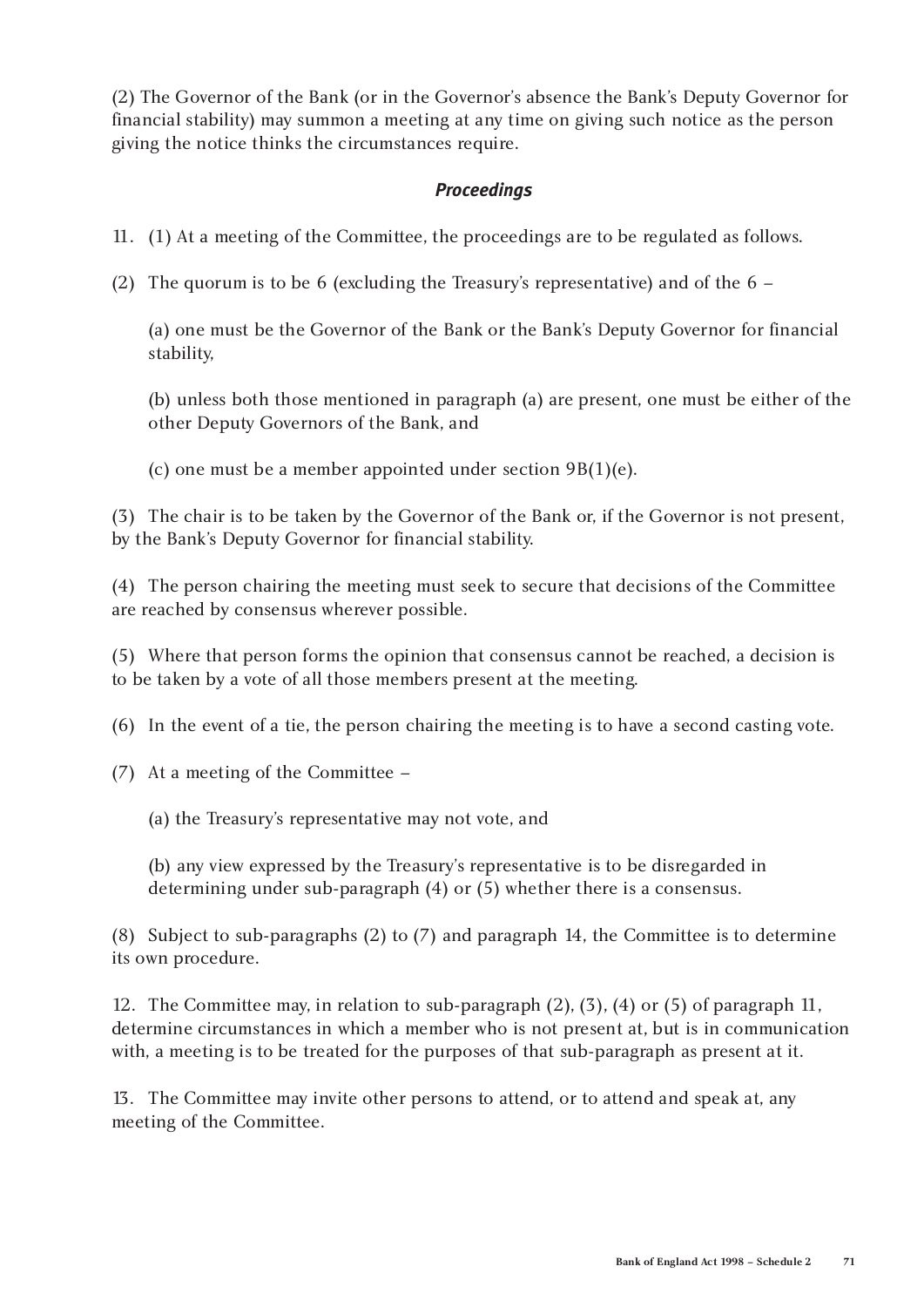(2) The Governor of the Bank (or in the Governor's absence the Bank's Deputy Governor for financial stability) may summon a meeting at any time on giving such notice as the person giving the notice thinks the circumstances require.

### *Proceedings*

11. (1) At a meeting of the Committee, the proceedings are to be regulated as follows.

(2) The quorum is to be 6 (excluding the Treasury's representative) and of the 6 –

(a) one must be the Governor of the Bank or the Bank's Deputy Governor for financial stability,

(b) unless both those mentioned in paragraph (a) are present, one must be either of the other Deputy Governors of the Bank, and

(c) one must be a member appointed under section 9B(1)(e).

(3) The chair is to be taken by the Governor of the Bank or, if the Governor is not present, by the Bank's Deputy Governor for financial stability.

(4) The person chairing the meeting must seek to secure that decisions of the Committee are reached by consensus wherever possible.

(5) Where that person forms the opinion that consensus cannot be reached, a decision is to be taken by a vote of all those members present at the meeting.

(6) In the event of a tie, the person chairing the meeting is to have a second casting vote.

(7) At a meeting of the Committee –

(a) the Treasury's representative may not vote, and

(b) any view expressed by the Treasury's representative is to be disregarded in determining under sub-paragraph (4) or (5) whether there is a consensus.

(8) Subject to sub-paragraphs (2) to (7) and paragraph 14, the Committee is to determine its own procedure.

12. The Committee may, in relation to sub-paragraph (2), (3), (4) or (5) of paragraph 11, determine circumstances in which a member who is not present at, but is in communication with, a meeting is to be treated for the purposes of that sub-paragraph as present at it.

13. The Committee may invite other persons to attend, or to attend and speak at, any meeting of the Committee.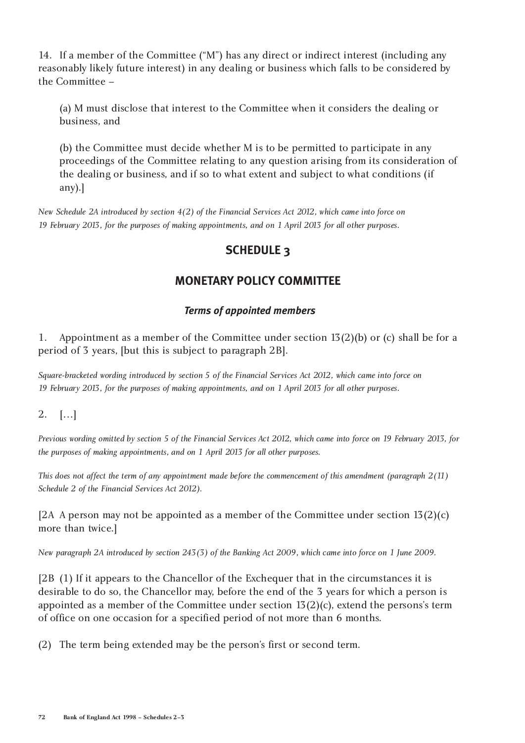14. If a member of the Committee ("M") has any direct or indirect interest (including any reasonably likely future interest) in any dealing or business which falls to be considered by the Committee –

(a) M must disclose that interest to the Committee when it considers the dealing or business, and

(b) the Committee must decide whether M is to be permitted to participate in any proceedings of the Committee relating to any question arising from its consideration of the dealing or business, and if so to what extent and subject to what conditions (if any).]

*New Schedule 2A introduced by section 4(2) of the Financial Services Act 2012, which came into force on 19 February 2013, for the purposes of making appointments, and on 1 April 2013 for all other purposes.*

## SCHEDULE 3

## MONETARY POLICY COMMITTEE

### *Terms of appointed members*

1. Appointment as a member of the Committee under section 13(2)(b) or (c) shall be for a period of 3 years, [but this is subject to paragraph 2B].

*Square-bracketed wording introduced by section 5 of the Financial Services Act 2012, which came into force on 19 February 2013, for the purposes of making appointments, and on 1 April 2013 for all other purposes.*

2. […]

*Previous wording omitted by section 5 of the Financial Services Act 2012, which came into force on 19 February 2013, for the purposes of making appointments, and on 1 April 2013 for all other purposes.*

*This does not affect the term of any appointment made before the commencement of this amendment (paragraph 2(11) Schedule 2 of the Financial Services Act 2012).*

[2A A person may not be appointed as a member of the Committee under section 13(2)(c) more than twice.]

*New paragraph 2A introduced by section 243(3) of the Banking Act 2009, which came into force on 1 June 2009.*

[2B (1) If it appears to the Chancellor of the Exchequer that in the circumstances it is desirable to do so, the Chancellor may, before the end of the 3 years for which a person is appointed as a member of the Committee under section 13(2)(c), extend the persons's term of office on one occasion for a specified period of not more than 6 months.

(2) The term being extended may be the person's first or second term.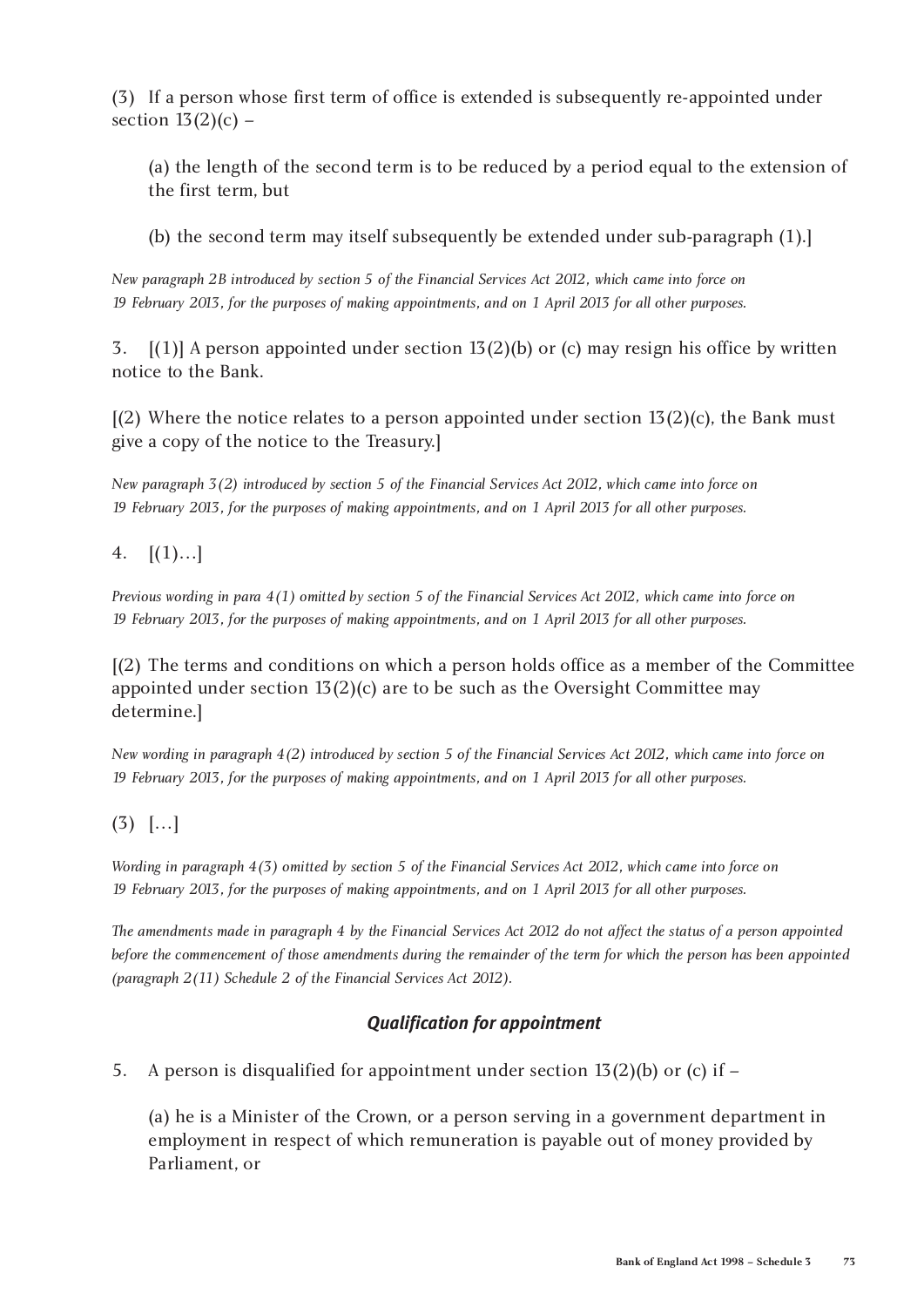(3) If a person whose first term of office is extended is subsequently re-appointed under section 13(2)(c) –

(a) the length of the second term is to be reduced by a period equal to the extension of the first term, but

(b) the second term may itself subsequently be extended under sub-paragraph (1).]

*New paragraph 2B introduced by section 5 of the Financial Services Act 2012, which came into force on 19 February 2013, for the purposes of making appointments, and on 1 April 2013 for all other purposes.*

3. [(1)] A person appointed under section 13(2)(b) or (c) may resign his office by written notice to the Bank.

[(2) Where the notice relates to a person appointed under section 13(2)(c), the Bank must give a copy of the notice to the Treasury.]

*New paragraph 3(2) introduced by section 5 of the Financial Services Act 2012, which came into force on 19 February 2013, for the purposes of making appointments, and on 1 April 2013 for all other purposes.*

4. [(1)…]

*Previous wording in para 4(1) omitted by section 5 of the Financial Services Act 2012, which came into force on 19 February 2013, for the purposes of making appointments, and on 1 April 2013 for all other purposes.*

[(2) The terms and conditions on which a person holds office as a member of the Committee appointed under section 13(2)(c) are to be such as the Oversight Committee may determine.]

*New wording in paragraph 4(2) introduced by section 5 of the Financial Services Act 2012, which came into force on 19 February 2013, for the purposes of making appointments, and on 1 April 2013 for all other purposes.*

(3) […]

*Wording in paragraph 4(3) omitted by section 5 of the Financial Services Act 2012, which came into force on 19 February 2013, for the purposes of making appointments, and on 1 April 2013 for all other purposes.*

*The amendments made in paragraph 4 by the Financial Services Act 2012 do not affect the status of a person appointed before the commencement of those amendments during the remainder of the term for which the person has been appointed (paragraph 2(11) Schedule 2 of the Financial Services Act 2012).*

### *Qualification for appointment*

5. A person is disqualified for appointment under section 13(2)(b) or (c) if –

(a) he is a Minister of the Crown, or a person serving in a government department in employment in respect of which remuneration is payable out of money provided by Parliament, or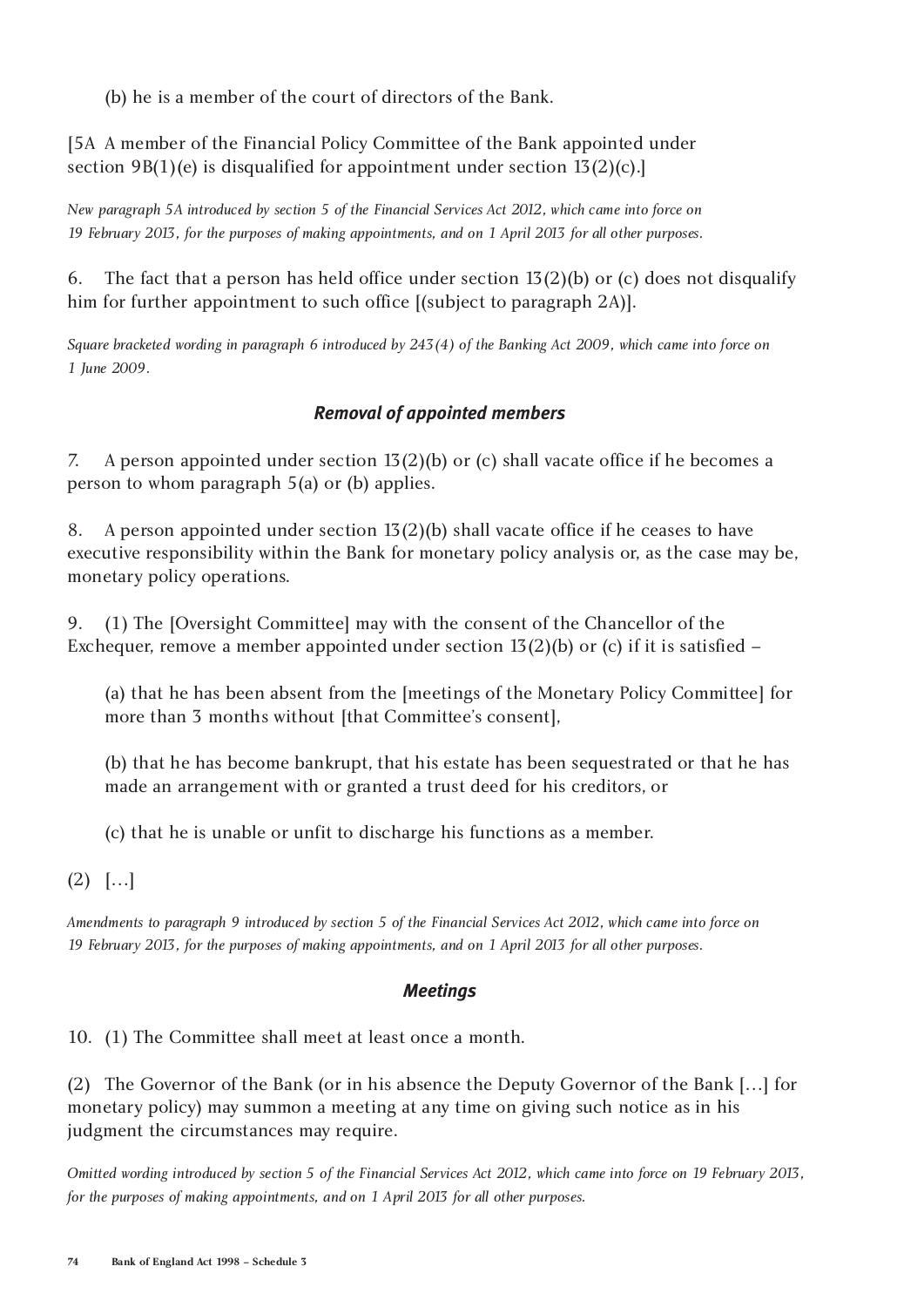(b) he is a member of the court of directors of the Bank.

[5A A member of the Financial Policy Committee of the Bank appointed under section 9B(1)(e) is disqualified for appointment under section 13(2)(c).]

*New paragraph 5A introduced by section 5 of the Financial Services Act 2012, which came into force on 19 February 2013, for the purposes of making appointments, and on 1 April 2013 for all other purposes.*

6. The fact that a person has held office under section 13(2)(b) or (c) does not disqualify him for further appointment to such office [(subject to paragraph 2A)].

*Square bracketed wording in paragraph 6 introduced by 243(4) of the Banking Act 2009, which came into force on 1 June 2009.*

### *Removal of appointed members*

7. A person appointed under section 13(2)(b) or (c) shall vacate office if he becomes a person to whom paragraph 5(a) or (b) applies.

8. A person appointed under section 13(2)(b) shall vacate office if he ceases to have executive responsibility within the Bank for monetary policy analysis or, as the case may be, monetary policy operations.

9. (1) The [Oversight Committee] may with the consent of the Chancellor of the Exchequer, remove a member appointed under section 13(2)(b) or (c) if it is satisfied –

(a) that he has been absent from the [meetings of the Monetary Policy Committee] for more than 3 months without [that Committee's consent],

(b) that he has become bankrupt, that his estate has been sequestrated or that he has made an arrangement with or granted a trust deed for his creditors, or

(c) that he is unable or unfit to discharge his functions as a member.

(2) […]

*Amendments to paragraph 9 introduced by section 5 of the Financial Services Act 2012, which came into force on 19 February 2013, for the purposes of making appointments, and on 1 April 2013 for all other purposes.*

### *Meetings*

10. (1) The Committee shall meet at least once a month.

(2) The Governor of the Bank (or in his absence the Deputy Governor of the Bank […] for monetary policy) may summon a meeting at any time on giving such notice as in his judgment the circumstances may require.

*Omitted wording introduced by section 5 of the Financial Services Act 2012, which came into force on 19 February 2013, for the purposes of making appointments, and on 1 April 2013 for all other purposes.*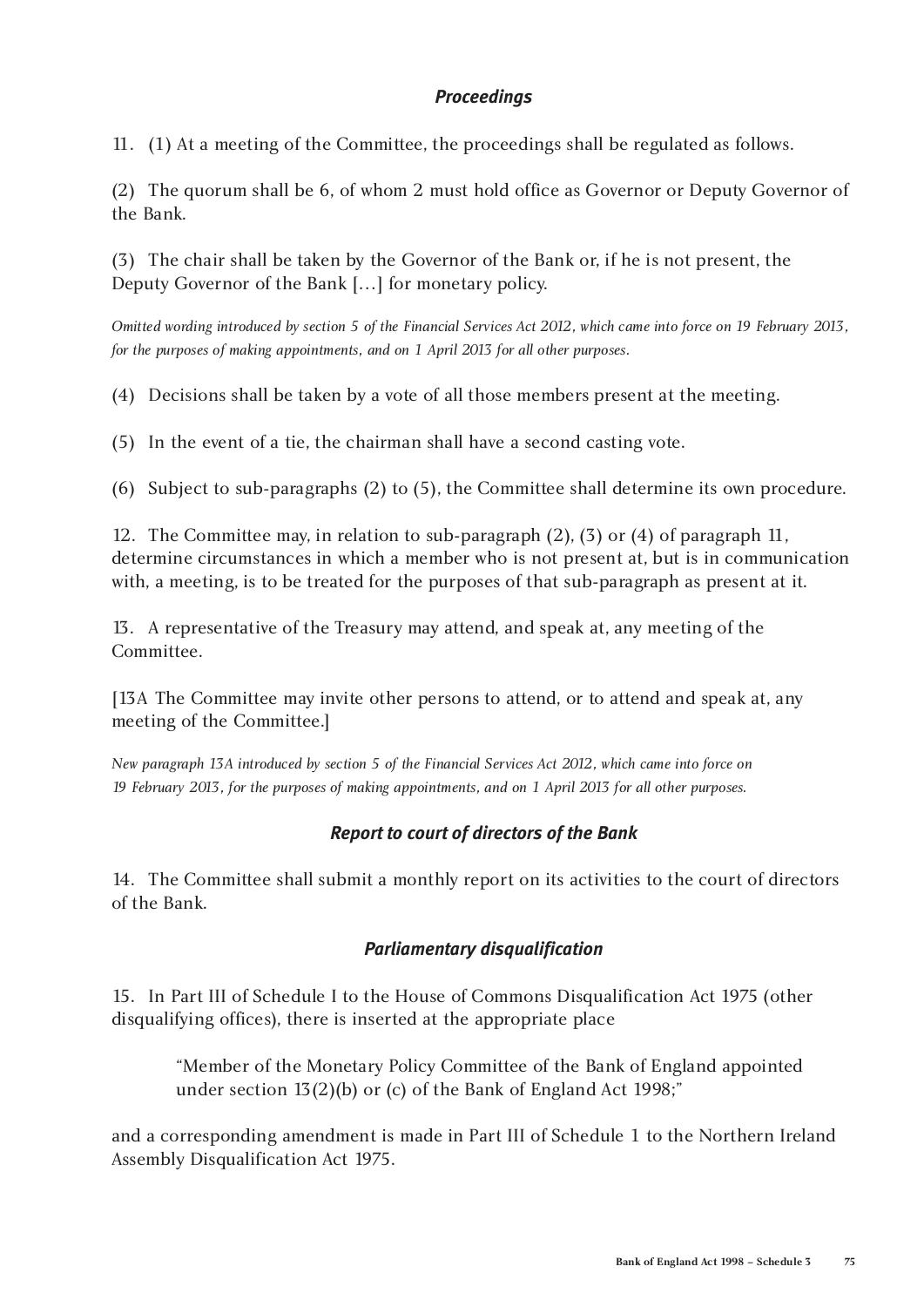### *Proceedings*

11. (1) At a meeting of the Committee, the proceedings shall be regulated as follows.

(2) The quorum shall be 6, of whom 2 must hold office as Governor or Deputy Governor of the Bank.

(3) The chair shall be taken by the Governor of the Bank or, if he is not present, the Deputy Governor of the Bank […] for monetary policy.

*Omitted wording introduced by section 5 of the Financial Services Act 2012, which came into force on 19 February 2013, for the purposes of making appointments, and on 1 April 2013 for all other purposes.*

(4) Decisions shall be taken by a vote of all those members present at the meeting.

(5) In the event of a tie, the chairman shall have a second casting vote.

(6) Subject to sub-paragraphs (2) to (5), the Committee shall determine its own procedure.

12. The Committee may, in relation to sub-paragraph (2), (3) or (4) of paragraph 11, determine circumstances in which a member who is not present at, but is in communication with, a meeting, is to be treated for the purposes of that sub-paragraph as present at it.

13. A representative of the Treasury may attend, and speak at, any meeting of the Committee.

[13A The Committee may invite other persons to attend, or to attend and speak at, any meeting of the Committee.]

*New paragraph 13A introduced by section 5 of the Financial Services Act 2012, which came into force on 19 February 2013, for the purposes of making appointments, and on 1 April 2013 for all other purposes.*

### *Report to court of directors of the Bank*

14. The Committee shall submit a monthly report on its activities to the court of directors of the Bank.

### *Parliamentary disqualification*

15. In Part III of Schedule I to the House of Commons Disqualification Act 1975 (other disqualifying offices), there is inserted at the appropriate place

> "Member of the Monetary Policy Committee of the Bank of England appointed under section 13(2)(b) or (c) of the Bank of England Act 1998;"

and a corresponding amendment is made in Part III of Schedule 1 to the Northern Ireland Assembly Disqualification Act 1975.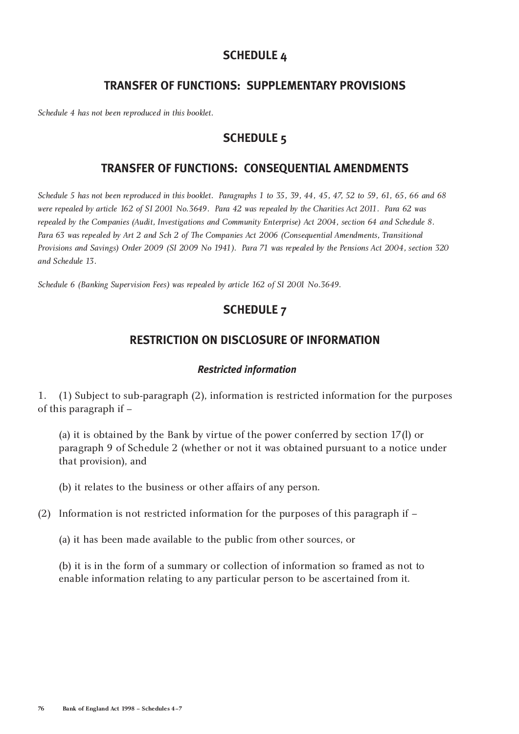## SCHEDULE 4

## TRANSFER OF FUNCTIONS: SUPPLEMENTARY PROVISIONS

*Schedule 4 has not been reproduced in this booklet.*

## SCHEDULE 5

## TRANSFER OF FUNCTIONS: CONSEQUENTIAL AMENDMENTS

*Schedule 5 has not been reproduced in this booklet. Paragraphs 1 to 35, 39, 44, 45, 47, 52 to 59, 61, 65, 66 and 68 were repealed by article 162 of SI 2001 No.3649. Para 42 was repealed by the Charities Act 2011. Para 62 was repealed by the Companies (Audit, Investigations and Community Enterprise) Act 2004, section 64 and Schedule 8. Para 63 was repealed by Art 2 and Sch 2 of The Companies Act 2006 (Consequential Amendments, Transitional Provisions and Savings) Order 2009 (SI 2009 No 1941). Para 71 was repealed by the Pensions Act 2004, section 320 and Schedule 13.*

*Schedule 6 (Banking Supervision Fees) was repealed by article 162 of SI 2001 No.3649.*

## SCHEDULE 7

## RESTRICTION ON DISCLOSURE OF INFORMATION

### *Restricted information*

1. (1) Subject to sub-paragraph (2), information is restricted information for the purposes of this paragraph if –

(a) it is obtained by the Bank by virtue of the power conferred by section 17(l) or paragraph 9 of Schedule 2 (whether or not it was obtained pursuant to a notice under that provision), and

(b) it relates to the business or other affairs of any person.

(2) Information is not restricted information for the purposes of this paragraph if –

(a) it has been made available to the public from other sources, or

(b) it is in the form of a summary or collection of information so framed as not to enable information relating to any particular person to be ascertained from it.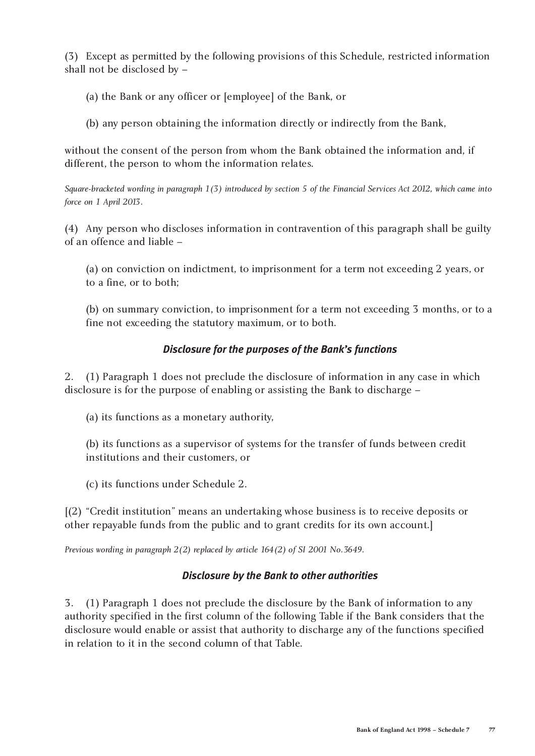(3) Except as permitted by the following provisions of this Schedule, restricted information shall not be disclosed by –

(a) the Bank or any officer or [employee] of the Bank, or

(b) any person obtaining the information directly or indirectly from the Bank,

without the consent of the person from whom the Bank obtained the information and, if different, the person to whom the information relates.

*Square-bracketed wording in paragraph 1(3) introduced by section 5 of the Financial Services Act 2012, which came into force on 1 April 2013.*

(4) Any person who discloses information in contravention of this paragraph shall be guilty of an offence and liable –

(a) on conviction on indictment, to imprisonment for a term not exceeding 2 years, or to a fine, or to both;

(b) on summary conviction, to imprisonment for a term not exceeding 3 months, or to a fine not exceeding the statutory maximum, or to both.

### *Disclosure for the purposes of the Bank's functions*

2. (1) Paragraph 1 does not preclude the disclosure of information in any case in which disclosure is for the purpose of enabling or assisting the Bank to discharge –

(a) its functions as a monetary authority,

(b) its functions as a supervisor of systems for the transfer of funds between credit institutions and their customers, or

(c) its functions under Schedule 2.

[(2) "Credit institution" means an undertaking whose business is to receive deposits or other repayable funds from the public and to grant credits for its own account.]

*Previous wording in paragraph 2(2) replaced by article 164(2) of SI 2001 No.3649.*

### *Disclosure by the Bank to other authorities*

3. (1) Paragraph 1 does not preclude the disclosure by the Bank of information to any authority specified in the first column of the following Table if the Bank considers that the disclosure would enable or assist that authority to discharge any of the functions specified in relation to it in the second column of that Table.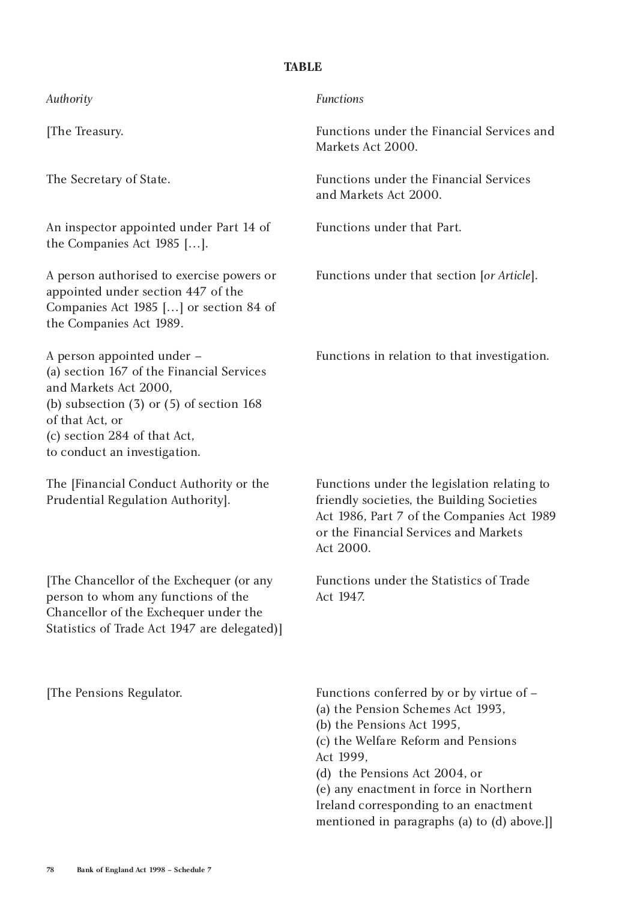**TABLE**

| *Authority* | *Functions* |
| --- | --- |
| [The Treasury. | Functions under the Financial Services and Markets Act 2000. |
| The Secretary of State. | Functions under the Financial Services and Markets Act 2000. |
| An inspector appointed under Part 14 of the Companies Act 1985 […]. | Functions under that Part. |
| A person authorised to exercise powers or appointed under section 447 of the Companies Act 1985 […] or section 84 of the Companies Act 1989. | Functions under that section [*or Article*]. |
| A person appointed under – (a) section 167 of the Financial Services and Markets Act 2000, (b) subsection (3) or (5) of section 168 of that Act, or (c) section 284 of that Act, to conduct an investigation. | Functions in relation to that investigation. |
| The [Financial Conduct Authority or the Prudential Regulation Authority]. | Functions under the legislation relating to friendly societies, the Building Societies Act 1986, Part 7 of the Companies Act 1989 or the Financial Services and Markets Act 2000. |
| [The Chancellor of the Exchequer (or any person to whom any functions of the Chancellor of the Exchequer under the Statistics of Trade Act 1947 are delegated)] | Functions under the Statistics of Trade Act 1947. |
| [The Pensions Regulator. | Functions conferred by or by virtue of – (a) the Pension Schemes Act 1993, (b) the Pensions Act 1995, (c) the Welfare Reform and Pensions Act 1999, (d) the Pensions Act 2004, or (e) any enactment in force in Northern Ireland corresponding to an enactment mentioned in paragraphs (a) to (d) above.]] |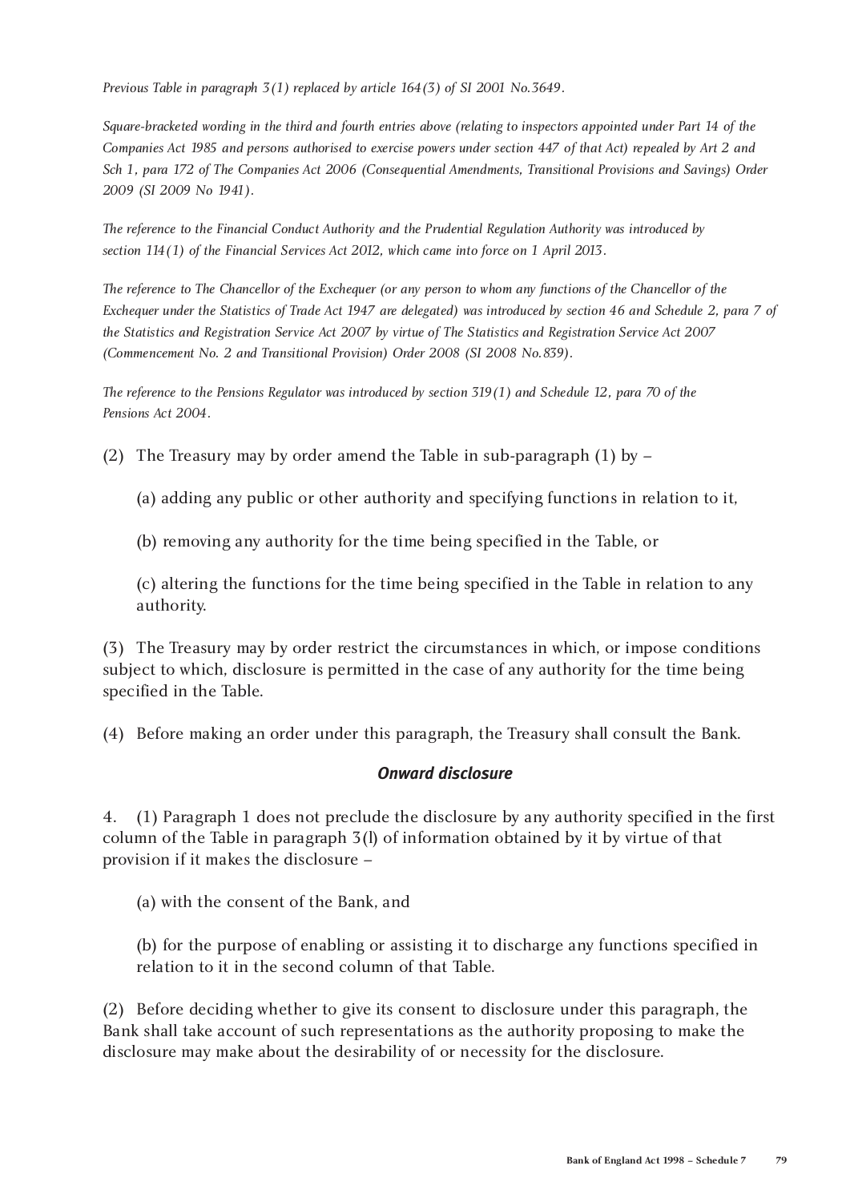*Previous Table in paragraph 3(1) replaced by article 164(3) of SI 2001 No.3649.*

*Square-bracketed wording in the third and fourth entries above (relating to inspectors appointed under Part 14 of the Companies Act 1985 and persons authorised to exercise powers under section 447 of that Act) repealed by Art 2 and Sch 1, para 172 of The Companies Act 2006 (Consequential Amendments, Transitional Provisions and Savings) Order 2009 (SI 2009 No 1941).*

*The reference to the Financial Conduct Authority and the Prudential Regulation Authority was introduced by section 114(1) of the Financial Services Act 2012, which came into force on 1 April 2013.*

*The reference to The Chancellor of the Exchequer (or any person to whom any functions of the Chancellor of the Exchequer under the Statistics of Trade Act 1947 are delegated) was introduced by section 46 and Schedule 2, para 7 of the Statistics and Registration Service Act 2007 by virtue of The Statistics and Registration Service Act 2007 (Commencement No. 2 and Transitional Provision) Order 2008 (SI 2008 No.839).*

*The reference to the Pensions Regulator was introduced by section 319(1) and Schedule 12, para 70 of the Pensions Act 2004.*

(2) The Treasury may by order amend the Table in sub-paragraph (1) by –

(a) adding any public or other authority and specifying functions in relation to it,

(b) removing any authority for the time being specified in the Table, or

(c) altering the functions for the time being specified in the Table in relation to any authority.

(3) The Treasury may by order restrict the circumstances in which, or impose conditions subject to which, disclosure is permitted in the case of any authority for the time being specified in the Table.

(4) Before making an order under this paragraph, the Treasury shall consult the Bank.

### *Onward disclosure*

4. (1) Paragraph 1 does not preclude the disclosure by any authority specified in the first column of the Table in paragraph 3(l) of information obtained by it by virtue of that provision if it makes the disclosure –

(a) with the consent of the Bank, and

(b) for the purpose of enabling or assisting it to discharge any functions specified in relation to it in the second column of that Table.

(2) Before deciding whether to give its consent to disclosure under this paragraph, the Bank shall take account of such representations as the authority proposing to make the disclosure may make about the desirability of or necessity for the disclosure.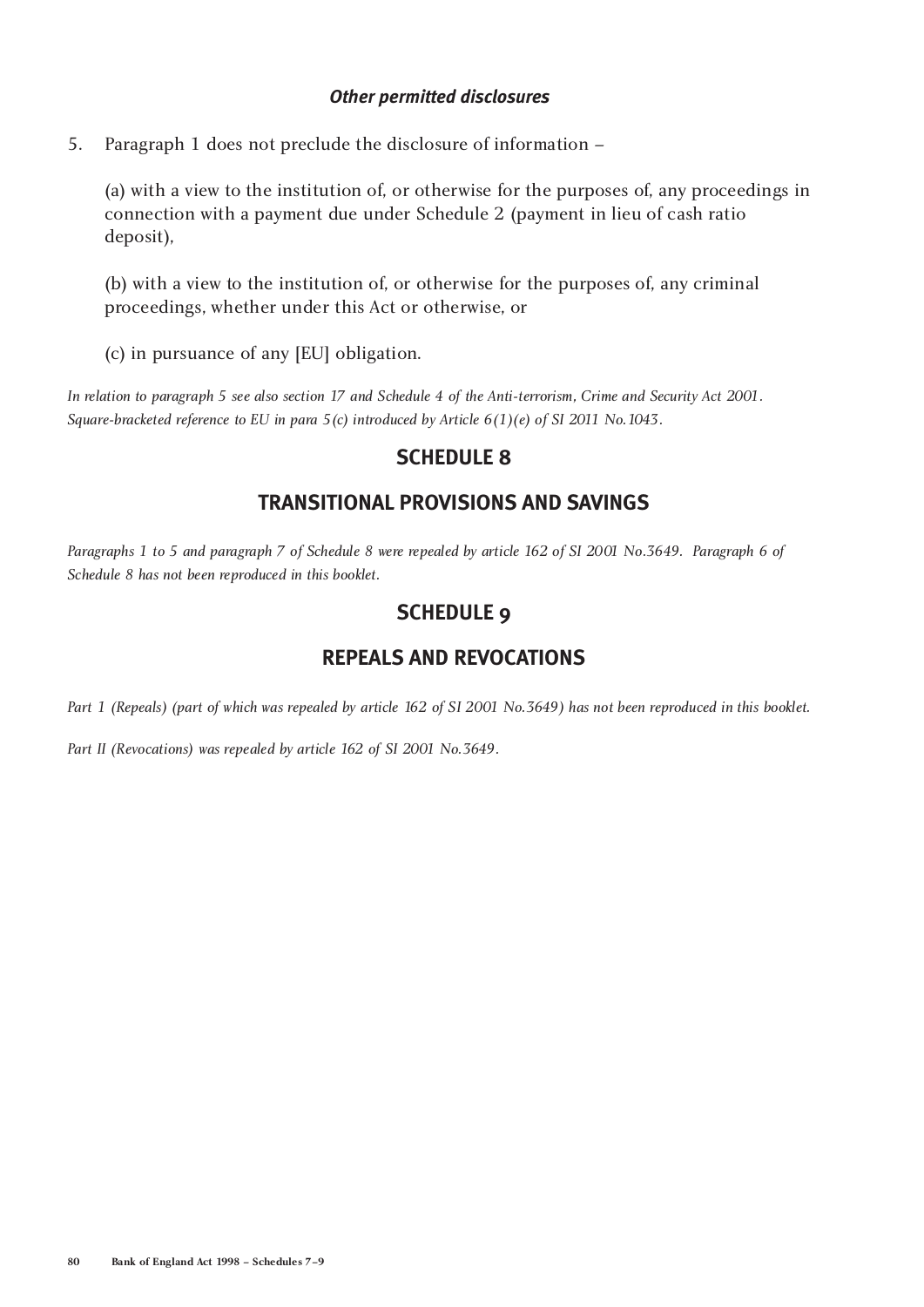#### *Other permitted disclosures*

5. Paragraph 1 does not preclude the disclosure of information –

(a) with a view to the institution of, or otherwise for the purposes of, any proceedings in connection with a payment due under Schedule 2 (payment in lieu of cash ratio deposit),

(b) with a view to the institution of, or otherwise for the purposes of, any criminal proceedings, whether under this Act or otherwise, or

(c) in pursuance of any [EU] obligation.

*In relation to paragraph 5 see also section 17 and Schedule 4 of the Anti-terrorism, Crime and Security Act 2001. Square-bracketed reference to EU in para 5(c) introduced by Article 6(1)(e) of SI 2011 No.1043.*

## SCHEDULE 8

## TRANSITIONAL PROVISIONS AND SAVINGS

*Paragraphs 1 to 5 and paragraph 7 of Schedule 8 were repealed by article 162 of SI 2001 No.3649. Paragraph 6 of Schedule 8 has not been reproduced in this booklet.*

## SCHEDULE 9

## REPEALS AND REVOCATIONS

*Part 1 (Repeals) (part of which was repealed by article 162 of SI 2001 No.3649) has not been reproduced in this booklet.*

*Part II (Revocations) was repealed by article 162 of SI 2001 No.3649.*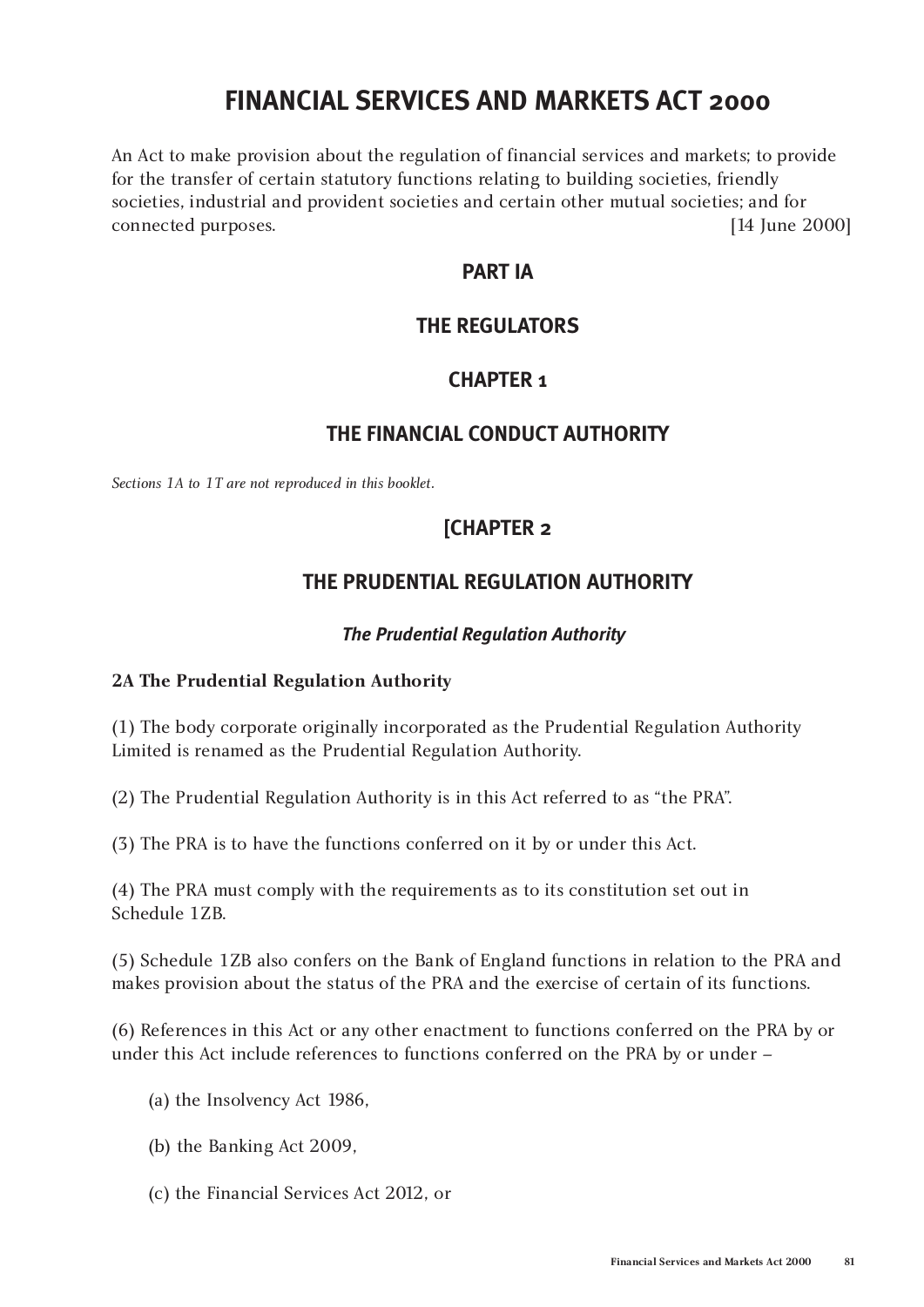# FINANCIAL SERVICES AND MARKETS ACT 2000

An Act to make provision about the regulation of financial services and markets; to provide for the transfer of certain statutory functions relating to building societies, friendly societies, industrial and provident societies and certain other mutual societies; and for connected purposes. [14 June 2000]

## PART IA

## THE REGULATORS

## CHAPTER 1

## THE FINANCIAL CONDUCT AUTHORITY

*Sections 1A to 1T are not reproduced in this booklet.*

## [CHAPTER 2

## THE PRUDENTIAL REGULATION AUTHORITY

### *The Prudential Regulation Authority*

**2A The Prudential Regulation Authority**

(1) The body corporate originally incorporated as the Prudential Regulation Authority Limited is renamed as the Prudential Regulation Authority.

(2) The Prudential Regulation Authority is in this Act referred to as "the PRA".

(3) The PRA is to have the functions conferred on it by or under this Act.

(4) The PRA must comply with the requirements as to its constitution set out in Schedule 1ZB.

(5) Schedule 1ZB also confers on the Bank of England functions in relation to the PRA and makes provision about the status of the PRA and the exercise of certain of its functions.

(6) References in this Act or any other enactment to functions conferred on the PRA by or under this Act include references to functions conferred on the PRA by or under –

(a) the Insolvency Act 1986,

(b) the Banking Act 2009,

(c) the Financial Services Act 2012, or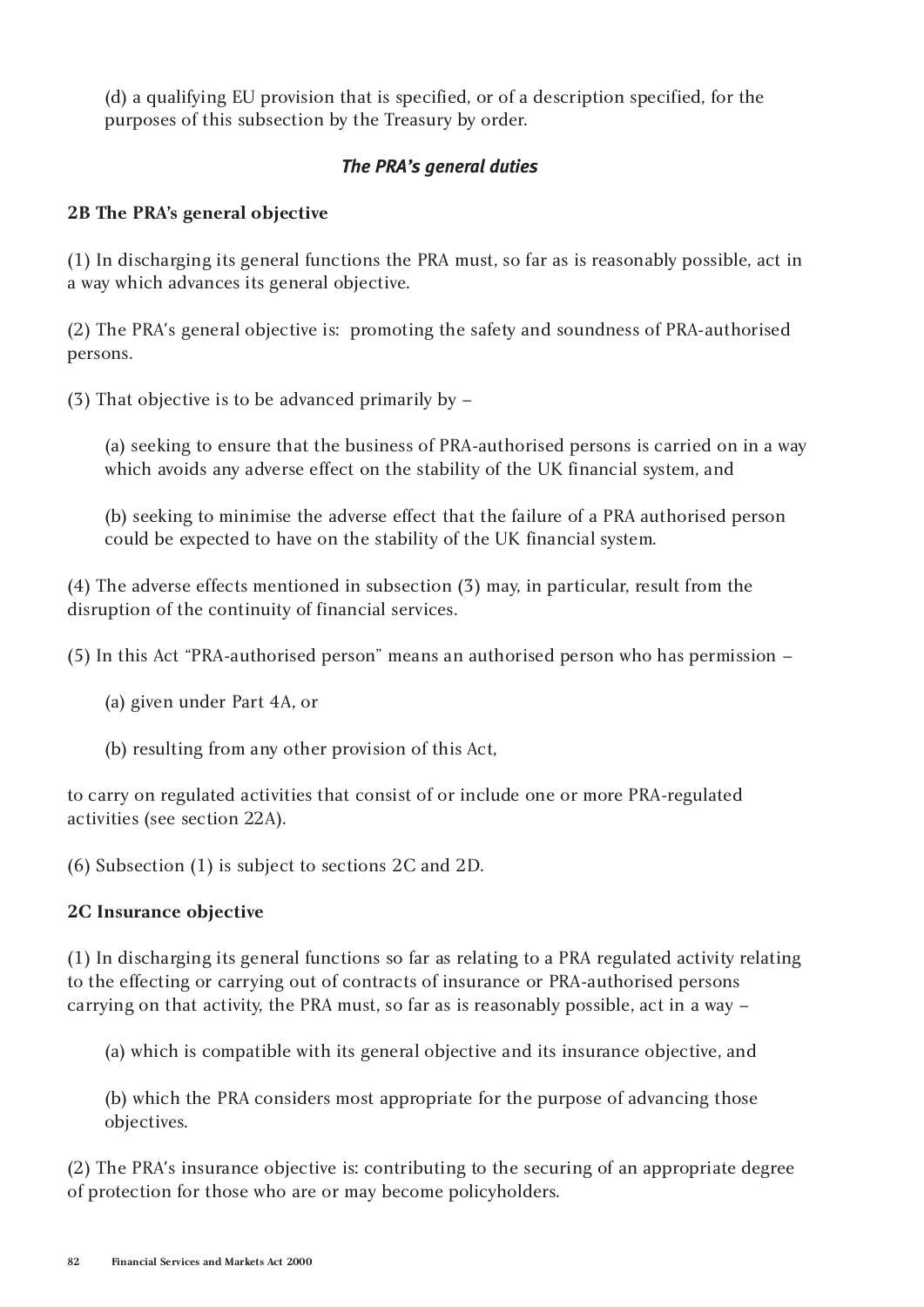(d) a qualifying EU provision that is specified, or of a description specified, for the purposes of this subsection by the Treasury by order.

### *The PRA's general duties*

**2B The PRA's general objective**

(1) In discharging its general functions the PRA must, so far as is reasonably possible, act in a way which advances its general objective.

(2) The PRA's general objective is: promoting the safety and soundness of PRA-authorised persons.

(3) That objective is to be advanced primarily by –

(a) seeking to ensure that the business of PRA-authorised persons is carried on in a way which avoids any adverse effect on the stability of the UK financial system, and

(b) seeking to minimise the adverse effect that the failure of a PRA authorised person could be expected to have on the stability of the UK financial system.

(4) The adverse effects mentioned in subsection (3) may, in particular, result from the disruption of the continuity of financial services.

(5) In this Act "PRA-authorised person" means an authorised person who has permission –

(a) given under Part 4A, or

(b) resulting from any other provision of this Act,

to carry on regulated activities that consist of or include one or more PRA-regulated activities (see section 22A).

(6) Subsection (1) is subject to sections 2C and 2D.

**2C Insurance objective**

(1) In discharging its general functions so far as relating to a PRA regulated activity relating to the effecting or carrying out of contracts of insurance or PRA-authorised persons carrying on that activity, the PRA must, so far as is reasonably possible, act in a way –

(a) which is compatible with its general objective and its insurance objective, and

(b) which the PRA considers most appropriate for the purpose of advancing those objectives.

(2) The PRA's insurance objective is: contributing to the securing of an appropriate degree of protection for those who are or may become policyholders.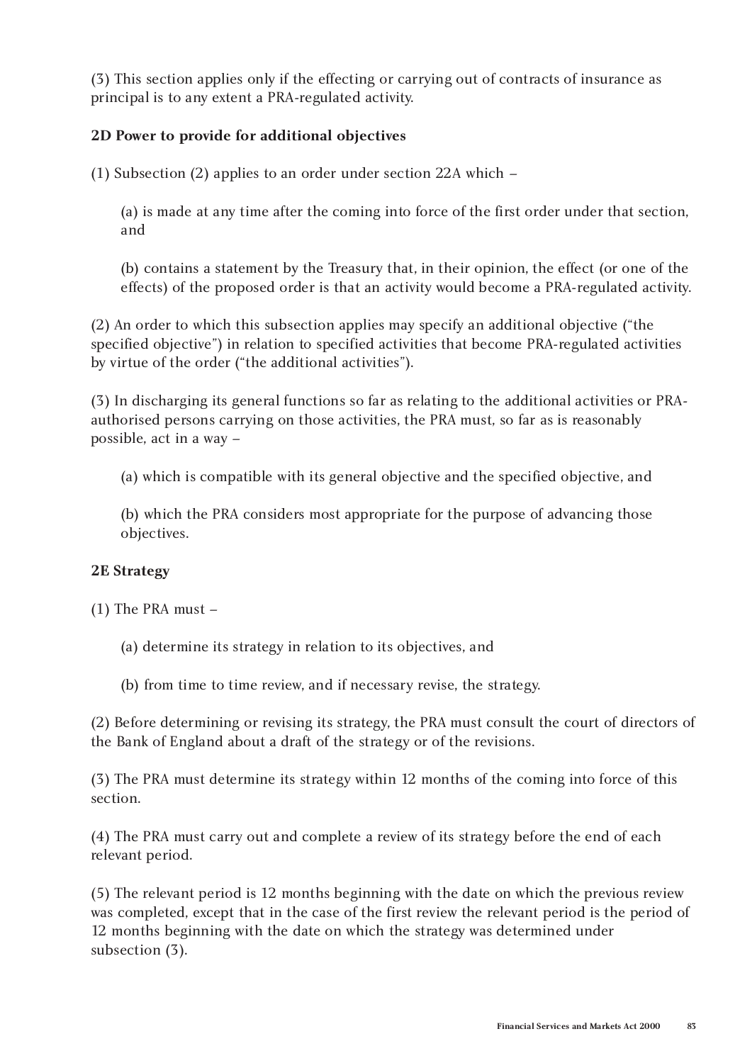(3) This section applies only if the effecting or carrying out of contracts of insurance as principal is to any extent a PRA-regulated activity.

**2D Power to provide for additional objectives**

(1) Subsection (2) applies to an order under section 22A which –

(a) is made at any time after the coming into force of the first order under that section, and

(b) contains a statement by the Treasury that, in their opinion, the effect (or one of the effects) of the proposed order is that an activity would become a PRA-regulated activity.

(2) An order to which this subsection applies may specify an additional objective ("the specified objective") in relation to specified activities that become PRA-regulated activities by virtue of the order ("the additional activities").

(3) In discharging its general functions so far as relating to the additional activities or PRA-authorised persons carrying on those activities, the PRA must, so far as is reasonably possible, act in a way –

(a) which is compatible with its general objective and the specified objective, and

(b) which the PRA considers most appropriate for the purpose of advancing those objectives.

**2E Strategy**

(1) The PRA must –

(a) determine its strategy in relation to its objectives, and

(b) from time to time review, and if necessary revise, the strategy.

(2) Before determining or revising its strategy, the PRA must consult the court of directors of the Bank of England about a draft of the strategy or of the revisions.

(3) The PRA must determine its strategy within 12 months of the coming into force of this section.

(4) The PRA must carry out and complete a review of its strategy before the end of each relevant period.

(5) The relevant period is 12 months beginning with the date on which the previous review was completed, except that in the case of the first review the relevant period is the period of 12 months beginning with the date on which the strategy was determined under subsection (3).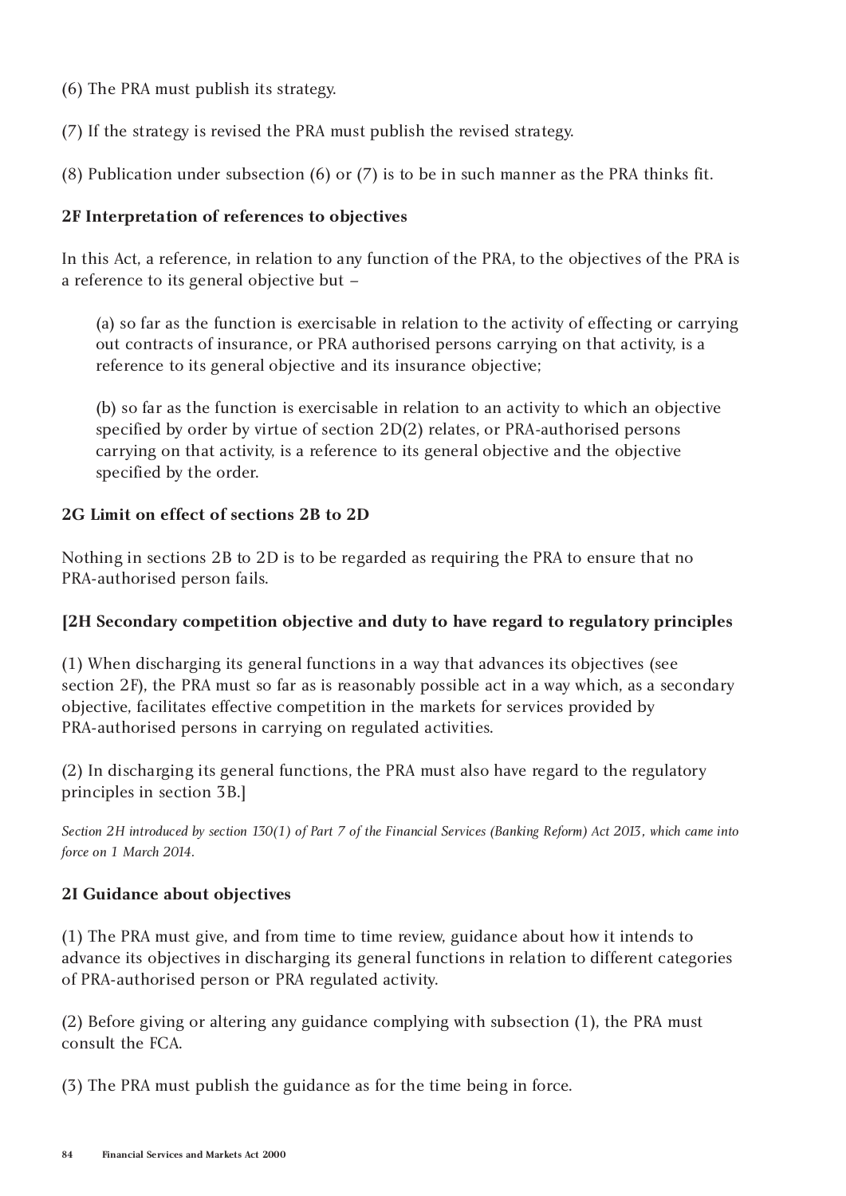(6) The PRA must publish its strategy.

(7) If the strategy is revised the PRA must publish the revised strategy.

(8) Publication under subsection (6) or (7) is to be in such manner as the PRA thinks fit.

**2F Interpretation of references to objectives**

In this Act, a reference, in relation to any function of the PRA, to the objectives of the PRA is a reference to its general objective but –

(a) so far as the function is exercisable in relation to the activity of effecting or carrying out contracts of insurance, or PRA authorised persons carrying on that activity, is a reference to its general objective and its insurance objective;

(b) so far as the function is exercisable in relation to an activity to which an objective specified by order by virtue of section 2D(2) relates, or PRA-authorised persons carrying on that activity, is a reference to its general objective and the objective specified by the order.

**2G Limit on effect of sections 2B to 2D**

Nothing in sections 2B to 2D is to be regarded as requiring the PRA to ensure that no PRA-authorised person fails.

**[2H Secondary competition objective and duty to have regard to regulatory principles**

(1) When discharging its general functions in a way that advances its objectives (see section 2F), the PRA must so far as is reasonably possible act in a way which, as a secondary objective, facilitates effective competition in the markets for services provided by PRA-authorised persons in carrying on regulated activities.

(2) In discharging its general functions, the PRA must also have regard to the regulatory principles in section 3B.]

*Section 2H introduced by section 130(1) of Part 7 of the Financial Services (Banking Reform) Act 2013, which came into force on 1 March 2014.*

**2I Guidance about objectives**

(1) The PRA must give, and from time to time review, guidance about how it intends to advance its objectives in discharging its general functions in relation to different categories of PRA-authorised person or PRA regulated activity.

(2) Before giving or altering any guidance complying with subsection (1), the PRA must consult the FCA.

(3) The PRA must publish the guidance as for the time being in force.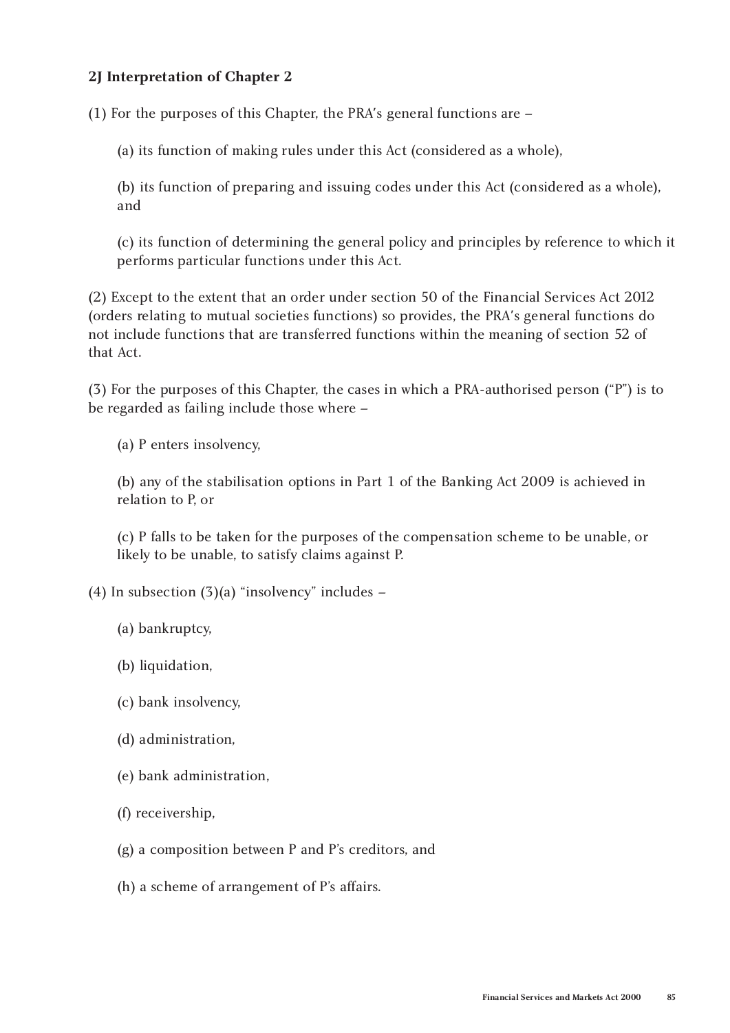**2J Interpretation of Chapter 2**

(1) For the purposes of this Chapter, the PRA's general functions are –

(a) its function of making rules under this Act (considered as a whole),

(b) its function of preparing and issuing codes under this Act (considered as a whole), and

(c) its function of determining the general policy and principles by reference to which it performs particular functions under this Act.

(2) Except to the extent that an order under section 50 of the Financial Services Act 2012 (orders relating to mutual societies functions) so provides, the PRA's general functions do not include functions that are transferred functions within the meaning of section 52 of that Act.

(3) For the purposes of this Chapter, the cases in which a PRA-authorised person ("P") is to be regarded as failing include those where –

(a) P enters insolvency,

(b) any of the stabilisation options in Part 1 of the Banking Act 2009 is achieved in relation to P, or

(c) P falls to be taken for the purposes of the compensation scheme to be unable, or likely to be unable, to satisfy claims against P.

(4) In subsection (3)(a) "insolvency" includes –

(a) bankruptcy,

(b) liquidation,

(c) bank insolvency,

(d) administration,

(e) bank administration,

(f) receivership,

(g) a composition between P and P's creditors, and

(h) a scheme of arrangement of P's affairs.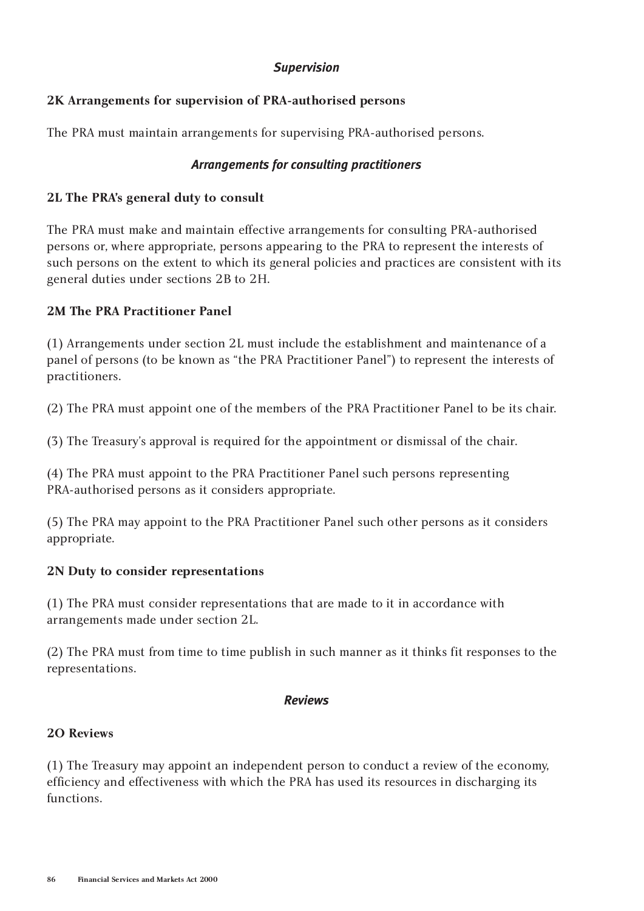### *Supervision*

**2K Arrangements for supervision of PRA-authorised persons**

The PRA must maintain arrangements for supervising PRA-authorised persons.

### *Arrangements for consulting practitioners*

**2L The PRA's general duty to consult**

The PRA must make and maintain effective arrangements for consulting PRA-authorised persons or, where appropriate, persons appearing to the PRA to represent the interests of such persons on the extent to which its general policies and practices are consistent with its general duties under sections 2B to 2H.

**2M The PRA Practitioner Panel**

(1) Arrangements under section 2L must include the establishment and maintenance of a panel of persons (to be known as "the PRA Practitioner Panel") to represent the interests of practitioners.

(2) The PRA must appoint one of the members of the PRA Practitioner Panel to be its chair.

(3) The Treasury's approval is required for the appointment or dismissal of the chair.

(4) The PRA must appoint to the PRA Practitioner Panel such persons representing PRA-authorised persons as it considers appropriate.

(5) The PRA may appoint to the PRA Practitioner Panel such other persons as it considers appropriate.

**2N Duty to consider representations**

(1) The PRA must consider representations that are made to it in accordance with arrangements made under section 2L.

(2) The PRA must from time to time publish in such manner as it thinks fit responses to the representations.

### *Reviews*

**2O Reviews**

(1) The Treasury may appoint an independent person to conduct a review of the economy, efficiency and effectiveness with which the PRA has used its resources in discharging its functions.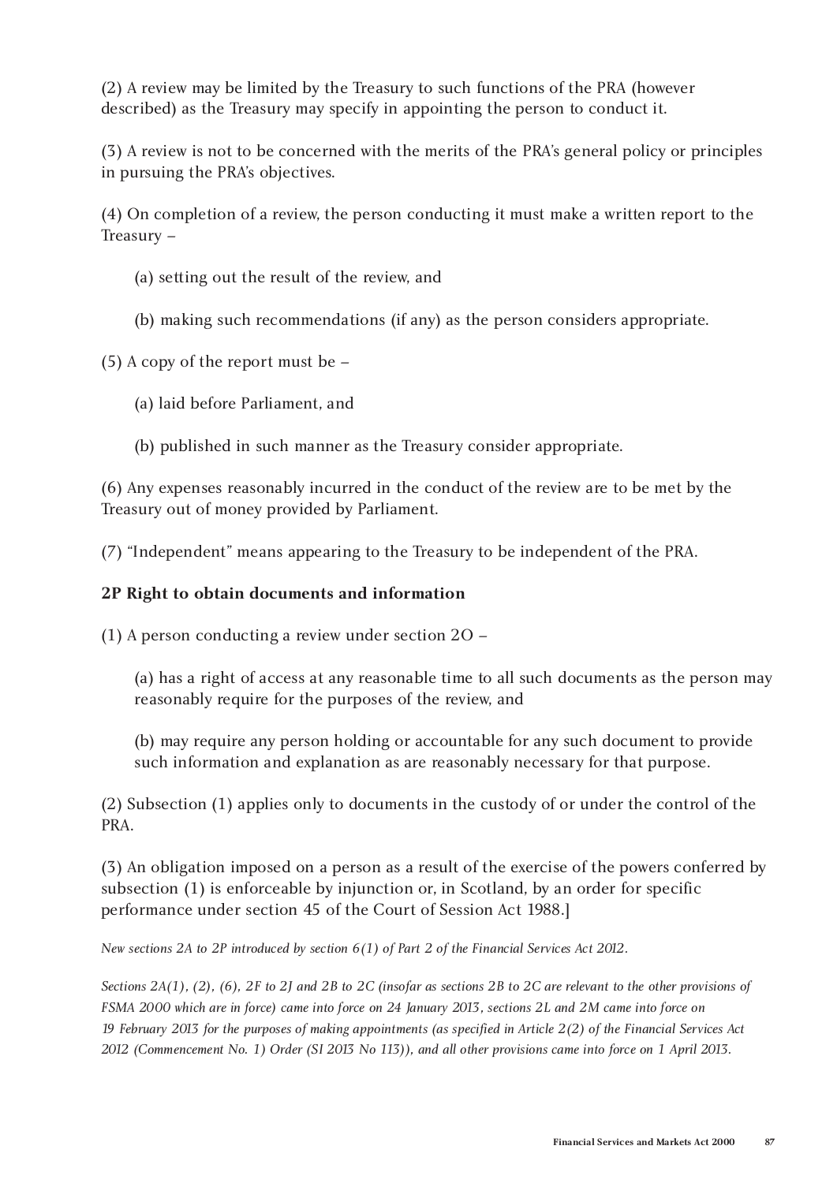(2) A review may be limited by the Treasury to such functions of the PRA (however described) as the Treasury may specify in appointing the person to conduct it.

(3) A review is not to be concerned with the merits of the PRA's general policy or principles in pursuing the PRA's objectives.

(4) On completion of a review, the person conducting it must make a written report to the Treasury –

(a) setting out the result of the review, and

(b) making such recommendations (if any) as the person considers appropriate.

(5) A copy of the report must be –

(a) laid before Parliament, and

(b) published in such manner as the Treasury consider appropriate.

(6) Any expenses reasonably incurred in the conduct of the review are to be met by the Treasury out of money provided by Parliament.

(7) "Independent" means appearing to the Treasury to be independent of the PRA.

**2P Right to obtain documents and information**

(1) A person conducting a review under section 2O –

(a) has a right of access at any reasonable time to all such documents as the person may reasonably require for the purposes of the review, and

(b) may require any person holding or accountable for any such document to provide such information and explanation as are reasonably necessary for that purpose.

(2) Subsection (1) applies only to documents in the custody of or under the control of the PRA.

(3) An obligation imposed on a person as a result of the exercise of the powers conferred by subsection (1) is enforceable by injunction or, in Scotland, by an order for specific performance under section 45 of the Court of Session Act 1988.]

*New sections 2A to 2P introduced by section 6(1) of Part 2 of the Financial Services Act 2012.*

*Sections 2A(1), (2), (6), 2F to 2J and 2B to 2C (insofar as sections 2B to 2C are relevant to the other provisions of FSMA 2000 which are in force) came into force on 24 January 2013, sections 2L and 2M came into force on 19 February 2013 for the purposes of making appointments (as specified in Article 2(2) of the Financial Services Act 2012 (Commencement No. 1) Order (SI 2013 No 113)), and all other provisions came into force on 1 April 2013.*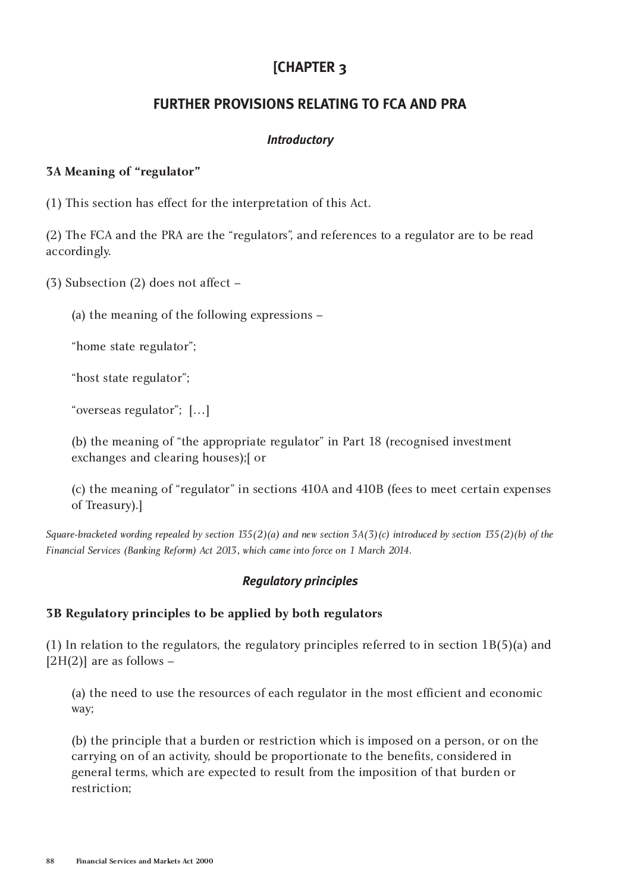# [CHAPTER 3

## FURTHER PROVISIONS RELATING TO FCA AND PRA

### *Introductory*

**3A Meaning of "regulator"**

(1) This section has effect for the interpretation of this Act.

(2) The FCA and the PRA are the "regulators", and references to a regulator are to be read accordingly.

(3) Subsection (2) does not affect –

(a) the meaning of the following expressions –

"home state regulator";

"host state regulator";

"overseas regulator"; […]

(b) the meaning of "the appropriate regulator" in Part 18 (recognised investment exchanges and clearing houses);[ or

(c) the meaning of "regulator" in sections 410A and 410B (fees to meet certain expenses of Treasury).]

*Square-bracketed wording repealed by section 135(2)(a) and new section 3A(3)(c) introduced by section 135(2)(b) of the Financial Services (Banking Reform) Act 2013, which came into force on 1 March 2014.*

### *Regulatory principles*

**3B Regulatory principles to be applied by both regulators**

(1) In relation to the regulators, the regulatory principles referred to in section 1B(5)(a) and [2H(2)] are as follows –

(a) the need to use the resources of each regulator in the most efficient and economic way;

(b) the principle that a burden or restriction which is imposed on a person, or on the carrying on of an activity, should be proportionate to the benefits, considered in general terms, which are expected to result from the imposition of that burden or restriction;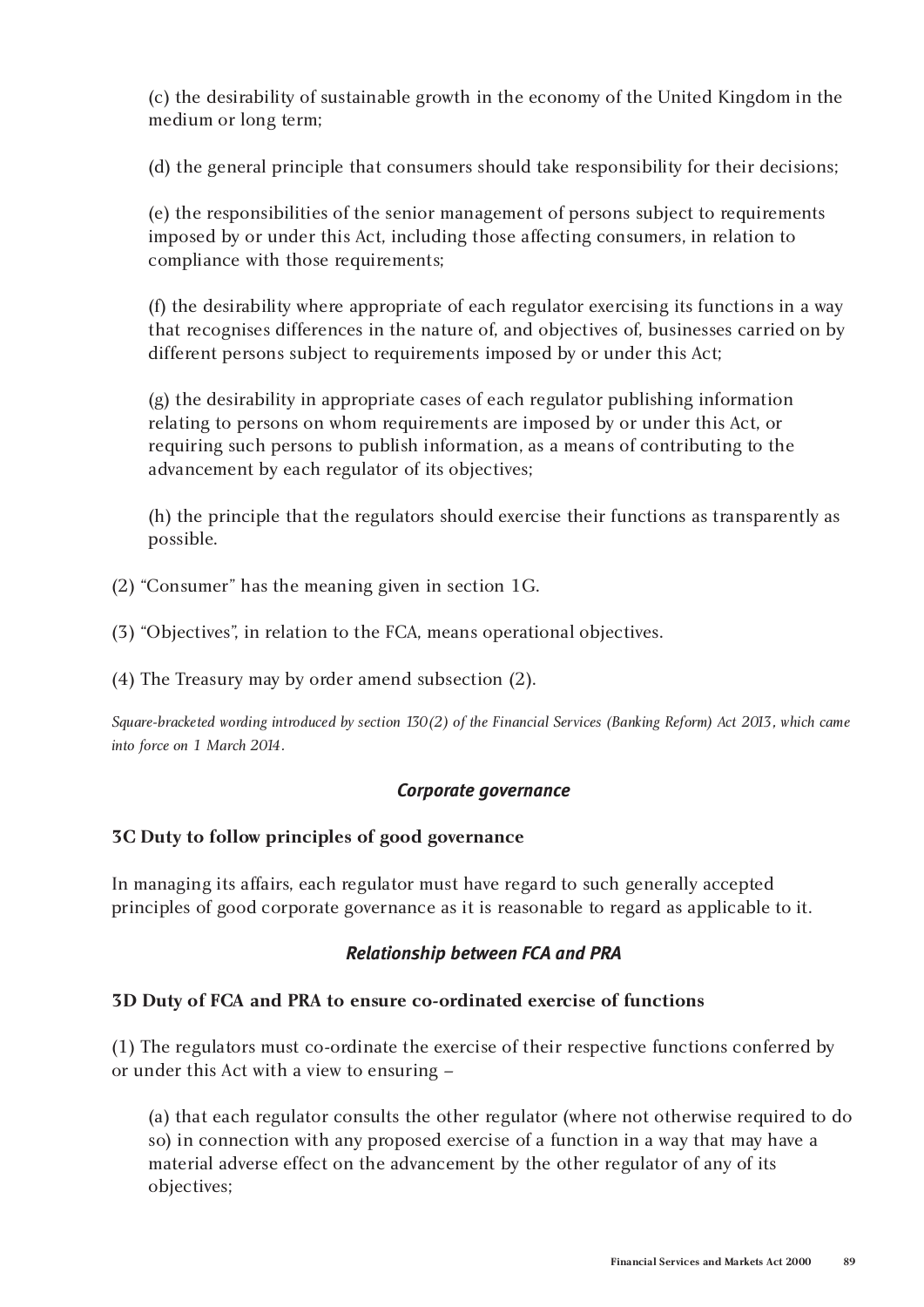(c) the desirability of sustainable growth in the economy of the United Kingdom in the medium or long term;

(d) the general principle that consumers should take responsibility for their decisions;

(e) the responsibilities of the senior management of persons subject to requirements imposed by or under this Act, including those affecting consumers, in relation to compliance with those requirements;

(f) the desirability where appropriate of each regulator exercising its functions in a way that recognises differences in the nature of, and objectives of, businesses carried on by different persons subject to requirements imposed by or under this Act;

(g) the desirability in appropriate cases of each regulator publishing information relating to persons on whom requirements are imposed by or under this Act, or requiring such persons to publish information, as a means of contributing to the advancement by each regulator of its objectives;

(h) the principle that the regulators should exercise their functions as transparently as possible.

(2) "Consumer" has the meaning given in section 1G.

(3) "Objectives", in relation to the FCA, means operational objectives.

(4) The Treasury may by order amend subsection (2).

*Square-bracketed wording introduced by section 130(2) of the Financial Services (Banking Reform) Act 2013, which came into force on 1 March 2014.*

### *Corporate governance*

**3C Duty to follow principles of good governance**

In managing its affairs, each regulator must have regard to such generally accepted principles of good corporate governance as it is reasonable to regard as applicable to it.

### *Relationship between FCA and PRA*

**3D Duty of FCA and PRA to ensure co-ordinated exercise of functions**

(1) The regulators must co-ordinate the exercise of their respective functions conferred by or under this Act with a view to ensuring –

(a) that each regulator consults the other regulator (where not otherwise required to do so) in connection with any proposed exercise of a function in a way that may have a material adverse effect on the advancement by the other regulator of any of its objectives;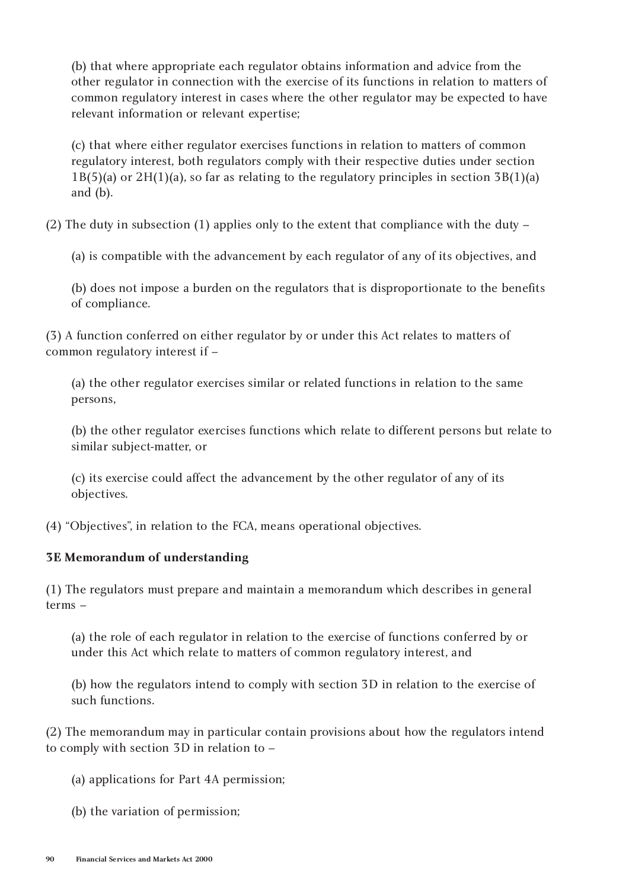(b) that where appropriate each regulator obtains information and advice from the other regulator in connection with the exercise of its functions in relation to matters of common regulatory interest in cases where the other regulator may be expected to have relevant information or relevant expertise;

(c) that where either regulator exercises functions in relation to matters of common regulatory interest, both regulators comply with their respective duties under section 1B(5)(a) or 2H(1)(a), so far as relating to the regulatory principles in section 3B(1)(a) and (b).

(2) The duty in subsection (1) applies only to the extent that compliance with the duty –

(a) is compatible with the advancement by each regulator of any of its objectives, and

(b) does not impose a burden on the regulators that is disproportionate to the benefits of compliance.

(3) A function conferred on either regulator by or under this Act relates to matters of common regulatory interest if –

(a) the other regulator exercises similar or related functions in relation to the same persons,

(b) the other regulator exercises functions which relate to different persons but relate to similar subject-matter, or

(c) its exercise could affect the advancement by the other regulator of any of its objectives.

(4) "Objectives", in relation to the FCA, means operational objectives.

**3E Memorandum of understanding**

(1) The regulators must prepare and maintain a memorandum which describes in general terms –

(a) the role of each regulator in relation to the exercise of functions conferred by or under this Act which relate to matters of common regulatory interest, and

(b) how the regulators intend to comply with section 3D in relation to the exercise of such functions.

(2) The memorandum may in particular contain provisions about how the regulators intend to comply with section 3D in relation to –

(a) applications for Part 4A permission;

(b) the variation of permission;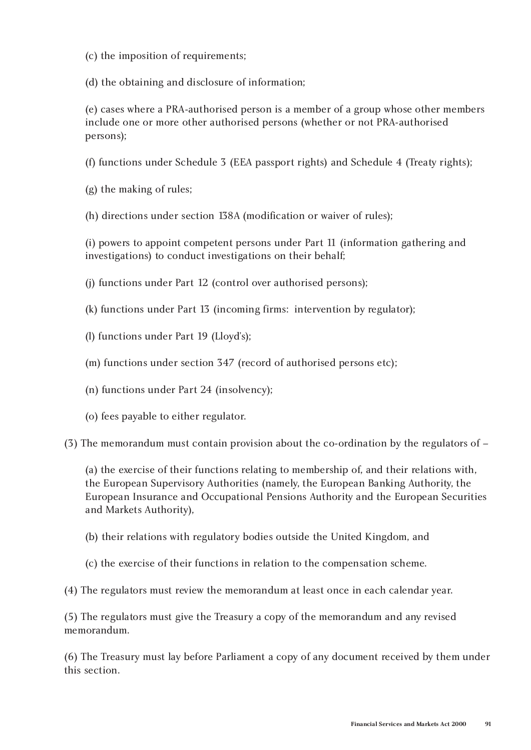(c) the imposition of requirements;

(d) the obtaining and disclosure of information;

(e) cases where a PRA-authorised person is a member of a group whose other members include one or more other authorised persons (whether or not PRA-authorised persons);

(f) functions under Schedule 3 (EEA passport rights) and Schedule 4 (Treaty rights);

(g) the making of rules;

(h) directions under section 138A (modification or waiver of rules);

(i) powers to appoint competent persons under Part 11 (information gathering and investigations) to conduct investigations on their behalf;

(j) functions under Part 12 (control over authorised persons);

(k) functions under Part 13 (incoming firms: intervention by regulator);

(l) functions under Part 19 (Lloyd's);

(m) functions under section 347 (record of authorised persons etc);

(n) functions under Part 24 (insolvency);

(o) fees payable to either regulator.

(3) The memorandum must contain provision about the co-ordination by the regulators of –

(a) the exercise of their functions relating to membership of, and their relations with, the European Supervisory Authorities (namely, the European Banking Authority, the European Insurance and Occupational Pensions Authority and the European Securities and Markets Authority),

(b) their relations with regulatory bodies outside the United Kingdom, and

(c) the exercise of their functions in relation to the compensation scheme.

(4) The regulators must review the memorandum at least once in each calendar year.

(5) The regulators must give the Treasury a copy of the memorandum and any revised memorandum.

(6) The Treasury must lay before Parliament a copy of any document received by them under this section.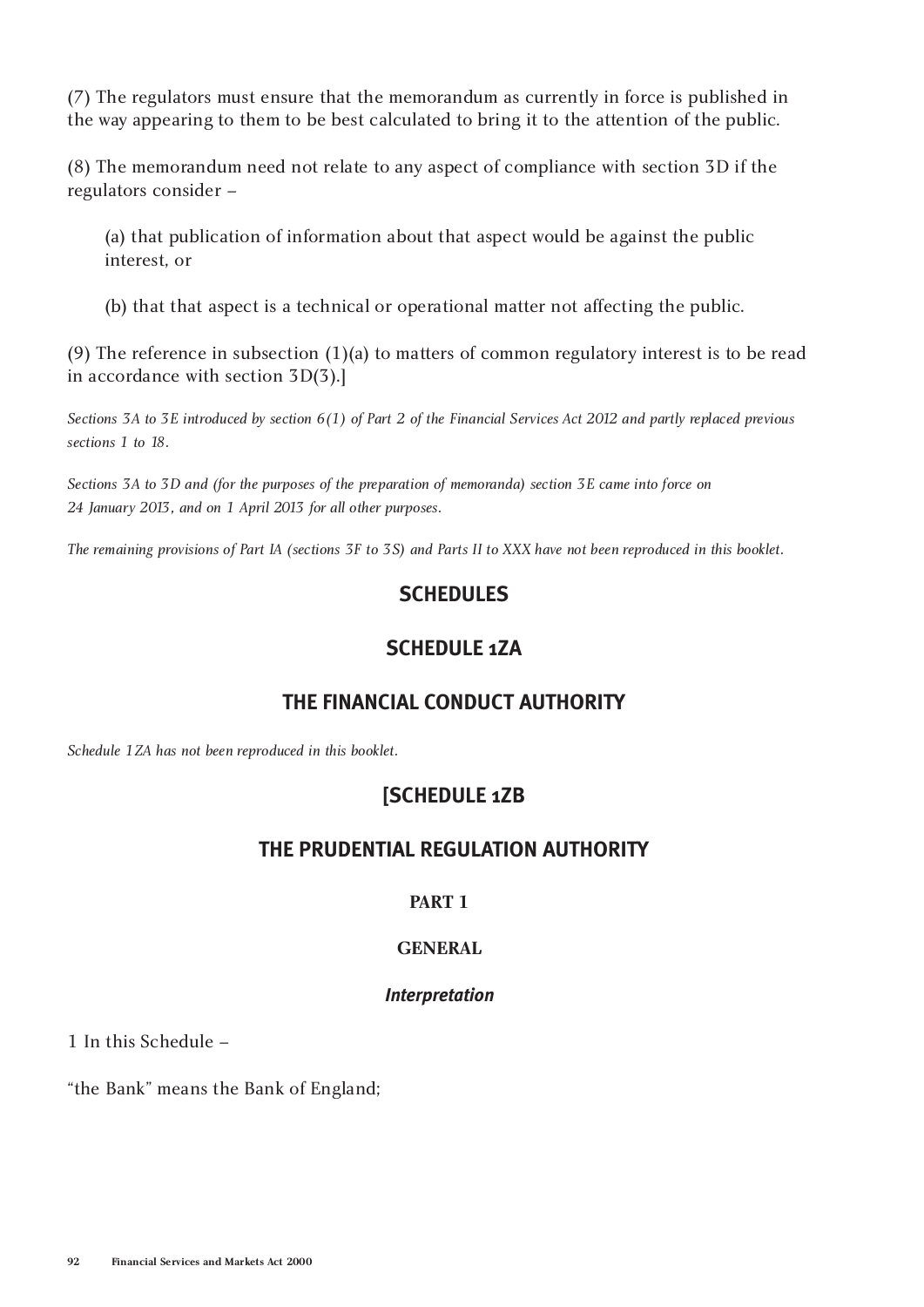(7) The regulators must ensure that the memorandum as currently in force is published in the way appearing to them to be best calculated to bring it to the attention of the public.

(8) The memorandum need not relate to any aspect of compliance with section 3D if the regulators consider –

(a) that publication of information about that aspect would be against the public interest, or

(b) that that aspect is a technical or operational matter not affecting the public.

(9) The reference in subsection (1)(a) to matters of common regulatory interest is to be read in accordance with section 3D(3).]

*Sections 3A to 3E introduced by section 6(1) of Part 2 of the Financial Services Act 2012 and partly replaced previous sections 1 to 18.*

*Sections 3A to 3D and (for the purposes of the preparation of memoranda) section 3E came into force on 24 January 2013, and on 1 April 2013 for all other purposes.*

*The remaining provisions of Part IA (sections 3F to 3S) and Parts II to XXX have not been reproduced in this booklet.*

## SCHEDULES

## SCHEDULE 1ZA

## THE FINANCIAL CONDUCT AUTHORITY

*Schedule 1ZA has not been reproduced in this booklet.*

## [SCHEDULE 1ZB

## THE PRUDENTIAL REGULATION AUTHORITY

### PART 1

### GENERAL

#### *Interpretation*

1 In this Schedule –

“the Bank” means the Bank of England;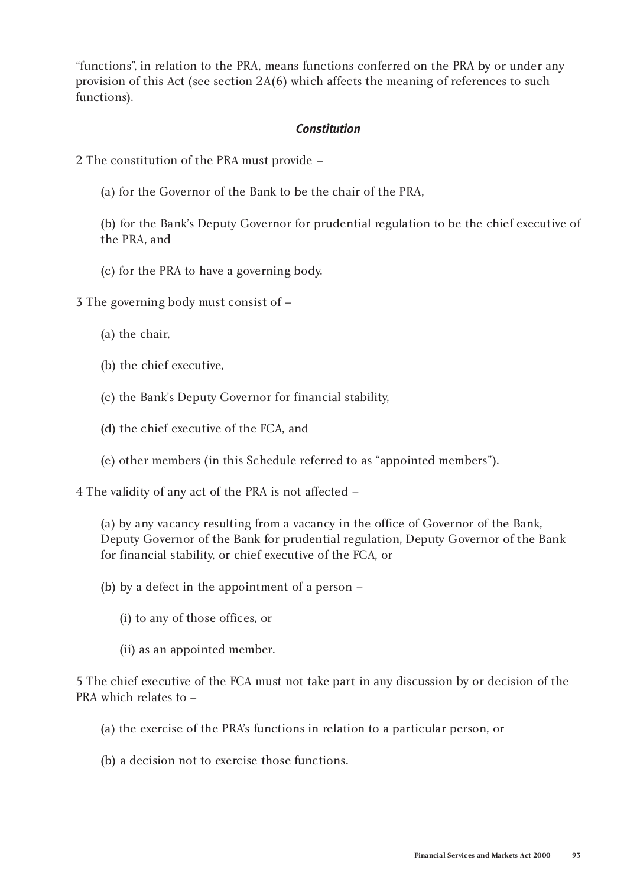"functions", in relation to the PRA, means functions conferred on the PRA by or under any provision of this Act (see section 2A(6) which affects the meaning of references to such functions).

### *Constitution*

2 The constitution of the PRA must provide –

(a) for the Governor of the Bank to be the chair of the PRA,

(b) for the Bank's Deputy Governor for prudential regulation to be the chief executive of the PRA, and

(c) for the PRA to have a governing body.

3 The governing body must consist of –

(a) the chair,

(b) the chief executive,

(c) the Bank's Deputy Governor for financial stability,

(d) the chief executive of the FCA, and

(e) other members (in this Schedule referred to as "appointed members").

4 The validity of any act of the PRA is not affected –

(a) by any vacancy resulting from a vacancy in the office of Governor of the Bank, Deputy Governor of the Bank for prudential regulation, Deputy Governor of the Bank for financial stability, or chief executive of the FCA, or

(b) by a defect in the appointment of a person –

(i) to any of those offices, or

(ii) as an appointed member.

5 The chief executive of the FCA must not take part in any discussion by or decision of the PRA which relates to –

(a) the exercise of the PRA's functions in relation to a particular person, or

(b) a decision not to exercise those functions.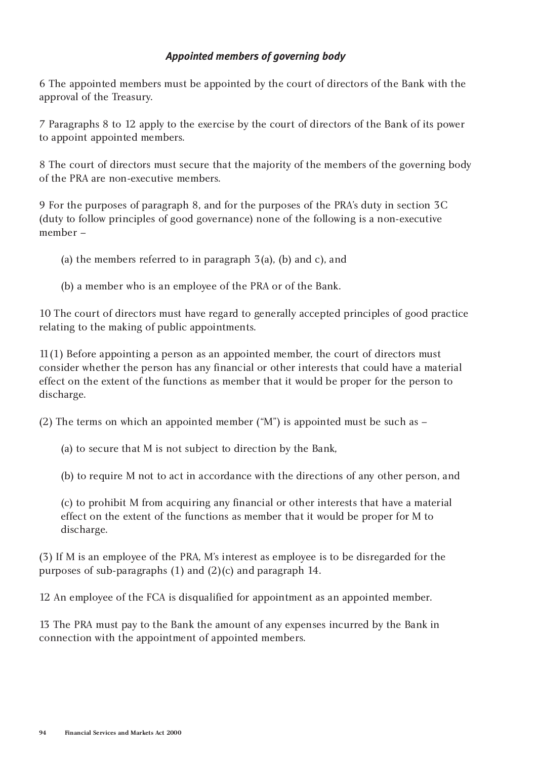### *Appointed members of governing body*

6 The appointed members must be appointed by the court of directors of the Bank with the approval of the Treasury.

7 Paragraphs 8 to 12 apply to the exercise by the court of directors of the Bank of its power to appoint appointed members.

8 The court of directors must secure that the majority of the members of the governing body of the PRA are non-executive members.

9 For the purposes of paragraph 8, and for the purposes of the PRA's duty in section 3C (duty to follow principles of good governance) none of the following is a non-executive member –

(a) the members referred to in paragraph 3(a), (b) and c), and

(b) a member who is an employee of the PRA or of the Bank.

10 The court of directors must have regard to generally accepted principles of good practice relating to the making of public appointments.

11(1) Before appointing a person as an appointed member, the court of directors must consider whether the person has any financial or other interests that could have a material effect on the extent of the functions as member that it would be proper for the person to discharge.

(2) The terms on which an appointed member ("M") is appointed must be such as –

(a) to secure that M is not subject to direction by the Bank,

(b) to require M not to act in accordance with the directions of any other person, and

(c) to prohibit M from acquiring any financial or other interests that have a material effect on the extent of the functions as member that it would be proper for M to discharge.

(3) If M is an employee of the PRA, M's interest as employee is to be disregarded for the purposes of sub-paragraphs (1) and (2)(c) and paragraph 14.

12 An employee of the FCA is disqualified for appointment as an appointed member.

13 The PRA must pay to the Bank the amount of any expenses incurred by the Bank in connection with the appointment of appointed members.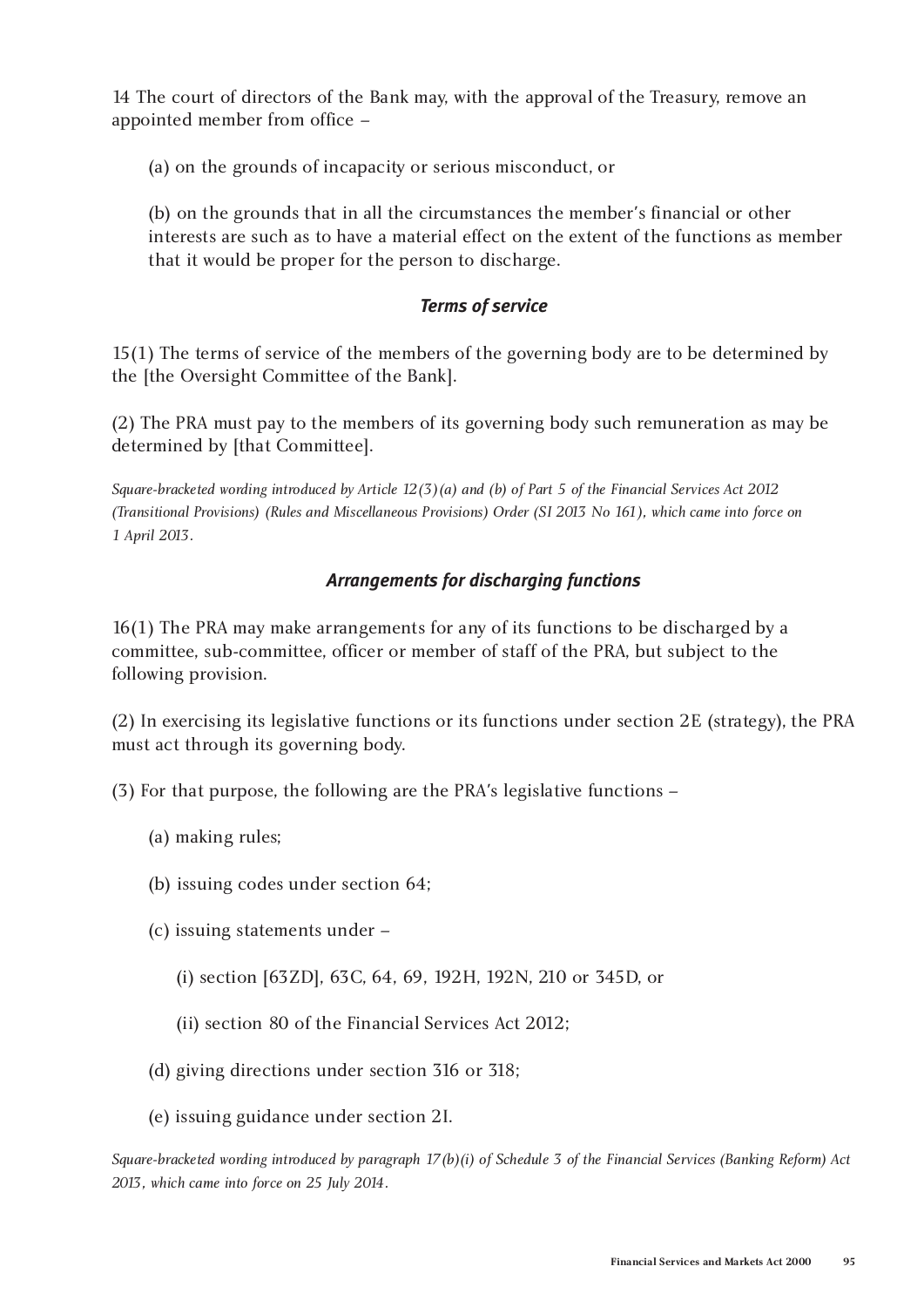14 The court of directors of the Bank may, with the approval of the Treasury, remove an appointed member from office –

(a) on the grounds of incapacity or serious misconduct, or

(b) on the grounds that in all the circumstances the member's financial or other interests are such as to have a material effect on the extent of the functions as member that it would be proper for the person to discharge.

### *Terms of service*

15(1) The terms of service of the members of the governing body are to be determined by the [the Oversight Committee of the Bank].

(2) The PRA must pay to the members of its governing body such remuneration as may be determined by [that Committee].

*Square-bracketed wording introduced by Article 12(3)(a) and (b) of Part 5 of the Financial Services Act 2012 (Transitional Provisions) (Rules and Miscellaneous Provisions) Order (SI 2013 No 161), which came into force on 1 April 2013.*

### *Arrangements for discharging functions*

16(1) The PRA may make arrangements for any of its functions to be discharged by a committee, sub-committee, officer or member of staff of the PRA, but subject to the following provision.

(2) In exercising its legislative functions or its functions under section 2E (strategy), the PRA must act through its governing body.

(3) For that purpose, the following are the PRA's legislative functions –

(a) making rules;

(b) issuing codes under section 64;

(c) issuing statements under –

(i) section [63ZD], 63C, 64, 69, 192H, 192N, 210 or 345D, or

(ii) section 80 of the Financial Services Act 2012;

(d) giving directions under section 316 or 318;

(e) issuing guidance under section 2I.

*Square-bracketed wording introduced by paragraph 17(b)(i) of Schedule 3 of the Financial Services (Banking Reform) Act 2013, which came into force on 25 July 2014.*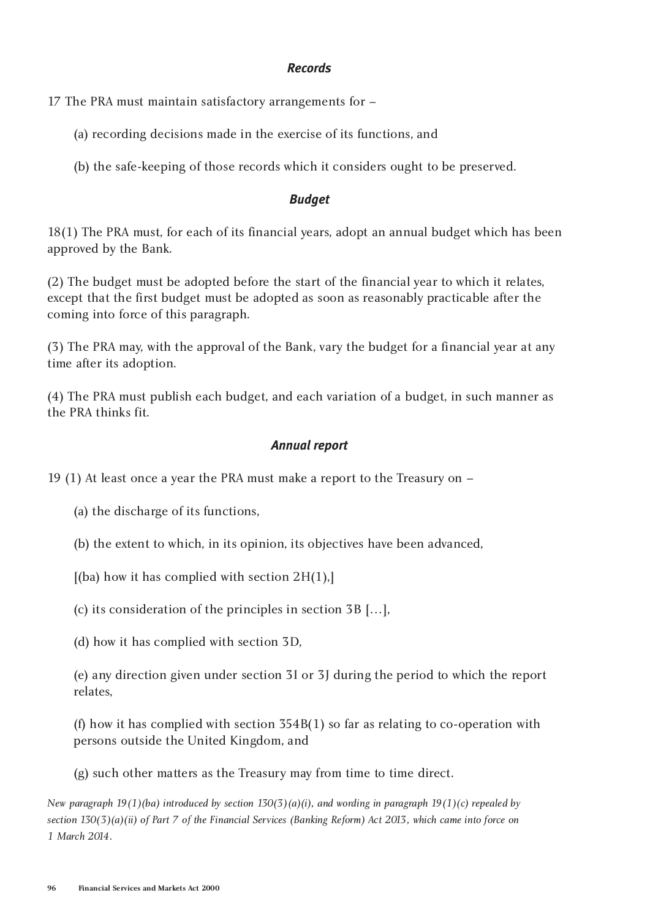### *Records*

17 The PRA must maintain satisfactory arrangements for –

(a) recording decisions made in the exercise of its functions, and

(b) the safe-keeping of those records which it considers ought to be preserved.

### *Budget*

18(1) The PRA must, for each of its financial years, adopt an annual budget which has been approved by the Bank.

(2) The budget must be adopted before the start of the financial year to which it relates, except that the first budget must be adopted as soon as reasonably practicable after the coming into force of this paragraph.

(3) The PRA may, with the approval of the Bank, vary the budget for a financial year at any time after its adoption.

(4) The PRA must publish each budget, and each variation of a budget, in such manner as the PRA thinks fit.

### *Annual report*

19 (1) At least once a year the PRA must make a report to the Treasury on –

(a) the discharge of its functions,

(b) the extent to which, in its opinion, its objectives have been advanced,

[(ba) how it has complied with section 2H(1),]

(c) its consideration of the principles in section 3B […],

(d) how it has complied with section 3D,

(e) any direction given under section 3I or 3J during the period to which the report relates,

(f) how it has complied with section 354B(1) so far as relating to co-operation with persons outside the United Kingdom, and

(g) such other matters as the Treasury may from time to time direct.

*New paragraph 19(1)(ba) introduced by section 130(3)(a)(i), and wording in paragraph 19(1)(c) repealed by section 130(3)(a)(ii) of Part 7 of the Financial Services (Banking Reform) Act 2013, which came into force on 1 March 2014.*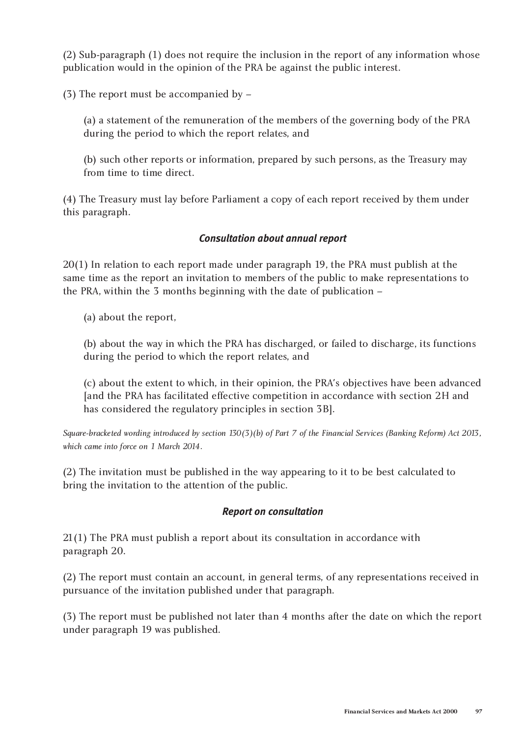(2) Sub-paragraph (1) does not require the inclusion in the report of any information whose publication would in the opinion of the PRA be against the public interest.

(3) The report must be accompanied by –

(a) a statement of the remuneration of the members of the governing body of the PRA during the period to which the report relates, and

(b) such other reports or information, prepared by such persons, as the Treasury may from time to time direct.

(4) The Treasury must lay before Parliament a copy of each report received by them under this paragraph.

### *Consultation about annual report*

20(1) In relation to each report made under paragraph 19, the PRA must publish at the same time as the report an invitation to members of the public to make representations to the PRA, within the 3 months beginning with the date of publication –

(a) about the report,

(b) about the way in which the PRA has discharged, or failed to discharge, its functions during the period to which the report relates, and

(c) about the extent to which, in their opinion, the PRA's objectives have been advanced [and the PRA has facilitated effective competition in accordance with section 2H and has considered the regulatory principles in section 3B].

*Square-bracketed wording introduced by section 130(3)(b) of Part 7 of the Financial Services (Banking Reform) Act 2013, which came into force on 1 March 2014.*

(2) The invitation must be published in the way appearing to it to be best calculated to bring the invitation to the attention of the public.

### *Report on consultation*

21(1) The PRA must publish a report about its consultation in accordance with paragraph 20.

(2) The report must contain an account, in general terms, of any representations received in pursuance of the invitation published under that paragraph.

(3) The report must be published not later than 4 months after the date on which the report under paragraph 19 was published.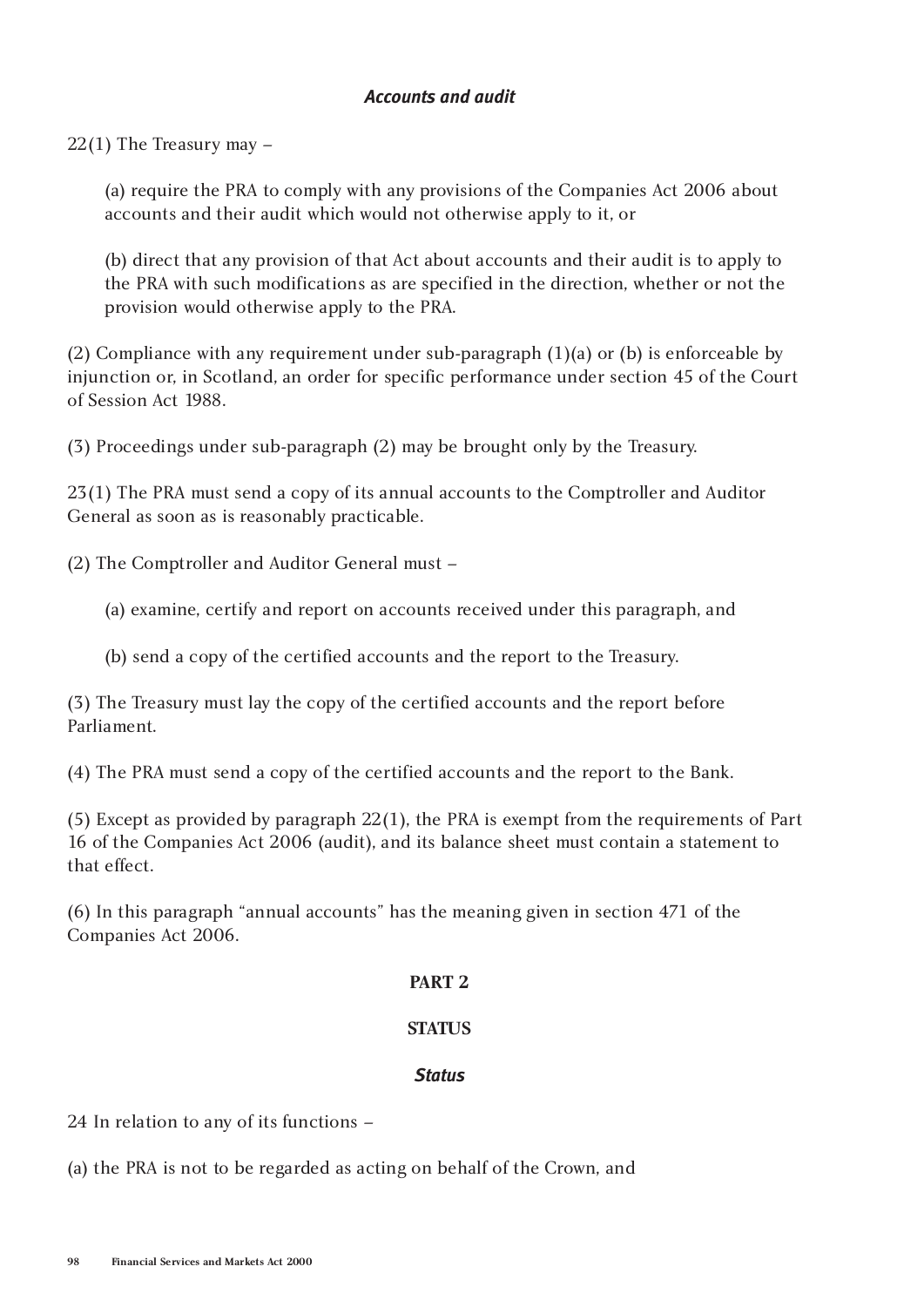### *Accounts and audit*

22(1) The Treasury may –

(a) require the PRA to comply with any provisions of the Companies Act 2006 about accounts and their audit which would not otherwise apply to it, or

(b) direct that any provision of that Act about accounts and their audit is to apply to the PRA with such modifications as are specified in the direction, whether or not the provision would otherwise apply to the PRA.

(2) Compliance with any requirement under sub-paragraph (1)(a) or (b) is enforceable by injunction or, in Scotland, an order for specific performance under section 45 of the Court of Session Act 1988.

(3) Proceedings under sub-paragraph (2) may be brought only by the Treasury.

23(1) The PRA must send a copy of its annual accounts to the Comptroller and Auditor General as soon as is reasonably practicable.

(2) The Comptroller and Auditor General must –

(a) examine, certify and report on accounts received under this paragraph, and

(b) send a copy of the certified accounts and the report to the Treasury.

(3) The Treasury must lay the copy of the certified accounts and the report before Parliament.

(4) The PRA must send a copy of the certified accounts and the report to the Bank.

(5) Except as provided by paragraph 22(1), the PRA is exempt from the requirements of Part 16 of the Companies Act 2006 (audit), and its balance sheet must contain a statement to that effect.

(6) In this paragraph "annual accounts" has the meaning given in section 471 of the Companies Act 2006.

## PART 2

## STATUS

### *Status*

24 In relation to any of its functions –

(a) the PRA is not to be regarded as acting on behalf of the Crown, and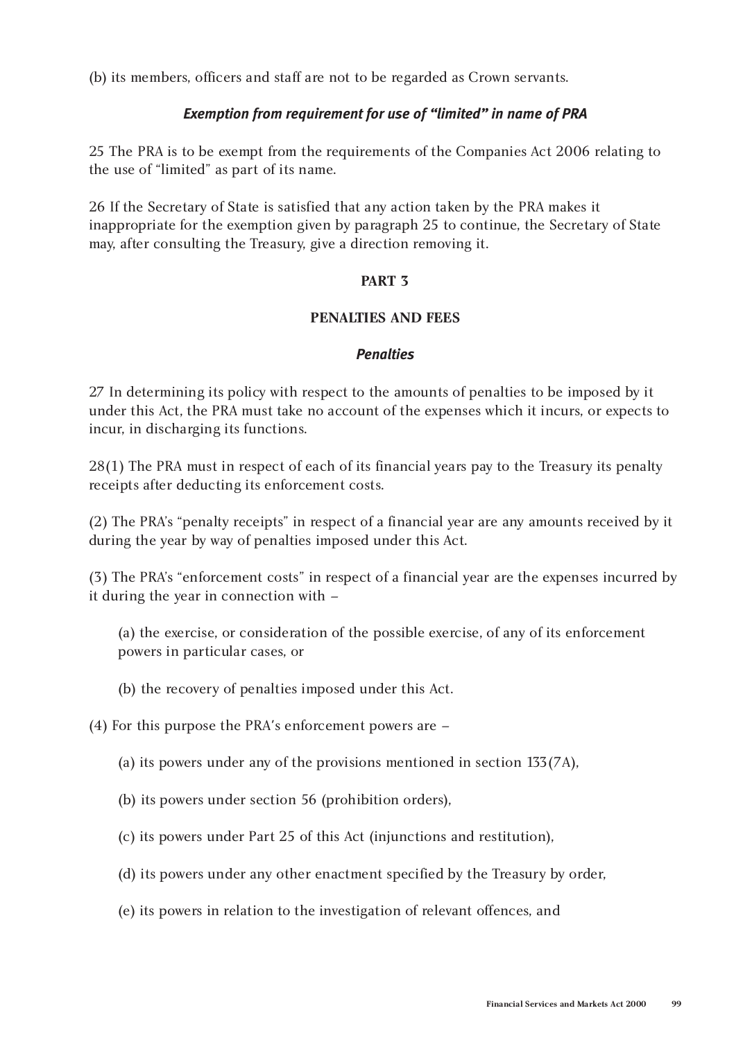(b) its members, officers and staff are not to be regarded as Crown servants.

### *Exemption from requirement for use of "limited" in name of PRA*

25 The PRA is to be exempt from the requirements of the Companies Act 2006 relating to the use of "limited" as part of its name.

26 If the Secretary of State is satisfied that any action taken by the PRA makes it inappropriate for the exemption given by paragraph 25 to continue, the Secretary of State may, after consulting the Treasury, give a direction removing it.

## PART 3

## PENALTIES AND FEES

### *Penalties*

27 In determining its policy with respect to the amounts of penalties to be imposed by it under this Act, the PRA must take no account of the expenses which it incurs, or expects to incur, in discharging its functions.

28(1) The PRA must in respect of each of its financial years pay to the Treasury its penalty receipts after deducting its enforcement costs.

(2) The PRA's "penalty receipts" in respect of a financial year are any amounts received by it during the year by way of penalties imposed under this Act.

(3) The PRA's "enforcement costs" in respect of a financial year are the expenses incurred by it during the year in connection with –

(a) the exercise, or consideration of the possible exercise, of any of its enforcement powers in particular cases, or

(b) the recovery of penalties imposed under this Act.

(4) For this purpose the PRA's enforcement powers are –

(a) its powers under any of the provisions mentioned in section 133(7A),

(b) its powers under section 56 (prohibition orders),

(c) its powers under Part 25 of this Act (injunctions and restitution),

(d) its powers under any other enactment specified by the Treasury by order,

(e) its powers in relation to the investigation of relevant offences, and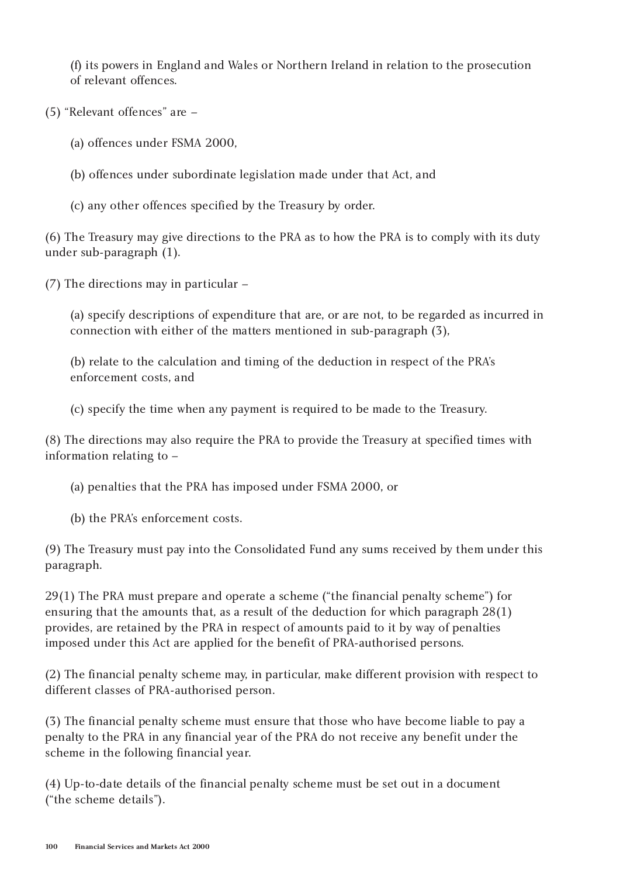(f) its powers in England and Wales or Northern Ireland in relation to the prosecution of relevant offences.

(5) "Relevant offences" are –

(a) offences under FSMA 2000,

(b) offences under subordinate legislation made under that Act, and

(c) any other offences specified by the Treasury by order.

(6) The Treasury may give directions to the PRA as to how the PRA is to comply with its duty under sub-paragraph (1).

(7) The directions may in particular –

(a) specify descriptions of expenditure that are, or are not, to be regarded as incurred in connection with either of the matters mentioned in sub-paragraph (3),

(b) relate to the calculation and timing of the deduction in respect of the PRA's enforcement costs, and

(c) specify the time when any payment is required to be made to the Treasury.

(8) The directions may also require the PRA to provide the Treasury at specified times with information relating to –

(a) penalties that the PRA has imposed under FSMA 2000, or

(b) the PRA's enforcement costs.

(9) The Treasury must pay into the Consolidated Fund any sums received by them under this paragraph.

29(1) The PRA must prepare and operate a scheme ("the financial penalty scheme") for ensuring that the amounts that, as a result of the deduction for which paragraph 28(1) provides, are retained by the PRA in respect of amounts paid to it by way of penalties imposed under this Act are applied for the benefit of PRA-authorised persons.

(2) The financial penalty scheme may, in particular, make different provision with respect to different classes of PRA-authorised person.

(3) The financial penalty scheme must ensure that those who have become liable to pay a penalty to the PRA in any financial year of the PRA do not receive any benefit under the scheme in the following financial year.

(4) Up-to-date details of the financial penalty scheme must be set out in a document ("the scheme details").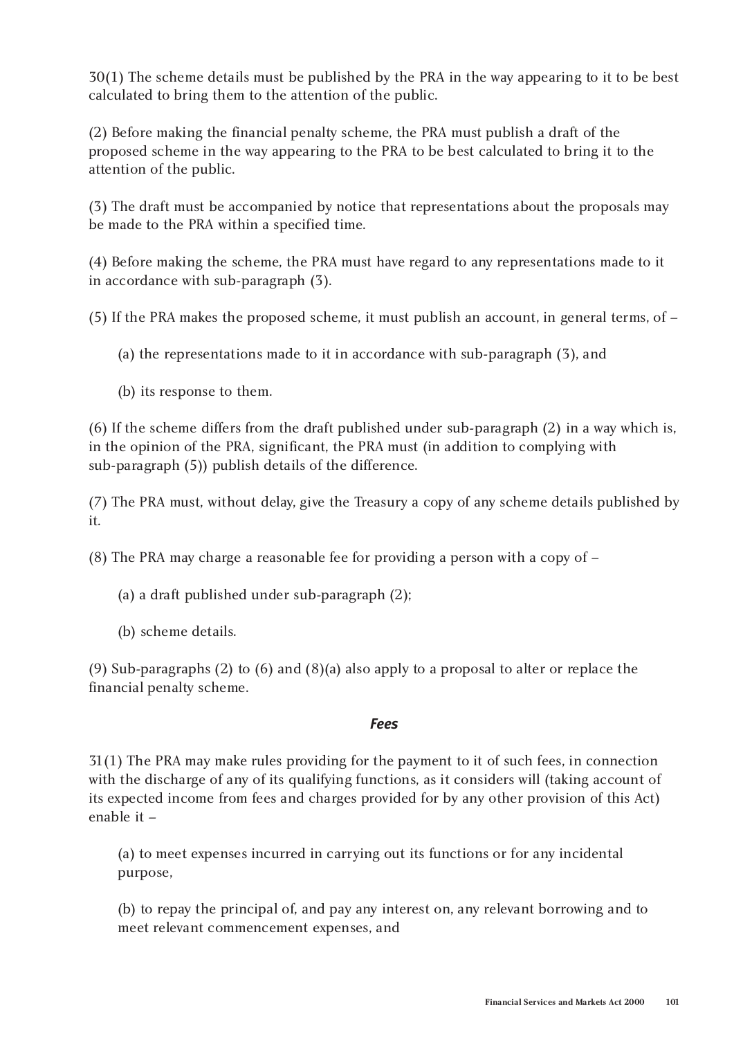30(1) The scheme details must be published by the PRA in the way appearing to it to be best calculated to bring them to the attention of the public.

(2) Before making the financial penalty scheme, the PRA must publish a draft of the proposed scheme in the way appearing to the PRA to be best calculated to bring it to the attention of the public.

(3) The draft must be accompanied by notice that representations about the proposals may be made to the PRA within a specified time.

(4) Before making the scheme, the PRA must have regard to any representations made to it in accordance with sub-paragraph (3).

(5) If the PRA makes the proposed scheme, it must publish an account, in general terms, of –

(a) the representations made to it in accordance with sub-paragraph (3), and

(b) its response to them.

(6) If the scheme differs from the draft published under sub-paragraph (2) in a way which is, in the opinion of the PRA, significant, the PRA must (in addition to complying with sub-paragraph (5)) publish details of the difference.

(7) The PRA must, without delay, give the Treasury a copy of any scheme details published by it.

(8) The PRA may charge a reasonable fee for providing a person with a copy of –

(a) a draft published under sub-paragraph (2);

(b) scheme details.

(9) Sub-paragraphs (2) to (6) and (8)(a) also apply to a proposal to alter or replace the financial penalty scheme.

### *Fees*

31(1) The PRA may make rules providing for the payment to it of such fees, in connection with the discharge of any of its qualifying functions, as it considers will (taking account of its expected income from fees and charges provided for by any other provision of this Act) enable it –

(a) to meet expenses incurred in carrying out its functions or for any incidental purpose,

(b) to repay the principal of, and pay any interest on, any relevant borrowing and to meet relevant commencement expenses, and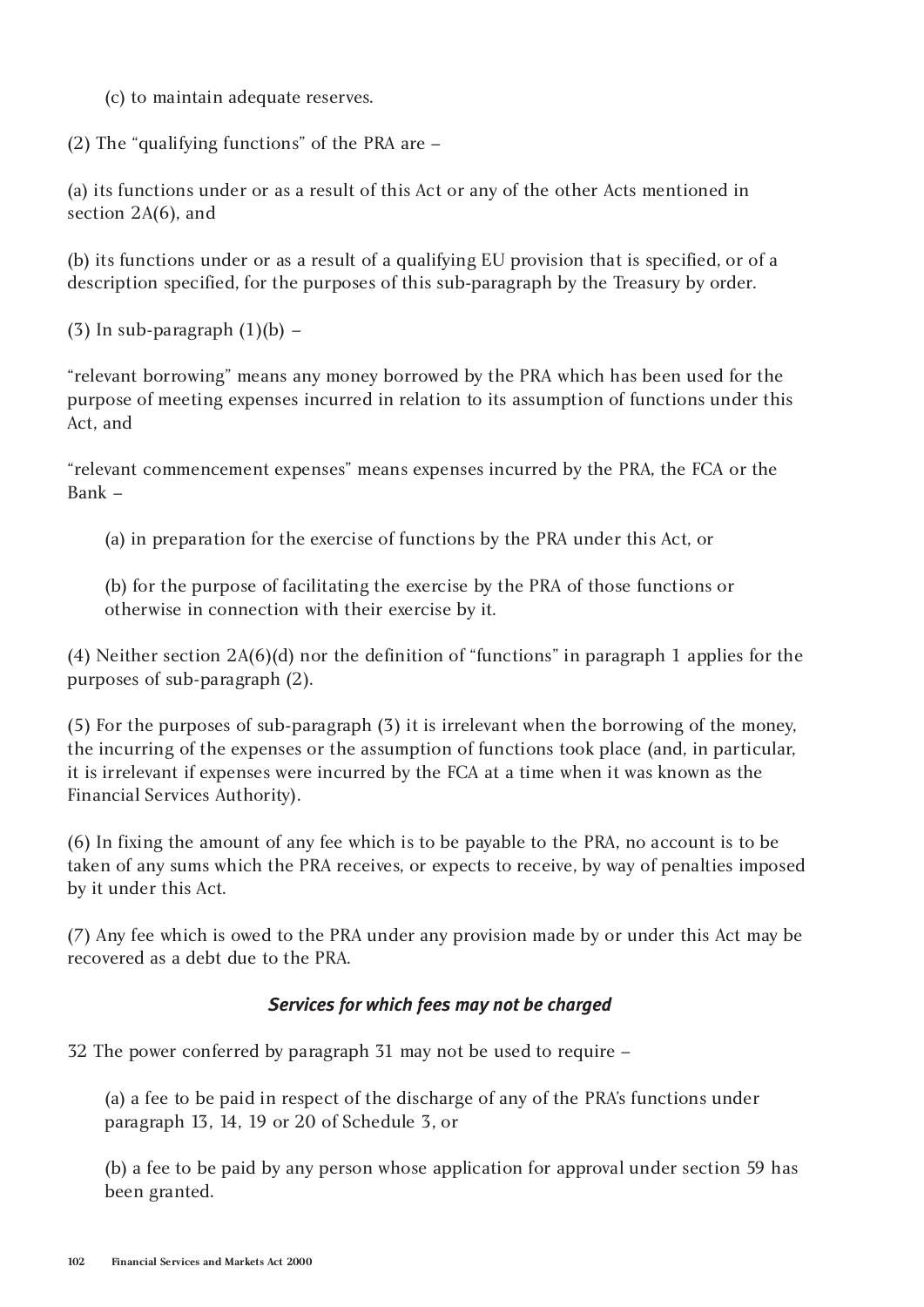(c) to maintain adequate reserves.

(2) The "qualifying functions" of the PRA are –

(a) its functions under or as a result of this Act or any of the other Acts mentioned in section 2A(6), and

(b) its functions under or as a result of a qualifying EU provision that is specified, or of a description specified, for the purposes of this sub-paragraph by the Treasury by order.

(3) In sub-paragraph (1)(b) –

"relevant borrowing" means any money borrowed by the PRA which has been used for the purpose of meeting expenses incurred in relation to its assumption of functions under this Act, and

"relevant commencement expenses" means expenses incurred by the PRA, the FCA or the Bank –

(a) in preparation for the exercise of functions by the PRA under this Act, or

(b) for the purpose of facilitating the exercise by the PRA of those functions or otherwise in connection with their exercise by it.

(4) Neither section 2A(6)(d) nor the definition of "functions" in paragraph 1 applies for the purposes of sub-paragraph (2).

(5) For the purposes of sub-paragraph (3) it is irrelevant when the borrowing of the money, the incurring of the expenses or the assumption of functions took place (and, in particular, it is irrelevant if expenses were incurred by the FCA at a time when it was known as the Financial Services Authority).

(6) In fixing the amount of any fee which is to be payable to the PRA, no account is to be taken of any sums which the PRA receives, or expects to receive, by way of penalties imposed by it under this Act.

(7) Any fee which is owed to the PRA under any provision made by or under this Act may be recovered as a debt due to the PRA.

### *Services for which fees may not be charged*

32 The power conferred by paragraph 31 may not be used to require –

(a) a fee to be paid in respect of the discharge of any of the PRA's functions under paragraph 13, 14, 19 or 20 of Schedule 3, or

(b) a fee to be paid by any person whose application for approval under section 59 has been granted.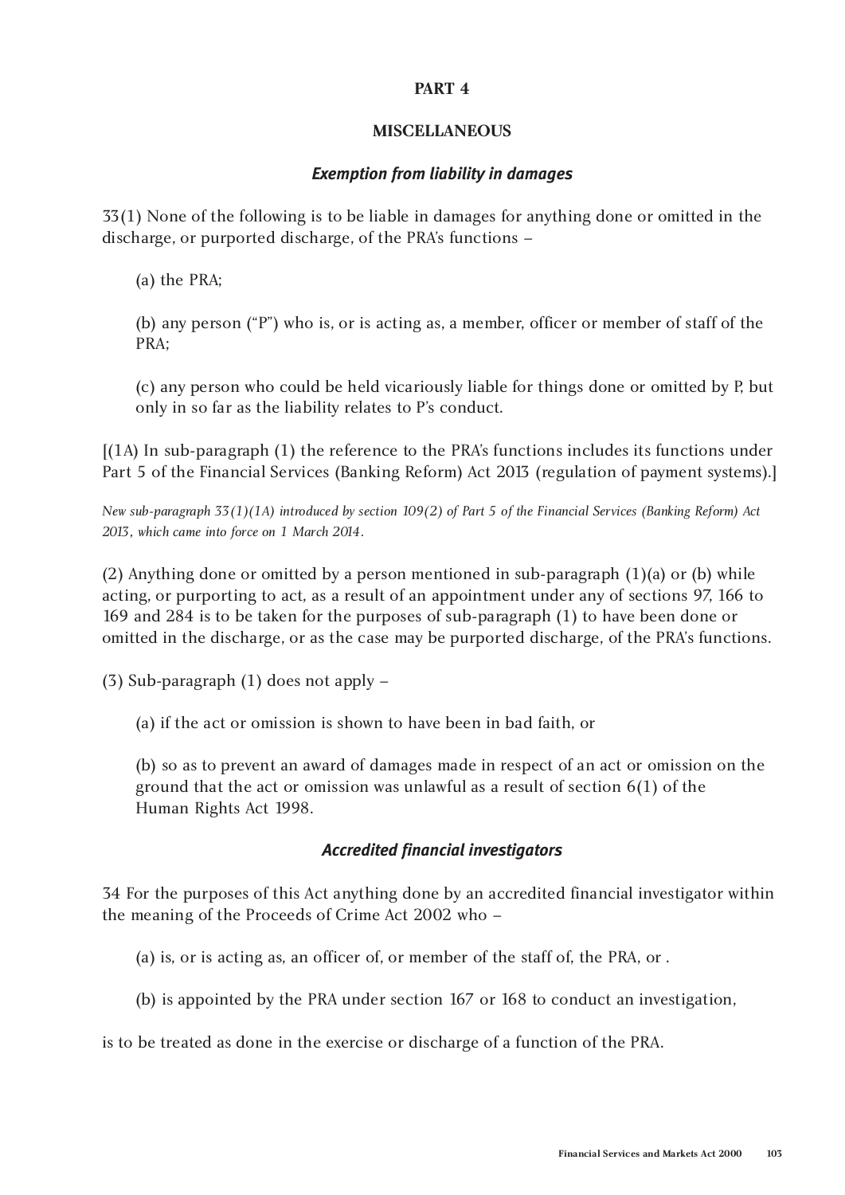## PART 4

## MISCELLANEOUS

### *Exemption from liability in damages*

33(1) None of the following is to be liable in damages for anything done or omitted in the discharge, or purported discharge, of the PRA's functions –

(a) the PRA;

(b) any person ("P") who is, or is acting as, a member, officer or member of staff of the PRA;

(c) any person who could be held vicariously liable for things done or omitted by P, but only in so far as the liability relates to P's conduct.

[(1A) In sub-paragraph (1) the reference to the PRA's functions includes its functions under Part 5 of the Financial Services (Banking Reform) Act 2013 (regulation of payment systems).]

*New sub-paragraph 33(1)(1A) introduced by section 109(2) of Part 5 of the Financial Services (Banking Reform) Act 2013, which came into force on 1 March 2014.*

(2) Anything done or omitted by a person mentioned in sub-paragraph (1)(a) or (b) while acting, or purporting to act, as a result of an appointment under any of sections 97, 166 to 169 and 284 is to be taken for the purposes of sub-paragraph (1) to have been done or omitted in the discharge, or as the case may be purported discharge, of the PRA's functions.

(3) Sub-paragraph (1) does not apply –

(a) if the act or omission is shown to have been in bad faith, or

(b) so as to prevent an award of damages made in respect of an act or omission on the ground that the act or omission was unlawful as a result of section 6(1) of the Human Rights Act 1998.

### *Accredited financial investigators*

34 For the purposes of this Act anything done by an accredited financial investigator within the meaning of the Proceeds of Crime Act 2002 who –

(a) is, or is acting as, an officer of, or member of the staff of, the PRA, or .

(b) is appointed by the PRA under section 167 or 168 to conduct an investigation,

is to be treated as done in the exercise or discharge of a function of the PRA.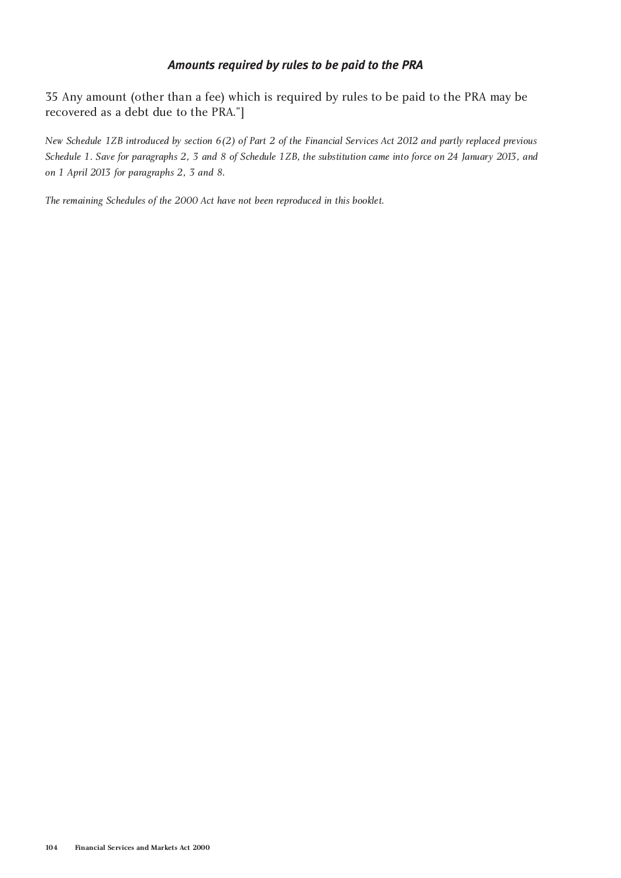### *Amounts required by rules to be paid to the PRA*

35 Any amount (other than a fee) which is required by rules to be paid to the PRA may be recovered as a debt due to the PRA."]

*New Schedule 1ZB introduced by section 6(2) of Part 2 of the Financial Services Act 2012 and partly replaced previous Schedule 1. Save for paragraphs 2, 3 and 8 of Schedule 1ZB, the substitution came into force on 24 January 2013, and on 1 April 2013 for paragraphs 2, 3 and 8.*

*The remaining Schedules of the 2000 Act have not been reproduced in this booklet.*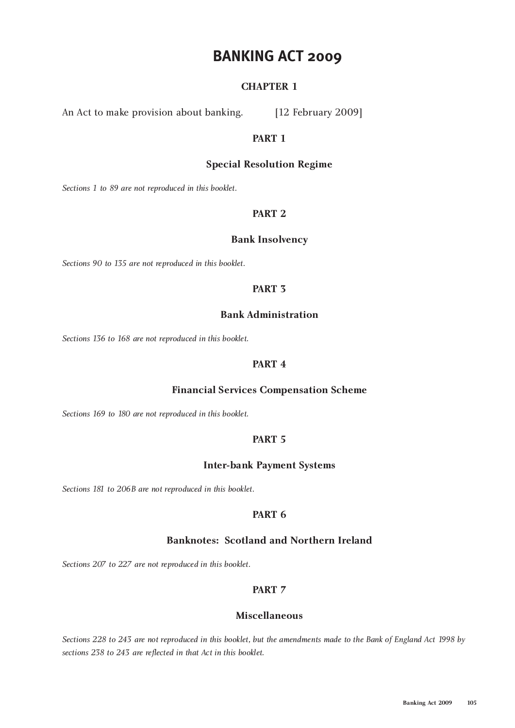# BANKING ACT 2009

## CHAPTER 1

An Act to make provision about banking. [12 February 2009]

## PART 1

### Special Resolution Regime

*Sections 1 to 89 are not reproduced in this booklet.*

## PART 2

### Bank Insolvency

*Sections 90 to 135 are not reproduced in this booklet.*

## PART 3

### Bank Administration

*Sections 136 to 168 are not reproduced in this booklet.*

## PART 4

### Financial Services Compensation Scheme

*Sections 169 to 180 are not reproduced in this booklet.*

## PART 5

### Inter-bank Payment Systems

*Sections 181 to 206B are not reproduced in this booklet.*

## PART 6

### Banknotes: Scotland and Northern Ireland

*Sections 207 to 227 are not reproduced in this booklet.*

## PART 7

### Miscellaneous

*Sections 228 to 243 are not reproduced in this booklet, but the amendments made to the Bank of England Act 1998 by sections 238 to 243 are reflected in that Act in this booklet.*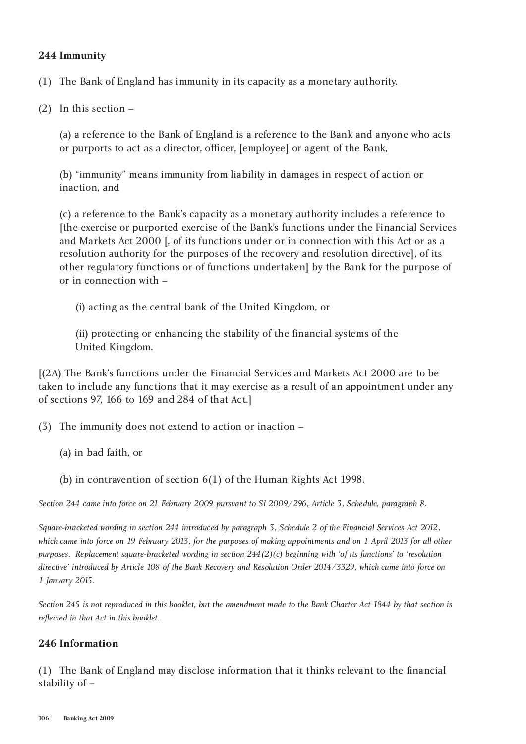**244 Immunity**

(1) The Bank of England has immunity in its capacity as a monetary authority.

(2) In this section –

(a) a reference to the Bank of England is a reference to the Bank and anyone who acts or purports to act as a director, officer, [employee] or agent of the Bank,

(b) "immunity" means immunity from liability in damages in respect of action or inaction, and

(c) a reference to the Bank's capacity as a monetary authority includes a reference to [the exercise or purported exercise of the Bank's functions under the Financial Services and Markets Act 2000 [, of its functions under or in connection with this Act or as a resolution authority for the purposes of the recovery and resolution directive], of its other regulatory functions or of functions undertaken] by the Bank for the purpose of or in connection with –

(i) acting as the central bank of the United Kingdom, or

(ii) protecting or enhancing the stability of the financial systems of the United Kingdom.

[(2A) The Bank's functions under the Financial Services and Markets Act 2000 are to be taken to include any functions that it may exercise as a result of an appointment under any of sections 97, 166 to 169 and 284 of that Act.]

(3) The immunity does not extend to action or inaction –

(a) in bad faith, or

(b) in contravention of section 6(1) of the Human Rights Act 1998.

*Section 244 came into force on 21 February 2009 pursuant to SI 2009/296, Article 3, Schedule, paragraph 8.*

*Square-bracketed wording in section 244 introduced by paragraph 3, Schedule 2 of the Financial Services Act 2012, which came into force on 19 February 2013, for the purposes of making appointments and on 1 April 2013 for all other purposes. Replacement square-bracketed wording in section 244(2)(c) beginning with 'of its functions' to 'resolution directive' introduced by Article 108 of the Bank Recovery and Resolution Order 2014/3329, which came into force on 1 January 2015.*

*Section 245 is not reproduced in this booklet, but the amendment made to the Bank Charter Act 1844 by that section is reflected in that Act in this booklet.*

**246 Information**

(1) The Bank of England may disclose information that it thinks relevant to the financial stability of –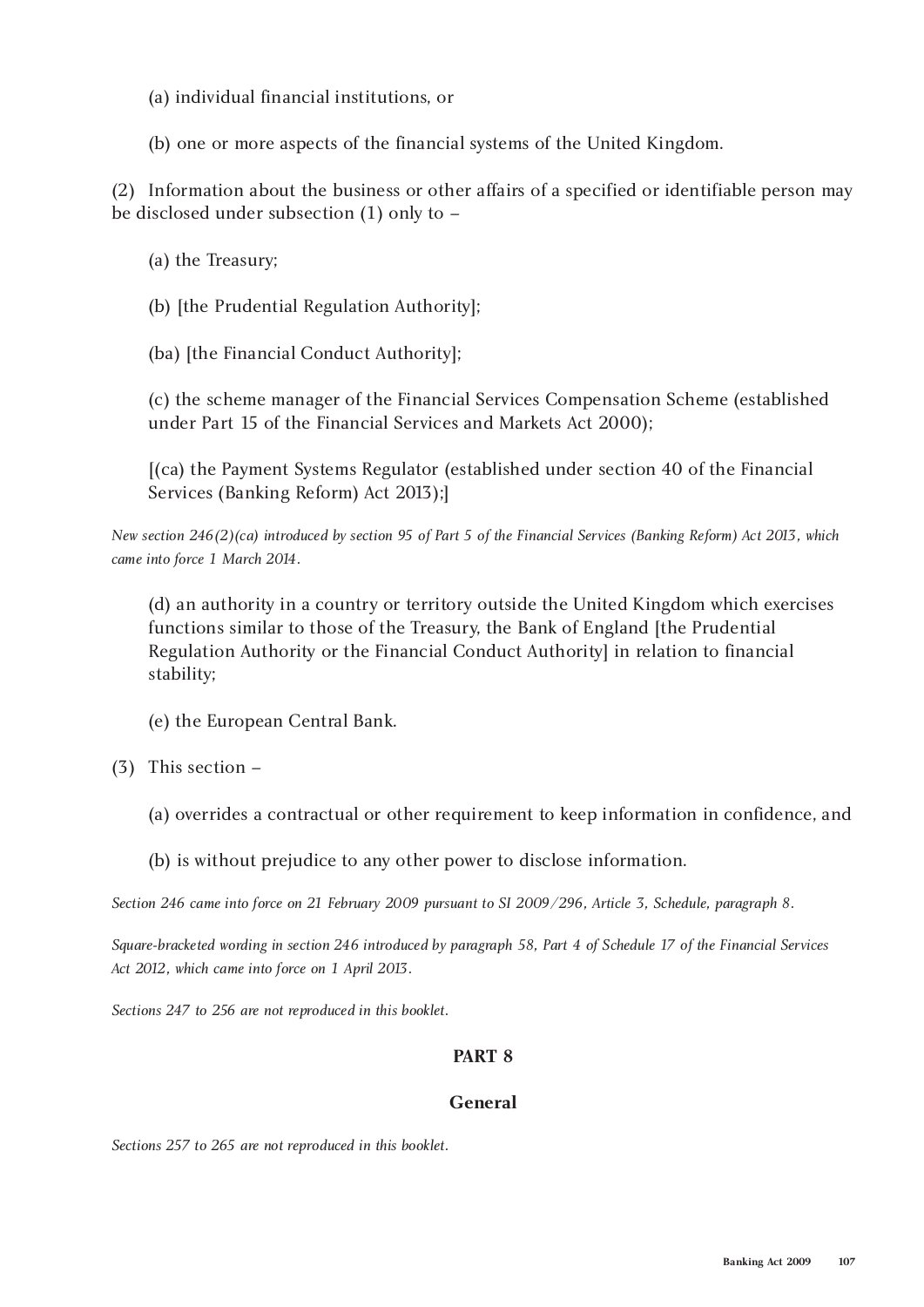(a) individual financial institutions, or

(b) one or more aspects of the financial systems of the United Kingdom.

(2) Information about the business or other affairs of a specified or identifiable person may be disclosed under subsection (1) only to –

(a) the Treasury;

(b) [the Prudential Regulation Authority];

(ba) [the Financial Conduct Authority];

(c) the scheme manager of the Financial Services Compensation Scheme (established under Part 15 of the Financial Services and Markets Act 2000);

[(ca) the Payment Systems Regulator (established under section 40 of the Financial Services (Banking Reform) Act 2013);]

*New section 246(2)(ca) introduced by section 95 of Part 5 of the Financial Services (Banking Reform) Act 2013, which came into force 1 March 2014.*

(d) an authority in a country or territory outside the United Kingdom which exercises functions similar to those of the Treasury, the Bank of England [the Prudential Regulation Authority or the Financial Conduct Authority] in relation to financial stability;

(e) the European Central Bank.

(3) This section –

(a) overrides a contractual or other requirement to keep information in confidence, and

(b) is without prejudice to any other power to disclose information.

*Section 246 came into force on 21 February 2009 pursuant to SI 2009/296, Article 3, Schedule, paragraph 8.*

*Square-bracketed wording in section 246 introduced by paragraph 58, Part 4 of Schedule 17 of the Financial Services Act 2012, which came into force on 1 April 2013.*

*Sections 247 to 256 are not reproduced in this booklet.*

## PART 8

### General

*Sections 257 to 265 are not reproduced in this booklet.*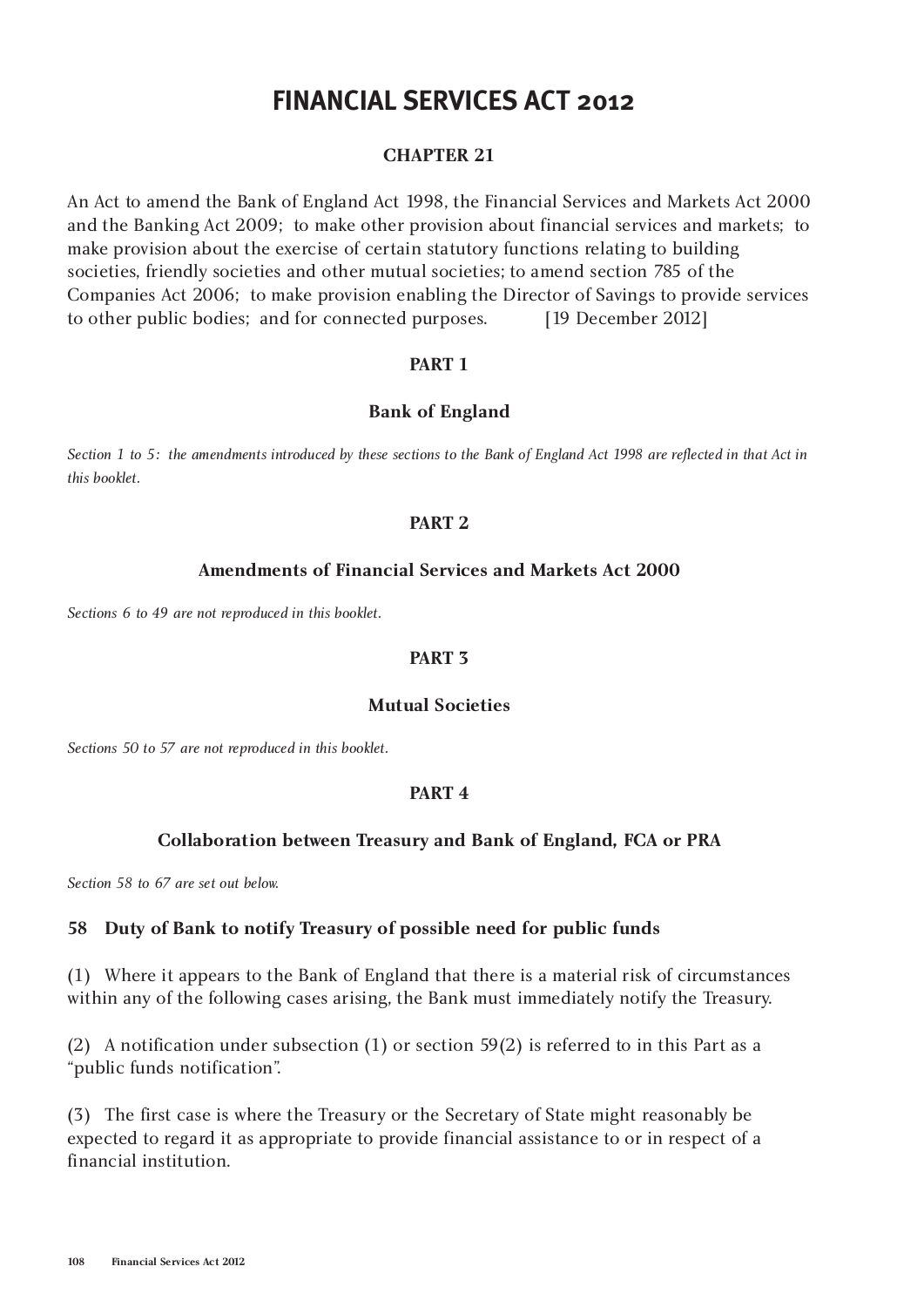# FINANCIAL SERVICES ACT 2012

**CHAPTER 21**

An Act to amend the Bank of England Act 1998, the Financial Services and Markets Act 2000 and the Banking Act 2009; to make other provision about financial services and markets; to make provision about the exercise of certain statutory functions relating to building societies, friendly societies and other mutual societies; to amend section 785 of the Companies Act 2006; to make provision enabling the Director of Savings to provide services to other public bodies; and for connected purposes. [19 December 2012]

## PART 1

### Bank of England

*Section 1 to 5: the amendments introduced by these sections to the Bank of England Act 1998 are reflected in that Act in this booklet.*

## PART 2

### Amendments of Financial Services and Markets Act 2000

*Sections 6 to 49 are not reproduced in this booklet.*

## PART 3

### Mutual Societies

*Sections 50 to 57 are not reproduced in this booklet.*

## PART 4

### Collaboration between Treasury and Bank of England, FCA or PRA

*Section 58 to 67 are set out below.*

#### 58 Duty of Bank to notify Treasury of possible need for public funds

(1) Where it appears to the Bank of England that there is a material risk of circumstances within any of the following cases arising, the Bank must immediately notify the Treasury.

(2) A notification under subsection (1) or section 59(2) is referred to in this Part as a "public funds notification".

(3) The first case is where the Treasury or the Secretary of State might reasonably be expected to regard it as appropriate to provide financial assistance to or in respect of a financial institution.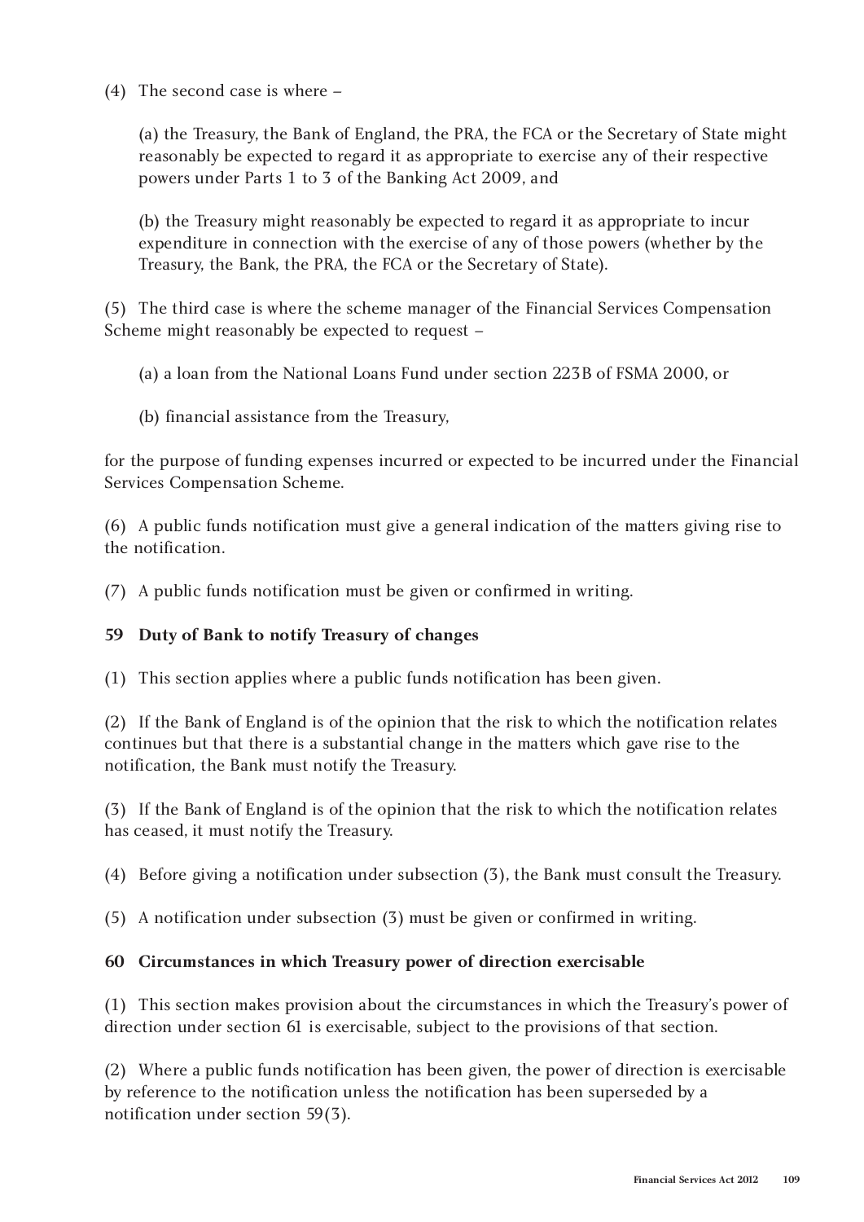(4) The second case is where –

(a) the Treasury, the Bank of England, the PRA, the FCA or the Secretary of State might reasonably be expected to regard it as appropriate to exercise any of their respective powers under Parts 1 to 3 of the Banking Act 2009, and

(b) the Treasury might reasonably be expected to regard it as appropriate to incur expenditure in connection with the exercise of any of those powers (whether by the Treasury, the Bank, the PRA, the FCA or the Secretary of State).

(5) The third case is where the scheme manager of the Financial Services Compensation Scheme might reasonably be expected to request –

(a) a loan from the National Loans Fund under section 223B of FSMA 2000, or

(b) financial assistance from the Treasury,

for the purpose of funding expenses incurred or expected to be incurred under the Financial Services Compensation Scheme.

(6) A public funds notification must give a general indication of the matters giving rise to the notification.

(7) A public funds notification must be given or confirmed in writing.

**59 Duty of Bank to notify Treasury of changes**

(1) This section applies where a public funds notification has been given.

(2) If the Bank of England is of the opinion that the risk to which the notification relates continues but that there is a substantial change in the matters which gave rise to the notification, the Bank must notify the Treasury.

(3) If the Bank of England is of the opinion that the risk to which the notification relates has ceased, it must notify the Treasury.

(4) Before giving a notification under subsection (3), the Bank must consult the Treasury.

(5) A notification under subsection (3) must be given or confirmed in writing.

**60 Circumstances in which Treasury power of direction exercisable**

(1) This section makes provision about the circumstances in which the Treasury's power of direction under section 61 is exercisable, subject to the provisions of that section.

(2) Where a public funds notification has been given, the power of direction is exercisable by reference to the notification unless the notification has been superseded by a notification under section 59(3).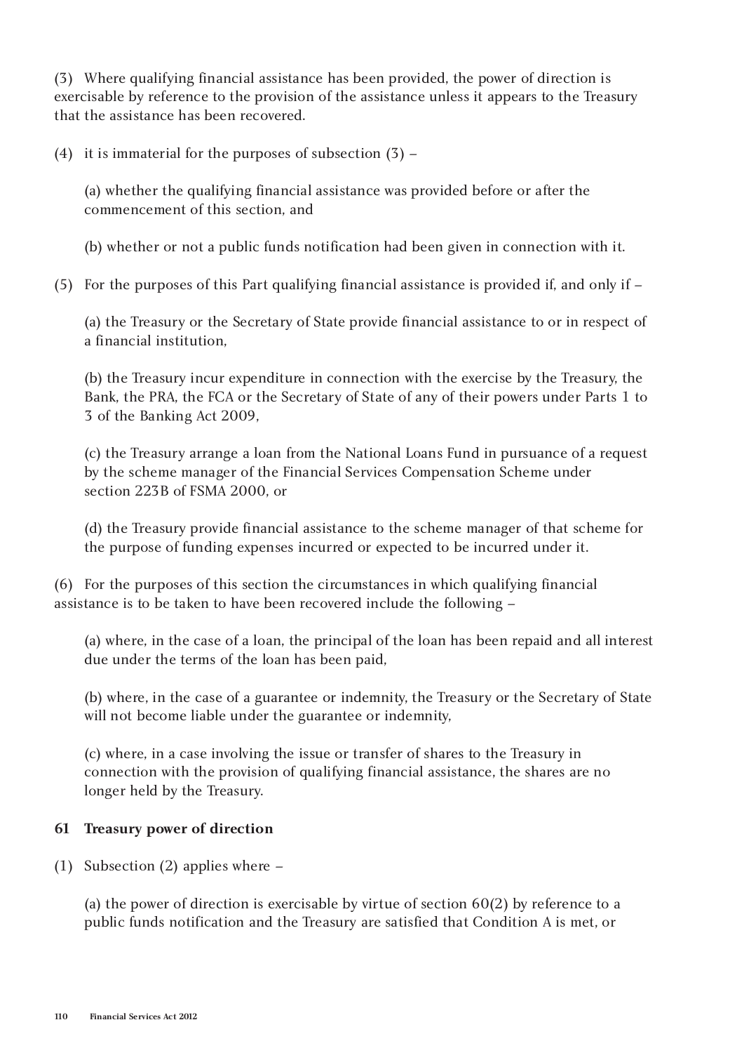(3) Where qualifying financial assistance has been provided, the power of direction is exercisable by reference to the provision of the assistance unless it appears to the Treasury that the assistance has been recovered.

(4) it is immaterial for the purposes of subsection (3) –

(a) whether the qualifying financial assistance was provided before or after the commencement of this section, and

(b) whether or not a public funds notification had been given in connection with it.

(5) For the purposes of this Part qualifying financial assistance is provided if, and only if –

(a) the Treasury or the Secretary of State provide financial assistance to or in respect of a financial institution,

(b) the Treasury incur expenditure in connection with the exercise by the Treasury, the Bank, the PRA, the FCA or the Secretary of State of any of their powers under Parts 1 to 3 of the Banking Act 2009,

(c) the Treasury arrange a loan from the National Loans Fund in pursuance of a request by the scheme manager of the Financial Services Compensation Scheme under section 223B of FSMA 2000, or

(d) the Treasury provide financial assistance to the scheme manager of that scheme for the purpose of funding expenses incurred or expected to be incurred under it.

(6) For the purposes of this section the circumstances in which qualifying financial assistance is to be taken to have been recovered include the following –

(a) where, in the case of a loan, the principal of the loan has been repaid and all interest due under the terms of the loan has been paid,

(b) where, in the case of a guarantee or indemnity, the Treasury or the Secretary of State will not become liable under the guarantee or indemnity,

(c) where, in a case involving the issue or transfer of shares to the Treasury in connection with the provision of qualifying financial assistance, the shares are no longer held by the Treasury.

**61 Treasury power of direction**

(1) Subsection (2) applies where –

(a) the power of direction is exercisable by virtue of section 60(2) by reference to a public funds notification and the Treasury are satisfied that Condition A is met, or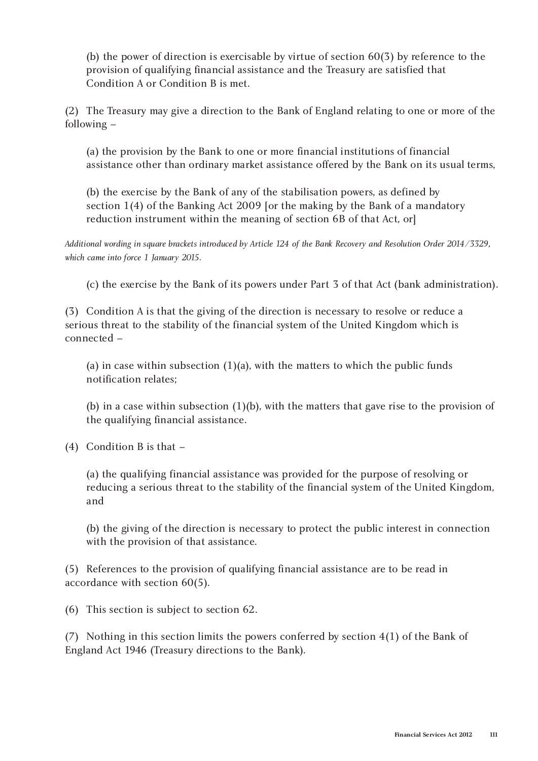(b) the power of direction is exercisable by virtue of section 60(3) by reference to the provision of qualifying financial assistance and the Treasury are satisfied that Condition A or Condition B is met.

(2) The Treasury may give a direction to the Bank of England relating to one or more of the following –

(a) the provision by the Bank to one or more financial institutions of financial assistance other than ordinary market assistance offered by the Bank on its usual terms,

(b) the exercise by the Bank of any of the stabilisation powers, as defined by section 1(4) of the Banking Act 2009 [or the making by the Bank of a mandatory reduction instrument within the meaning of section 6B of that Act, or]

*Additional wording in square brackets introduced by Article 124 of the Bank Recovery and Resolution Order 2014/3329, which came into force 1 January 2015.*

(c) the exercise by the Bank of its powers under Part 3 of that Act (bank administration).

(3) Condition A is that the giving of the direction is necessary to resolve or reduce a serious threat to the stability of the financial system of the United Kingdom which is connected –

(a) in case within subsection (1)(a), with the matters to which the public funds notification relates;

(b) in a case within subsection (1)(b), with the matters that gave rise to the provision of the qualifying financial assistance.

(4) Condition B is that –

(a) the qualifying financial assistance was provided for the purpose of resolving or reducing a serious threat to the stability of the financial system of the United Kingdom, and

(b) the giving of the direction is necessary to protect the public interest in connection with the provision of that assistance.

(5) References to the provision of qualifying financial assistance are to be read in accordance with section 60(5).

(6) This section is subject to section 62.

(7) Nothing in this section limits the powers conferred by section 4(1) of the Bank of England Act 1946 (Treasury directions to the Bank).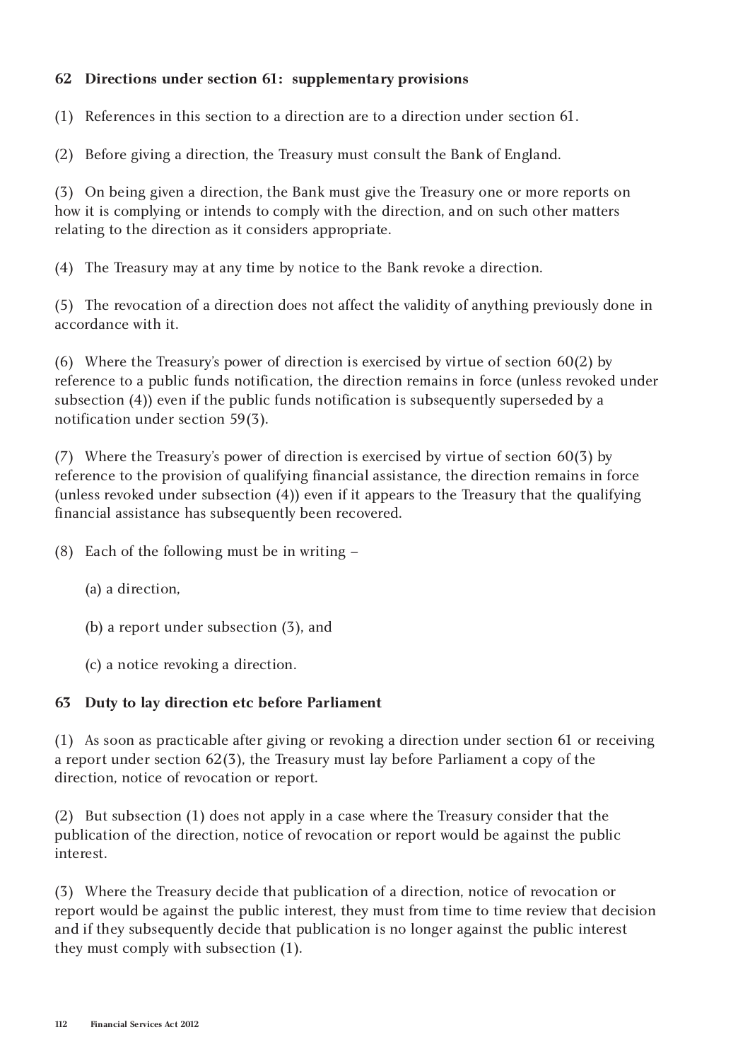### 62 Directions under section 61: supplementary provisions

(1) References in this section to a direction are to a direction under section 61.

(2) Before giving a direction, the Treasury must consult the Bank of England.

(3) On being given a direction, the Bank must give the Treasury one or more reports on how it is complying or intends to comply with the direction, and on such other matters relating to the direction as it considers appropriate.

(4) The Treasury may at any time by notice to the Bank revoke a direction.

(5) The revocation of a direction does not affect the validity of anything previously done in accordance with it.

(6) Where the Treasury's power of direction is exercised by virtue of section 60(2) by reference to a public funds notification, the direction remains in force (unless revoked under subsection (4)) even if the public funds notification is subsequently superseded by a notification under section 59(3).

(7) Where the Treasury's power of direction is exercised by virtue of section 60(3) by reference to the provision of qualifying financial assistance, the direction remains in force (unless revoked under subsection (4)) even if it appears to the Treasury that the qualifying financial assistance has subsequently been recovered.

(8) Each of the following must be in writing –

(a) a direction,

(b) a report under subsection (3), and

(c) a notice revoking a direction.

### 63 Duty to lay direction etc before Parliament

(1) As soon as practicable after giving or revoking a direction under section 61 or receiving a report under section 62(3), the Treasury must lay before Parliament a copy of the direction, notice of revocation or report.

(2) But subsection (1) does not apply in a case where the Treasury consider that the publication of the direction, notice of revocation or report would be against the public interest.

(3) Where the Treasury decide that publication of a direction, notice of revocation or report would be against the public interest, they must from time to time review that decision and if they subsequently decide that publication is no longer against the public interest they must comply with subsection (1).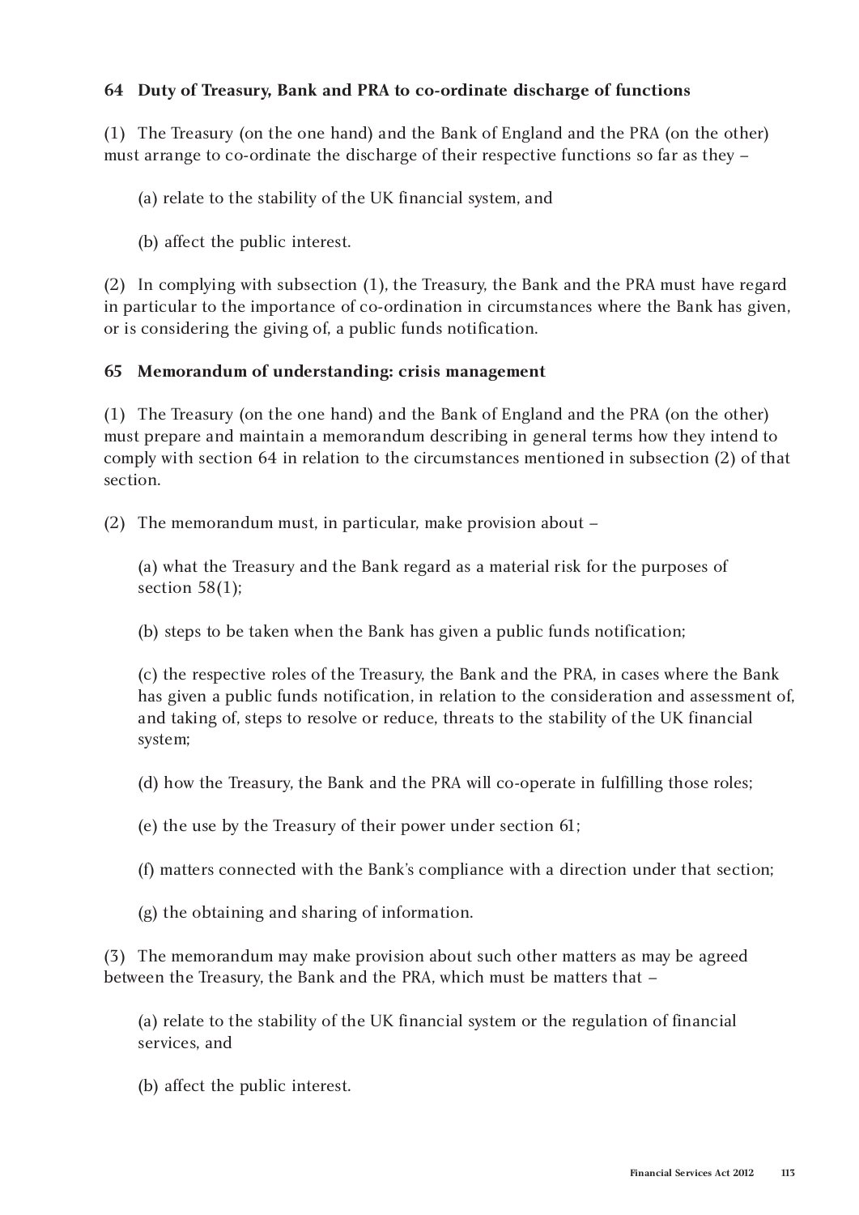### 64 Duty of Treasury, Bank and PRA to co-ordinate discharge of functions

(1) The Treasury (on the one hand) and the Bank of England and the PRA (on the other) must arrange to co-ordinate the discharge of their respective functions so far as they –

(a) relate to the stability of the UK financial system, and

(b) affect the public interest.

(2) In complying with subsection (1), the Treasury, the Bank and the PRA must have regard in particular to the importance of co-ordination in circumstances where the Bank has given, or is considering the giving of, a public funds notification.

### 65 Memorandum of understanding: crisis management

(1) The Treasury (on the one hand) and the Bank of England and the PRA (on the other) must prepare and maintain a memorandum describing in general terms how they intend to comply with section 64 in relation to the circumstances mentioned in subsection (2) of that section.

(2) The memorandum must, in particular, make provision about –

(a) what the Treasury and the Bank regard as a material risk for the purposes of section 58(1);

(b) steps to be taken when the Bank has given a public funds notification;

(c) the respective roles of the Treasury, the Bank and the PRA, in cases where the Bank has given a public funds notification, in relation to the consideration and assessment of, and taking of, steps to resolve or reduce, threats to the stability of the UK financial system;

(d) how the Treasury, the Bank and the PRA will co-operate in fulfilling those roles;

(e) the use by the Treasury of their power under section 61;

(f) matters connected with the Bank's compliance with a direction under that section;

(g) the obtaining and sharing of information.

(3) The memorandum may make provision about such other matters as may be agreed between the Treasury, the Bank and the PRA, which must be matters that –

(a) relate to the stability of the UK financial system or the regulation of financial services, and

(b) affect the public interest.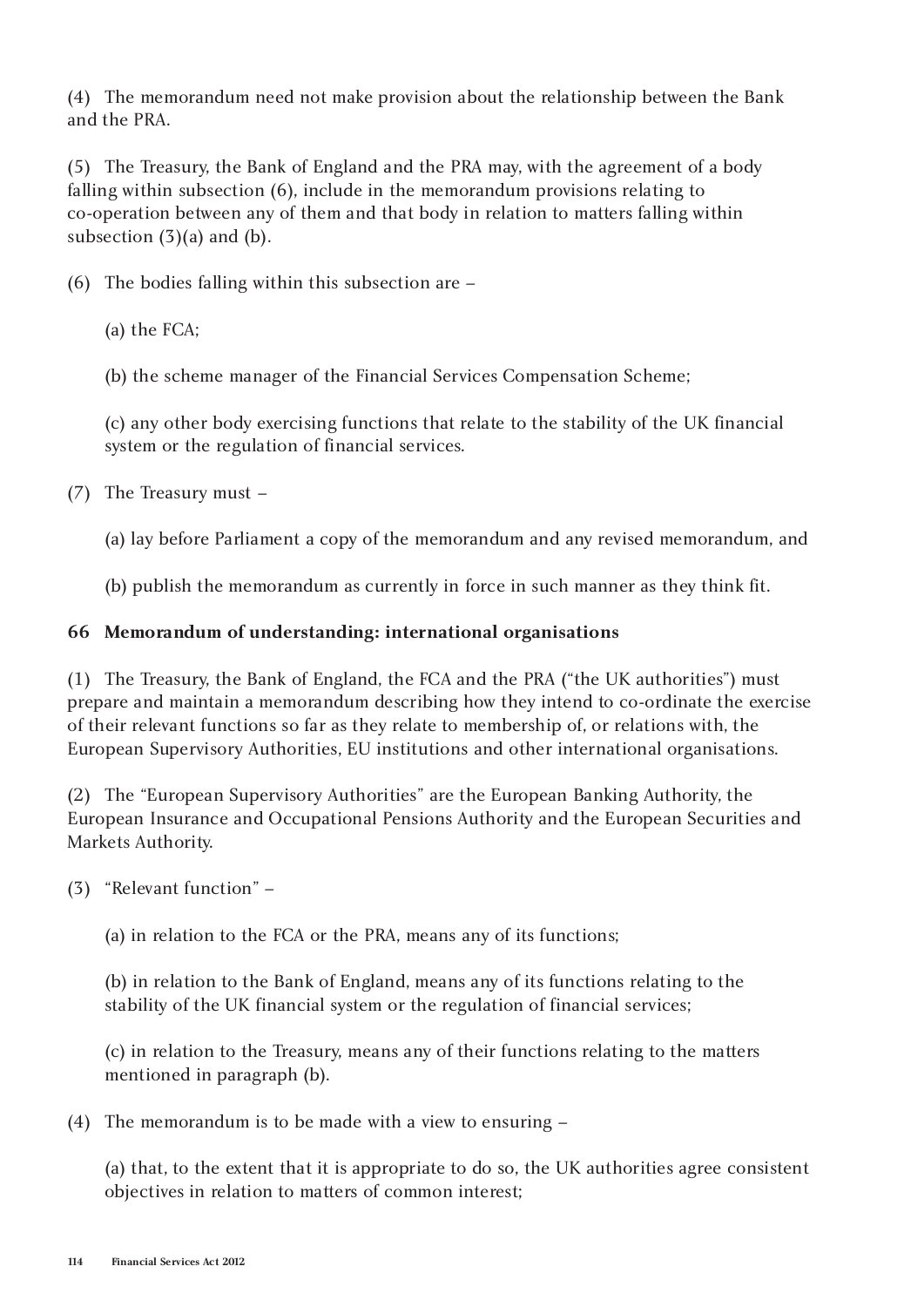(4) The memorandum need not make provision about the relationship between the Bank and the PRA.

(5) The Treasury, the Bank of England and the PRA may, with the agreement of a body falling within subsection (6), include in the memorandum provisions relating to co-operation between any of them and that body in relation to matters falling within subsection (3)(a) and (b).

(6) The bodies falling within this subsection are –

(a) the FCA;

(b) the scheme manager of the Financial Services Compensation Scheme;

(c) any other body exercising functions that relate to the stability of the UK financial system or the regulation of financial services.

(7) The Treasury must –

(a) lay before Parliament a copy of the memorandum and any revised memorandum, and

(b) publish the memorandum as currently in force in such manner as they think fit.

**66 Memorandum of understanding: international organisations**

(1) The Treasury, the Bank of England, the FCA and the PRA ("the UK authorities") must prepare and maintain a memorandum describing how they intend to co-ordinate the exercise of their relevant functions so far as they relate to membership of, or relations with, the European Supervisory Authorities, EU institutions and other international organisations.

(2) The "European Supervisory Authorities" are the European Banking Authority, the European Insurance and Occupational Pensions Authority and the European Securities and Markets Authority.

(3) "Relevant function" –

(a) in relation to the FCA or the PRA, means any of its functions;

(b) in relation to the Bank of England, means any of its functions relating to the stability of the UK financial system or the regulation of financial services;

(c) in relation to the Treasury, means any of their functions relating to the matters mentioned in paragraph (b).

(4) The memorandum is to be made with a view to ensuring –

(a) that, to the extent that it is appropriate to do so, the UK authorities agree consistent objectives in relation to matters of common interest;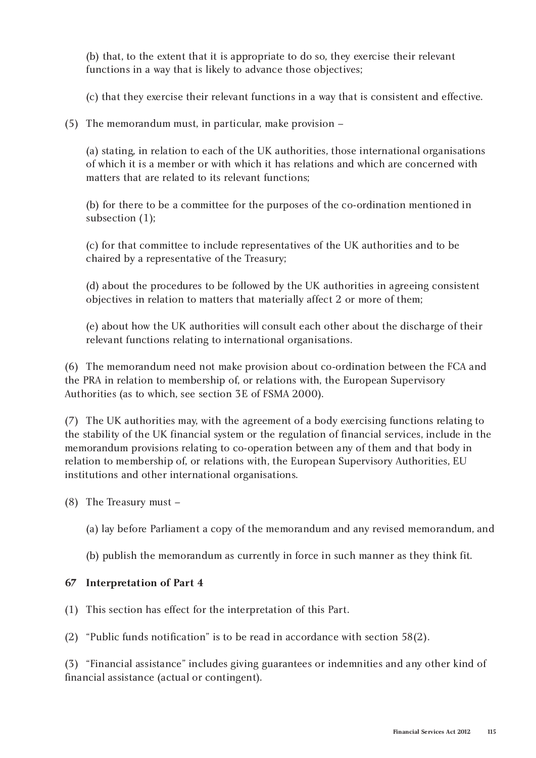(b) that, to the extent that it is appropriate to do so, they exercise their relevant functions in a way that is likely to advance those objectives;

(c) that they exercise their relevant functions in a way that is consistent and effective.

(5) The memorandum must, in particular, make provision –

(a) stating, in relation to each of the UK authorities, those international organisations of which it is a member or with which it has relations and which are concerned with matters that are related to its relevant functions;

(b) for there to be a committee for the purposes of the co-ordination mentioned in subsection (1);

(c) for that committee to include representatives of the UK authorities and to be chaired by a representative of the Treasury;

(d) about the procedures to be followed by the UK authorities in agreeing consistent objectives in relation to matters that materially affect 2 or more of them;

(e) about how the UK authorities will consult each other about the discharge of their relevant functions relating to international organisations.

(6) The memorandum need not make provision about co-ordination between the FCA and the PRA in relation to membership of, or relations with, the European Supervisory Authorities (as to which, see section 3E of FSMA 2000).

(7) The UK authorities may, with the agreement of a body exercising functions relating to the stability of the UK financial system or the regulation of financial services, include in the memorandum provisions relating to co-operation between any of them and that body in relation to membership of, or relations with, the European Supervisory Authorities, EU institutions and other international organisations.

(8) The Treasury must –

(a) lay before Parliament a copy of the memorandum and any revised memorandum, and

(b) publish the memorandum as currently in force in such manner as they think fit.

**67 Interpretation of Part 4**

(1) This section has effect for the interpretation of this Part.

(2) "Public funds notification" is to be read in accordance with section 58(2).

(3) "Financial assistance" includes giving guarantees or indemnities and any other kind of financial assistance (actual or contingent).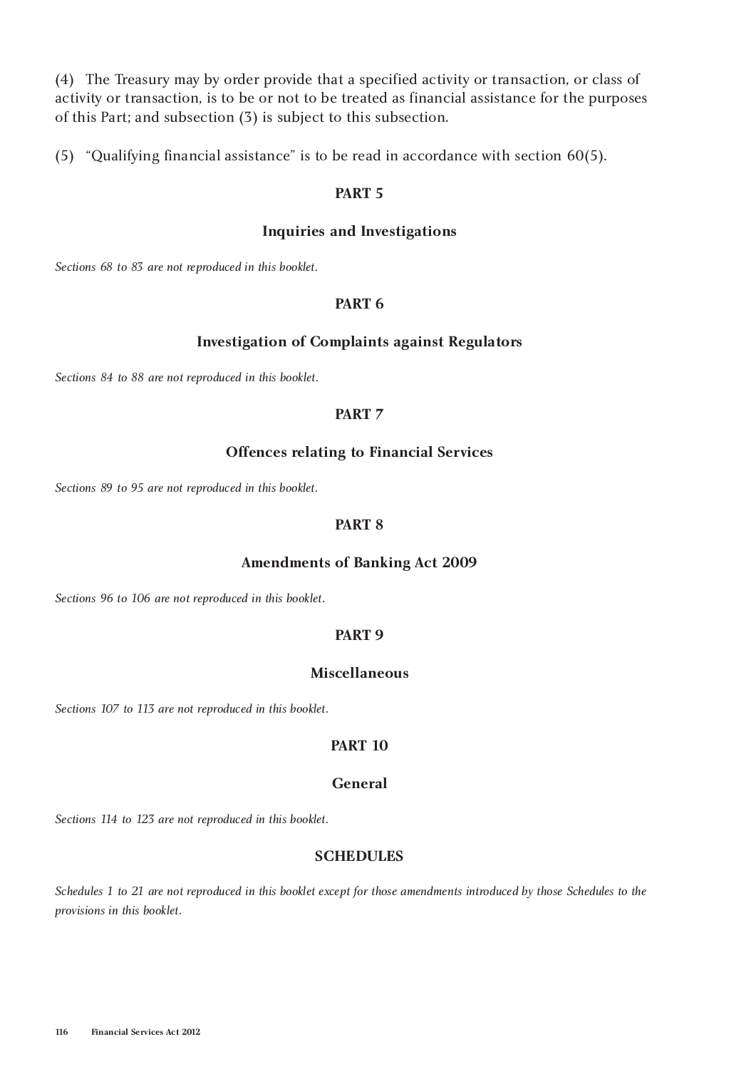(4) The Treasury may by order provide that a specified activity or transaction, or class of activity or transaction, is to be or not to be treated as financial assistance for the purposes of this Part; and subsection (3) is subject to this subsection.

(5) "Qualifying financial assistance" is to be read in accordance with section 60(5).

## PART 5

### Inquiries and Investigations

*Sections 68 to 83 are not reproduced in this booklet.*

## PART 6

### Investigation of Complaints against Regulators

*Sections 84 to 88 are not reproduced in this booklet.*

## PART 7

### Offences relating to Financial Services

*Sections 89 to 95 are not reproduced in this booklet.*

## PART 8

### Amendments of Banking Act 2009

*Sections 96 to 106 are not reproduced in this booklet.*

## PART 9

### Miscellaneous

*Sections 107 to 113 are not reproduced in this booklet.*

## PART 10

### General

*Sections 114 to 123 are not reproduced in this booklet.*

## SCHEDULES

*Schedules 1 to 21 are not reproduced in this booklet except for those amendments introduced by those Schedules to the provisions in this booklet.*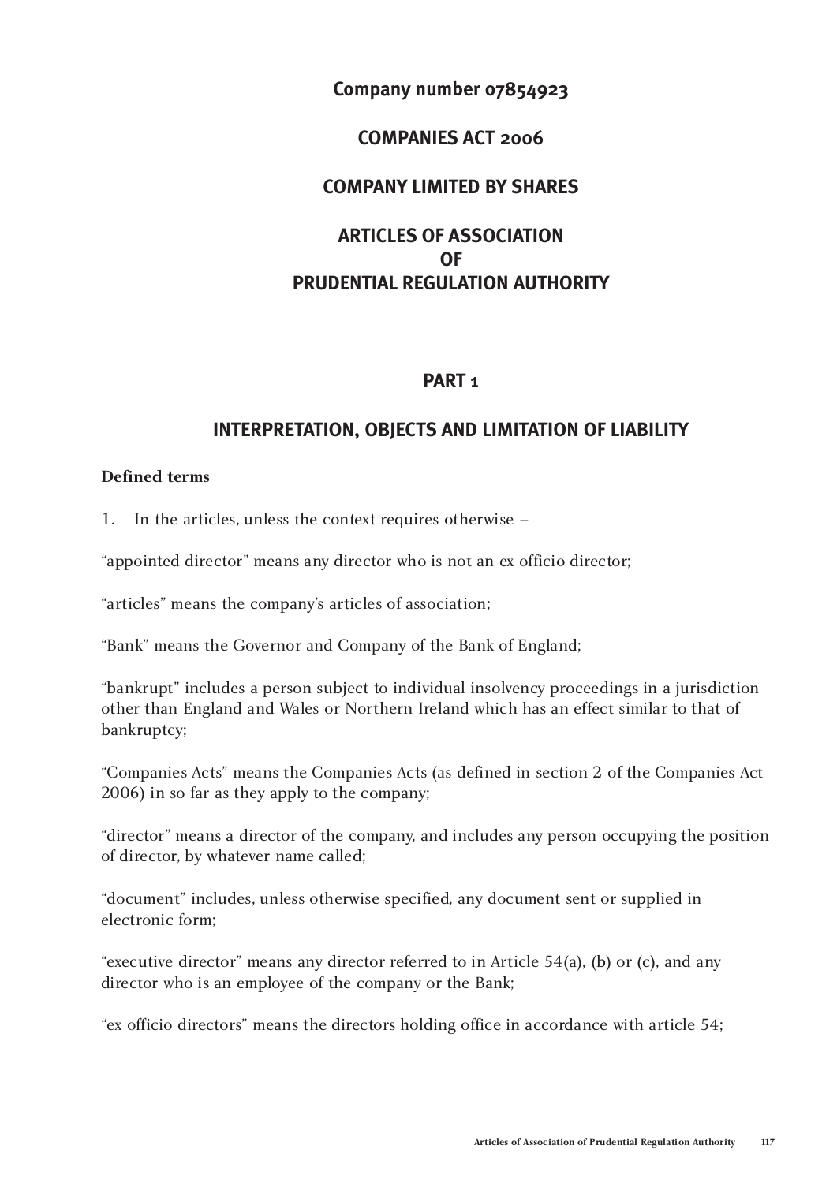**Company number 07854923**

**COMPANIES ACT 2006**

**COMPANY LIMITED BY SHARES**

# ARTICLES OF ASSOCIATION OF PRUDENTIAL REGULATION AUTHORITY

## PART 1

## INTERPRETATION, OBJECTS AND LIMITATION OF LIABILITY

**Defined terms**

1. In the articles, unless the context requires otherwise –

"appointed director" means any director who is not an ex officio director;

"articles" means the company's articles of association;

"Bank" means the Governor and Company of the Bank of England;

"bankrupt" includes a person subject to individual insolvency proceedings in a jurisdiction other than England and Wales or Northern Ireland which has an effect similar to that of bankruptcy;

"Companies Acts" means the Companies Acts (as defined in section 2 of the Companies Act 2006) in so far as they apply to the company;

"director" means a director of the company, and includes any person occupying the position of director, by whatever name called;

"document" includes, unless otherwise specified, any document sent or supplied in electronic form;

"executive director" means any director referred to in Article 54(a), (b) or (c), and any director who is an employee of the company or the Bank;

"ex officio directors" means the directors holding office in accordance with article 54;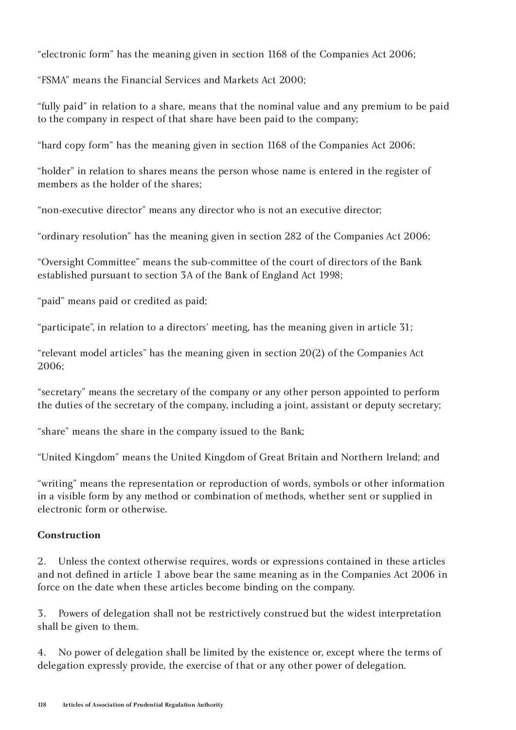"electronic form" has the meaning given in section 1168 of the Companies Act 2006;

"FSMA" means the Financial Services and Markets Act 2000;

"fully paid" in relation to a share, means that the nominal value and any premium to be paid to the company in respect of that share have been paid to the company;

"hard copy form" has the meaning given in section 1168 of the Companies Act 2006;

"holder" in relation to shares means the person whose name is entered in the register of members as the holder of the shares;

"non-executive director" means any director who is not an executive director;

"ordinary resolution" has the meaning given in section 282 of the Companies Act 2006;

"Oversight Committee" means the sub-committee of the court of directors of the Bank established pursuant to section 3A of the Bank of England Act 1998;

"paid" means paid or credited as paid;

"participate", in relation to a directors' meeting, has the meaning given in article 31;

"relevant model articles" has the meaning given in section 20(2) of the Companies Act 2006;

"secretary" means the secretary of the company or any other person appointed to perform the duties of the secretary of the company, including a joint, assistant or deputy secretary;

"share" means the share in the company issued to the Bank;

"United Kingdom" means the United Kingdom of Great Britain and Northern Ireland; and

"writing" means the representation or reproduction of words, symbols or other information in a visible form by any method or combination of methods, whether sent or supplied in electronic form or otherwise.

**Construction**

2. Unless the context otherwise requires, words or expressions contained in these articles and not defined in article 1 above bear the same meaning as in the Companies Act 2006 in force on the date when these articles become binding on the company.

3. Powers of delegation shall not be restrictively construed but the widest interpretation shall be given to them.

4. No power of delegation shall be limited by the existence or, except where the terms of delegation expressly provide, the exercise of that or any other power of delegation.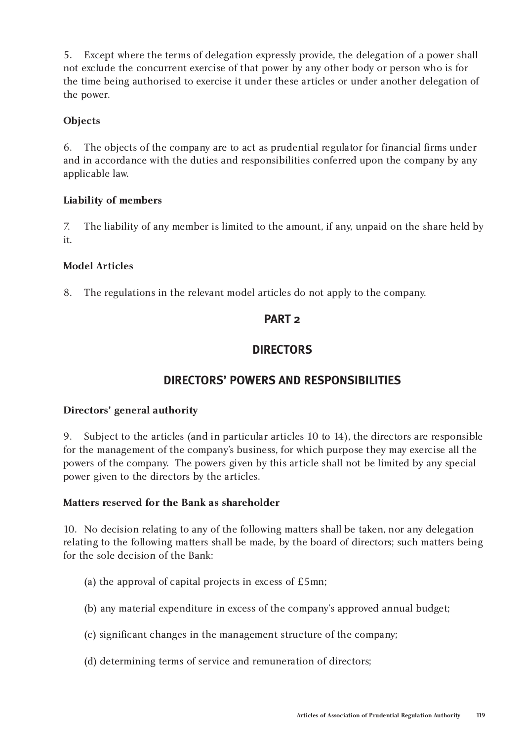5. Except where the terms of delegation expressly provide, the delegation of a power shall not exclude the concurrent exercise of that power by any other body or person who is for the time being authorised to exercise it under these articles or under another delegation of the power.

**Objects**

6. The objects of the company are to act as prudential regulator for financial firms under and in accordance with the duties and responsibilities conferred upon the company by any applicable law.

**Liability of members**

7. The liability of any member is limited to the amount, if any, unpaid on the share held by it.

**Model Articles**

8. The regulations in the relevant model articles do not apply to the company.

## PART 2

## DIRECTORS

## DIRECTORS' POWERS AND RESPONSIBILITIES

**Directors' general authority**

9. Subject to the articles (and in particular articles 10 to 14), the directors are responsible for the management of the company's business, for which purpose they may exercise all the powers of the company. The powers given by this article shall not be limited by any special power given to the directors by the articles.

**Matters reserved for the Bank as shareholder**

10. No decision relating to any of the following matters shall be taken, nor any delegation relating to the following matters shall be made, by the board of directors; such matters being for the sole decision of the Bank:

(a) the approval of capital projects in excess of £5mn;

(b) any material expenditure in excess of the company's approved annual budget;

(c) significant changes in the management structure of the company;

(d) determining terms of service and remuneration of directors;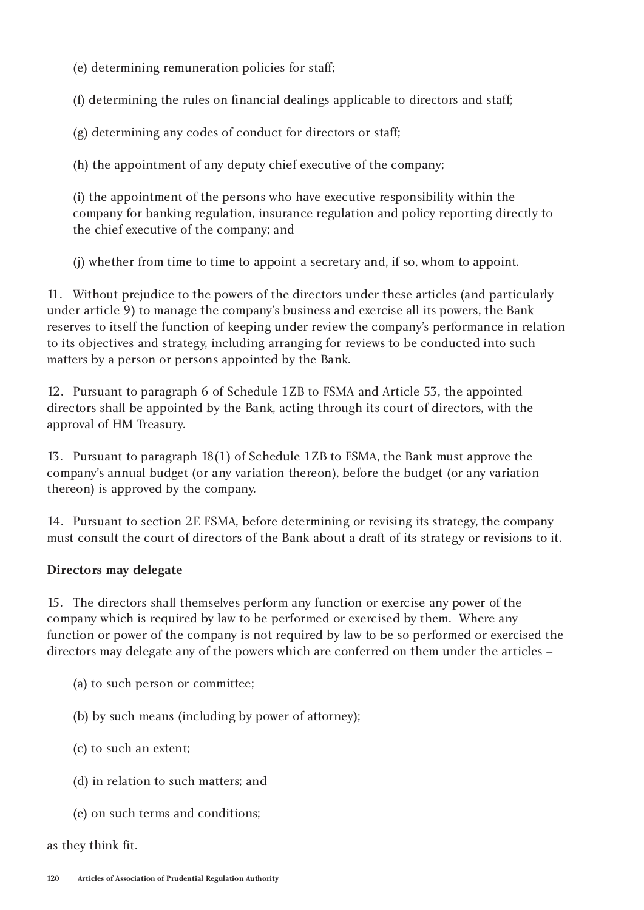(e) determining remuneration policies for staff;

(f) determining the rules on financial dealings applicable to directors and staff;

(g) determining any codes of conduct for directors or staff;

(h) the appointment of any deputy chief executive of the company;

(i) the appointment of the persons who have executive responsibility within the company for banking regulation, insurance regulation and policy reporting directly to the chief executive of the company; and

(j) whether from time to time to appoint a secretary and, if so, whom to appoint.

11. Without prejudice to the powers of the directors under these articles (and particularly under article 9) to manage the company's business and exercise all its powers, the Bank reserves to itself the function of keeping under review the company's performance in relation to its objectives and strategy, including arranging for reviews to be conducted into such matters by a person or persons appointed by the Bank.

12. Pursuant to paragraph 6 of Schedule 1ZB to FSMA and Article 53, the appointed directors shall be appointed by the Bank, acting through its court of directors, with the approval of HM Treasury.

13. Pursuant to paragraph 18(1) of Schedule 1ZB to FSMA, the Bank must approve the company's annual budget (or any variation thereon), before the budget (or any variation thereon) is approved by the company.

14. Pursuant to section 2E FSMA, before determining or revising its strategy, the company must consult the court of directors of the Bank about a draft of its strategy or revisions to it.

**Directors may delegate**

15. The directors shall themselves perform any function or exercise any power of the company which is required by law to be performed or exercised by them. Where any function or power of the company is not required by law to be so performed or exercised the directors may delegate any of the powers which are conferred on them under the articles –

(a) to such person or committee;

(b) by such means (including by power of attorney);

(c) to such an extent;

(d) in relation to such matters; and

(e) on such terms and conditions;

as they think fit.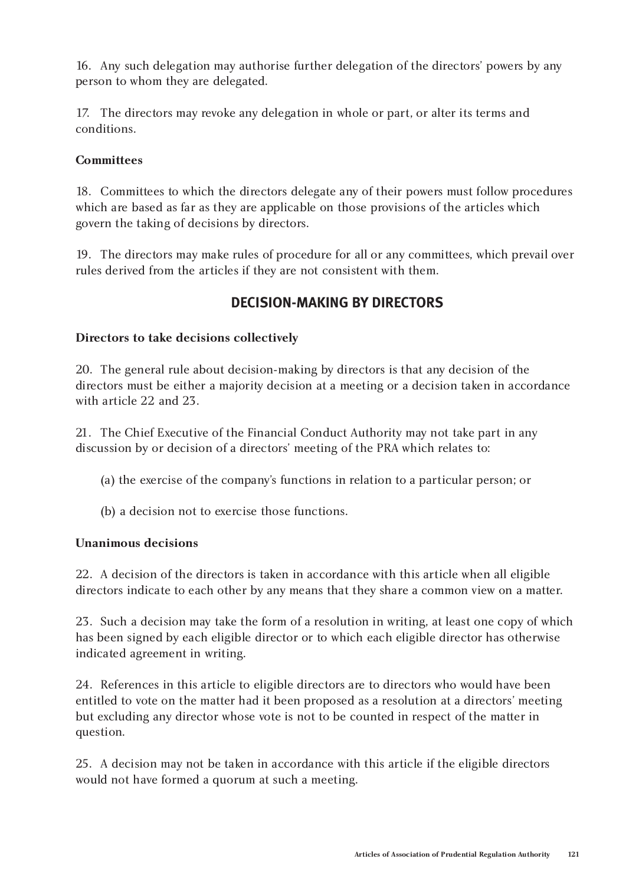16. Any such delegation may authorise further delegation of the directors' powers by any person to whom they are delegated.

17. The directors may revoke any delegation in whole or part, or alter its terms and conditions.

**Committees**

18. Committees to which the directors delegate any of their powers must follow procedures which are based as far as they are applicable on those provisions of the articles which govern the taking of decisions by directors.

19. The directors may make rules of procedure for all or any committees, which prevail over rules derived from the articles if they are not consistent with them.

## DECISION-MAKING BY DIRECTORS

**Directors to take decisions collectively**

20. The general rule about decision-making by directors is that any decision of the directors must be either a majority decision at a meeting or a decision taken in accordance with article 22 and 23.

21. The Chief Executive of the Financial Conduct Authority may not take part in any discussion by or decision of a directors' meeting of the PRA which relates to:

(a) the exercise of the company's functions in relation to a particular person; or

(b) a decision not to exercise those functions.

**Unanimous decisions**

22. A decision of the directors is taken in accordance with this article when all eligible directors indicate to each other by any means that they share a common view on a matter.

23. Such a decision may take the form of a resolution in writing, at least one copy of which has been signed by each eligible director or to which each eligible director has otherwise indicated agreement in writing.

24. References in this article to eligible directors are to directors who would have been entitled to vote on the matter had it been proposed as a resolution at a directors' meeting but excluding any director whose vote is not to be counted in respect of the matter in question.

25. A decision may not be taken in accordance with this article if the eligible directors would not have formed a quorum at such a meeting.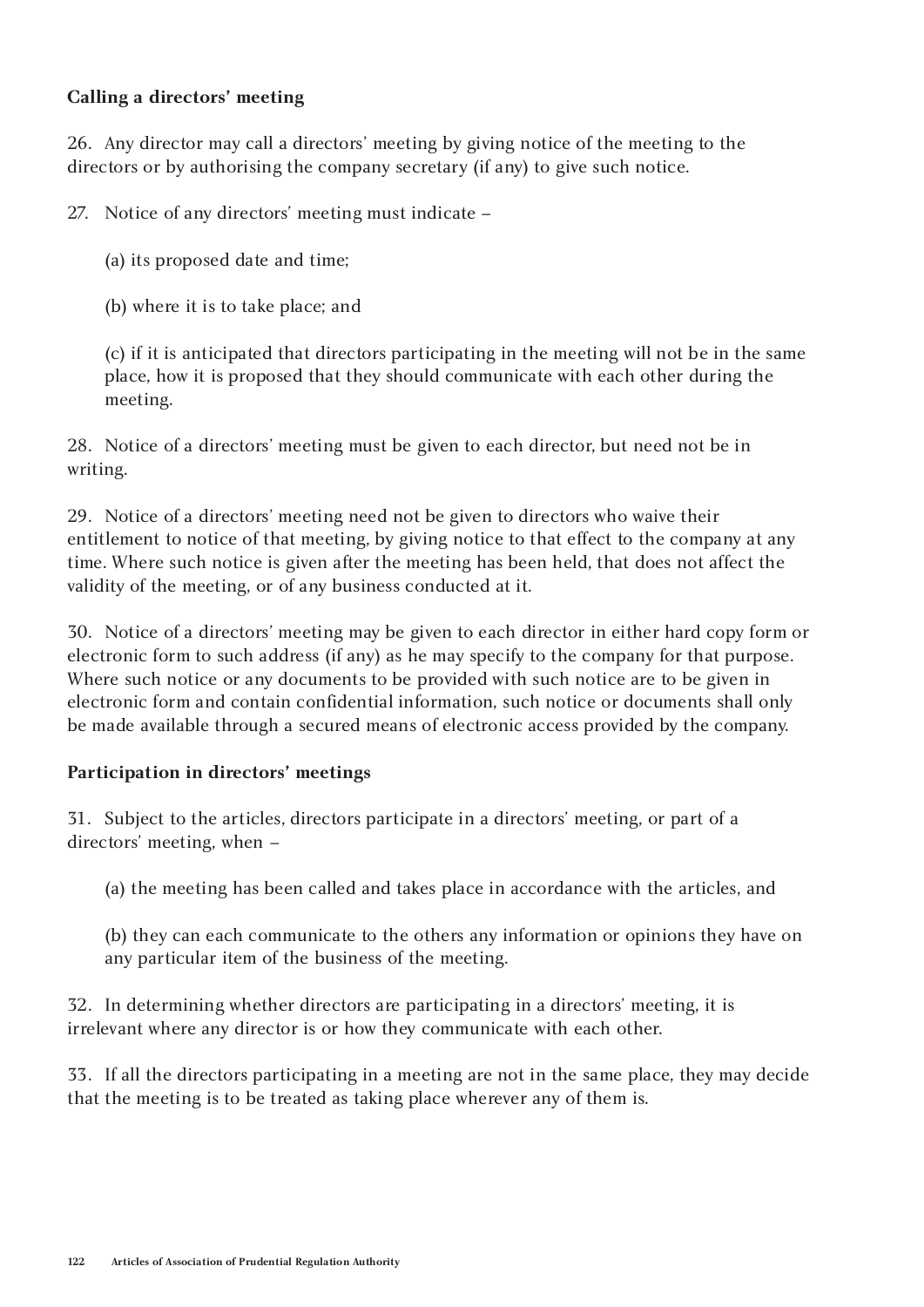**Calling a directors' meeting**

26. Any director may call a directors' meeting by giving notice of the meeting to the directors or by authorising the company secretary (if any) to give such notice.

27. Notice of any directors' meeting must indicate –

(a) its proposed date and time;

(b) where it is to take place; and

(c) if it is anticipated that directors participating in the meeting will not be in the same place, how it is proposed that they should communicate with each other during the meeting.

28. Notice of a directors' meeting must be given to each director, but need not be in writing.

29. Notice of a directors' meeting need not be given to directors who waive their entitlement to notice of that meeting, by giving notice to that effect to the company at any time. Where such notice is given after the meeting has been held, that does not affect the validity of the meeting, or of any business conducted at it.

30. Notice of a directors' meeting may be given to each director in either hard copy form or electronic form to such address (if any) as he may specify to the company for that purpose. Where such notice or any documents to be provided with such notice are to be given in electronic form and contain confidential information, such notice or documents shall only be made available through a secured means of electronic access provided by the company.

**Participation in directors' meetings**

31. Subject to the articles, directors participate in a directors' meeting, or part of a directors' meeting, when –

(a) the meeting has been called and takes place in accordance with the articles, and

(b) they can each communicate to the others any information or opinions they have on any particular item of the business of the meeting.

32. In determining whether directors are participating in a directors' meeting, it is irrelevant where any director is or how they communicate with each other.

33. If all the directors participating in a meeting are not in the same place, they may decide that the meeting is to be treated as taking place wherever any of them is.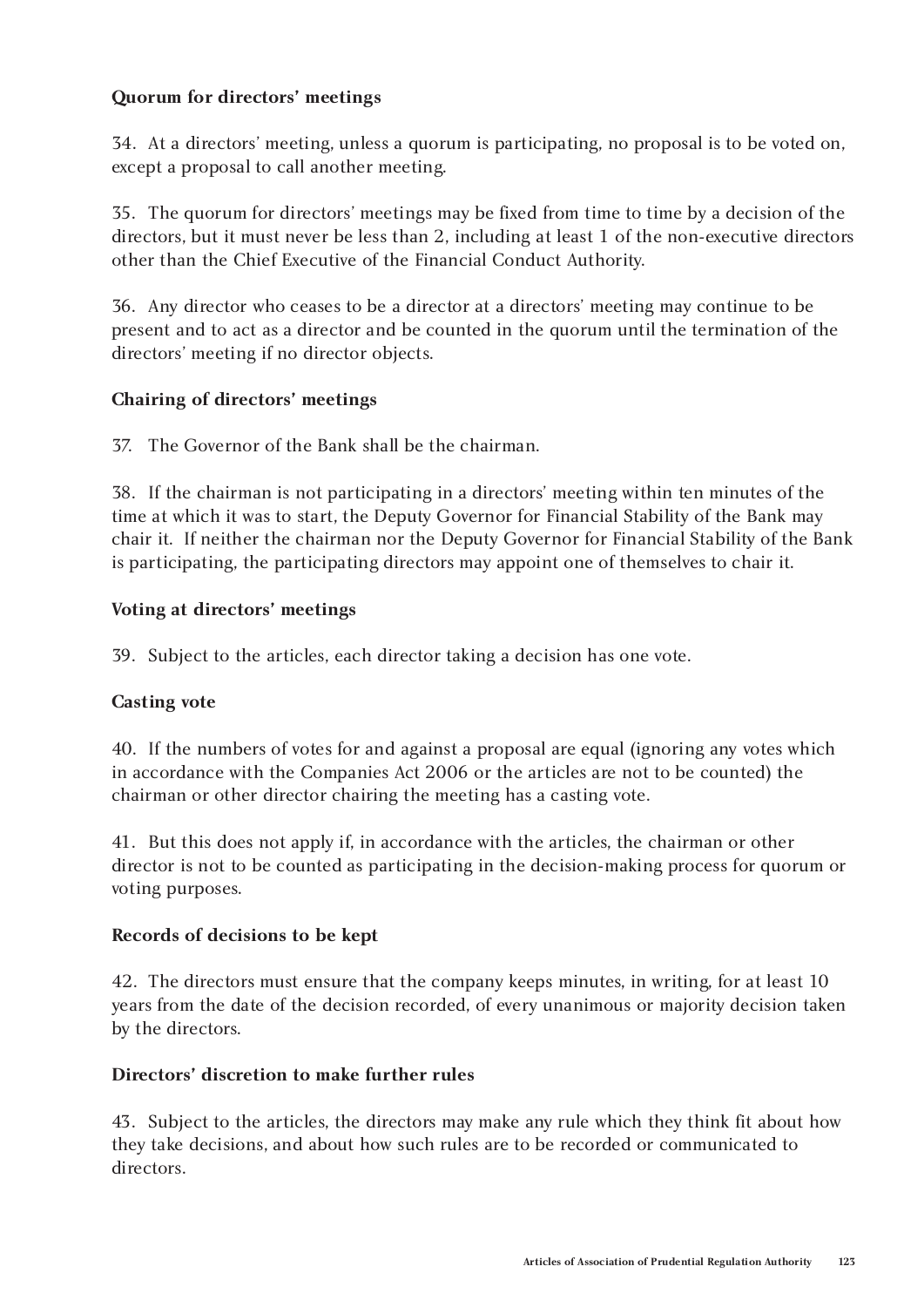**Quorum for directors' meetings**

34. At a directors' meeting, unless a quorum is participating, no proposal is to be voted on, except a proposal to call another meeting.

35. The quorum for directors' meetings may be fixed from time to time by a decision of the directors, but it must never be less than 2, including at least 1 of the non-executive directors other than the Chief Executive of the Financial Conduct Authority.

36. Any director who ceases to be a director at a directors' meeting may continue to be present and to act as a director and be counted in the quorum until the termination of the directors' meeting if no director objects.

**Chairing of directors' meetings**

37. The Governor of the Bank shall be the chairman.

38. If the chairman is not participating in a directors' meeting within ten minutes of the time at which it was to start, the Deputy Governor for Financial Stability of the Bank may chair it. If neither the chairman nor the Deputy Governor for Financial Stability of the Bank is participating, the participating directors may appoint one of themselves to chair it.

**Voting at directors' meetings**

39. Subject to the articles, each director taking a decision has one vote.

**Casting vote**

40. If the numbers of votes for and against a proposal are equal (ignoring any votes which in accordance with the Companies Act 2006 or the articles are not to be counted) the chairman or other director chairing the meeting has a casting vote.

41. But this does not apply if, in accordance with the articles, the chairman or other director is not to be counted as participating in the decision-making process for quorum or voting purposes.

**Records of decisions to be kept**

42. The directors must ensure that the company keeps minutes, in writing, for at least 10 years from the date of the decision recorded, of every unanimous or majority decision taken by the directors.

**Directors' discretion to make further rules**

43. Subject to the articles, the directors may make any rule which they think fit about how they take decisions, and about how such rules are to be recorded or communicated to directors.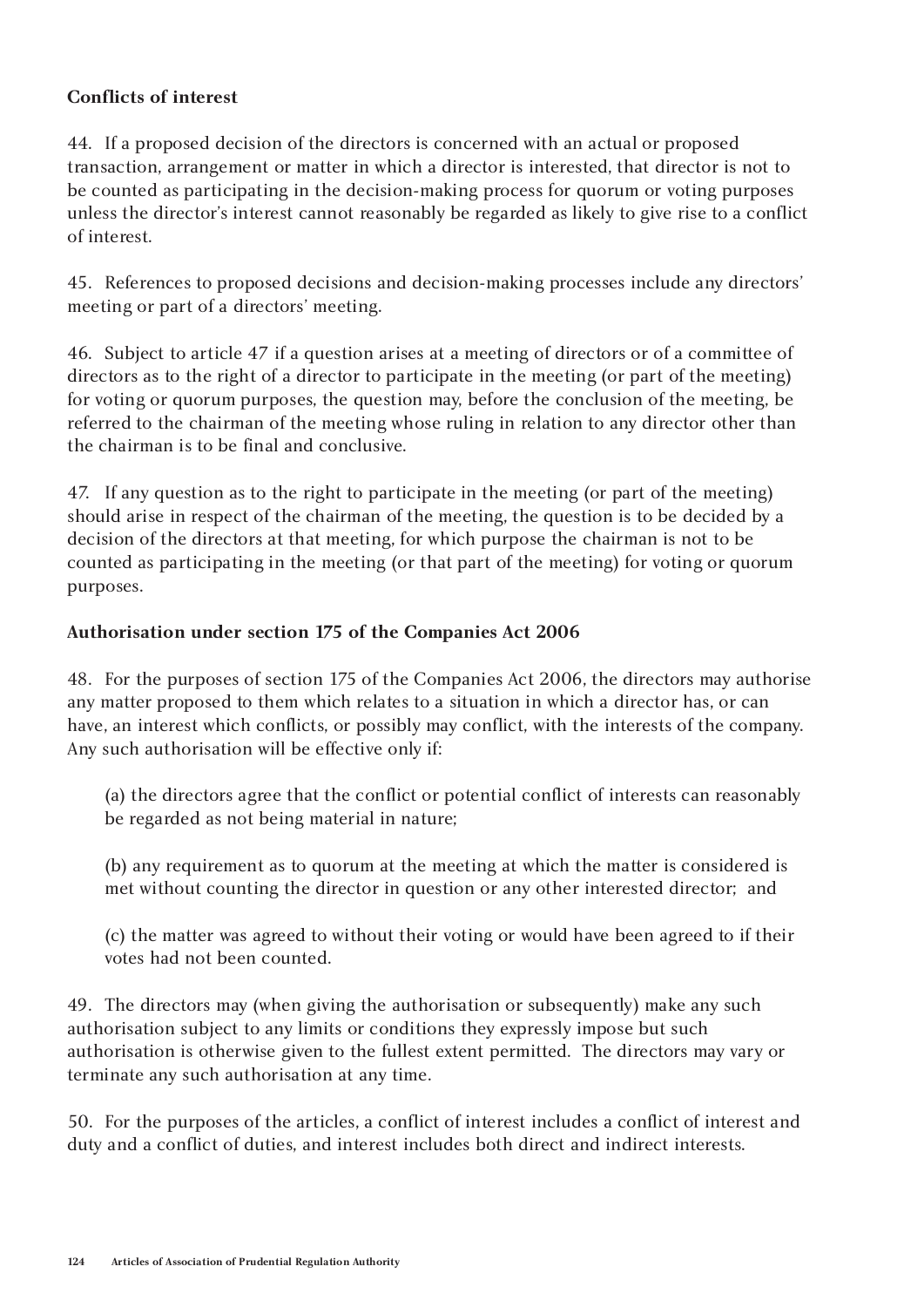### Conflicts of interest

44. If a proposed decision of the directors is concerned with an actual or proposed transaction, arrangement or matter in which a director is interested, that director is not to be counted as participating in the decision-making process for quorum or voting purposes unless the director's interest cannot reasonably be regarded as likely to give rise to a conflict of interest.

45. References to proposed decisions and decision-making processes include any directors' meeting or part of a directors' meeting.

46. Subject to article 47 if a question arises at a meeting of directors or of a committee of directors as to the right of a director to participate in the meeting (or part of the meeting) for voting or quorum purposes, the question may, before the conclusion of the meeting, be referred to the chairman of the meeting whose ruling in relation to any director other than the chairman is to be final and conclusive.

47. If any question as to the right to participate in the meeting (or part of the meeting) should arise in respect of the chairman of the meeting, the question is to be decided by a decision of the directors at that meeting, for which purpose the chairman is not to be counted as participating in the meeting (or that part of the meeting) for voting or quorum purposes.

### Authorisation under section 175 of the Companies Act 2006

48. For the purposes of section 175 of the Companies Act 2006, the directors may authorise any matter proposed to them which relates to a situation in which a director has, or can have, an interest which conflicts, or possibly may conflict, with the interests of the company. Any such authorisation will be effective only if:

(a) the directors agree that the conflict or potential conflict of interests can reasonably be regarded as not being material in nature;

(b) any requirement as to quorum at the meeting at which the matter is considered is met without counting the director in question or any other interested director; and

(c) the matter was agreed to without their voting or would have been agreed to if their votes had not been counted.

49. The directors may (when giving the authorisation or subsequently) make any such authorisation subject to any limits or conditions they expressly impose but such authorisation is otherwise given to the fullest extent permitted. The directors may vary or terminate any such authorisation at any time.

50. For the purposes of the articles, a conflict of interest includes a conflict of interest and duty and a conflict of duties, and interest includes both direct and indirect interests.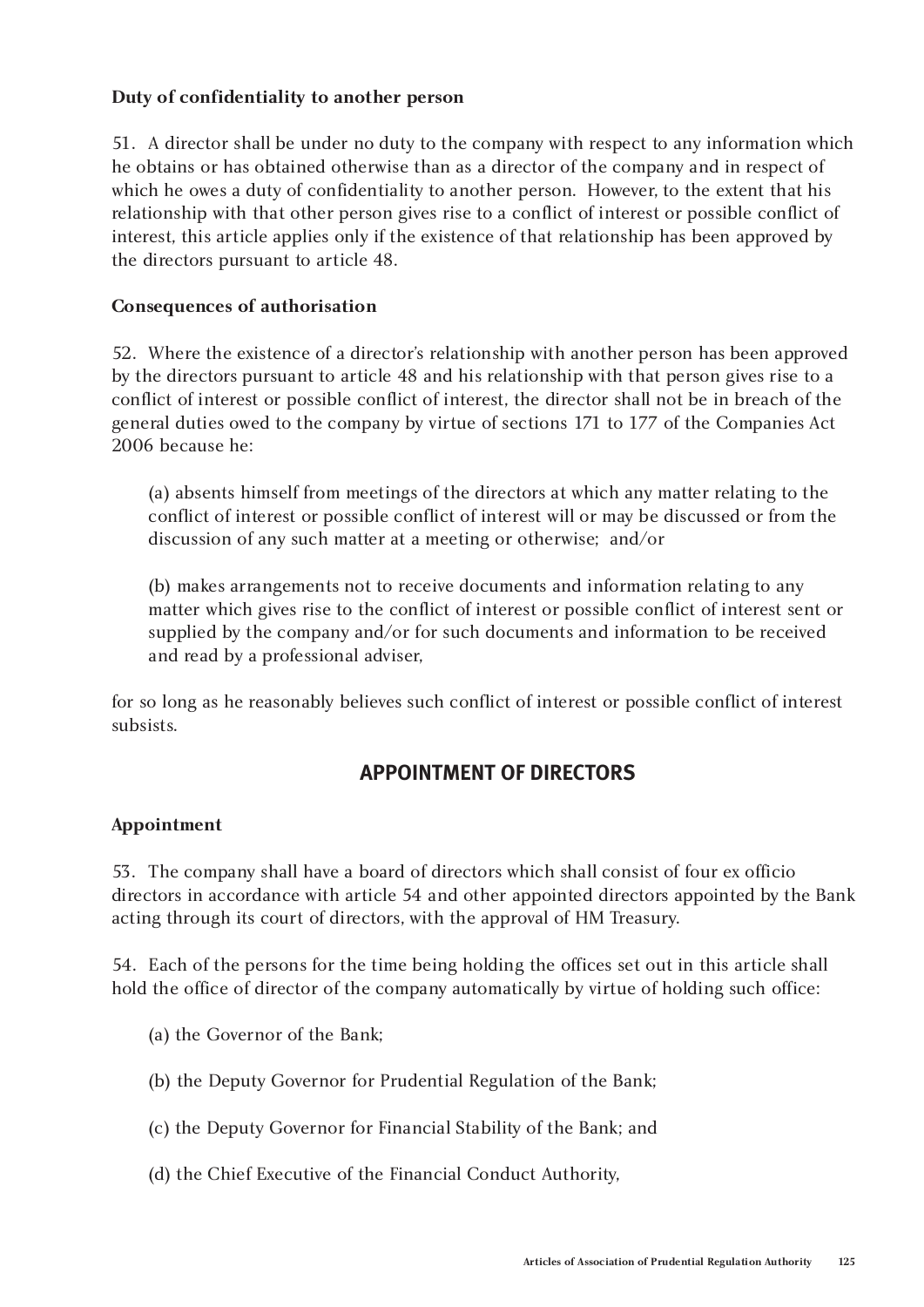**Duty of confidentiality to another person**

51. A director shall be under no duty to the company with respect to any information which he obtains or has obtained otherwise than as a director of the company and in respect of which he owes a duty of confidentiality to another person. However, to the extent that his relationship with that other person gives rise to a conflict of interest or possible conflict of interest, this article applies only if the existence of that relationship has been approved by the directors pursuant to article 48.

**Consequences of authorisation**

52. Where the existence of a director's relationship with another person has been approved by the directors pursuant to article 48 and his relationship with that person gives rise to a conflict of interest or possible conflict of interest, the director shall not be in breach of the general duties owed to the company by virtue of sections 171 to 177 of the Companies Act 2006 because he:

(a) absents himself from meetings of the directors at which any matter relating to the conflict of interest or possible conflict of interest will or may be discussed or from the discussion of any such matter at a meeting or otherwise; and/or

(b) makes arrangements not to receive documents and information relating to any matter which gives rise to the conflict of interest or possible conflict of interest sent or supplied by the company and/or for such documents and information to be received and read by a professional adviser,

for so long as he reasonably believes such conflict of interest or possible conflict of interest subsists.

## APPOINTMENT OF DIRECTORS

**Appointment**

53. The company shall have a board of directors which shall consist of four ex officio directors in accordance with article 54 and other appointed directors appointed by the Bank acting through its court of directors, with the approval of HM Treasury.

54. Each of the persons for the time being holding the offices set out in this article shall hold the office of director of the company automatically by virtue of holding such office:

(a) the Governor of the Bank;

(b) the Deputy Governor for Prudential Regulation of the Bank;

(c) the Deputy Governor for Financial Stability of the Bank; and

(d) the Chief Executive of the Financial Conduct Authority,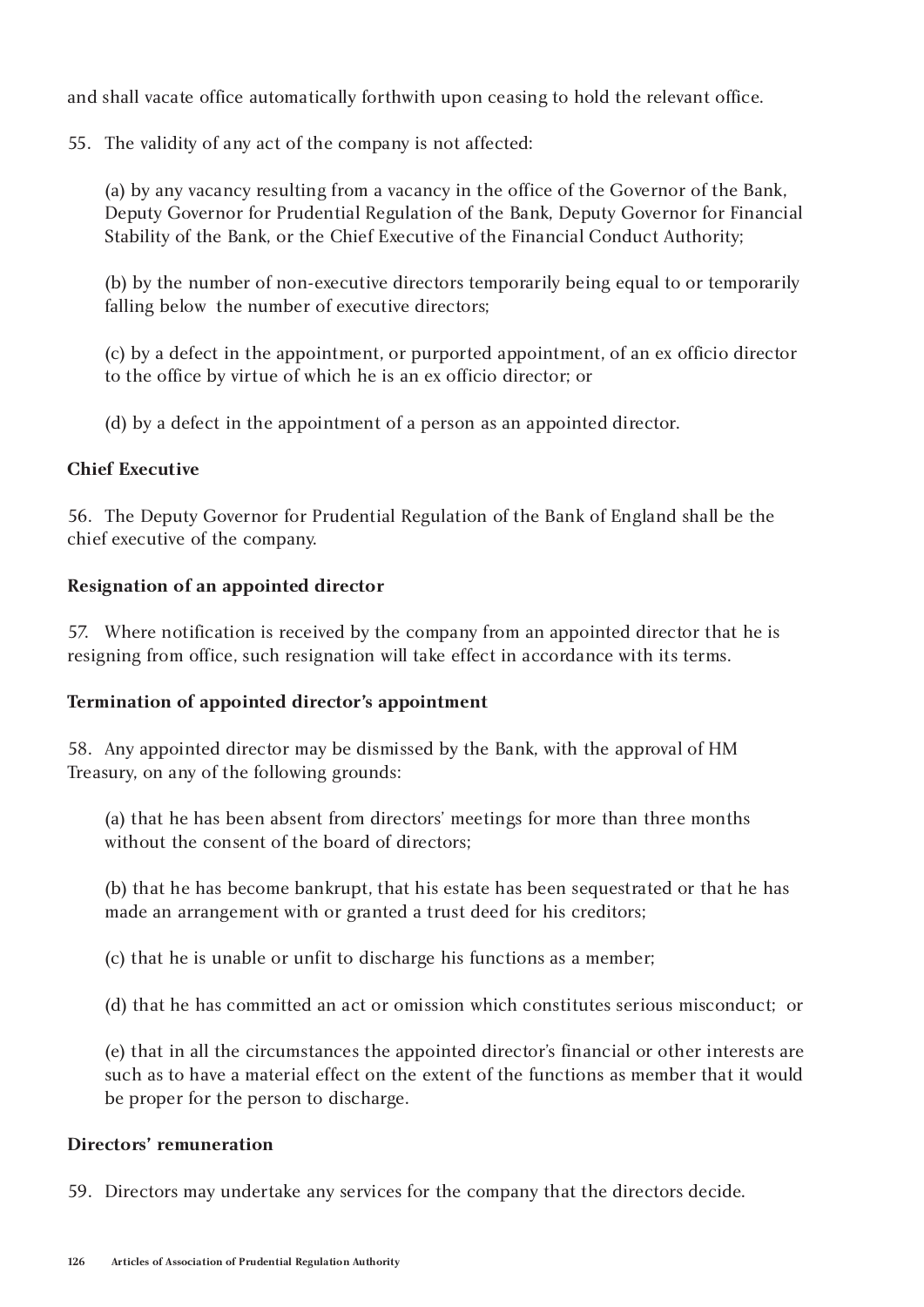and shall vacate office automatically forthwith upon ceasing to hold the relevant office.

55. The validity of any act of the company is not affected:

(a) by any vacancy resulting from a vacancy in the office of the Governor of the Bank, Deputy Governor for Prudential Regulation of the Bank, Deputy Governor for Financial Stability of the Bank, or the Chief Executive of the Financial Conduct Authority;

(b) by the number of non-executive directors temporarily being equal to or temporarily falling below the number of executive directors;

(c) by a defect in the appointment, or purported appointment, of an ex officio director to the office by virtue of which he is an ex officio director; or

(d) by a defect in the appointment of a person as an appointed director.

**Chief Executive**

56. The Deputy Governor for Prudential Regulation of the Bank of England shall be the chief executive of the company.

**Resignation of an appointed director**

57. Where notification is received by the company from an appointed director that he is resigning from office, such resignation will take effect in accordance with its terms.

**Termination of appointed director's appointment**

58. Any appointed director may be dismissed by the Bank, with the approval of HM Treasury, on any of the following grounds:

(a) that he has been absent from directors' meetings for more than three months without the consent of the board of directors;

(b) that he has become bankrupt, that his estate has been sequestrated or that he has made an arrangement with or granted a trust deed for his creditors;

(c) that he is unable or unfit to discharge his functions as a member;

(d) that he has committed an act or omission which constitutes serious misconduct; or

(e) that in all the circumstances the appointed director's financial or other interests are such as to have a material effect on the extent of the functions as member that it would be proper for the person to discharge.

**Directors' remuneration**

59. Directors may undertake any services for the company that the directors decide.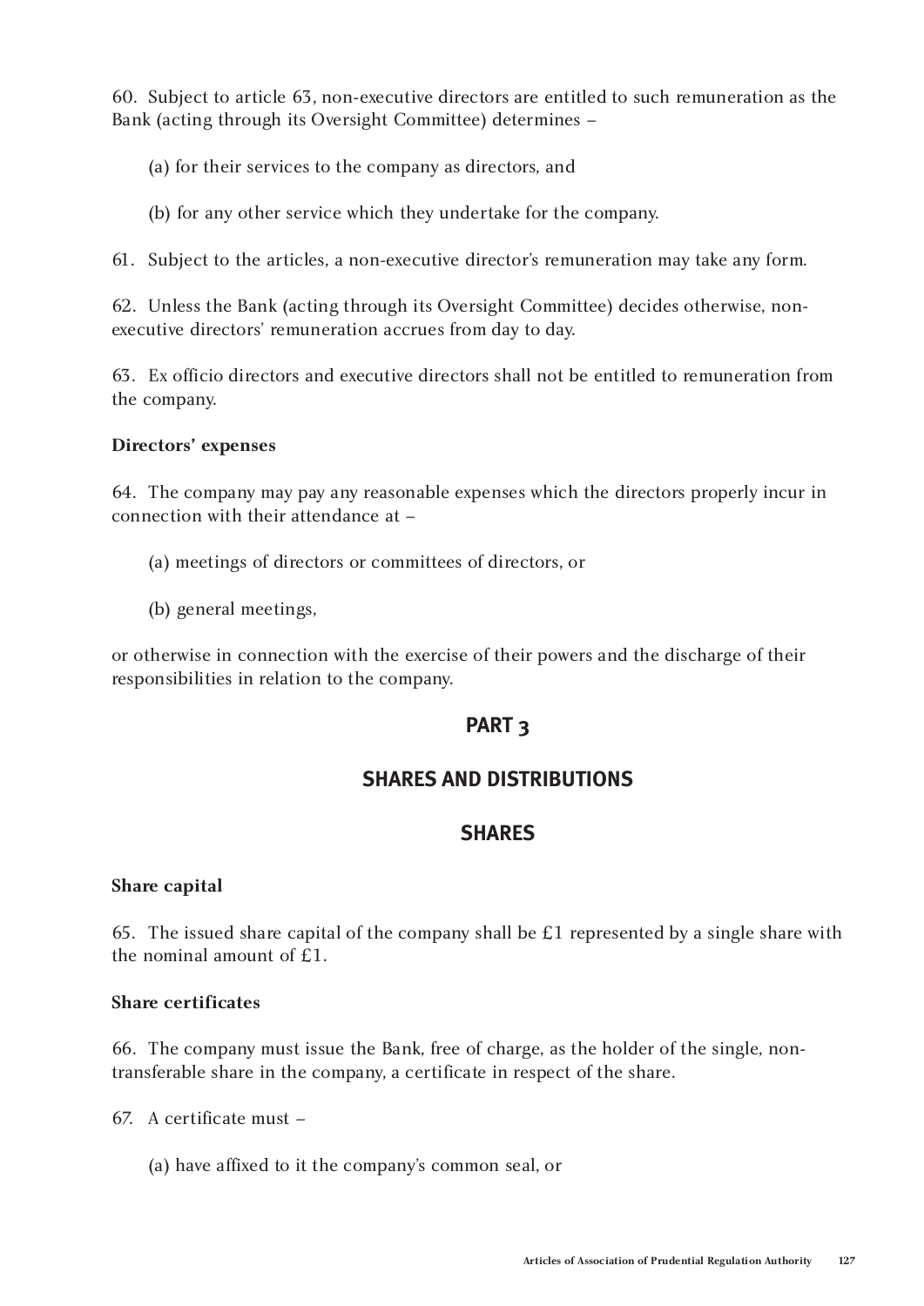60. Subject to article 63, non-executive directors are entitled to such remuneration as the Bank (acting through its Oversight Committee) determines –

(a) for their services to the company as directors, and

(b) for any other service which they undertake for the company.

61. Subject to the articles, a non-executive director's remuneration may take any form.

62. Unless the Bank (acting through its Oversight Committee) decides otherwise, non-executive directors' remuneration accrues from day to day.

63. Ex officio directors and executive directors shall not be entitled to remuneration from the company.

**Directors' expenses**

64. The company may pay any reasonable expenses which the directors properly incur in connection with their attendance at –

(a) meetings of directors or committees of directors, or

(b) general meetings,

or otherwise in connection with the exercise of their powers and the discharge of their responsibilities in relation to the company.

## PART 3

## SHARES AND DISTRIBUTIONS

## SHARES

**Share capital**

65. The issued share capital of the company shall be £1 represented by a single share with the nominal amount of £1.

**Share certificates**

66. The company must issue the Bank, free of charge, as the holder of the single, non-transferable share in the company, a certificate in respect of the share.

67. A certificate must –

(a) have affixed to it the company's common seal, or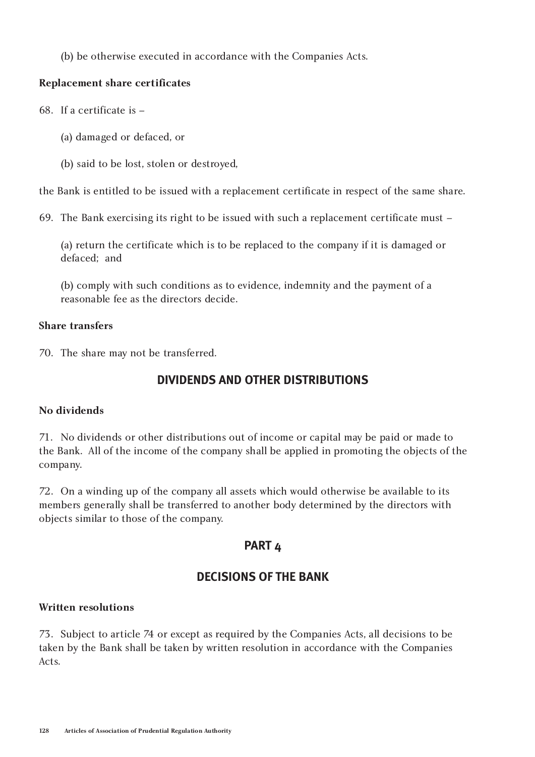(b) be otherwise executed in accordance with the Companies Acts.

**Replacement share certificates**

68. If a certificate is –

(a) damaged or defaced, or

(b) said to be lost, stolen or destroyed,

the Bank is entitled to be issued with a replacement certificate in respect of the same share.

69. The Bank exercising its right to be issued with such a replacement certificate must –

(a) return the certificate which is to be replaced to the company if it is damaged or defaced; and

(b) comply with such conditions as to evidence, indemnity and the payment of a reasonable fee as the directors decide.

**Share transfers**

70. The share may not be transferred.

## DIVIDENDS AND OTHER DISTRIBUTIONS

**No dividends**

71. No dividends or other distributions out of income or capital may be paid or made to the Bank. All of the income of the company shall be applied in promoting the objects of the company.

72. On a winding up of the company all assets which would otherwise be available to its members generally shall be transferred to another body determined by the directors with objects similar to those of the company.

## PART 4

## DECISIONS OF THE BANK

**Written resolutions**

73. Subject to article 74 or except as required by the Companies Acts, all decisions to be taken by the Bank shall be taken by written resolution in accordance with the Companies Acts.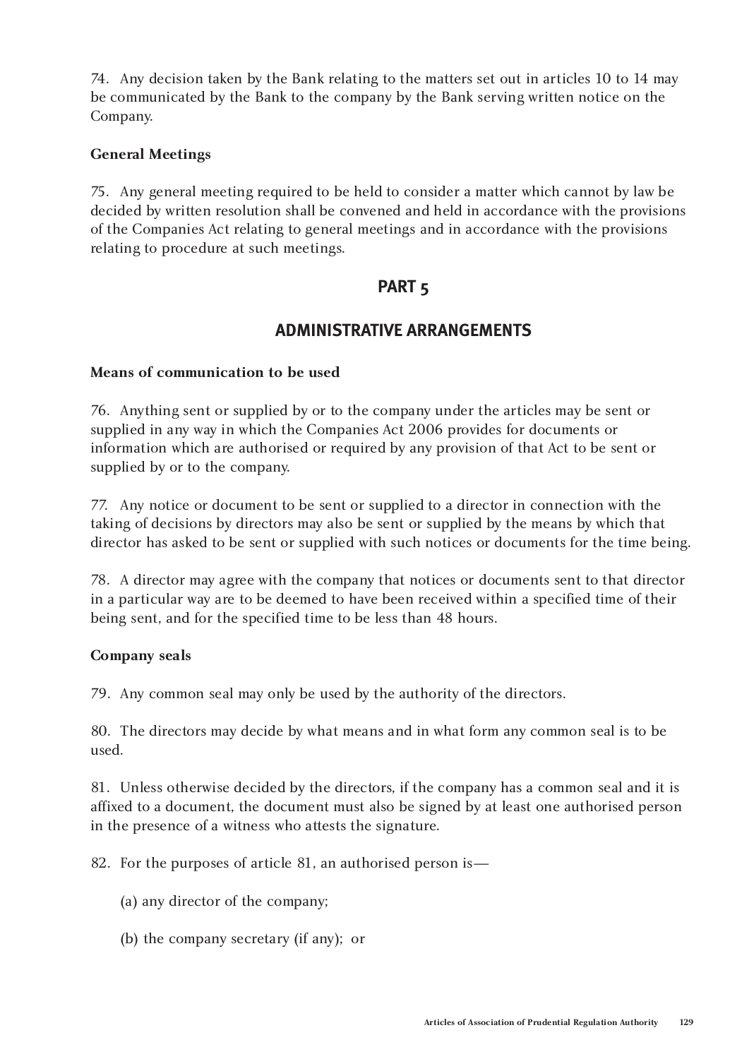74. Any decision taken by the Bank relating to the matters set out in articles 10 to 14 may be communicated by the Bank to the company by the Bank serving written notice on the Company.

**General Meetings**

75. Any general meeting required to be held to consider a matter which cannot by law be decided by written resolution shall be convened and held in accordance with the provisions of the Companies Act relating to general meetings and in accordance with the provisions relating to procedure at such meetings.

## PART 5

## ADMINISTRATIVE ARRANGEMENTS

**Means of communication to be used**

76. Anything sent or supplied by or to the company under the articles may be sent or supplied in any way in which the Companies Act 2006 provides for documents or information which are authorised or required by any provision of that Act to be sent or supplied by or to the company.

77. Any notice or document to be sent or supplied to a director in connection with the taking of decisions by directors may also be sent or supplied by the means by which that director has asked to be sent or supplied with such notices or documents for the time being.

78. A director may agree with the company that notices or documents sent to that director in a particular way are to be deemed to have been received within a specified time of their being sent, and for the specified time to be less than 48 hours.

**Company seals**

79. Any common seal may only be used by the authority of the directors.

80. The directors may decide by what means and in what form any common seal is to be used.

81. Unless otherwise decided by the directors, if the company has a common seal and it is affixed to a document, the document must also be signed by at least one authorised person in the presence of a witness who attests the signature.

82. For the purposes of article 81, an authorised person is—

(a) any director of the company;

(b) the company secretary (if any); or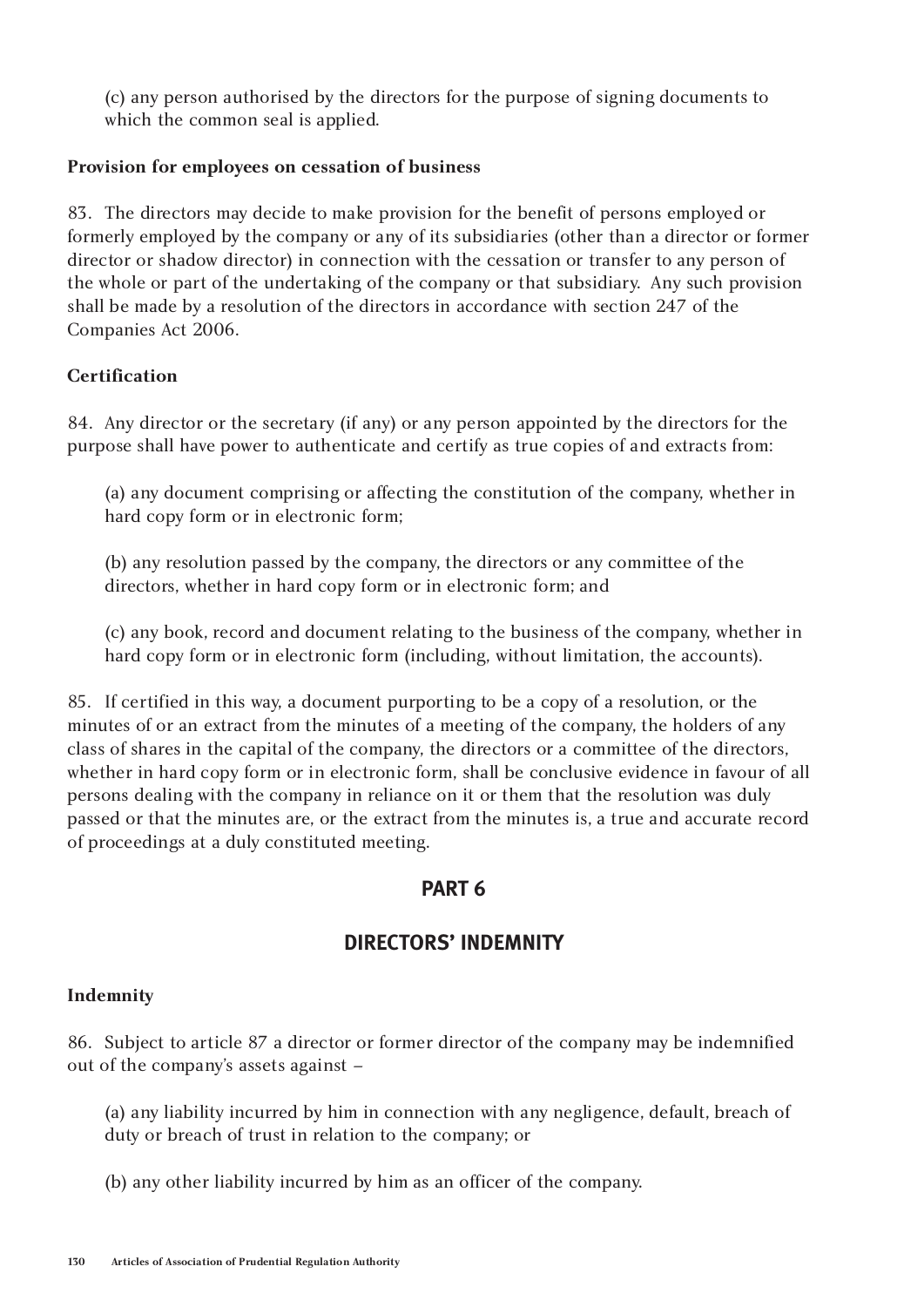(c) any person authorised by the directors for the purpose of signing documents to which the common seal is applied.

**Provision for employees on cessation of business**

83. The directors may decide to make provision for the benefit of persons employed or formerly employed by the company or any of its subsidiaries (other than a director or former director or shadow director) in connection with the cessation or transfer to any person of the whole or part of the undertaking of the company or that subsidiary. Any such provision shall be made by a resolution of the directors in accordance with section 247 of the Companies Act 2006.

**Certification**

84. Any director or the secretary (if any) or any person appointed by the directors for the purpose shall have power to authenticate and certify as true copies of and extracts from:

(a) any document comprising or affecting the constitution of the company, whether in hard copy form or in electronic form;

(b) any resolution passed by the company, the directors or any committee of the directors, whether in hard copy form or in electronic form; and

(c) any book, record and document relating to the business of the company, whether in hard copy form or in electronic form (including, without limitation, the accounts).

85. If certified in this way, a document purporting to be a copy of a resolution, or the minutes of or an extract from the minutes of a meeting of the company, the holders of any class of shares in the capital of the company, the directors or a committee of the directors, whether in hard copy form or in electronic form, shall be conclusive evidence in favour of all persons dealing with the company in reliance on it or them that the resolution was duly passed or that the minutes are, or the extract from the minutes is, a true and accurate record of proceedings at a duly constituted meeting.

## PART 6

## DIRECTORS' INDEMNITY

**Indemnity**

86. Subject to article 87 a director or former director of the company may be indemnified out of the company's assets against –

(a) any liability incurred by him in connection with any negligence, default, breach of duty or breach of trust in relation to the company; or

(b) any other liability incurred by him as an officer of the company.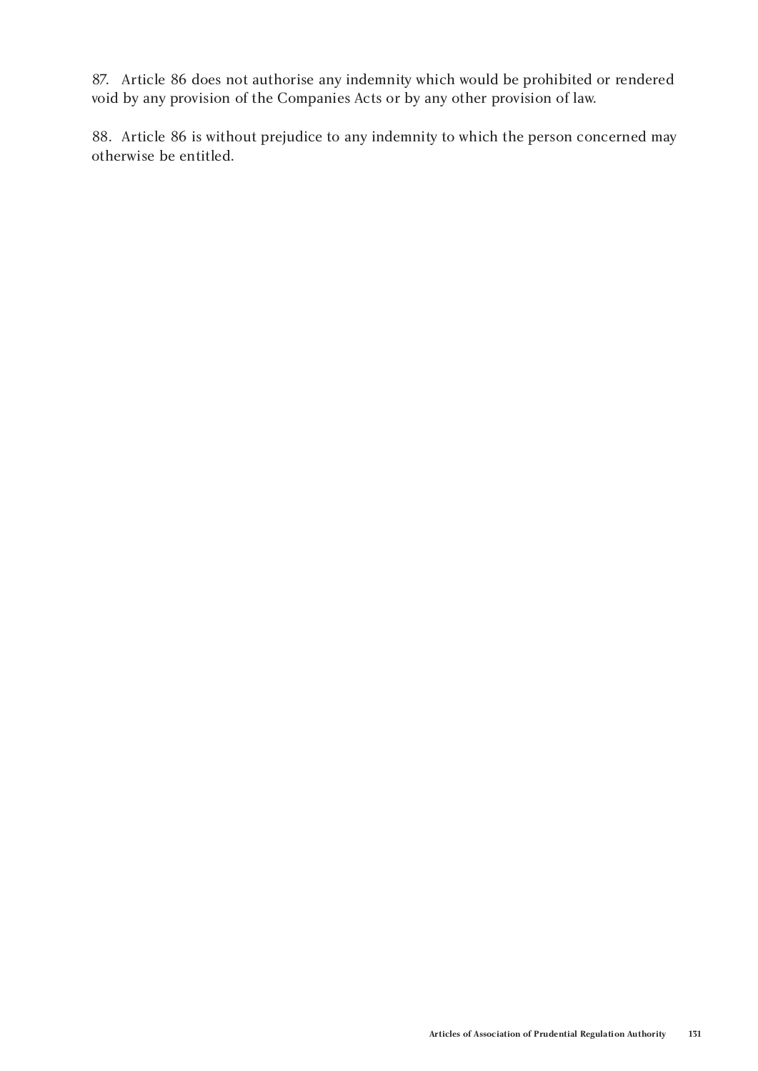87. Article 86 does not authorise any indemnity which would be prohibited or rendered void by any provision of the Companies Acts or by any other provision of law.

88. Article 86 is without prejudice to any indemnity to which the person concerned may otherwise be entitled.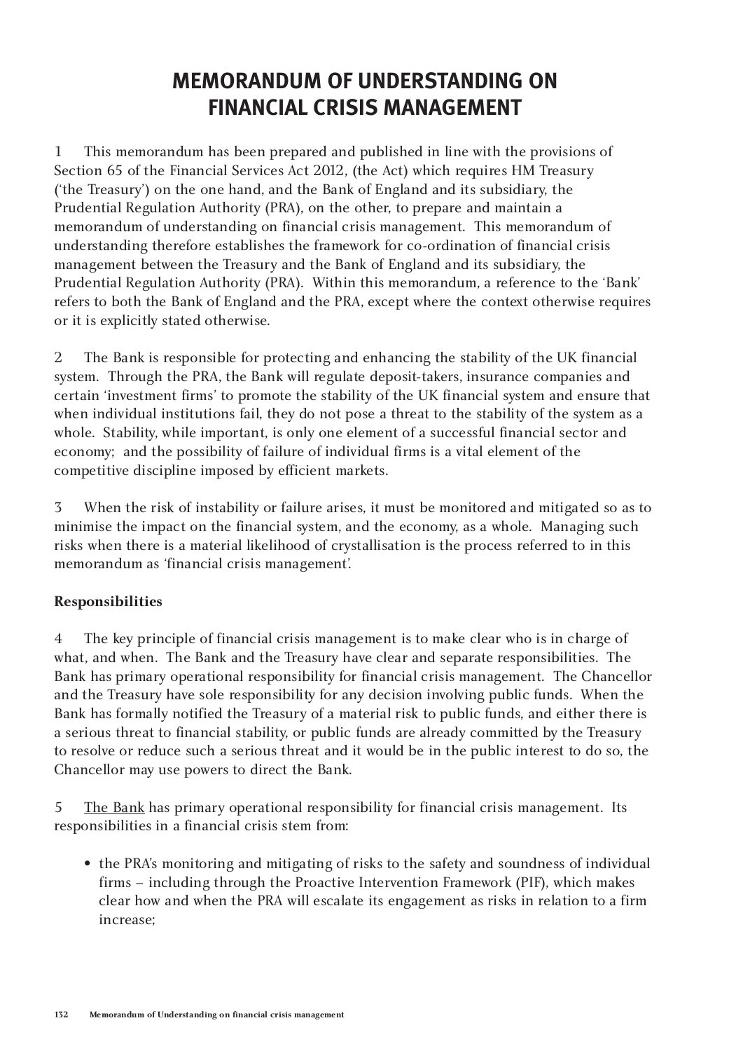# MEMORANDUM OF UNDERSTANDING ON FINANCIAL CRISIS MANAGEMENT

1 This memorandum has been prepared and published in line with the provisions of Section 65 of the Financial Services Act 2012, (the Act) which requires HM Treasury ('the Treasury') on the one hand, and the Bank of England and its subsidiary, the Prudential Regulation Authority (PRA), on the other, to prepare and maintain a memorandum of understanding on financial crisis management. This memorandum of understanding therefore establishes the framework for co-ordination of financial crisis management between the Treasury and the Bank of England and its subsidiary, the Prudential Regulation Authority (PRA). Within this memorandum, a reference to the 'Bank' refers to both the Bank of England and the PRA, except where the context otherwise requires or it is explicitly stated otherwise.

2 The Bank is responsible for protecting and enhancing the stability of the UK financial system. Through the PRA, the Bank will regulate deposit-takers, insurance companies and certain 'investment firms' to promote the stability of the UK financial system and ensure that when individual institutions fail, they do not pose a threat to the stability of the system as a whole. Stability, while important, is only one element of a successful financial sector and economy; and the possibility of failure of individual firms is a vital element of the competitive discipline imposed by efficient markets.

3 When the risk of instability or failure arises, it must be monitored and mitigated so as to minimise the impact on the financial system, and the economy, as a whole. Managing such risks when there is a material likelihood of crystallisation is the process referred to in this memorandum as 'financial crisis management'.

**Responsibilities**

4 The key principle of financial crisis management is to make clear who is in charge of what, and when. The Bank and the Treasury have clear and separate responsibilities. The Bank has primary operational responsibility for financial crisis management. The Chancellor and the Treasury have sole responsibility for any decision involving public funds. When the Bank has formally notified the Treasury of a material risk to public funds, and either there is a serious threat to financial stability, or public funds are already committed by the Treasury to resolve or reduce such a serious threat and it would be in the public interest to do so, the Chancellor may use powers to direct the Bank.

5 The Bank has primary operational responsibility for financial crisis management. Its responsibilities in a financial crisis stem from:

- the PRA's monitoring and mitigating of risks to the safety and soundness of individual firms – including through the Proactive Intervention Framework (PIF), which makes clear how and when the PRA will escalate its engagement as risks in relation to a firm increase;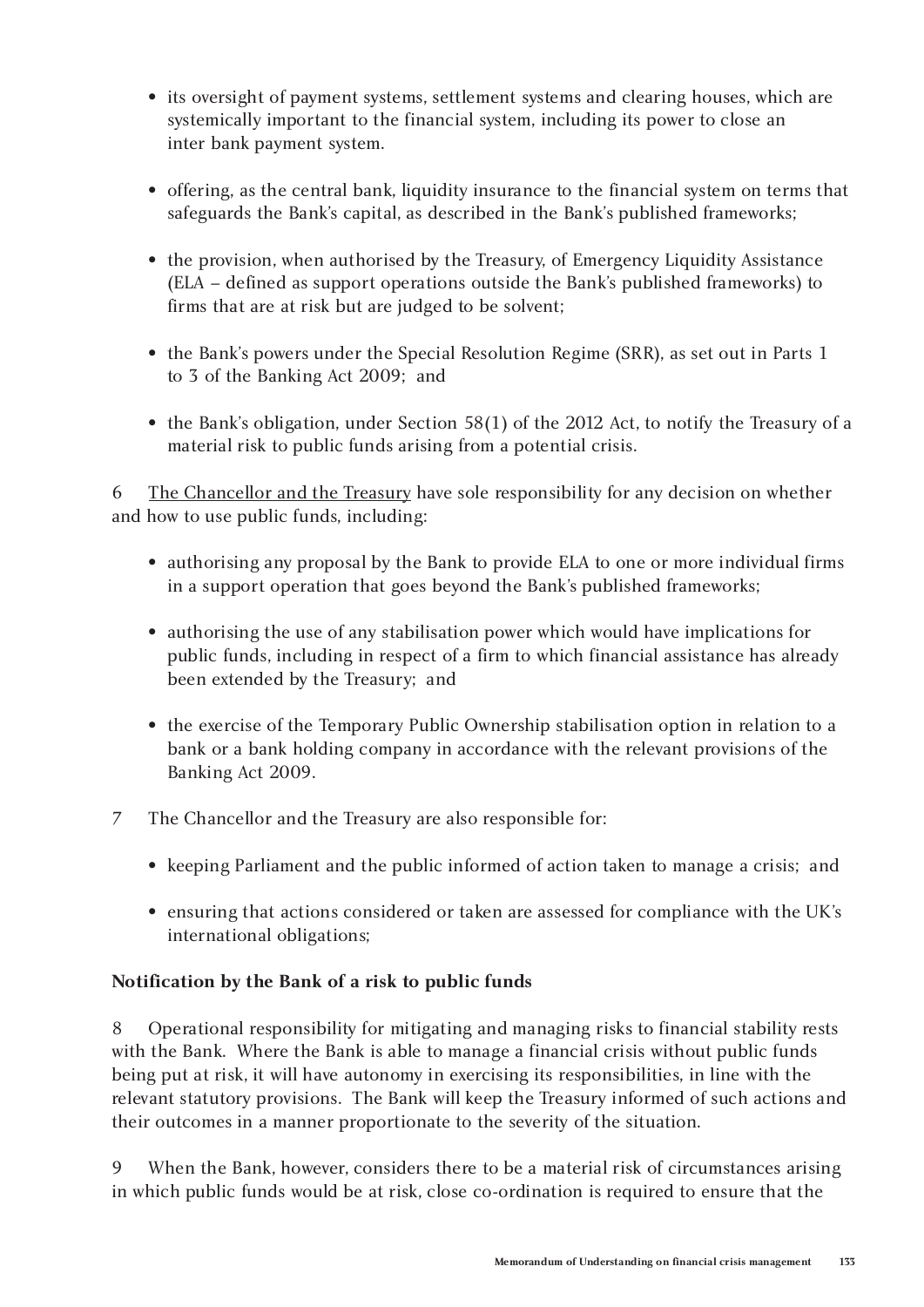- its oversight of payment systems, settlement systems and clearing houses, which are systemically important to the financial system, including its power to close an inter bank payment system.

- offering, as the central bank, liquidity insurance to the financial system on terms that safeguards the Bank's capital, as described in the Bank's published frameworks;

- the provision, when authorised by the Treasury, of Emergency Liquidity Assistance (ELA – defined as support operations outside the Bank's published frameworks) to firms that are at risk but are judged to be solvent;

- the Bank's powers under the Special Resolution Regime (SRR), as set out in Parts 1 to 3 of the Banking Act 2009; and

- the Bank's obligation, under Section 58(1) of the 2012 Act, to notify the Treasury of a material risk to public funds arising from a potential crisis.

6 The Chancellor and the Treasury have sole responsibility for any decision on whether and how to use public funds, including:

- authorising any proposal by the Bank to provide ELA to one or more individual firms in a support operation that goes beyond the Bank's published frameworks;

- authorising the use of any stabilisation power which would have implications for public funds, including in respect of a firm to which financial assistance has already been extended by the Treasury; and

- the exercise of the Temporary Public Ownership stabilisation option in relation to a bank or a bank holding company in accordance with the relevant provisions of the Banking Act 2009.

7 The Chancellor and the Treasury are also responsible for:

- keeping Parliament and the public informed of action taken to manage a crisis; and

- ensuring that actions considered or taken are assessed for compliance with the UK's international obligations;

**Notification by the Bank of a risk to public funds**

8 Operational responsibility for mitigating and managing risks to financial stability rests with the Bank. Where the Bank is able to manage a financial crisis without public funds being put at risk, it will have autonomy in exercising its responsibilities, in line with the relevant statutory provisions. The Bank will keep the Treasury informed of such actions and their outcomes in a manner proportionate to the severity of the situation.

9 When the Bank, however, considers there to be a material risk of circumstances arising in which public funds would be at risk, close co-ordination is required to ensure that the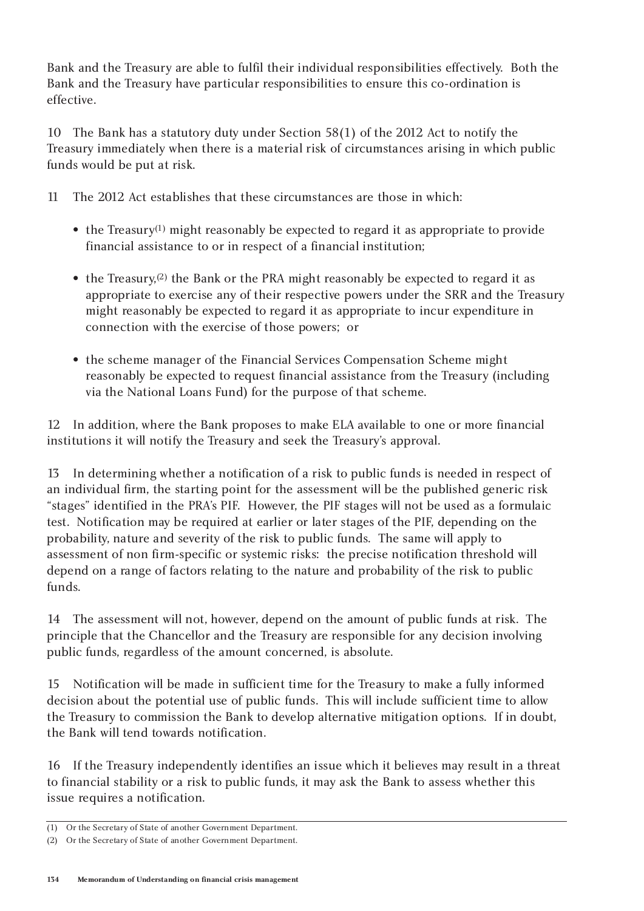Bank and the Treasury are able to fulfil their individual responsibilities effectively. Both the Bank and the Treasury have particular responsibilities to ensure this co-ordination is effective.

10 The Bank has a statutory duty under Section 58(1) of the 2012 Act to notify the Treasury immediately when there is a material risk of circumstances arising in which public funds would be put at risk.

11 The 2012 Act establishes that these circumstances are those in which:

- the Treasury[1] might reasonably be expected to regard it as appropriate to provide financial assistance to or in respect of a financial institution;
- the Treasury,[2] the Bank or the PRA might reasonably be expected to regard it as appropriate to exercise any of their respective powers under the SRR and the Treasury might reasonably be expected to regard it as appropriate to incur expenditure in connection with the exercise of those powers; or
- the scheme manager of the Financial Services Compensation Scheme might reasonably be expected to request financial assistance from the Treasury (including via the National Loans Fund) for the purpose of that scheme.

12 In addition, where the Bank proposes to make ELA available to one or more financial institutions it will notify the Treasury and seek the Treasury's approval.

13 In determining whether a notification of a risk to public funds is needed in respect of an individual firm, the starting point for the assessment will be the published generic risk "stages" identified in the PRA's PIF. However, the PIF stages will not be used as a formulaic test. Notification may be required at earlier or later stages of the PIF, depending on the probability, nature and severity of the risk to public funds. The same will apply to assessment of non firm-specific or systemic risks: the precise notification threshold will depend on a range of factors relating to the nature and probability of the risk to public funds.

14 The assessment will not, however, depend on the amount of public funds at risk. The principle that the Chancellor and the Treasury are responsible for any decision involving public funds, regardless of the amount concerned, is absolute.

15 Notification will be made in sufficient time for the Treasury to make a fully informed decision about the potential use of public funds. This will include sufficient time to allow the Treasury to commission the Bank to develop alternative mitigation options. If in doubt, the Bank will tend towards notification.

16 If the Treasury independently identifies an issue which it believes may result in a threat to financial stability or a risk to public funds, it may ask the Bank to assess whether this issue requires a notification.

---

(1) Or the Secretary of State of another Government Department.

(2) Or the Secretary of State of another Government Department.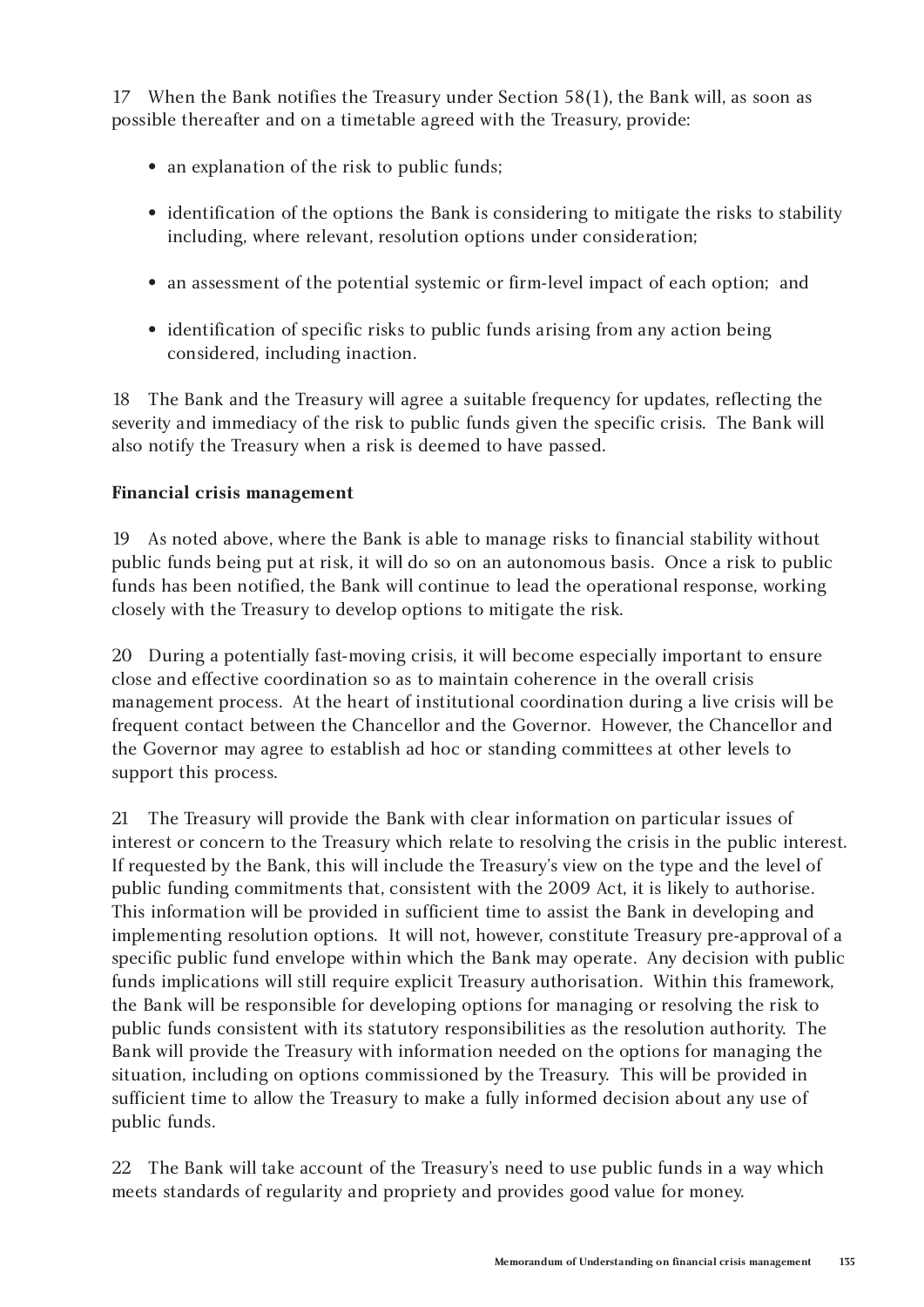17 When the Bank notifies the Treasury under Section 58(1), the Bank will, as soon as possible thereafter and on a timetable agreed with the Treasury, provide:

- an explanation of the risk to public funds;
- identification of the options the Bank is considering to mitigate the risks to stability including, where relevant, resolution options under consideration;
- an assessment of the potential systemic or firm-level impact of each option; and
- identification of specific risks to public funds arising from any action being considered, including inaction.

18 The Bank and the Treasury will agree a suitable frequency for updates, reflecting the severity and immediacy of the risk to public funds given the specific crisis. The Bank will also notify the Treasury when a risk is deemed to have passed.

**Financial crisis management**

19 As noted above, where the Bank is able to manage risks to financial stability without public funds being put at risk, it will do so on an autonomous basis. Once a risk to public funds has been notified, the Bank will continue to lead the operational response, working closely with the Treasury to develop options to mitigate the risk.

20 During a potentially fast-moving crisis, it will become especially important to ensure close and effective coordination so as to maintain coherence in the overall crisis management process. At the heart of institutional coordination during a live crisis will be frequent contact between the Chancellor and the Governor. However, the Chancellor and the Governor may agree to establish ad hoc or standing committees at other levels to support this process.

21 The Treasury will provide the Bank with clear information on particular issues of interest or concern to the Treasury which relate to resolving the crisis in the public interest. If requested by the Bank, this will include the Treasury's view on the type and the level of public funding commitments that, consistent with the 2009 Act, it is likely to authorise. This information will be provided in sufficient time to assist the Bank in developing and implementing resolution options. It will not, however, constitute Treasury pre-approval of a specific public fund envelope within which the Bank may operate. Any decision with public funds implications will still require explicit Treasury authorisation. Within this framework, the Bank will be responsible for developing options for managing or resolving the risk to public funds consistent with its statutory responsibilities as the resolution authority. The Bank will provide the Treasury with information needed on the options for managing the situation, including on options commissioned by the Treasury. This will be provided in sufficient time to allow the Treasury to make a fully informed decision about any use of public funds.

22 The Bank will take account of the Treasury's need to use public funds in a way which meets standards of regularity and propriety and provides good value for money.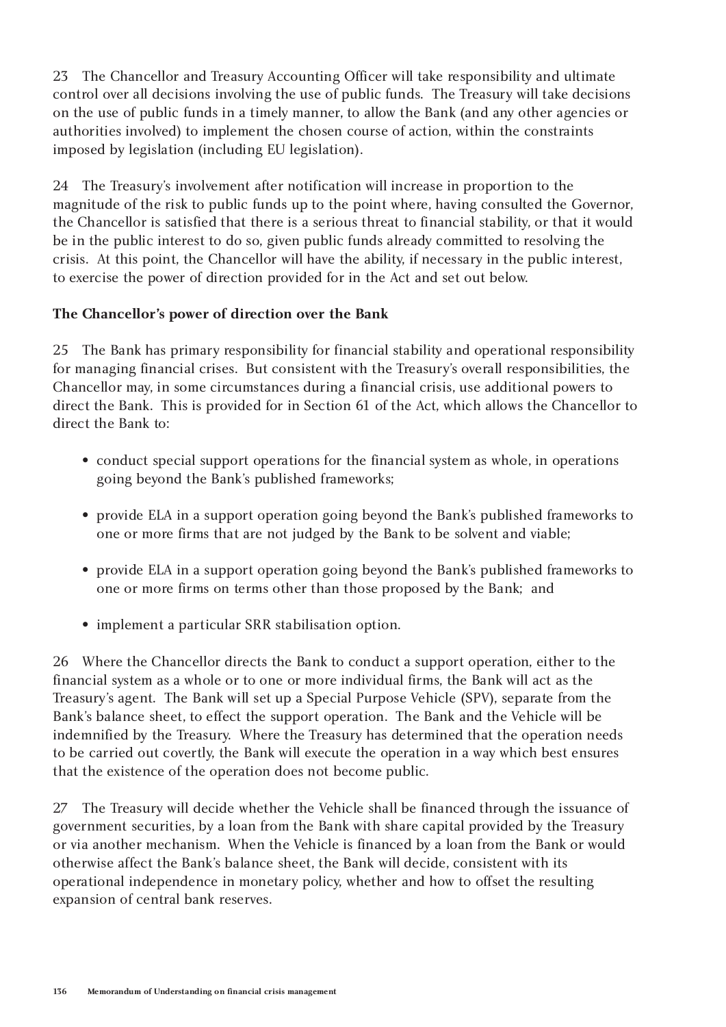23 The Chancellor and Treasury Accounting Officer will take responsibility and ultimate control over all decisions involving the use of public funds. The Treasury will take decisions on the use of public funds in a timely manner, to allow the Bank (and any other agencies or authorities involved) to implement the chosen course of action, within the constraints imposed by legislation (including EU legislation).

24 The Treasury's involvement after notification will increase in proportion to the magnitude of the risk to public funds up to the point where, having consulted the Governor, the Chancellor is satisfied that there is a serious threat to financial stability, or that it would be in the public interest to do so, given public funds already committed to resolving the crisis. At this point, the Chancellor will have the ability, if necessary in the public interest, to exercise the power of direction provided for in the Act and set out below.

**The Chancellor's power of direction over the Bank**

25 The Bank has primary responsibility for financial stability and operational responsibility for managing financial crises. But consistent with the Treasury's overall responsibilities, the Chancellor may, in some circumstances during a financial crisis, use additional powers to direct the Bank. This is provided for in Section 61 of the Act, which allows the Chancellor to direct the Bank to:

- conduct special support operations for the financial system as whole, in operations going beyond the Bank's published frameworks;
- provide ELA in a support operation going beyond the Bank's published frameworks to one or more firms that are not judged by the Bank to be solvent and viable;
- provide ELA in a support operation going beyond the Bank's published frameworks to one or more firms on terms other than those proposed by the Bank; and
- implement a particular SRR stabilisation option.

26 Where the Chancellor directs the Bank to conduct a support operation, either to the financial system as a whole or to one or more individual firms, the Bank will act as the Treasury's agent. The Bank will set up a Special Purpose Vehicle (SPV), separate from the Bank's balance sheet, to effect the support operation. The Bank and the Vehicle will be indemnified by the Treasury. Where the Treasury has determined that the operation needs to be carried out covertly, the Bank will execute the operation in a way which best ensures that the existence of the operation does not become public.

27 The Treasury will decide whether the Vehicle shall be financed through the issuance of government securities, by a loan from the Bank with share capital provided by the Treasury or via another mechanism. When the Vehicle is financed by a loan from the Bank or would otherwise affect the Bank's balance sheet, the Bank will decide, consistent with its operational independence in monetary policy, whether and how to offset the resulting expansion of central bank reserves.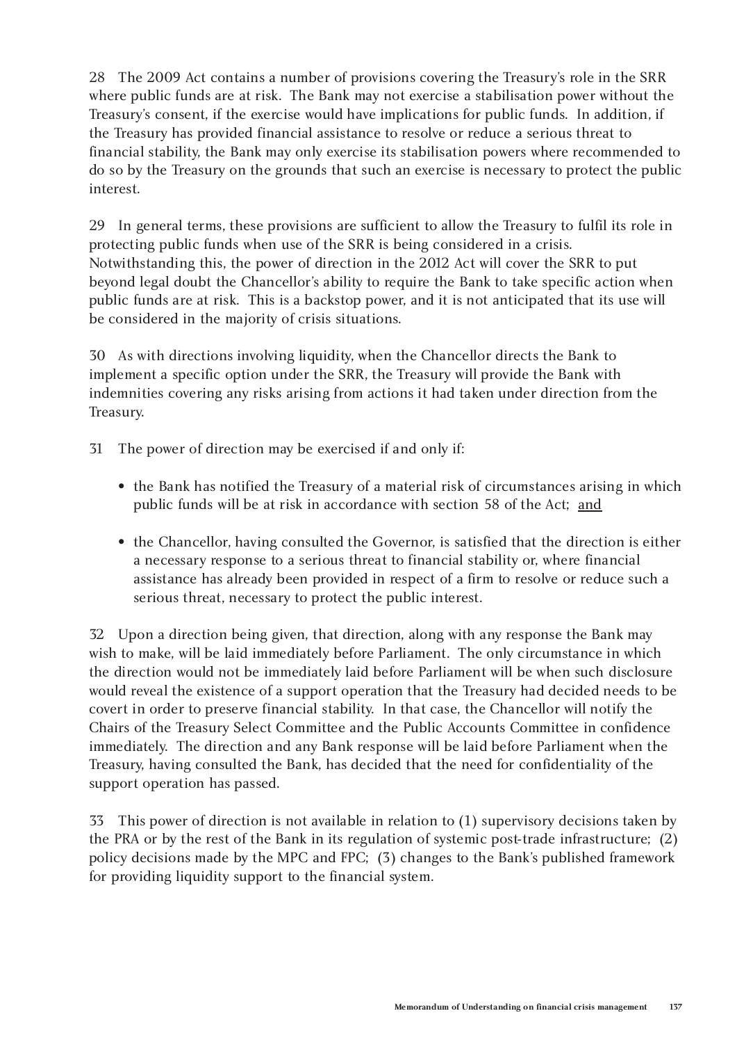28 The 2009 Act contains a number of provisions covering the Treasury's role in the SRR where public funds are at risk. The Bank may not exercise a stabilisation power without the Treasury's consent, if the exercise would have implications for public funds. In addition, if the Treasury has provided financial assistance to resolve or reduce a serious threat to financial stability, the Bank may only exercise its stabilisation powers where recommended to do so by the Treasury on the grounds that such an exercise is necessary to protect the public interest.

29 In general terms, these provisions are sufficient to allow the Treasury to fulfil its role in protecting public funds when use of the SRR is being considered in a crisis. Notwithstanding this, the power of direction in the 2012 Act will cover the SRR to put beyond legal doubt the Chancellor's ability to require the Bank to take specific action when public funds are at risk. This is a backstop power, and it is not anticipated that its use will be considered in the majority of crisis situations.

30 As with directions involving liquidity, when the Chancellor directs the Bank to implement a specific option under the SRR, the Treasury will provide the Bank with indemnities covering any risks arising from actions it had taken under direction from the Treasury.

31 The power of direction may be exercised if and only if:

- the Bank has notified the Treasury of a material risk of circumstances arising in which public funds will be at risk in accordance with section 58 of the Act; <u>and</u>
- the Chancellor, having consulted the Governor, is satisfied that the direction is either a necessary response to a serious threat to financial stability or, where financial assistance has already been provided in respect of a firm to resolve or reduce such a serious threat, necessary to protect the public interest.

32 Upon a direction being given, that direction, along with any response the Bank may wish to make, will be laid immediately before Parliament. The only circumstance in which the direction would not be immediately laid before Parliament will be when such disclosure would reveal the existence of a support operation that the Treasury had decided needs to be covert in order to preserve financial stability. In that case, the Chancellor will notify the Chairs of the Treasury Select Committee and the Public Accounts Committee in confidence immediately. The direction and any Bank response will be laid before Parliament when the Treasury, having consulted the Bank, has decided that the need for confidentiality of the support operation has passed.

33 This power of direction is not available in relation to (1) supervisory decisions taken by the PRA or by the rest of the Bank in its regulation of systemic post-trade infrastructure; (2) policy decisions made by the MPC and FPC; (3) changes to the Bank's published framework for providing liquidity support to the financial system.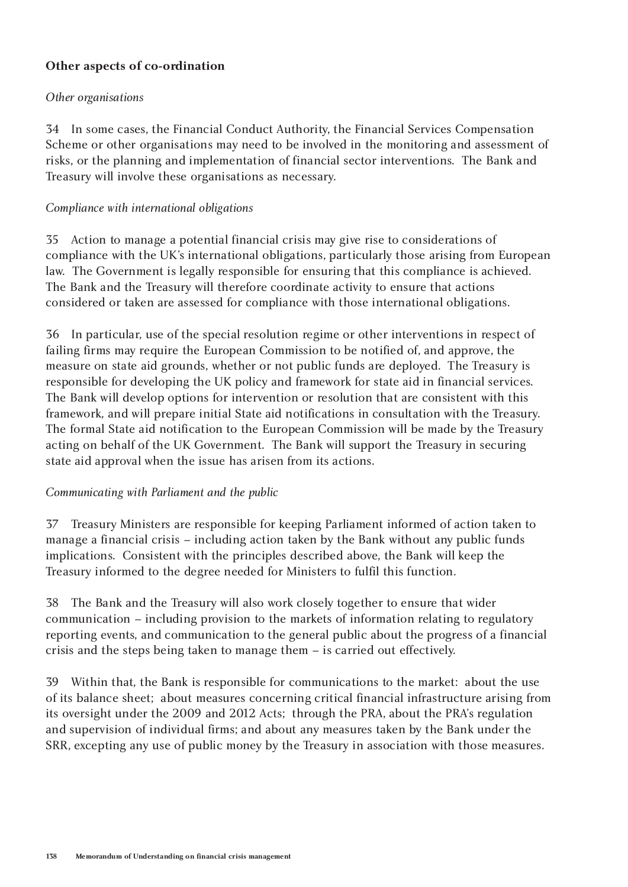**Other aspects of co-ordination**

*Other organisations*

34 In some cases, the Financial Conduct Authority, the Financial Services Compensation Scheme or other organisations may need to be involved in the monitoring and assessment of risks, or the planning and implementation of financial sector interventions. The Bank and Treasury will involve these organisations as necessary.

*Compliance with international obligations*

35 Action to manage a potential financial crisis may give rise to considerations of compliance with the UK's international obligations, particularly those arising from European law. The Government is legally responsible for ensuring that this compliance is achieved. The Bank and the Treasury will therefore coordinate activity to ensure that actions considered or taken are assessed for compliance with those international obligations.

36 In particular, use of the special resolution regime or other interventions in respect of failing firms may require the European Commission to be notified of, and approve, the measure on state aid grounds, whether or not public funds are deployed. The Treasury is responsible for developing the UK policy and framework for state aid in financial services. The Bank will develop options for intervention or resolution that are consistent with this framework, and will prepare initial State aid notifications in consultation with the Treasury. The formal State aid notification to the European Commission will be made by the Treasury acting on behalf of the UK Government. The Bank will support the Treasury in securing state aid approval when the issue has arisen from its actions.

*Communicating with Parliament and the public*

37 Treasury Ministers are responsible for keeping Parliament informed of action taken to manage a financial crisis – including action taken by the Bank without any public funds implications. Consistent with the principles described above, the Bank will keep the Treasury informed to the degree needed for Ministers to fulfil this function.

38 The Bank and the Treasury will also work closely together to ensure that wider communication – including provision to the markets of information relating to regulatory reporting events, and communication to the general public about the progress of a financial crisis and the steps being taken to manage them – is carried out effectively.

39 Within that, the Bank is responsible for communications to the market: about the use of its balance sheet; about measures concerning critical financial infrastructure arising from its oversight under the 2009 and 2012 Acts; through the PRA, about the PRA's regulation and supervision of individual firms; and about any measures taken by the Bank under the SRR, excepting any use of public money by the Treasury in association with those measures.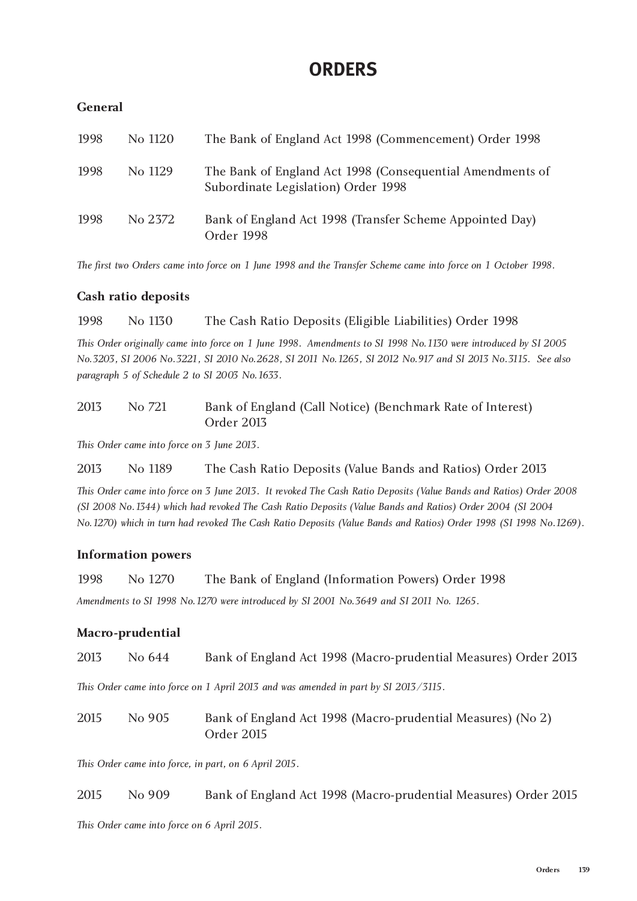# ORDERS

## General

| | | |
|---|---|---|
| 1998 | No 1120 | The Bank of England Act 1998 (Commencement) Order 1998 |
| 1998 | No 1129 | The Bank of England Act 1998 (Consequential Amendments of Subordinate Legislation) Order 1998 |
| 1998 | No 2372 | Bank of England Act 1998 (Transfer Scheme Appointed Day) Order 1998 |

*The first two Orders came into force on 1 June 1998 and the Transfer Scheme came into force on 1 October 1998.*

## Cash ratio deposits

| | | |
|---|---|---|
| 1998 | No 1130 | The Cash Ratio Deposits (Eligible Liabilities) Order 1998 |

*This Order originally came into force on 1 June 1998. Amendments to SI 1998 No.1130 were introduced by SI 2005 No.3203, SI 2006 No.3221, SI 2010 No.2628, SI 2011 No.1265, SI 2012 No.917 and SI 2013 No.3115. See also paragraph 5 of Schedule 2 to SI 2003 No.1633.*

| | | |
|---|---|---|
| 2013 | No 721 | Bank of England (Call Notice) (Benchmark Rate of Interest) Order 2013 |

*This Order came into force on 3 June 2013.*

| | | |
|---|---|---|
| 2013 | No 1189 | The Cash Ratio Deposits (Value Bands and Ratios) Order 2013 |

*This Order came into force on 3 June 2013. It revoked The Cash Ratio Deposits (Value Bands and Ratios) Order 2008 (SI 2008 No.1344) which had revoked The Cash Ratio Deposits (Value Bands and Ratios) Order 2004 (SI 2004 No.1270) which in turn had revoked The Cash Ratio Deposits (Value Bands and Ratios) Order 1998 (SI 1998 No.1269).*

## Information powers

| | | |
|---|---|---|
| 1998 | No 1270 | The Bank of England (Information Powers) Order 1998 |

*Amendments to SI 1998 No.1270 were introduced by SI 2001 No.3649 and SI 2011 No. 1265.*

## Macro-prudential

| | | |
|---|---|---|
| 2013 | No 644 | Bank of England Act 1998 (Macro-prudential Measures) Order 2013 |

*This Order came into force on 1 April 2013 and was amended in part by SI 2013/3115.*

| | | |
|---|---|---|
| 2015 | No 905 | Bank of England Act 1998 (Macro-prudential Measures) (No 2) Order 2015 |

*This Order came into force, in part, on 6 April 2015.*

| | | |
|---|---|---|
| 2015 | No 909 | Bank of England Act 1998 (Macro-prudential Measures) Order 2015 |

*This Order came into force on 6 April 2015.*